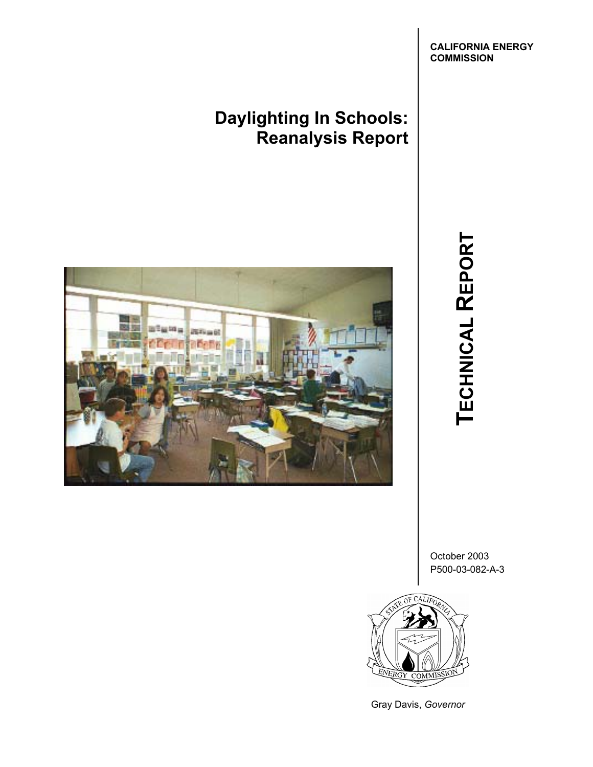**CALIFORNIA ENERGY COMMISSION**

# Daylighting In Schools: Reanalysis Report

**TECHNICAL REPORT**

October 2003
P500-03-082-A-3

Gray Davis, *Governor*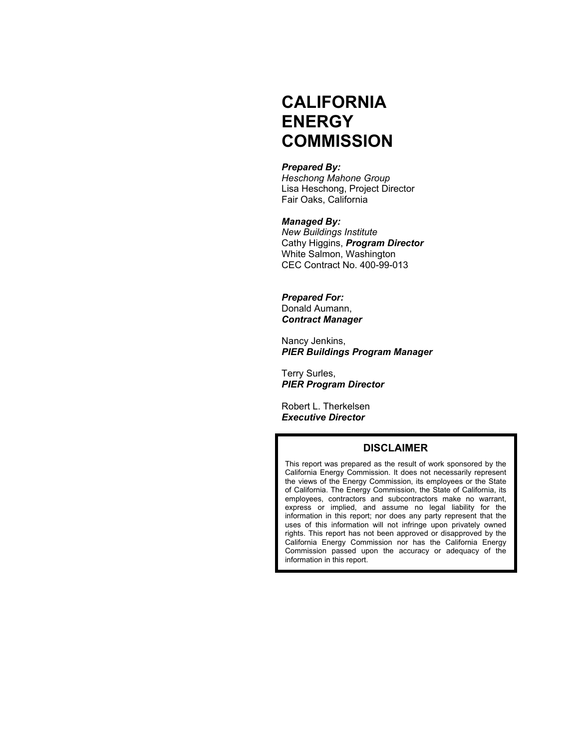# CALIFORNIA ENERGY COMMISSION

***Prepared By:***
*Heschong Mahone Group*
Lisa Heschong, Project Director
Fair Oaks, California

***Managed By:***
*New Buildings Institute*
Cathy Higgins, ***Program Director***
White Salmon, Washington
CEC Contract No. 400-99-013

***Prepared For:***
Donald Aumann,
***Contract Manager***

Nancy Jenkins,
***PIER Buildings Program Manager***

Terry Surles,
***PIER Program Director***

Robert L. Therkelsen
***Executive Director***

## DISCLAIMER

This report was prepared as the result of work sponsored by the California Energy Commission. It does not necessarily represent the views of the Energy Commission, its employees or the State of California. The Energy Commission, the State of California, its employees, contractors and subcontractors make no warrant, express or implied, and assume no legal liability for the information in this report; nor does any party represent that the uses of this information will not infringe upon privately owned rights. This report has not been approved or disapproved by the California Energy Commission nor has the California Energy Commission passed upon the accuracy or adequacy of the information in this report.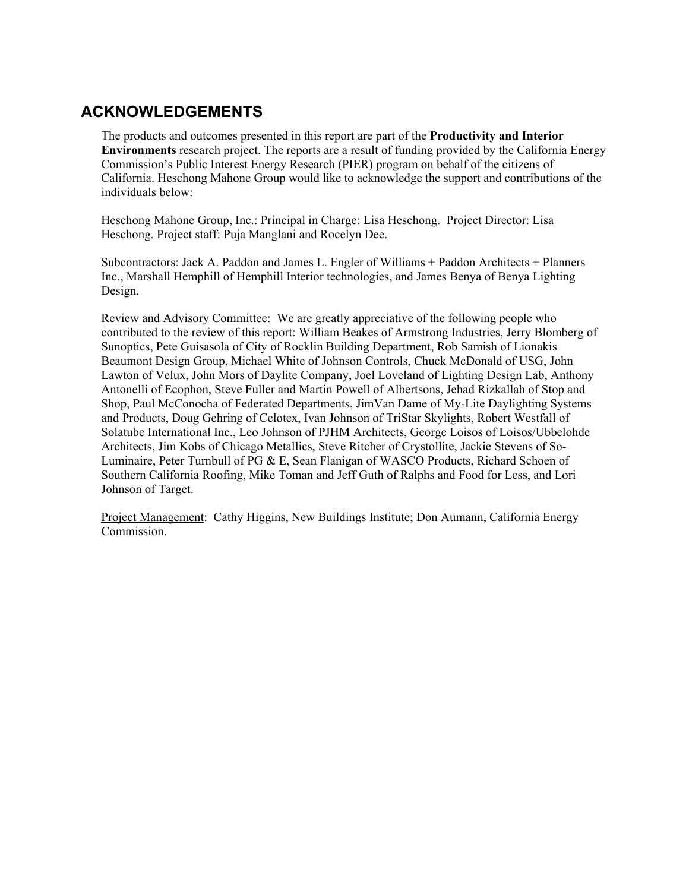## ACKNOWLEDGEMENTS

The products and outcomes presented in this report are part of the **Productivity and Interior Environments** research project. The reports are a result of funding provided by the California Energy Commission's Public Interest Energy Research (PIER) program on behalf of the citizens of California. Heschong Mahone Group would like to acknowledge the support and contributions of the individuals below:

Heschong Mahone Group, Inc.: Principal in Charge: Lisa Heschong. Project Director: Lisa Heschong. Project staff: Puja Manglani and Rocelyn Dee.

Subcontractors: Jack A. Paddon and James L. Engler of Williams + Paddon Architects + Planners Inc., Marshall Hemphill of Hemphill Interior technologies, and James Benya of Benya Lighting Design.

Review and Advisory Committee: We are greatly appreciative of the following people who contributed to the review of this report: William Beakes of Armstrong Industries, Jerry Blomberg of Sunoptics, Pete Guisasola of City of Rocklin Building Department, Rob Samish of Lionakis Beaumont Design Group, Michael White of Johnson Controls, Chuck McDonald of USG, John Lawton of Velux, John Mors of Daylite Company, Joel Loveland of Lighting Design Lab, Anthony Antonelli of Ecophon, Steve Fuller and Martin Powell of Albertsons, Jehad Rizkallah of Stop and Shop, Paul McConocha of Federated Departments, JimVan Dame of My-Lite Daylighting Systems and Products, Doug Gehring of Celotex, Ivan Johnson of TriStar Skylights, Robert Westfall of Solatube International Inc., Leo Johnson of PJHM Architects, George Loisos of Loisos/Ubbelohde Architects, Jim Kobs of Chicago Metallics, Steve Ritcher of Crystollite, Jackie Stevens of So-Luminaire, Peter Turnbull of PG & E, Sean Flanigan of WASCO Products, Richard Schoen of Southern California Roofing, Mike Toman and Jeff Guth of Ralphs and Food for Less, and Lori Johnson of Target.

Project Management: Cathy Higgins, New Buildings Institute; Don Aumann, California Energy Commission.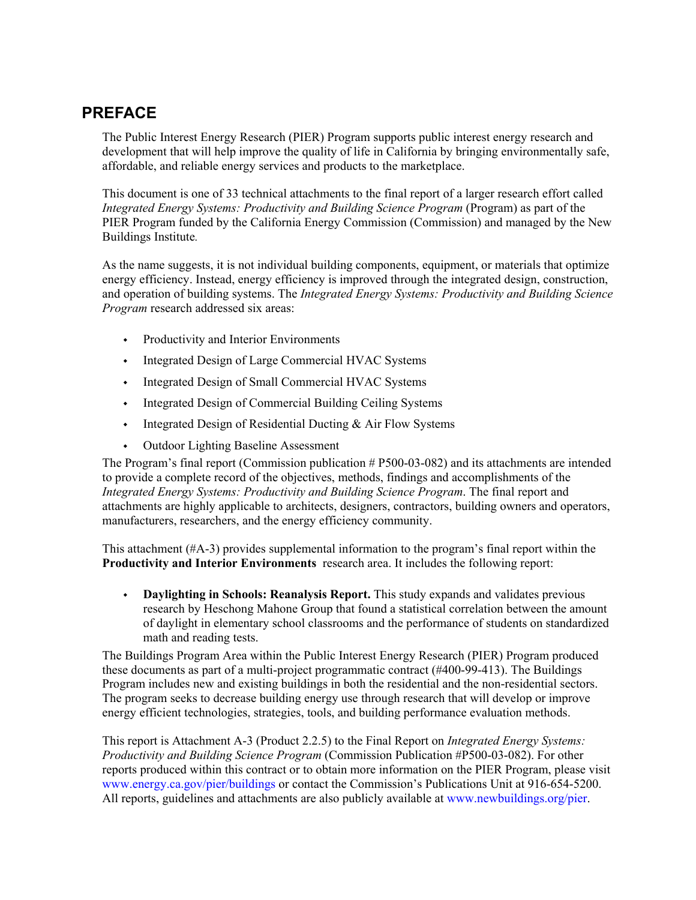# PREFACE

The Public Interest Energy Research (PIER) Program supports public interest energy research and development that will help improve the quality of life in California by bringing environmentally safe, affordable, and reliable energy services and products to the marketplace.

This document is one of 33 technical attachments to the final report of a larger research effort called *Integrated Energy Systems: Productivity and Building Science Program* (Program) as part of the PIER Program funded by the California Energy Commission (Commission) and managed by the New Buildings Institute.

As the name suggests, it is not individual building components, equipment, or materials that optimize energy efficiency. Instead, energy efficiency is improved through the integrated design, construction, and operation of building systems. The *Integrated Energy Systems: Productivity and Building Science Program* research addressed six areas:

- Productivity and Interior Environments
- Integrated Design of Large Commercial HVAC Systems
- Integrated Design of Small Commercial HVAC Systems
- Integrated Design of Commercial Building Ceiling Systems
- Integrated Design of Residential Ducting & Air Flow Systems
- Outdoor Lighting Baseline Assessment

The Program's final report (Commission publication # P500-03-082) and its attachments are intended to provide a complete record of the objectives, methods, findings and accomplishments of the *Integrated Energy Systems: Productivity and Building Science Program*. The final report and attachments are highly applicable to architects, designers, contractors, building owners and operators, manufacturers, researchers, and the energy efficiency community.

This attachment (#A-3) provides supplemental information to the program's final report within the **Productivity and Interior Environments** research area. It includes the following report:

- **Daylighting in Schools: Reanalysis Report.** This study expands and validates previous research by Heschong Mahone Group that found a statistical correlation between the amount of daylight in elementary school classrooms and the performance of students on standardized math and reading tests.

The Buildings Program Area within the Public Interest Energy Research (PIER) Program produced these documents as part of a multi-project programmatic contract (#400-99-413). The Buildings Program includes new and existing buildings in both the residential and the non-residential sectors. The program seeks to decrease building energy use through research that will develop or improve energy efficient technologies, strategies, tools, and building performance evaluation methods.

This report is Attachment A-3 (Product 2.2.5) to the Final Report on *Integrated Energy Systems: Productivity and Building Science Program* (Commission Publication #P500-03-082). For other reports produced within this contract or to obtain more information on the PIER Program, please visit www.energy.ca.gov/pier/buildings or contact the Commission's Publications Unit at 916-654-5200. All reports, guidelines and attachments are also publicly available at www.newbuildings.org/pier.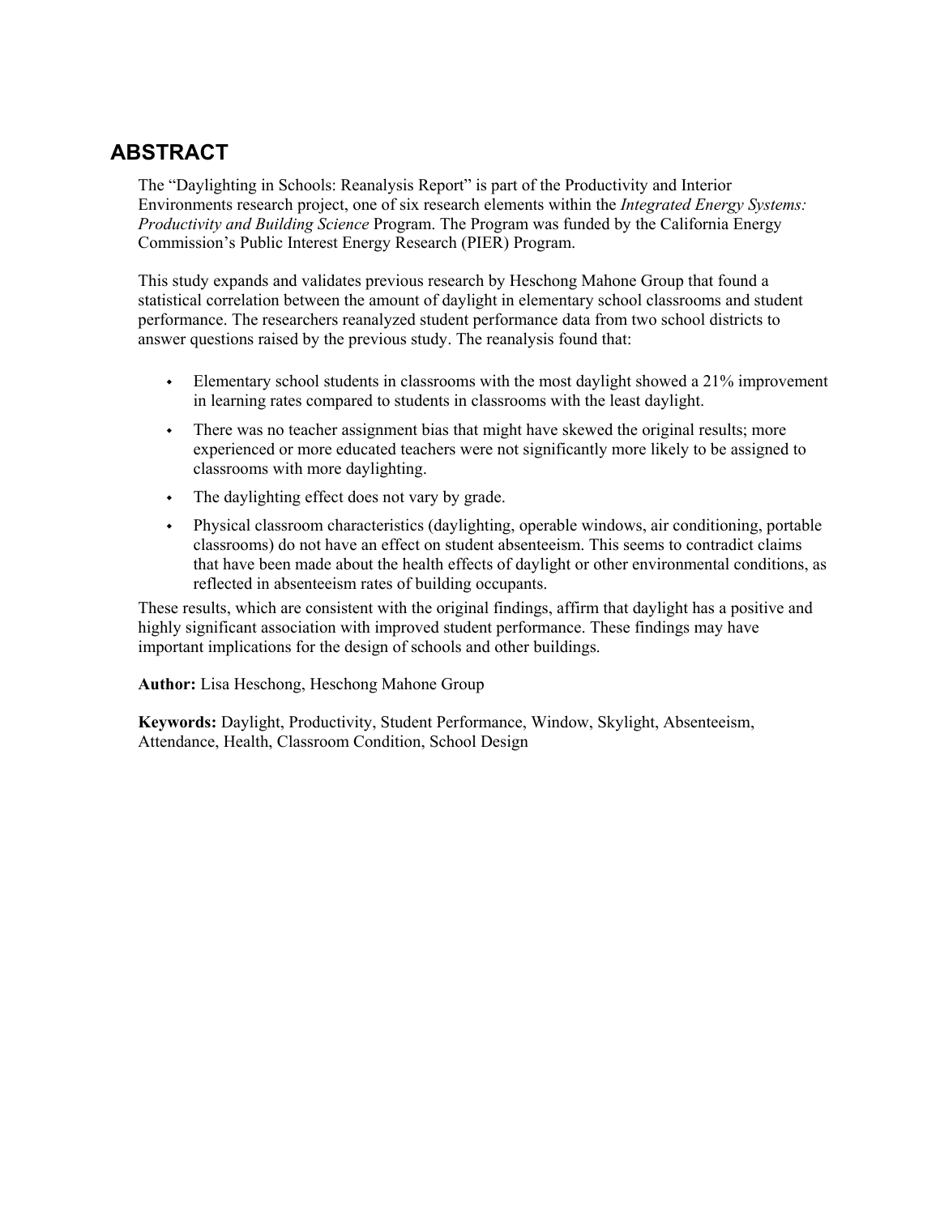# ABSTRACT

The "Daylighting in Schools: Reanalysis Report" is part of the Productivity and Interior Environments research project, one of six research elements within the *Integrated Energy Systems: Productivity and Building Science* Program. The Program was funded by the California Energy Commission's Public Interest Energy Research (PIER) Program.

This study expands and validates previous research by Heschong Mahone Group that found a statistical correlation between the amount of daylight in elementary school classrooms and student performance. The researchers reanalyzed student performance data from two school districts to answer questions raised by the previous study. The reanalysis found that:

- Elementary school students in classrooms with the most daylight showed a 21% improvement in learning rates compared to students in classrooms with the least daylight.
- There was no teacher assignment bias that might have skewed the original results; more experienced or more educated teachers were not significantly more likely to be assigned to classrooms with more daylighting.
- The daylighting effect does not vary by grade.
- Physical classroom characteristics (daylighting, operable windows, air conditioning, portable classrooms) do not have an effect on student absenteeism. This seems to contradict claims that have been made about the health effects of daylight or other environmental conditions, as reflected in absenteeism rates of building occupants.

These results, which are consistent with the original findings, affirm that daylight has a positive and highly significant association with improved student performance. These findings may have important implications for the design of schools and other buildings.

**Author:** Lisa Heschong, Heschong Mahone Group

**Keywords:** Daylight, Productivity, Student Performance, Window, Skylight, Absenteeism, Attendance, Health, Classroom Condition, School Design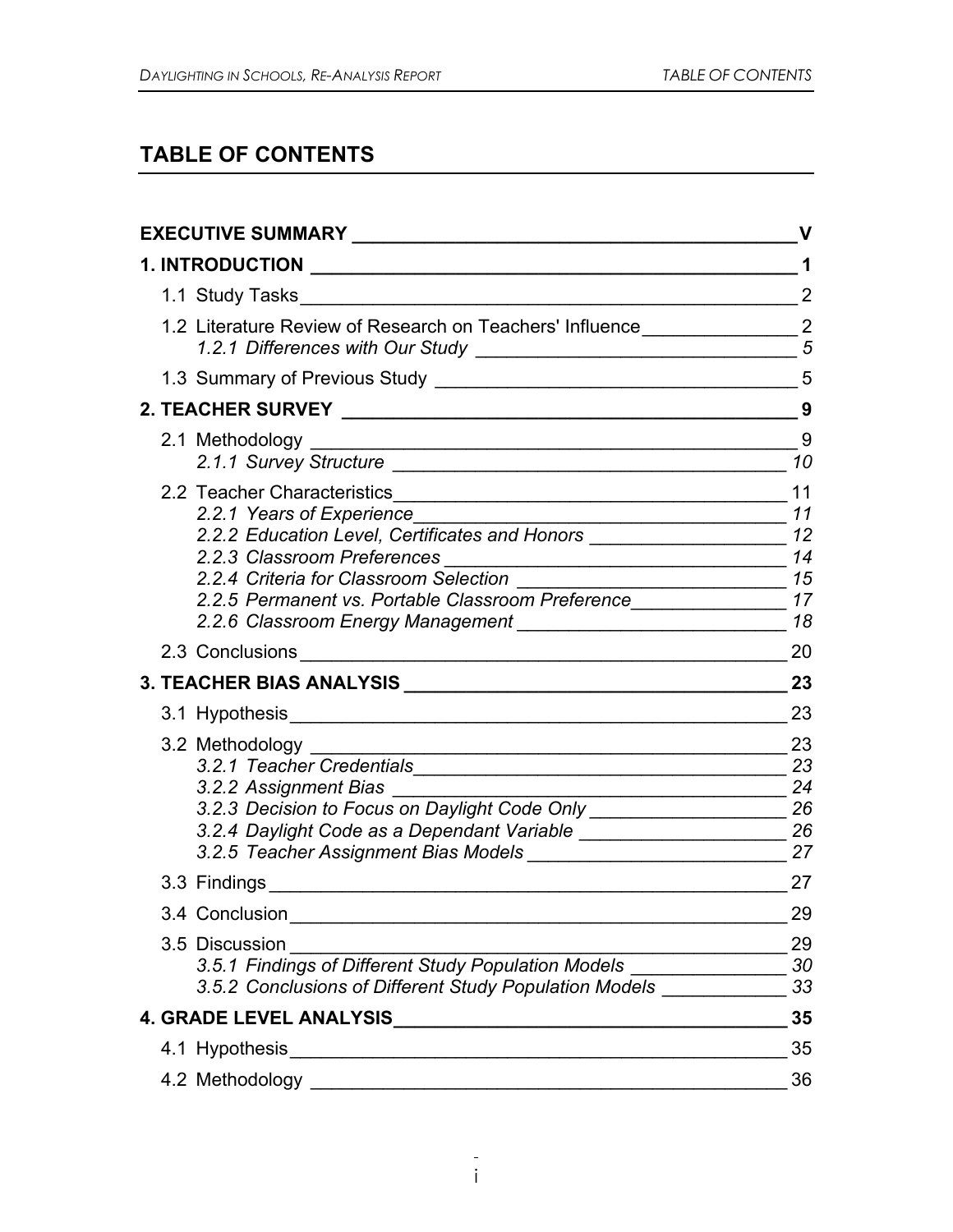## TABLE OF CONTENTS

| | |
|---|---|
| **EXECUTIVE SUMMARY** | **V** |
| **1. INTRODUCTION** | **1** |
| 1.1 Study Tasks | 2 |
| 1.2 Literature Review of Research on Teachers' Influence | 2 |
| *1.2.1 Differences with Our Study* | *5* |
| 1.3 Summary of Previous Study | 5 |
| **2. TEACHER SURVEY** | **9** |
| 2.1 Methodology | 9 |
| *2.1.1 Survey Structure* | *10* |
| 2.2 Teacher Characteristics | 11 |
| *2.2.1 Years of Experience* | *11* |
| *2.2.2 Education Level, Certificates and Honors* | *12* |
| *2.2.3 Classroom Preferences* | *14* |
| *2.2.4 Criteria for Classroom Selection* | *15* |
| *2.2.5 Permanent vs. Portable Classroom Preference* | *17* |
| *2.2.6 Classroom Energy Management* | *18* |
| 2.3 Conclusions | 20 |
| **3. TEACHER BIAS ANALYSIS** | **23** |
| 3.1 Hypothesis | 23 |
| 3.2 Methodology | 23 |
| *3.2.1 Teacher Credentials* | *23* |
| *3.2.2 Assignment Bias* | *24* |
| *3.2.3 Decision to Focus on Daylight Code Only* | *26* |
| *3.2.4 Daylight Code as a Dependant Variable* | *26* |
| *3.2.5 Teacher Assignment Bias Models* | *27* |
| 3.3 Findings | 27 |
| 3.4 Conclusion | 29 |
| 3.5 Discussion | 29 |
| *3.5.1 Findings of Different Study Population Models* | *30* |
| *3.5.2 Conclusions of Different Study Population Models* | *33* |
| **4. GRADE LEVEL ANALYSIS** | **35** |
| 4.1 Hypothesis | 35 |
| 4.2 Methodology | 36 |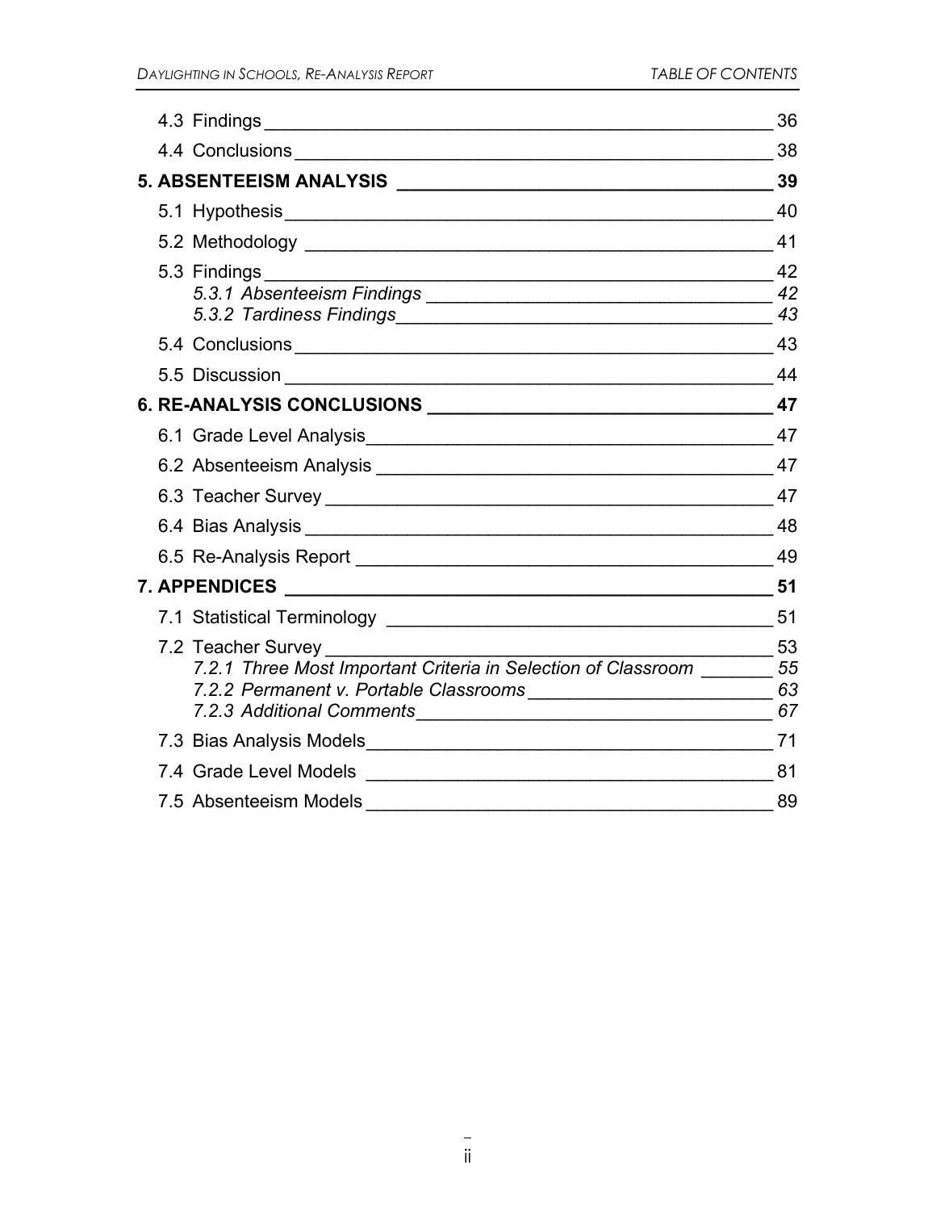4.3 Findings ___ 36

4.4 Conclusions ___ 38

**5. ABSENTEEISM ANALYSIS ___ 39**

5.1 Hypothesis ___ 40

5.2 Methodology ___ 41

5.3 Findings ___ 42

*5.3.1 Absenteeism Findings ___ 42*

*5.3.2 Tardiness Findings ___ 43*

5.4 Conclusions ___ 43

5.5 Discussion ___ 44

**6. RE-ANALYSIS CONCLUSIONS ___ 47**

6.1 Grade Level Analysis ___ 47

6.2 Absenteeism Analysis ___ 47

6.3 Teacher Survey ___ 47

6.4 Bias Analysis ___ 48

6.5 Re-Analysis Report ___ 49

**7. APPENDICES ___ 51**

7.1 Statistical Terminology ___ 51

7.2 Teacher Survey ___ 53

*7.2.1 Three Most Important Criteria in Selection of Classroom ___ 55*

*7.2.2 Permanent v. Portable Classrooms ___ 63*

*7.2.3 Additional Comments ___ 67*

7.3 Bias Analysis Models ___ 71

7.4 Grade Level Models ___ 81

7.5 Absenteeism Models ___ 89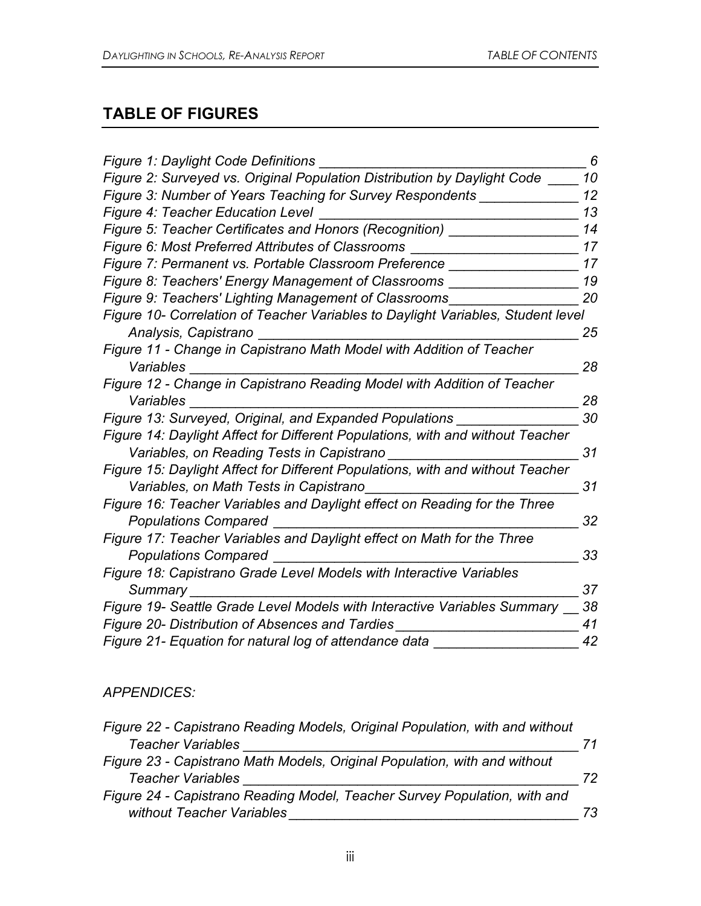## TABLE OF FIGURES

*Figure 1: Daylight Code Definitions* ____ 6
*Figure 2: Surveyed vs. Original Population Distribution by Daylight Code* ____ 10
*Figure 3: Number of Years Teaching for Survey Respondents* ____ 12
*Figure 4: Teacher Education Level* ____ 13
*Figure 5: Teacher Certificates and Honors (Recognition)* ____ 14
*Figure 6: Most Preferred Attributes of Classrooms* ____ 17
*Figure 7: Permanent vs. Portable Classroom Preference* ____ 17
*Figure 8: Teachers' Energy Management of Classrooms* ____ 19
*Figure 9: Teachers' Lighting Management of Classrooms* ____ 20
*Figure 10- Correlation of Teacher Variables to Daylight Variables, Student level Analysis, Capistrano* ____ 25
*Figure 11 - Change in Capistrano Math Model with Addition of Teacher Variables* ____ 28
*Figure 12 - Change in Capistrano Reading Model with Addition of Teacher Variables* ____ 28
*Figure 13: Surveyed, Original, and Expanded Populations* ____ 30
*Figure 14: Daylight Affect for Different Populations, with and without Teacher Variables, on Reading Tests in Capistrano* ____ 31
*Figure 15: Daylight Affect for Different Populations, with and without Teacher Variables, on Math Tests in Capistrano* ____ 31
*Figure 16: Teacher Variables and Daylight effect on Reading for the Three Populations Compared* ____ 32
*Figure 17: Teacher Variables and Daylight effect on Math for the Three Populations Compared* ____ 33
*Figure 18: Capistrano Grade Level Models with Interactive Variables Summary* ____ 37
*Figure 19- Seattle Grade Level Models with Interactive Variables Summary* ____ 38
*Figure 20- Distribution of Absences and Tardies* ____ 41
*Figure 21- Equation for natural log of attendance data* ____ 42

*APPENDICES:*

*Figure 22 - Capistrano Reading Models, Original Population, with and without Teacher Variables* ____ 71
*Figure 23 - Capistrano Math Models, Original Population, with and without Teacher Variables* ____ 72
*Figure 24 - Capistrano Reading Model, Teacher Survey Population, with and without Teacher Variables* ____ 73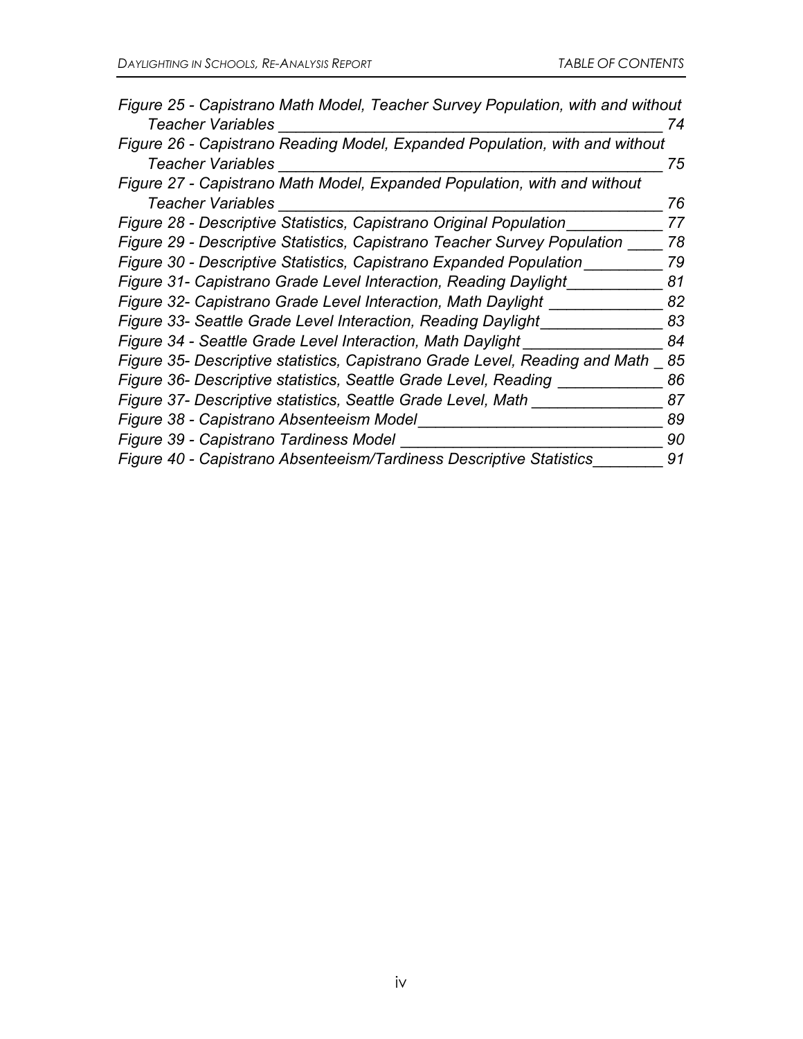*Figure 25 - Capistrano Math Model, Teacher Survey Population, with and without Teacher Variables ____ 74*

*Figure 26 - Capistrano Reading Model, Expanded Population, with and without Teacher Variables ____ 75*

*Figure 27 - Capistrano Math Model, Expanded Population, with and without Teacher Variables ____ 76*

*Figure 28 - Descriptive Statistics, Capistrano Original Population ____ 77*

*Figure 29 - Descriptive Statistics, Capistrano Teacher Survey Population ____ 78*

*Figure 30 - Descriptive Statistics, Capistrano Expanded Population ____ 79*

*Figure 31- Capistrano Grade Level Interaction, Reading Daylight ____ 81*

*Figure 32- Capistrano Grade Level Interaction, Math Daylight ____ 82*

*Figure 33- Seattle Grade Level Interaction, Reading Daylight ____ 83*

*Figure 34 - Seattle Grade Level Interaction, Math Daylight ____ 84*

*Figure 35- Descriptive statistics, Capistrano Grade Level, Reading and Math ____ 85*

*Figure 36- Descriptive statistics, Seattle Grade Level, Reading ____ 86*

*Figure 37- Descriptive statistics, Seattle Grade Level, Math ____ 87*

*Figure 38 - Capistrano Absenteeism Model ____ 89*

*Figure 39 - Capistrano Tardiness Model ____ 90*

*Figure 40 - Capistrano Absenteeism/Tardiness Descriptive Statistics ____ 91*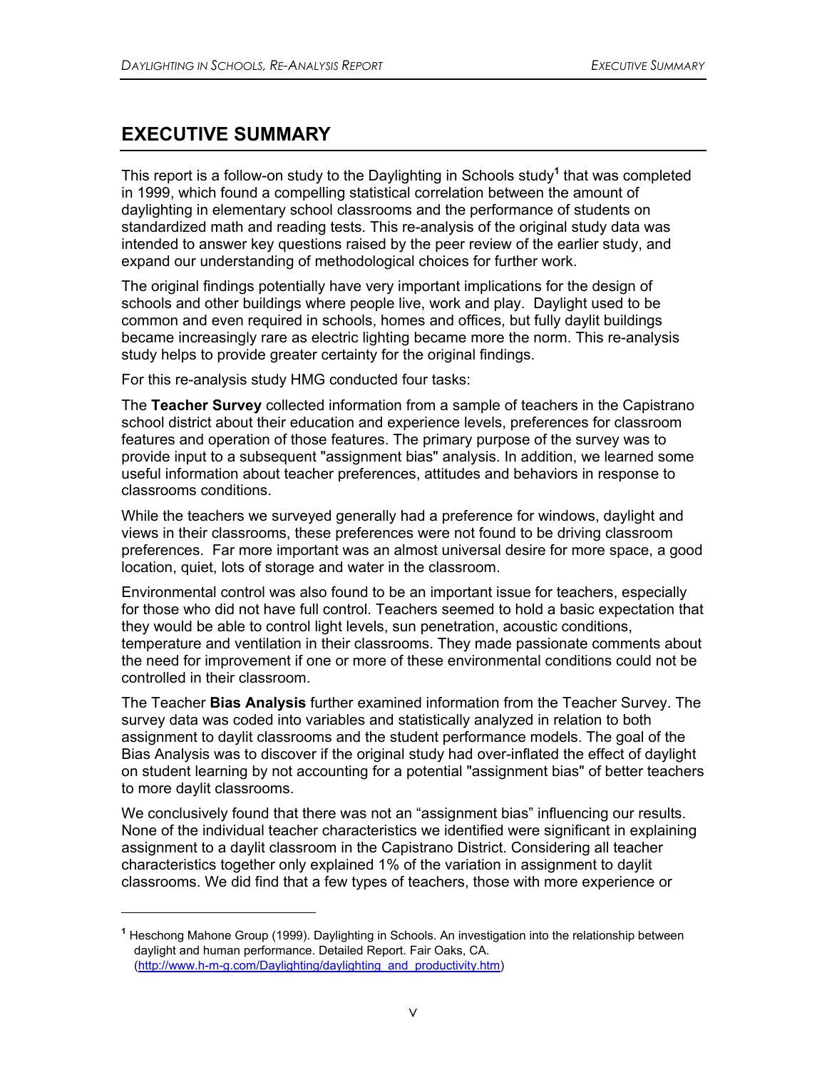# EXECUTIVE SUMMARY

This report is a follow-on study to the Daylighting in Schools study[1] that was completed in 1999, which found a compelling statistical correlation between the amount of daylighting in elementary school classrooms and the performance of students on standardized math and reading tests. This re-analysis of the original study data was intended to answer key questions raised by the peer review of the earlier study, and expand our understanding of methodological choices for further work.

The original findings potentially have very important implications for the design of schools and other buildings where people live, work and play. Daylight used to be common and even required in schools, homes and offices, but fully daylit buildings became increasingly rare as electric lighting became more the norm. This re-analysis study helps to provide greater certainty for the original findings.

For this re-analysis study HMG conducted four tasks:

The **Teacher Survey** collected information from a sample of teachers in the Capistrano school district about their education and experience levels, preferences for classroom features and operation of those features. The primary purpose of the survey was to provide input to a subsequent "assignment bias" analysis. In addition, we learned some useful information about teacher preferences, attitudes and behaviors in response to classrooms conditions.

While the teachers we surveyed generally had a preference for windows, daylight and views in their classrooms, these preferences were not found to be driving classroom preferences. Far more important was an almost universal desire for more space, a good location, quiet, lots of storage and water in the classroom.

Environmental control was also found to be an important issue for teachers, especially for those who did not have full control. Teachers seemed to hold a basic expectation that they would be able to control light levels, sun penetration, acoustic conditions, temperature and ventilation in their classrooms. They made passionate comments about the need for improvement if one or more of these environmental conditions could not be controlled in their classroom.

The Teacher **Bias Analysis** further examined information from the Teacher Survey. The survey data was coded into variables and statistically analyzed in relation to both assignment to daylit classrooms and the student performance models. The goal of the Bias Analysis was to discover if the original study had over-inflated the effect of daylight on student learning by not accounting for a potential "assignment bias" of better teachers to more daylit classrooms.

We conclusively found that there was not an "assignment bias" influencing our results. None of the individual teacher characteristics we identified were significant in explaining assignment to a daylit classroom in the Capistrano District. Considering all teacher characteristics together only explained 1% of the variation in assignment to daylit classrooms. We did find that a few types of teachers, those with more experience or

---

[1] Heschong Mahone Group (1999). Daylighting in Schools. An investigation into the relationship between daylight and human performance. Detailed Report. Fair Oaks, CA. (http://www.h-m-g.com/Daylighting/daylighting_and_productivity.htm)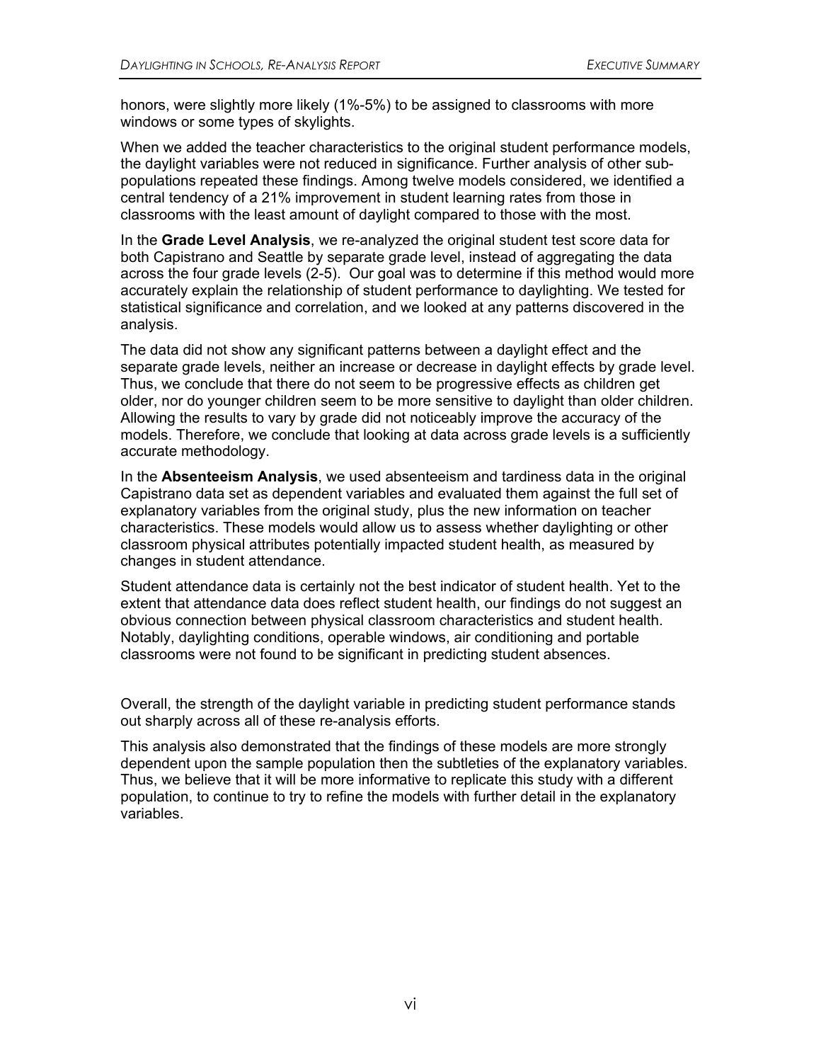honors, were slightly more likely (1%-5%) to be assigned to classrooms with more windows or some types of skylights.

When we added the teacher characteristics to the original student performance models, the daylight variables were not reduced in significance. Further analysis of other sub-populations repeated these findings. Among twelve models considered, we identified a central tendency of a 21% improvement in student learning rates from those in classrooms with the least amount of daylight compared to those with the most.

In the **Grade Level Analysis**, we re-analyzed the original student test score data for both Capistrano and Seattle by separate grade level, instead of aggregating the data across the four grade levels (2-5). Our goal was to determine if this method would more accurately explain the relationship of student performance to daylighting. We tested for statistical significance and correlation, and we looked at any patterns discovered in the analysis.

The data did not show any significant patterns between a daylight effect and the separate grade levels, neither an increase or decrease in daylight effects by grade level. Thus, we conclude that there do not seem to be progressive effects as children get older, nor do younger children seem to be more sensitive to daylight than older children. Allowing the results to vary by grade did not noticeably improve the accuracy of the models. Therefore, we conclude that looking at data across grade levels is a sufficiently accurate methodology.

In the **Absenteeism Analysis**, we used absenteeism and tardiness data in the original Capistrano data set as dependent variables and evaluated them against the full set of explanatory variables from the original study, plus the new information on teacher characteristics. These models would allow us to assess whether daylighting or other classroom physical attributes potentially impacted student health, as measured by changes in student attendance.

Student attendance data is certainly not the best indicator of student health. Yet to the extent that attendance data does reflect student health, our findings do not suggest an obvious connection between physical classroom characteristics and student health. Notably, daylighting conditions, operable windows, air conditioning and portable classrooms were not found to be significant in predicting student absences.

Overall, the strength of the daylight variable in predicting student performance stands out sharply across all of these re-analysis efforts.

This analysis also demonstrated that the findings of these models are more strongly dependent upon the sample population then the subtleties of the explanatory variables. Thus, we believe that it will be more informative to replicate this study with a different population, to continue to try to refine the models with further detail in the explanatory variables.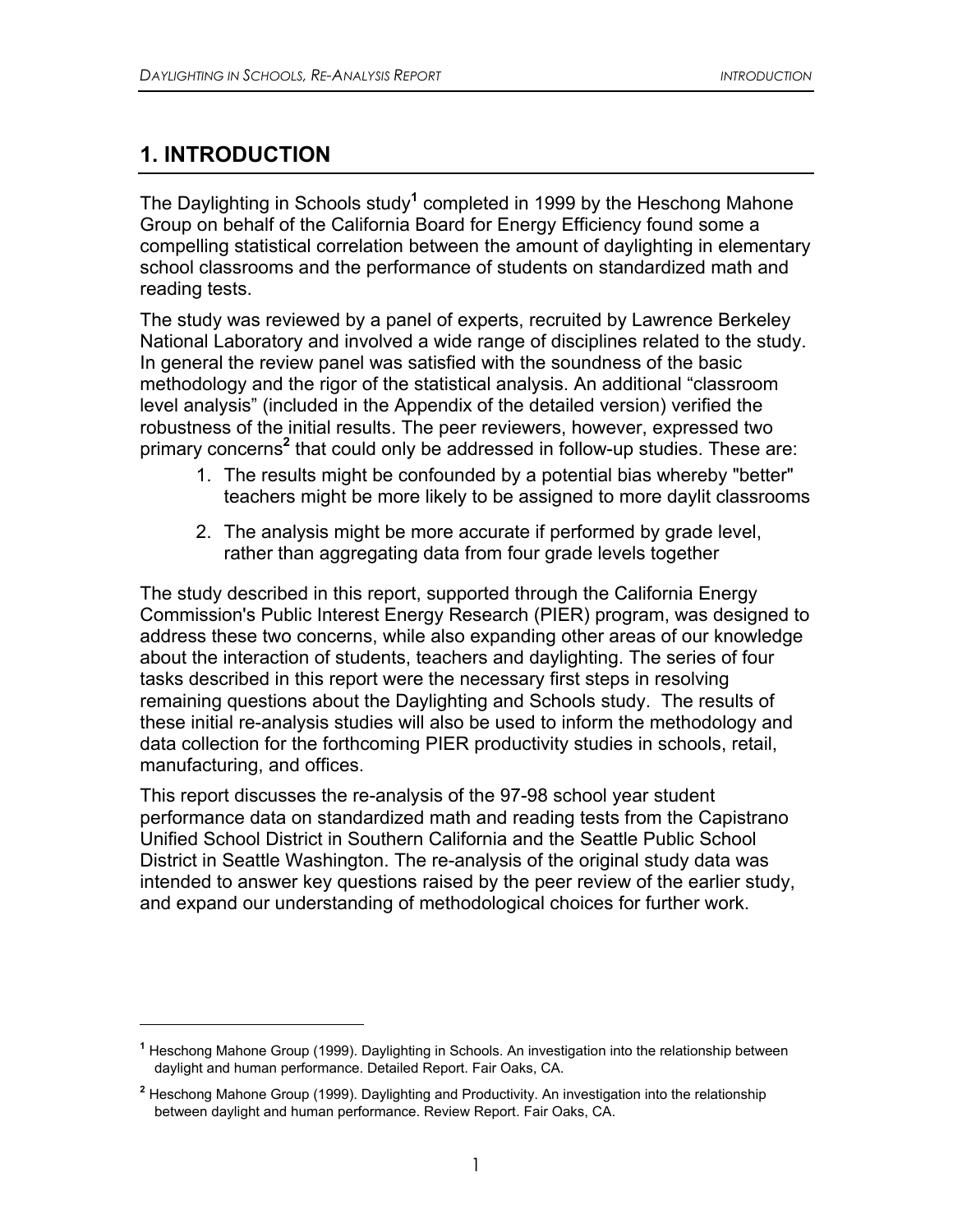# 1. INTRODUCTION

The Daylighting in Schools study[1] completed in 1999 by the Heschong Mahone Group on behalf of the California Board for Energy Efficiency found some a compelling statistical correlation between the amount of daylighting in elementary school classrooms and the performance of students on standardized math and reading tests.

The study was reviewed by a panel of experts, recruited by Lawrence Berkeley National Laboratory and involved a wide range of disciplines related to the study. In general the review panel was satisfied with the soundness of the basic methodology and the rigor of the statistical analysis. An additional "classroom level analysis" (included in the Appendix of the detailed version) verified the robustness of the initial results. The peer reviewers, however, expressed two primary concerns[2] that could only be addressed in follow-up studies. These are:

1. The results might be confounded by a potential bias whereby "better" teachers might be more likely to be assigned to more daylit classrooms
2. The analysis might be more accurate if performed by grade level, rather than aggregating data from four grade levels together

The study described in this report, supported through the California Energy Commission's Public Interest Energy Research (PIER) program, was designed to address these two concerns, while also expanding other areas of our knowledge about the interaction of students, teachers and daylighting. The series of four tasks described in this report were the necessary first steps in resolving remaining questions about the Daylighting and Schools study. The results of these initial re-analysis studies will also be used to inform the methodology and data collection for the forthcoming PIER productivity studies in schools, retail, manufacturing, and offices.

This report discusses the re-analysis of the 97-98 school year student performance data on standardized math and reading tests from the Capistrano Unified School District in Southern California and the Seattle Public School District in Seattle Washington. The re-analysis of the original study data was intended to answer key questions raised by the peer review of the earlier study, and expand our understanding of methodological choices for further work.

---

[1] Heschong Mahone Group (1999). Daylighting in Schools. An investigation into the relationship between daylight and human performance. Detailed Report. Fair Oaks, CA.

[2] Heschong Mahone Group (1999). Daylighting and Productivity. An investigation into the relationship between daylight and human performance. Review Report. Fair Oaks, CA.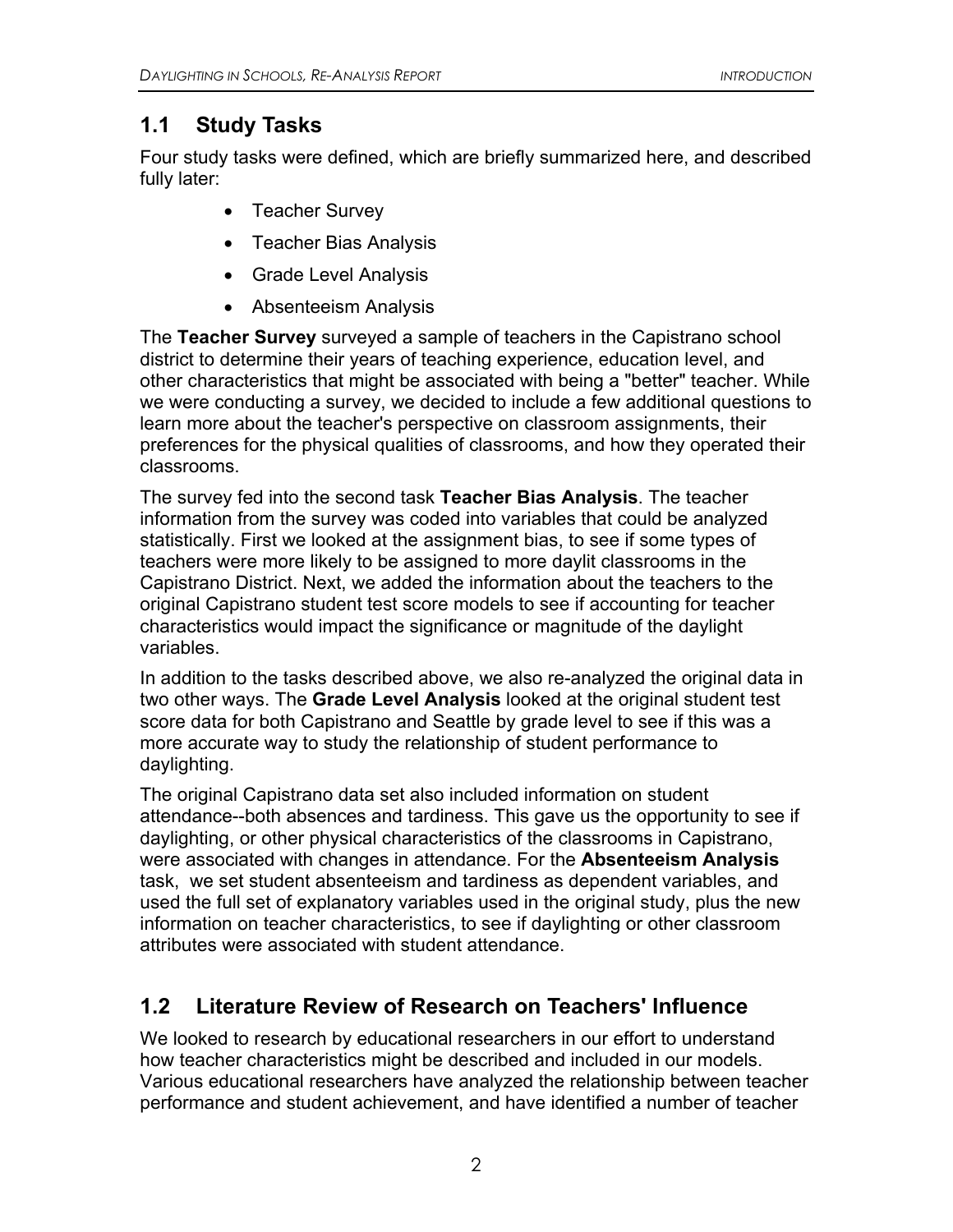## 1.1 Study Tasks

Four study tasks were defined, which are briefly summarized here, and described fully later:

- Teacher Survey
- Teacher Bias Analysis
- Grade Level Analysis
- Absenteeism Analysis

The **Teacher Survey** surveyed a sample of teachers in the Capistrano school district to determine their years of teaching experience, education level, and other characteristics that might be associated with being a "better" teacher. While we were conducting a survey, we decided to include a few additional questions to learn more about the teacher's perspective on classroom assignments, their preferences for the physical qualities of classrooms, and how they operated their classrooms.

The survey fed into the second task **Teacher Bias Analysis**. The teacher information from the survey was coded into variables that could be analyzed statistically. First we looked at the assignment bias, to see if some types of teachers were more likely to be assigned to more daylit classrooms in the Capistrano District. Next, we added the information about the teachers to the original Capistrano student test score models to see if accounting for teacher characteristics would impact the significance or magnitude of the daylight variables.

In addition to the tasks described above, we also re-analyzed the original data in two other ways. The **Grade Level Analysis** looked at the original student test score data for both Capistrano and Seattle by grade level to see if this was a more accurate way to study the relationship of student performance to daylighting.

The original Capistrano data set also included information on student attendance--both absences and tardiness. This gave us the opportunity to see if daylighting, or other physical characteristics of the classrooms in Capistrano, were associated with changes in attendance. For the **Absenteeism Analysis** task, we set student absenteeism and tardiness as dependent variables, and used the full set of explanatory variables used in the original study, plus the new information on teacher characteristics, to see if daylighting or other classroom attributes were associated with student attendance.

## 1.2 Literature Review of Research on Teachers' Influence

We looked to research by educational researchers in our effort to understand how teacher characteristics might be described and included in our models. Various educational researchers have analyzed the relationship between teacher performance and student achievement, and have identified a number of teacher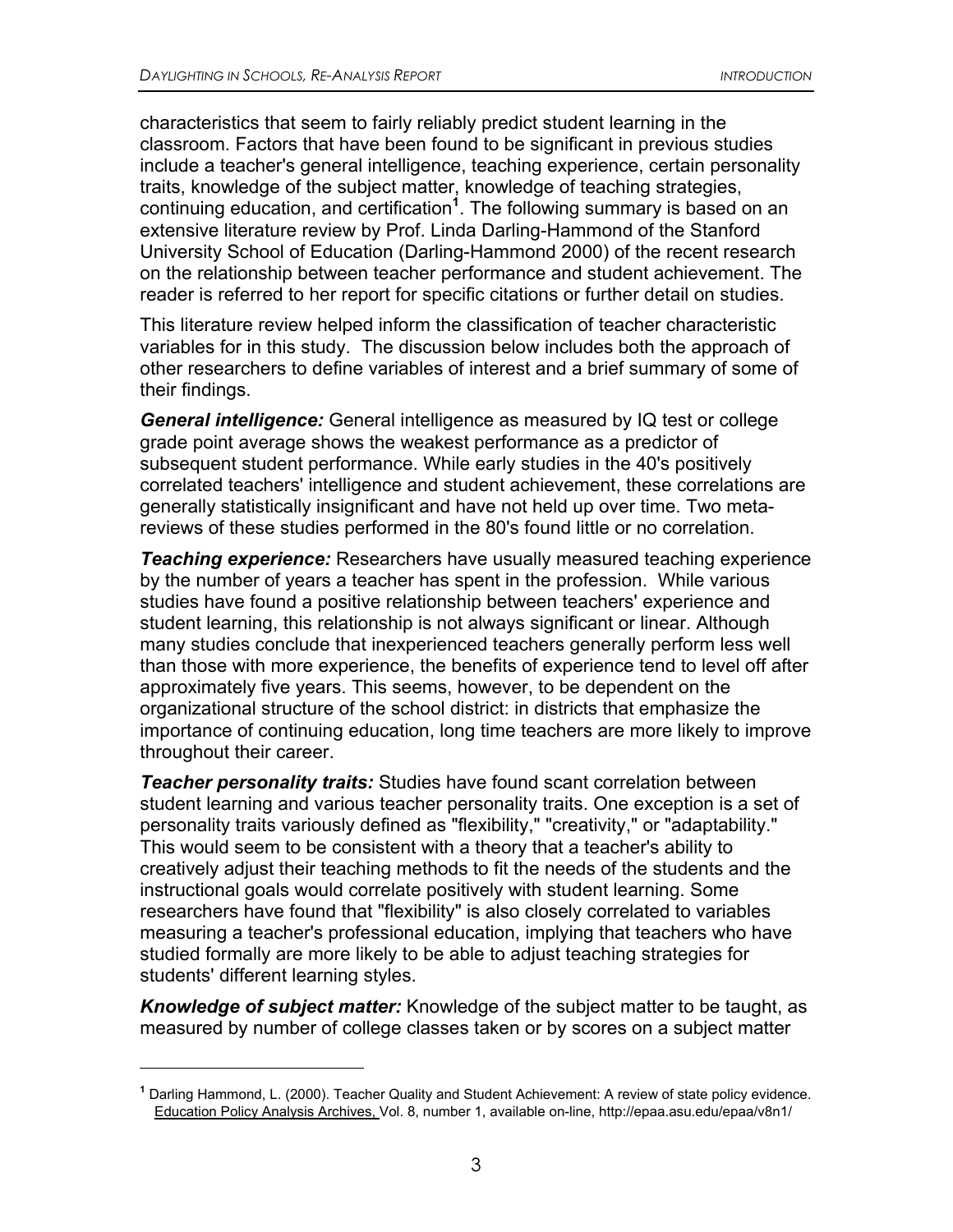characteristics that seem to fairly reliably predict student learning in the classroom. Factors that have been found to be significant in previous studies include a teacher's general intelligence, teaching experience, certain personality traits, knowledge of the subject matter, knowledge of teaching strategies, continuing education, and certification[1]. The following summary is based on an extensive literature review by Prof. Linda Darling-Hammond of the Stanford University School of Education (Darling-Hammond 2000) of the recent research on the relationship between teacher performance and student achievement. The reader is referred to her report for specific citations or further detail on studies.

This literature review helped inform the classification of teacher characteristic variables for in this study. The discussion below includes both the approach of other researchers to define variables of interest and a brief summary of some of their findings.

***General intelligence:*** General intelligence as measured by IQ test or college grade point average shows the weakest performance as a predictor of subsequent student performance. While early studies in the 40's positively correlated teachers' intelligence and student achievement, these correlations are generally statistically insignificant and have not held up over time. Two meta-reviews of these studies performed in the 80's found little or no correlation.

***Teaching experience:*** Researchers have usually measured teaching experience by the number of years a teacher has spent in the profession. While various studies have found a positive relationship between teachers' experience and student learning, this relationship is not always significant or linear. Although many studies conclude that inexperienced teachers generally perform less well than those with more experience, the benefits of experience tend to level off after approximately five years. This seems, however, to be dependent on the organizational structure of the school district: in districts that emphasize the importance of continuing education, long time teachers are more likely to improve throughout their career.

***Teacher personality traits:*** Studies have found scant correlation between student learning and various teacher personality traits. One exception is a set of personality traits variously defined as "flexibility," "creativity," or "adaptability." This would seem to be consistent with a theory that a teacher's ability to creatively adjust their teaching methods to fit the needs of the students and the instructional goals would correlate positively with student learning. Some researchers have found that "flexibility" is also closely correlated to variables measuring a teacher's professional education, implying that teachers who have studied formally are more likely to be able to adjust teaching strategies for students' different learning styles.

***Knowledge of subject matter:*** Knowledge of the subject matter to be taught, as measured by number of college classes taken or by scores on a subject matter

---

[1] Darling Hammond, L. (2000). Teacher Quality and Student Achievement: A review of state policy evidence. Education Policy Analysis Archives, Vol. 8, number 1, available on-line, http://epaa.asu.edu/epaa/v8n1/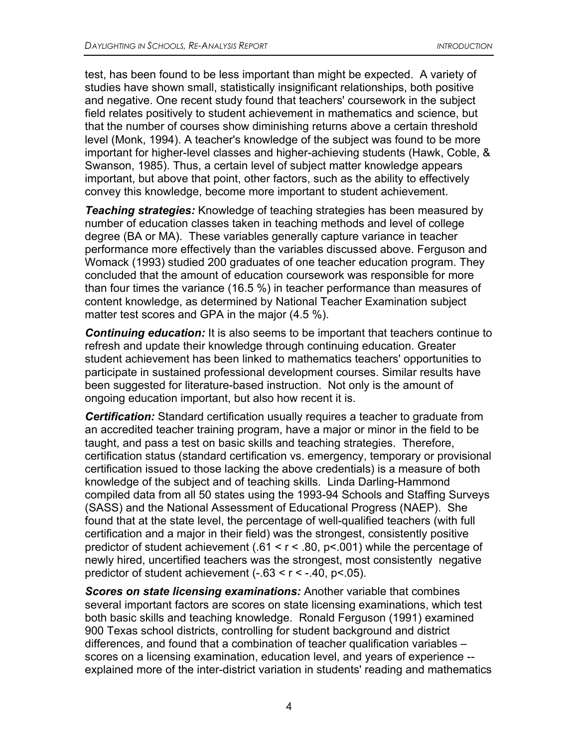test, has been found to be less important than might be expected. A variety of studies have shown small, statistically insignificant relationships, both positive and negative. One recent study found that teachers' coursework in the subject field relates positively to student achievement in mathematics and science, but that the number of courses show diminishing returns above a certain threshold level (Monk, 1994). A teacher's knowledge of the subject was found to be more important for higher-level classes and higher-achieving students (Hawk, Coble, & Swanson, 1985). Thus, a certain level of subject matter knowledge appears important, but above that point, other factors, such as the ability to effectively convey this knowledge, become more important to student achievement.

***Teaching strategies:*** Knowledge of teaching strategies has been measured by number of education classes taken in teaching methods and level of college degree (BA or MA). These variables generally capture variance in teacher performance more effectively than the variables discussed above. Ferguson and Womack (1993) studied 200 graduates of one teacher education program. They concluded that the amount of education coursework was responsible for more than four times the variance (16.5 %) in teacher performance than measures of content knowledge, as determined by National Teacher Examination subject matter test scores and GPA in the major (4.5 %).

***Continuing education:*** It is also seems to be important that teachers continue to refresh and update their knowledge through continuing education. Greater student achievement has been linked to mathematics teachers' opportunities to participate in sustained professional development courses. Similar results have been suggested for literature-based instruction. Not only is the amount of ongoing education important, but also how recent it is.

***Certification:*** Standard certification usually requires a teacher to graduate from an accredited teacher training program, have a major or minor in the field to be taught, and pass a test on basic skills and teaching strategies. Therefore, certification status (standard certification vs. emergency, temporary or provisional certification issued to those lacking the above credentials) is a measure of both knowledge of the subject and of teaching skills. Linda Darling-Hammond compiled data from all 50 states using the 1993-94 Schools and Staffing Surveys (SASS) and the National Assessment of Educational Progress (NAEP). She found that at the state level, the percentage of well-qualified teachers (with full certification and a major in their field) was the strongest, consistently positive predictor of student achievement ($.61 < r < .80$, $p<.001$) while the percentage of newly hired, uncertified teachers was the strongest, most consistently negative predictor of student achievement ($-.63 < r < -.40$, $p<.05$).

***Scores on state licensing examinations:*** Another variable that combines several important factors are scores on state licensing examinations, which test both basic skills and teaching knowledge. Ronald Ferguson (1991) examined 900 Texas school districts, controlling for student background and district differences, and found that a combination of teacher qualification variables – scores on a licensing examination, education level, and years of experience -- explained more of the inter-district variation in students' reading and mathematics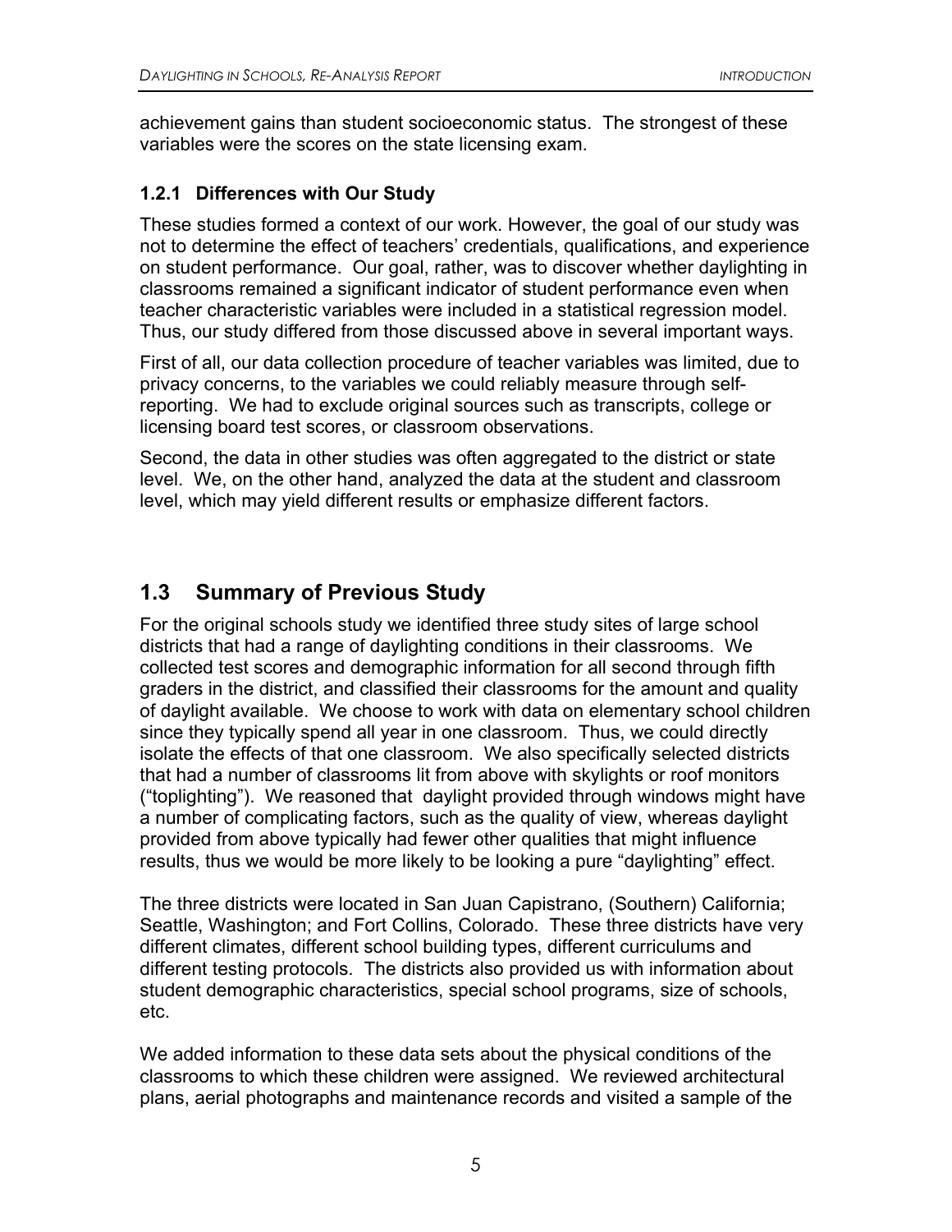achievement gains than student socioeconomic status. The strongest of these variables were the scores on the state licensing exam.

### 1.2.1 Differences with Our Study

These studies formed a context of our work. However, the goal of our study was not to determine the effect of teachers' credentials, qualifications, and experience on student performance. Our goal, rather, was to discover whether daylighting in classrooms remained a significant indicator of student performance even when teacher characteristic variables were included in a statistical regression model. Thus, our study differed from those discussed above in several important ways.

First of all, our data collection procedure of teacher variables was limited, due to privacy concerns, to the variables we could reliably measure through self-reporting. We had to exclude original sources such as transcripts, college or licensing board test scores, or classroom observations.

Second, the data in other studies was often aggregated to the district or state level. We, on the other hand, analyzed the data at the student and classroom level, which may yield different results or emphasize different factors.

## 1.3 Summary of Previous Study

For the original schools study we identified three study sites of large school districts that had a range of daylighting conditions in their classrooms. We collected test scores and demographic information for all second through fifth graders in the district, and classified their classrooms for the amount and quality of daylight available. We choose to work with data on elementary school children since they typically spend all year in one classroom. Thus, we could directly isolate the effects of that one classroom. We also specifically selected districts that had a number of classrooms lit from above with skylights or roof monitors ("toplighting"). We reasoned that daylight provided through windows might have a number of complicating factors, such as the quality of view, whereas daylight provided from above typically had fewer other qualities that might influence results, thus we would be more likely to be looking a pure "daylighting" effect.

The three districts were located in San Juan Capistrano, (Southern) California; Seattle, Washington; and Fort Collins, Colorado. These three districts have very different climates, different school building types, different curriculums and different testing protocols. The districts also provided us with information about student demographic characteristics, special school programs, size of schools, etc.

We added information to these data sets about the physical conditions of the classrooms to which these children were assigned. We reviewed architectural plans, aerial photographs and maintenance records and visited a sample of the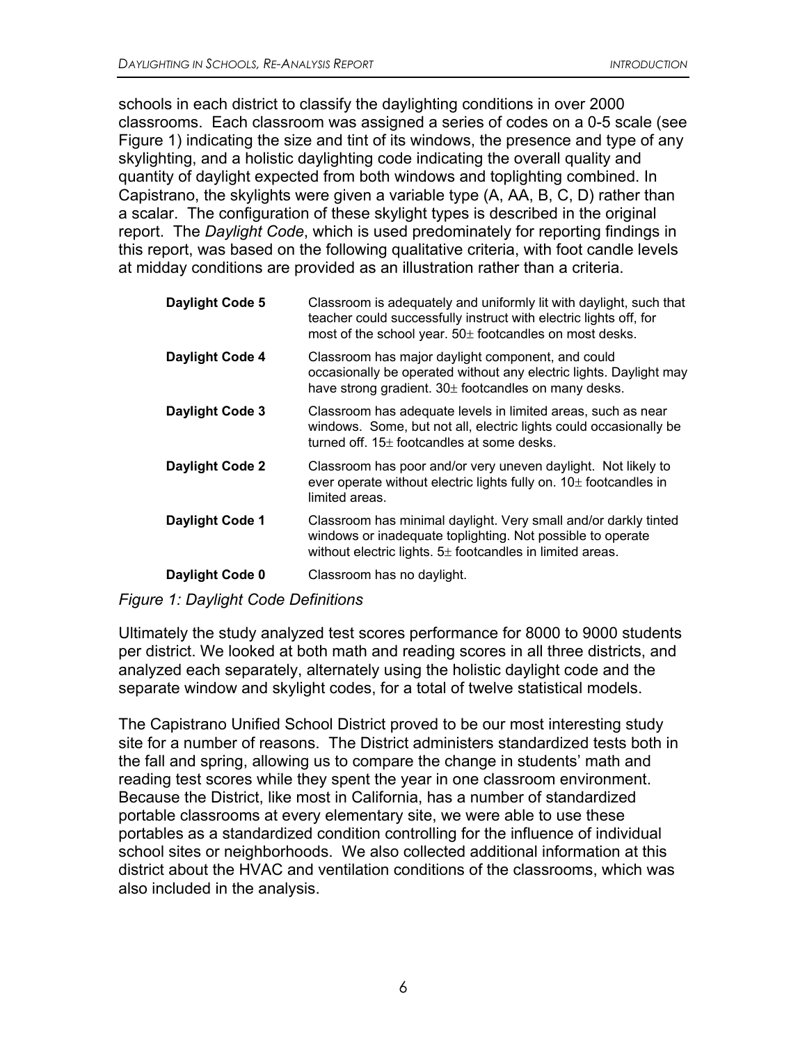schools in each district to classify the daylighting conditions in over 2000 classrooms. Each classroom was assigned a series of codes on a 0-5 scale (see Figure 1) indicating the size and tint of its windows, the presence and type of any skylighting, and a holistic daylighting code indicating the overall quality and quantity of daylight expected from both windows and toplighting combined. In Capistrano, the skylights were given a variable type (A, AA, B, C, D) rather than a scalar. The configuration of these skylight types is described in the original report. The *Daylight Code*, which is used predominately for reporting findings in this report, was based on the following qualitative criteria, with foot candle levels at midday conditions are provided as an illustration rather than a criteria.

| | |
|---|---|
| **Daylight Code 5** | Classroom is adequately and uniformly lit with daylight, such that teacher could successfully instruct with electric lights off, for most of the school year. 50± footcandles on most desks. |
| **Daylight Code 4** | Classroom has major daylight component, and could occasionally be operated without any electric lights. Daylight may have strong gradient. 30± footcandles on many desks. |
| **Daylight Code 3** | Classroom has adequate levels in limited areas, such as near windows. Some, but not all, electric lights could occasionally be turned off. 15± footcandles at some desks. |
| **Daylight Code 2** | Classroom has poor and/or very uneven daylight. Not likely to ever operate without electric lights fully on. 10± footcandles in limited areas. |
| **Daylight Code 1** | Classroom has minimal daylight. Very small and/or darkly tinted windows or inadequate toplighting. Not possible to operate without electric lights. 5± footcandles in limited areas. |
| **Daylight Code 0** | Classroom has no daylight. |

*Figure 1: Daylight Code Definitions*

Ultimately the study analyzed test scores performance for 8000 to 9000 students per district. We looked at both math and reading scores in all three districts, and analyzed each separately, alternately using the holistic daylight code and the separate window and skylight codes, for a total of twelve statistical models.

The Capistrano Unified School District proved to be our most interesting study site for a number of reasons. The District administers standardized tests both in the fall and spring, allowing us to compare the change in students' math and reading test scores while they spent the year in one classroom environment. Because the District, like most in California, has a number of standardized portable classrooms at every elementary site, we were able to use these portables as a standardized condition controlling for the influence of individual school sites or neighborhoods. We also collected additional information at this district about the HVAC and ventilation conditions of the classrooms, which was also included in the analysis.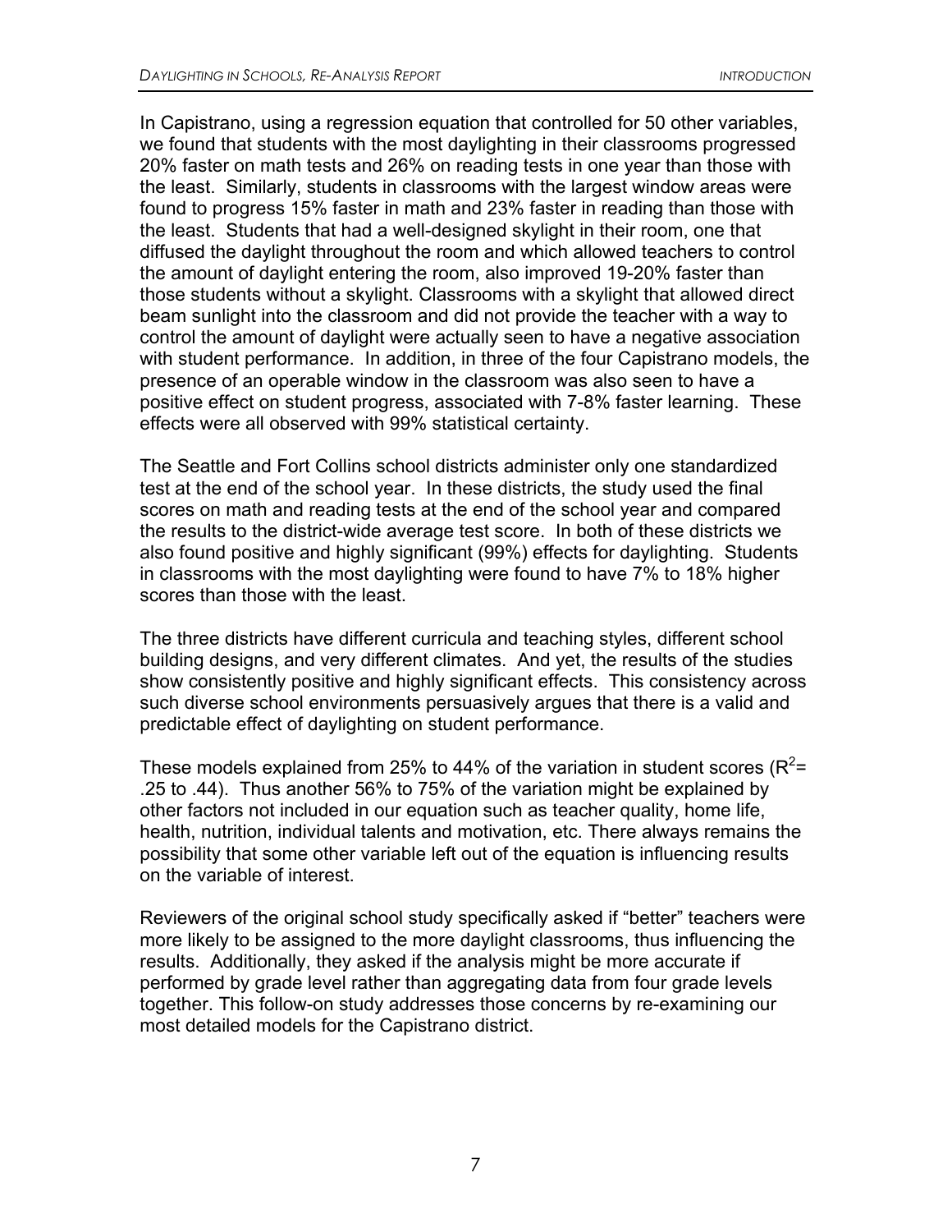In Capistrano, using a regression equation that controlled for 50 other variables, we found that students with the most daylighting in their classrooms progressed 20% faster on math tests and 26% on reading tests in one year than those with the least. Similarly, students in classrooms with the largest window areas were found to progress 15% faster in math and 23% faster in reading than those with the least. Students that had a well-designed skylight in their room, one that diffused the daylight throughout the room and which allowed teachers to control the amount of daylight entering the room, also improved 19-20% faster than those students without a skylight. Classrooms with a skylight that allowed direct beam sunlight into the classroom and did not provide the teacher with a way to control the amount of daylight were actually seen to have a negative association with student performance. In addition, in three of the four Capistrano models, the presence of an operable window in the classroom was also seen to have a positive effect on student progress, associated with 7-8% faster learning. These effects were all observed with 99% statistical certainty.

The Seattle and Fort Collins school districts administer only one standardized test at the end of the school year. In these districts, the study used the final scores on math and reading tests at the end of the school year and compared the results to the district-wide average test score. In both of these districts we also found positive and highly significant (99%) effects for daylighting. Students in classrooms with the most daylighting were found to have 7% to 18% higher scores than those with the least.

The three districts have different curricula and teaching styles, different school building designs, and very different climates. And yet, the results of the studies show consistently positive and highly significant effects. This consistency across such diverse school environments persuasively argues that there is a valid and predictable effect of daylighting on student performance.

These models explained from 25% to 44% of the variation in student scores ($R^2$= .25 to .44). Thus another 56% to 75% of the variation might be explained by other factors not included in our equation such as teacher quality, home life, health, nutrition, individual talents and motivation, etc. There always remains the possibility that some other variable left out of the equation is influencing results on the variable of interest.

Reviewers of the original school study specifically asked if "better" teachers were more likely to be assigned to the more daylight classrooms, thus influencing the results. Additionally, they asked if the analysis might be more accurate if performed by grade level rather than aggregating data from four grade levels together. This follow-on study addresses those concerns by re-examining our most detailed models for the Capistrano district.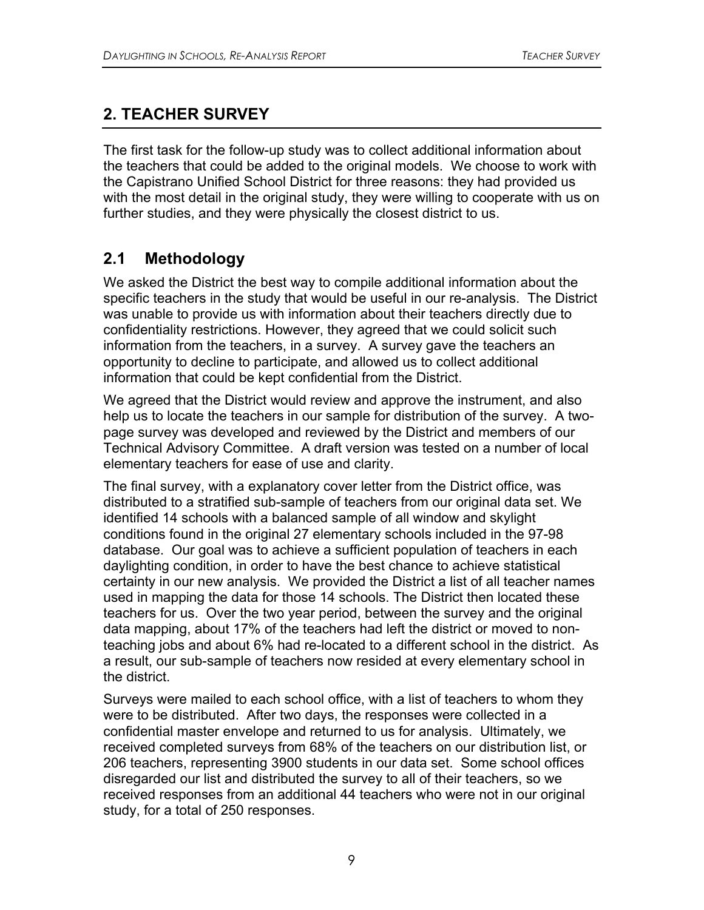## 2. TEACHER SURVEY

The first task for the follow-up study was to collect additional information about the teachers that could be added to the original models. We choose to work with the Capistrano Unified School District for three reasons: they had provided us with the most detail in the original study, they were willing to cooperate with us on further studies, and they were physically the closest district to us.

### 2.1 Methodology

We asked the District the best way to compile additional information about the specific teachers in the study that would be useful in our re-analysis. The District was unable to provide us with information about their teachers directly due to confidentiality restrictions. However, they agreed that we could solicit such information from the teachers, in a survey. A survey gave the teachers an opportunity to decline to participate, and allowed us to collect additional information that could be kept confidential from the District.

We agreed that the District would review and approve the instrument, and also help us to locate the teachers in our sample for distribution of the survey. A two-page survey was developed and reviewed by the District and members of our Technical Advisory Committee. A draft version was tested on a number of local elementary teachers for ease of use and clarity.

The final survey, with a explanatory cover letter from the District office, was distributed to a stratified sub-sample of teachers from our original data set. We identified 14 schools with a balanced sample of all window and skylight conditions found in the original 27 elementary schools included in the 97-98 database. Our goal was to achieve a sufficient population of teachers in each daylighting condition, in order to have the best chance to achieve statistical certainty in our new analysis. We provided the District a list of all teacher names used in mapping the data for those 14 schools. The District then located these teachers for us. Over the two year period, between the survey and the original data mapping, about 17% of the teachers had left the district or moved to non-teaching jobs and about 6% had re-located to a different school in the district. As a result, our sub-sample of teachers now resided at every elementary school in the district.

Surveys were mailed to each school office, with a list of teachers to whom they were to be distributed. After two days, the responses were collected in a confidential master envelope and returned to us for analysis. Ultimately, we received completed surveys from 68% of the teachers on our distribution list, or 206 teachers, representing 3900 students in our data set. Some school offices disregarded our list and distributed the survey to all of their teachers, so we received responses from an additional 44 teachers who were not in our original study, for a total of 250 responses.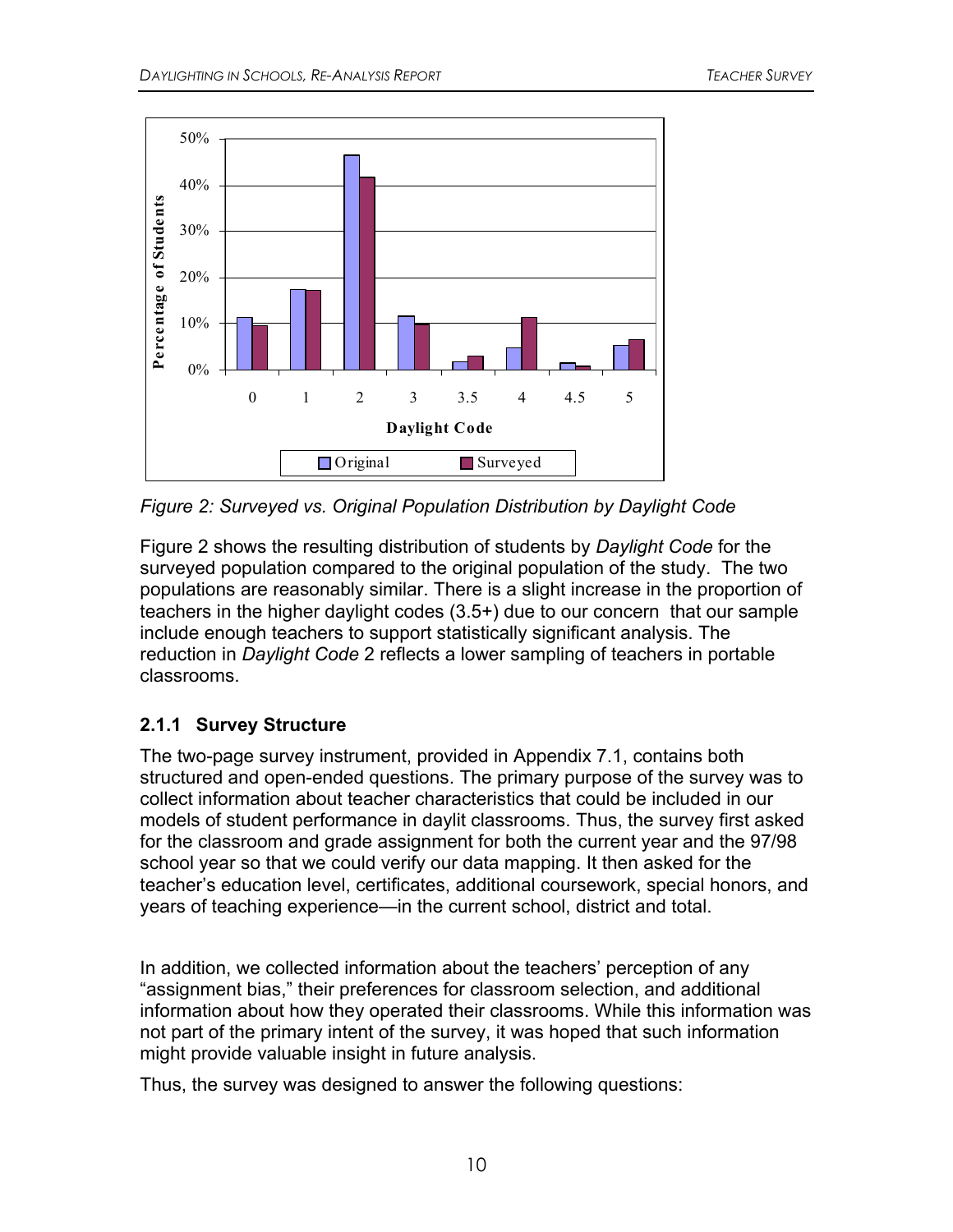*Figure 2: Surveyed vs. Original Population Distribution by Daylight Code*

Figure 2 shows the resulting distribution of students by *Daylight Code* for the surveyed population compared to the original population of the study. The two populations are reasonably similar. There is a slight increase in the proportion of teachers in the higher daylight codes (3.5+) due to our concern that our sample include enough teachers to support statistically significant analysis. The reduction in *Daylight Code* 2 reflects a lower sampling of teachers in portable classrooms.

### 2.1.1 Survey Structure

The two-page survey instrument, provided in Appendix 7.1, contains both structured and open-ended questions. The primary purpose of the survey was to collect information about teacher characteristics that could be included in our models of student performance in daylit classrooms. Thus, the survey first asked for the classroom and grade assignment for both the current year and the 97/98 school year so that we could verify our data mapping. It then asked for the teacher's education level, certificates, additional coursework, special honors, and years of teaching experience—in the current school, district and total.

In addition, we collected information about the teachers' perception of any "assignment bias," their preferences for classroom selection, and additional information about how they operated their classrooms. While this information was not part of the primary intent of the survey, it was hoped that such information might provide valuable insight in future analysis.

Thus, the survey was designed to answer the following questions: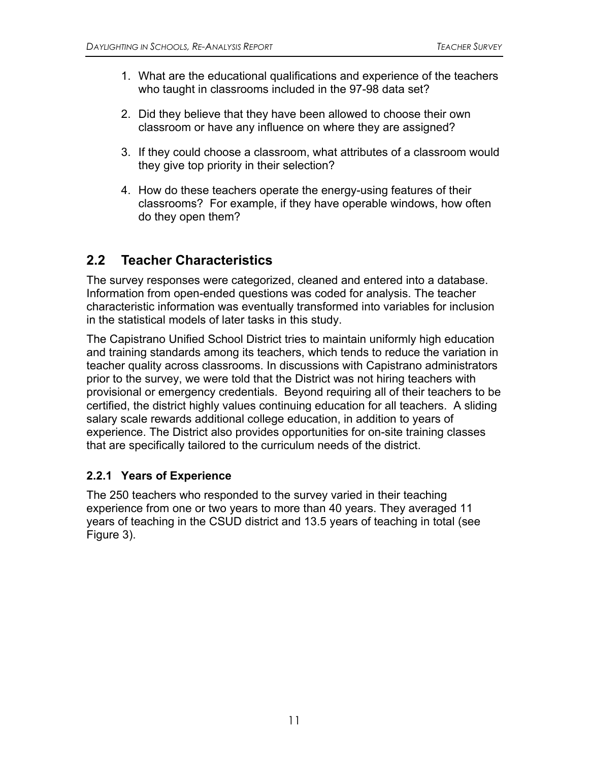1. What are the educational qualifications and experience of the teachers who taught in classrooms included in the 97-98 data set?

2. Did they believe that they have been allowed to choose their own classroom or have any influence on where they are assigned?

3. If they could choose a classroom, what attributes of a classroom would they give top priority in their selection?

4. How do these teachers operate the energy-using features of their classrooms? For example, if they have operable windows, how often do they open them?

## 2.2 Teacher Characteristics

The survey responses were categorized, cleaned and entered into a database. Information from open-ended questions was coded for analysis. The teacher characteristic information was eventually transformed into variables for inclusion in the statistical models of later tasks in this study.

The Capistrano Unified School District tries to maintain uniformly high education and training standards among its teachers, which tends to reduce the variation in teacher quality across classrooms. In discussions with Capistrano administrators prior to the survey, we were told that the District was not hiring teachers with provisional or emergency credentials. Beyond requiring all of their teachers to be certified, the district highly values continuing education for all teachers. A sliding salary scale rewards additional college education, in addition to years of experience. The District also provides opportunities for on-site training classes that are specifically tailored to the curriculum needs of the district.

### 2.2.1 Years of Experience

The 250 teachers who responded to the survey varied in their teaching experience from one or two years to more than 40 years. They averaged 11 years of teaching in the CSUD district and 13.5 years of teaching in total (see Figure 3).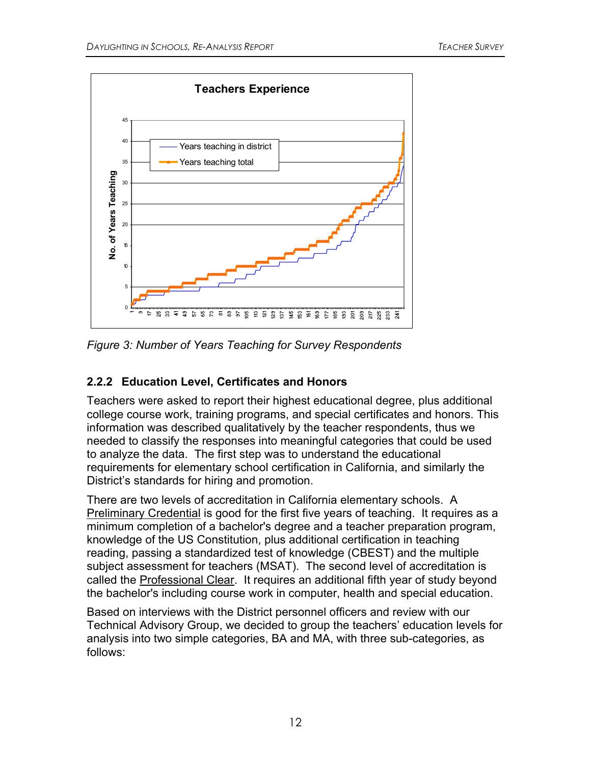Figure 3: Number of Years Teaching for Survey Respondents

### 2.2.2 Education Level, Certificates and Honors

Teachers were asked to report their highest educational degree, plus additional college course work, training programs, and special certificates and honors. This information was described qualitatively by the teacher respondents, thus we needed to classify the responses into meaningful categories that could be used to analyze the data. The first step was to understand the educational requirements for elementary school certification in California, and similarly the District's standards for hiring and promotion.

There are two levels of accreditation in California elementary schools. A Preliminary Credential is good for the first five years of teaching. It requires as a minimum completion of a bachelor's degree and a teacher preparation program, knowledge of the US Constitution, plus additional certification in teaching reading, passing a standardized test of knowledge (CBEST) and the multiple subject assessment for teachers (MSAT). The second level of accreditation is called the Professional Clear. It requires an additional fifth year of study beyond the bachelor's including course work in computer, health and special education.

Based on interviews with the District personnel officers and review with our Technical Advisory Group, we decided to group the teachers' education levels for analysis into two simple categories, BA and MA, with three sub-categories, as follows: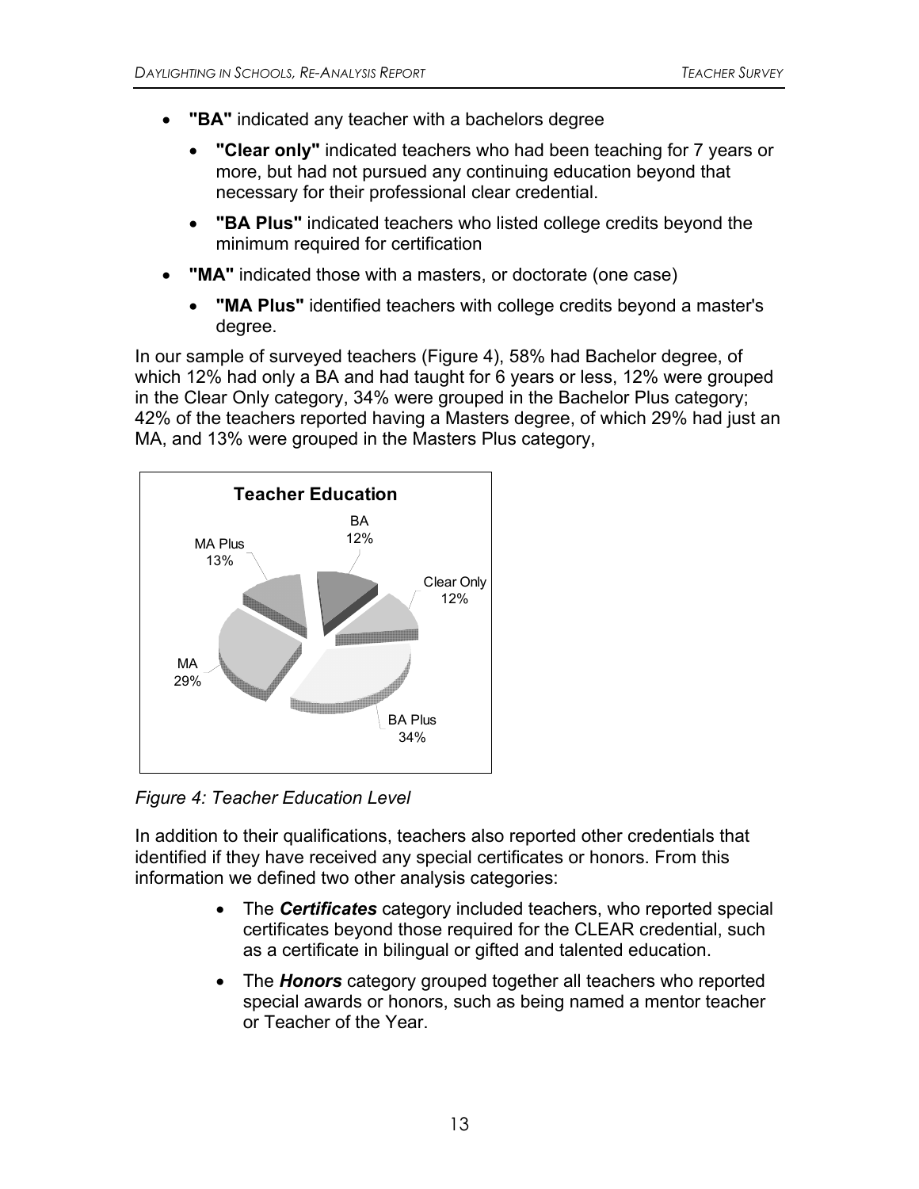- **"BA"** indicated any teacher with a bachelors degree
    - **"Clear only"** indicated teachers who had been teaching for 7 years or more, but had not pursued any continuing education beyond that necessary for their professional clear credential.
    - **"BA Plus"** indicated teachers who listed college credits beyond the minimum required for certification
- **"MA"** indicated those with a masters, or doctorate (one case)
    - **"MA Plus"** identified teachers with college credits beyond a master's degree.

In our sample of surveyed teachers (Figure 4), 58% had Bachelor degree, of which 12% had only a BA and had taught for 6 years or less, 12% were grouped in the Clear Only category, 34% were grouped in the Bachelor Plus category; 42% of the teachers reported having a Masters degree, of which 29% had just an MA, and 13% were grouped in the Masters Plus category,

**Teacher Education**

| Category | Percent |
|---|---|
| BA | 12% |
| Clear Only | 12% |
| BA Plus | 34% |
| MA | 29% |
| MA Plus | 13% |

*Figure 4: Teacher Education Level*

In addition to their qualifications, teachers also reported other credentials that identified if they have received any special certificates or honors. From this information we defined two other analysis categories:

- The ***Certificates*** category included teachers, who reported special certificates beyond those required for the CLEAR credential, such as a certificate in bilingual or gifted and talented education.
- The ***Honors*** category grouped together all teachers who reported special awards or honors, such as being named a mentor teacher or Teacher of the Year.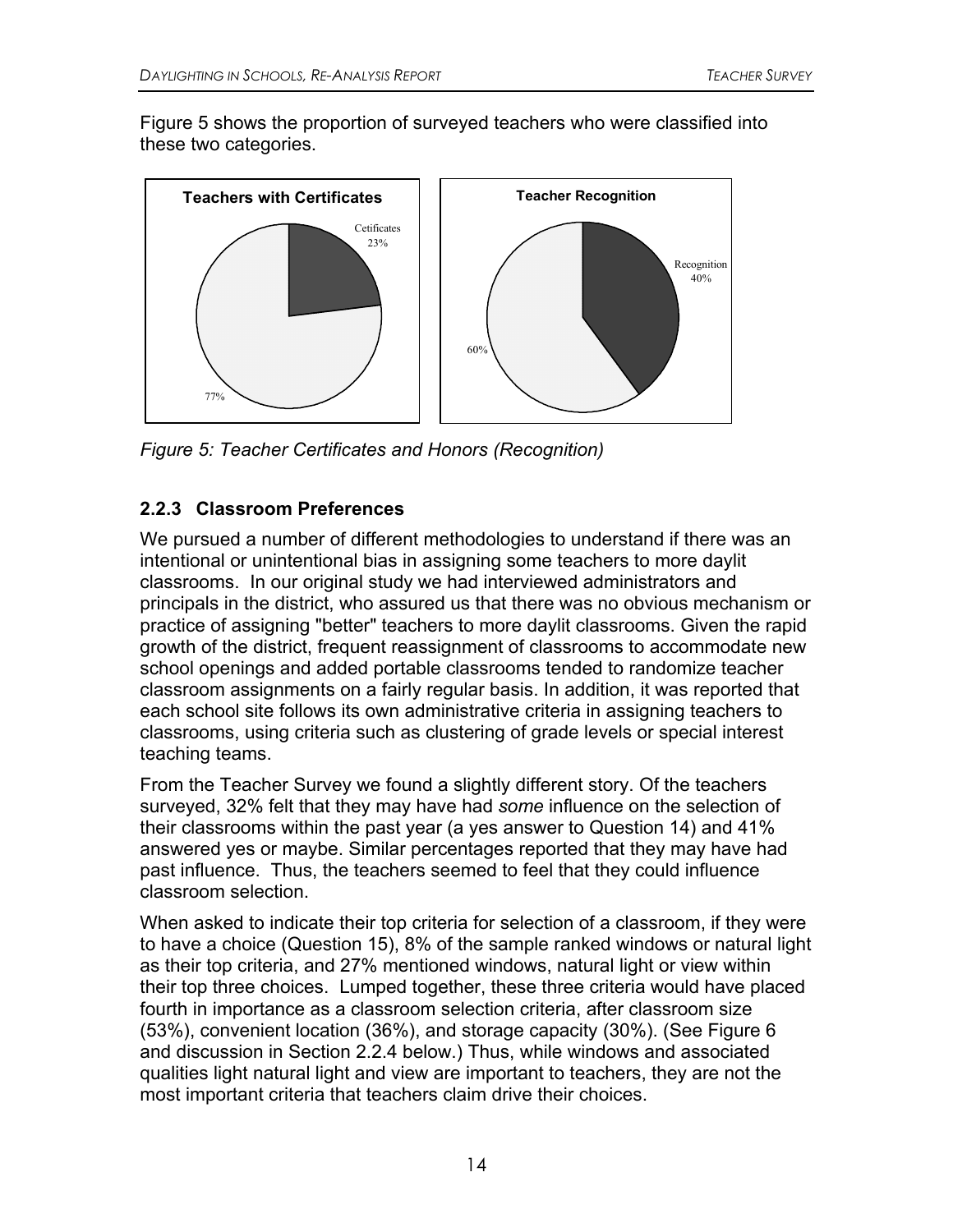Figure 5 shows the proportion of surveyed teachers who were classified into these two categories.

*Figure 5: Teacher Certificates and Honors (Recognition)*

### 2.2.3 Classroom Preferences

We pursued a number of different methodologies to understand if there was an intentional or unintentional bias in assigning some teachers to more daylit classrooms. In our original study we had interviewed administrators and principals in the district, who assured us that there was no obvious mechanism or practice of assigning "better" teachers to more daylit classrooms. Given the rapid growth of the district, frequent reassignment of classrooms to accommodate new school openings and added portable classrooms tended to randomize teacher classroom assignments on a fairly regular basis. In addition, it was reported that each school site follows its own administrative criteria in assigning teachers to classrooms, using criteria such as clustering of grade levels or special interest teaching teams.

From the Teacher Survey we found a slightly different story. Of the teachers surveyed, 32% felt that they may have had *some* influence on the selection of their classrooms within the past year (a yes answer to Question 14) and 41% answered yes or maybe. Similar percentages reported that they may have had past influence. Thus, the teachers seemed to feel that they could influence classroom selection.

When asked to indicate their top criteria for selection of a classroom, if they were to have a choice (Question 15), 8% of the sample ranked windows or natural light as their top criteria, and 27% mentioned windows, natural light or view within their top three choices. Lumped together, these three criteria would have placed fourth in importance as a classroom selection criteria, after classroom size (53%), convenient location (36%), and storage capacity (30%). (See Figure 6 and discussion in Section 2.2.4 below.) Thus, while windows and associated qualities light natural light and view are important to teachers, they are not the most important criteria that teachers claim drive their choices.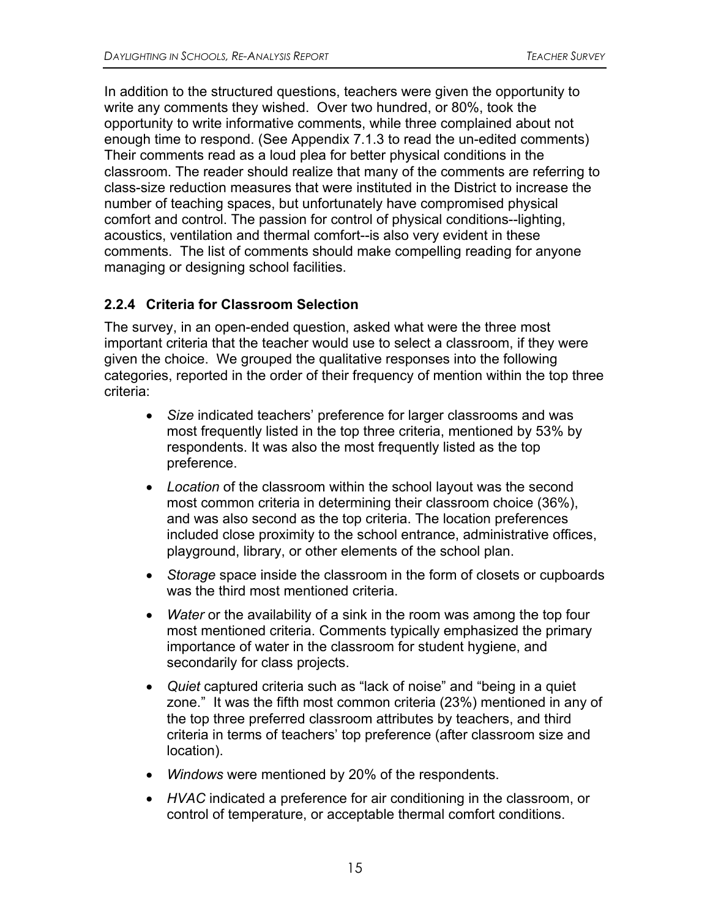In addition to the structured questions, teachers were given the opportunity to write any comments they wished. Over two hundred, or 80%, took the opportunity to write informative comments, while three complained about not enough time to respond. (See Appendix 7.1.3 to read the un-edited comments) Their comments read as a loud plea for better physical conditions in the classroom. The reader should realize that many of the comments are referring to class-size reduction measures that were instituted in the District to increase the number of teaching spaces, but unfortunately have compromised physical comfort and control. The passion for control of physical conditions--lighting, acoustics, ventilation and thermal comfort--is also very evident in these comments. The list of comments should make compelling reading for anyone managing or designing school facilities.

### 2.2.4 Criteria for Classroom Selection

The survey, in an open-ended question, asked what were the three most important criteria that the teacher would use to select a classroom, if they were given the choice. We grouped the qualitative responses into the following categories, reported in the order of their frequency of mention within the top three criteria:

- *Size* indicated teachers' preference for larger classrooms and was most frequently listed in the top three criteria, mentioned by 53% by respondents. It was also the most frequently listed as the top preference.
- *Location* of the classroom within the school layout was the second most common criteria in determining their classroom choice (36%), and was also second as the top criteria. The location preferences included close proximity to the school entrance, administrative offices, playground, library, or other elements of the school plan.
- *Storage* space inside the classroom in the form of closets or cupboards was the third most mentioned criteria.
- *Water* or the availability of a sink in the room was among the top four most mentioned criteria. Comments typically emphasized the primary importance of water in the classroom for student hygiene, and secondarily for class projects.
- *Quiet* captured criteria such as "lack of noise" and "being in a quiet zone." It was the fifth most common criteria (23%) mentioned in any of the top three preferred classroom attributes by teachers, and third criteria in terms of teachers' top preference (after classroom size and location).
- *Windows* were mentioned by 20% of the respondents.
- *HVAC* indicated a preference for air conditioning in the classroom, or control of temperature, or acceptable thermal comfort conditions.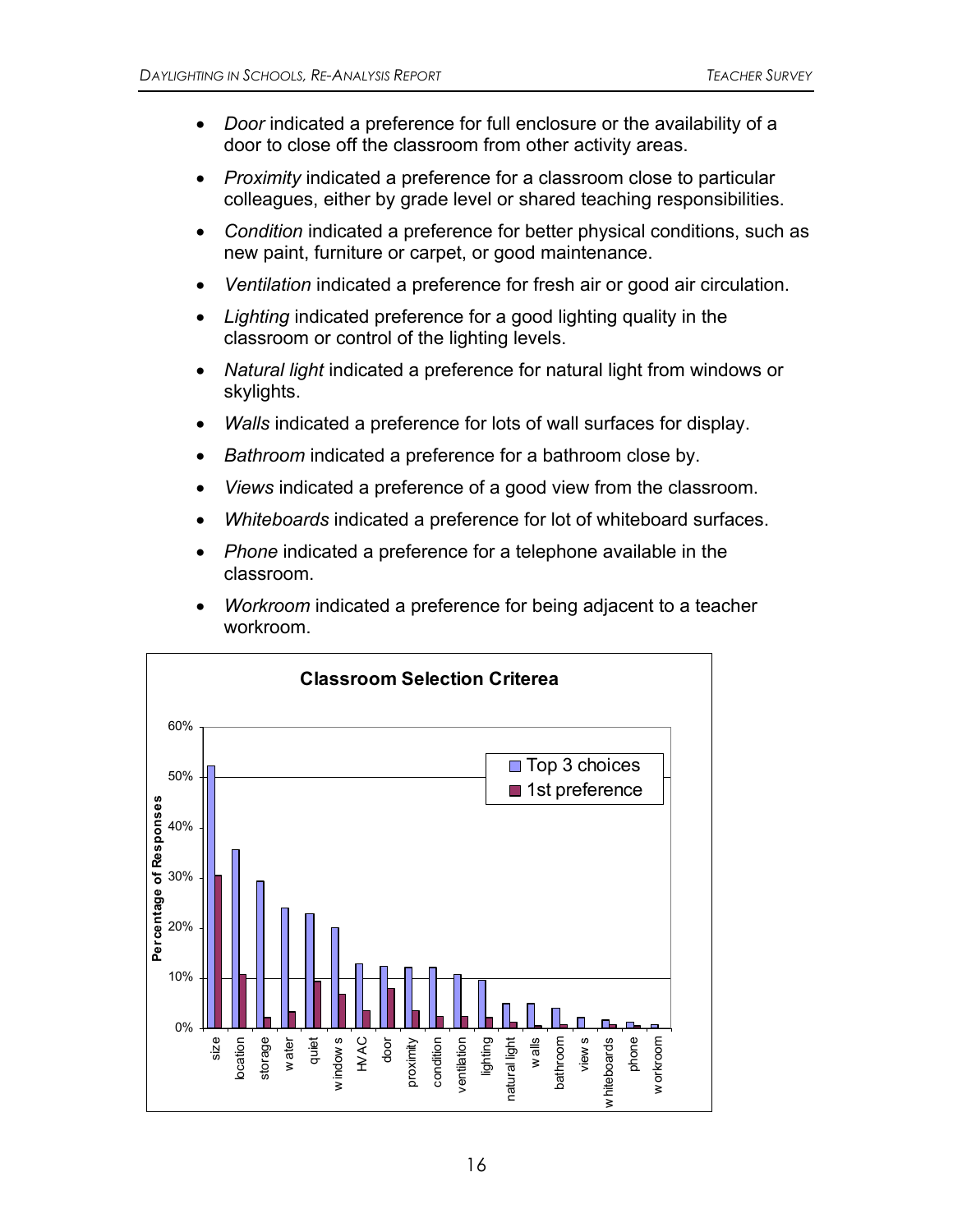- *Door* indicated a preference for full enclosure or the availability of a door to close off the classroom from other activity areas.
- *Proximity* indicated a preference for a classroom close to particular colleagues, either by grade level or shared teaching responsibilities.
- *Condition* indicated a preference for better physical conditions, such as new paint, furniture or carpet, or good maintenance.
- *Ventilation* indicated a preference for fresh air or good air circulation.
- *Lighting* indicated preference for a good lighting quality in the classroom or control of the lighting levels.
- *Natural light* indicated a preference for natural light from windows or skylights.
- *Walls* indicated a preference for lots of wall surfaces for display.
- *Bathroom* indicated a preference for a bathroom close by.
- *Views* indicated a preference of a good view from the classroom.
- *Whiteboards* indicated a preference for lot of whiteboard surfaces.
- *Phone* indicated a preference for a telephone available in the classroom.
- *Workroom* indicated a preference for being adjacent to a teacher workroom.

**Classroom Selection Criterea**

| Criterion | Top 3 choices | 1st preference |
|---|---|---|
| size | ~52% | ~30% |
| location | ~35% | ~11% |
| storage | ~29% | ~2% |
| water | ~24% | ~3% |
| quiet | ~23% | ~9% |
| windows | ~20% | ~7% |
| HVAC | ~13% | ~3% |
| door | ~12% | ~8% |
| proximity | ~12% | ~3% |
| condition | ~12% | ~2% |
| ventilation | ~11% | ~2% |
| lighting | ~10% | ~2% |
| natural light | ~5% | ~1% |
| walls | ~5% | ~0.5% |
| bathroom | ~4% | ~1% |
| views | ~2% | |
| whiteboards | ~2% | ~1% |
| phone | ~1% | ~0.5% |
| workroom | ~1% | |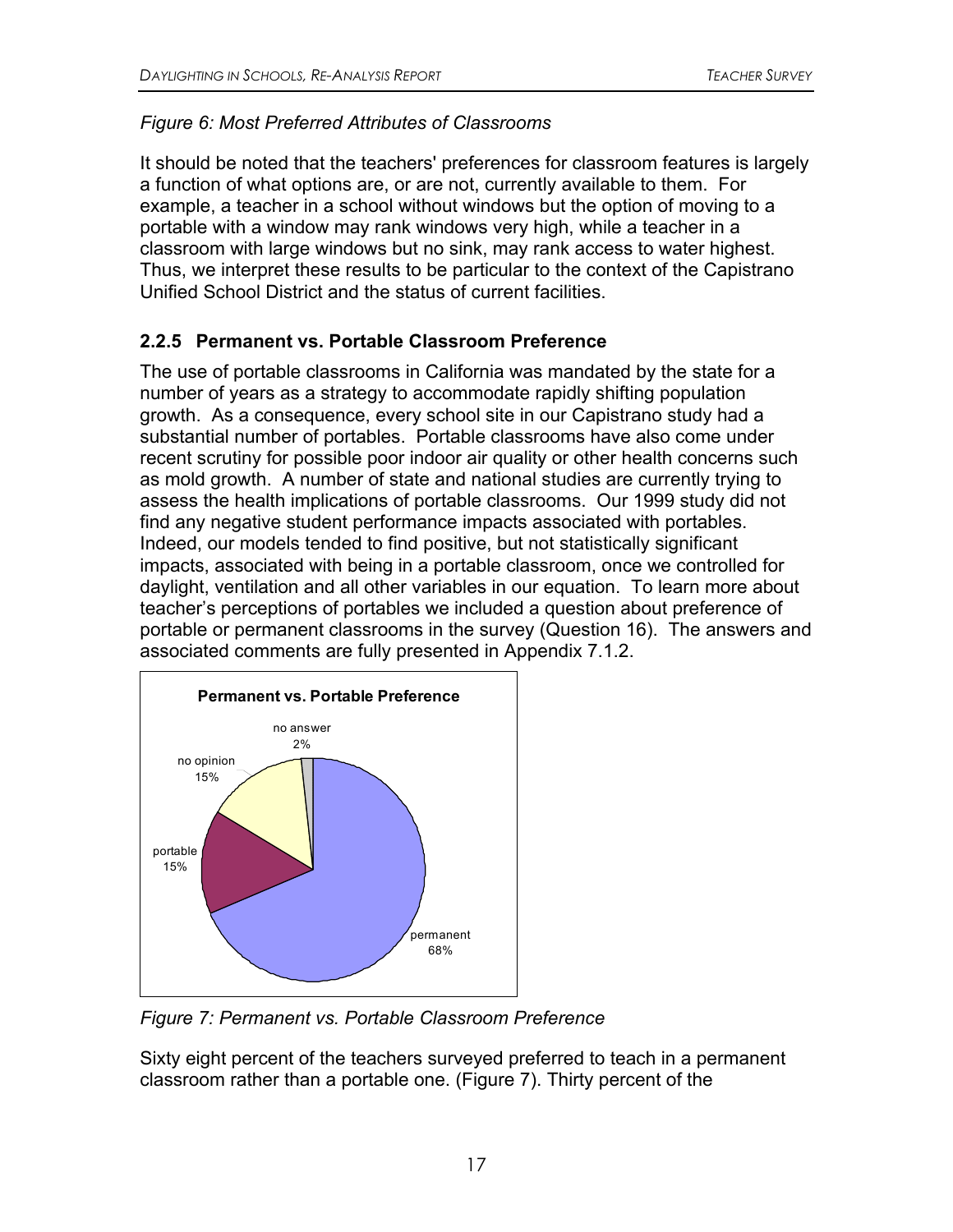*Figure 6: Most Preferred Attributes of Classrooms*

It should be noted that the teachers' preferences for classroom features is largely a function of what options are, or are not, currently available to them. For example, a teacher in a school without windows but the option of moving to a portable with a window may rank windows very high, while a teacher in a classroom with large windows but no sink, may rank access to water highest. Thus, we interpret these results to be particular to the context of the Capistrano Unified School District and the status of current facilities.

### 2.2.5 Permanent vs. Portable Classroom Preference

The use of portable classrooms in California was mandated by the state for a number of years as a strategy to accommodate rapidly shifting population growth. As a consequence, every school site in our Capistrano study had a substantial number of portables. Portable classrooms have also come under recent scrutiny for possible poor indoor air quality or other health concerns such as mold growth. A number of state and national studies are currently trying to assess the health implications of portable classrooms. Our 1999 study did not find any negative student performance impacts associated with portables. Indeed, our models tended to find positive, but not statistically significant impacts, associated with being in a portable classroom, once we controlled for daylight, ventilation and all other variables in our equation. To learn more about teacher's perceptions of portables we included a question about preference of portable or permanent classrooms in the survey (Question 16). The answers and associated comments are fully presented in Appendix 7.1.2.

**Permanent vs. Portable Preference**

| Preference | Percent |
|---|---|
| permanent | 68% |
| portable | 15% |
| no opinion | 15% |
| no answer | 2% |

*Figure 7: Permanent vs. Portable Classroom Preference*

Sixty eight percent of the teachers surveyed preferred to teach in a permanent classroom rather than a portable one. (Figure 7). Thirty percent of the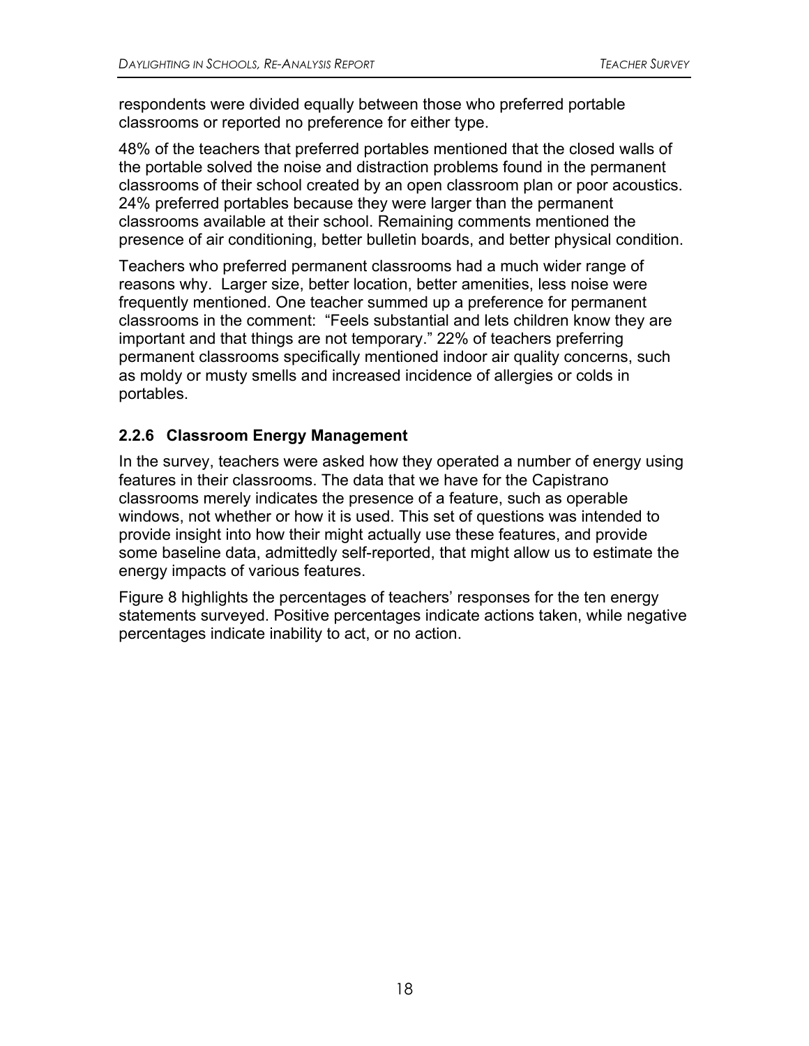respondents were divided equally between those who preferred portable classrooms or reported no preference for either type.

48% of the teachers that preferred portables mentioned that the closed walls of the portable solved the noise and distraction problems found in the permanent classrooms of their school created by an open classroom plan or poor acoustics. 24% preferred portables because they were larger than the permanent classrooms available at their school. Remaining comments mentioned the presence of air conditioning, better bulletin boards, and better physical condition.

Teachers who preferred permanent classrooms had a much wider range of reasons why. Larger size, better location, better amenities, less noise were frequently mentioned. One teacher summed up a preference for permanent classrooms in the comment: "Feels substantial and lets children know they are important and that things are not temporary." 22% of teachers preferring permanent classrooms specifically mentioned indoor air quality concerns, such as moldy or musty smells and increased incidence of allergies or colds in portables.

### 2.2.6 Classroom Energy Management

In the survey, teachers were asked how they operated a number of energy using features in their classrooms. The data that we have for the Capistrano classrooms merely indicates the presence of a feature, such as operable windows, not whether or how it is used. This set of questions was intended to provide insight into how their might actually use these features, and provide some baseline data, admittedly self-reported, that might allow us to estimate the energy impacts of various features.

Figure 8 highlights the percentages of teachers' responses for the ten energy statements surveyed. Positive percentages indicate actions taken, while negative percentages indicate inability to act, or no action.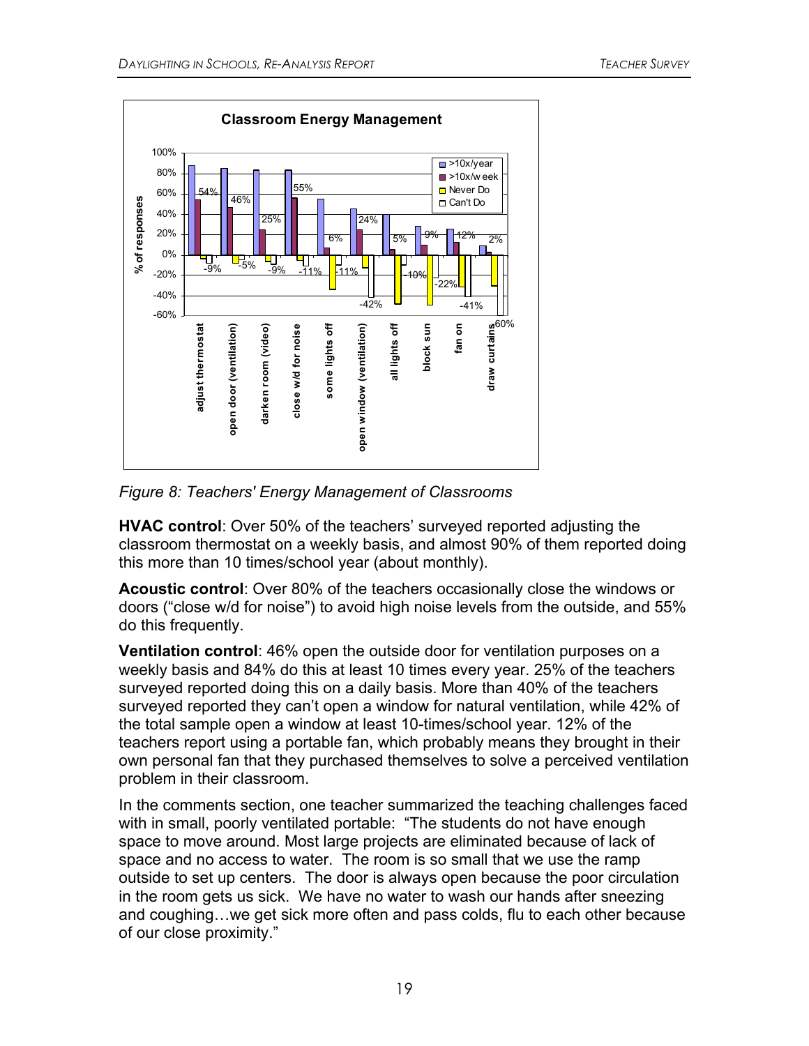Figure 8: Teachers' Energy Management of Classrooms

**HVAC control**: Over 50% of the teachers' surveyed reported adjusting the classroom thermostat on a weekly basis, and almost 90% of them reported doing this more than 10 times/school year (about monthly).

**Acoustic control**: Over 80% of the teachers occasionally close the windows or doors ("close w/d for noise") to avoid high noise levels from the outside, and 55% do this frequently.

**Ventilation control**: 46% open the outside door for ventilation purposes on a weekly basis and 84% do this at least 10 times every year. 25% of the teachers surveyed reported doing this on a daily basis. More than 40% of the teachers surveyed reported they can't open a window for natural ventilation, while 42% of the total sample open a window at least 10-times/school year. 12% of the teachers report using a portable fan, which probably means they brought in their own personal fan that they purchased themselves to solve a perceived ventilation problem in their classroom.

In the comments section, one teacher summarized the teaching challenges faced with in small, poorly ventilated portable: "The students do not have enough space to move around. Most large projects are eliminated because of lack of space and no access to water. The room is so small that we use the ramp outside to set up centers. The door is always open because the poor circulation in the room gets us sick. We have no water to wash our hands after sneezing and coughing…we get sick more often and pass colds, flu to each other because of our close proximity."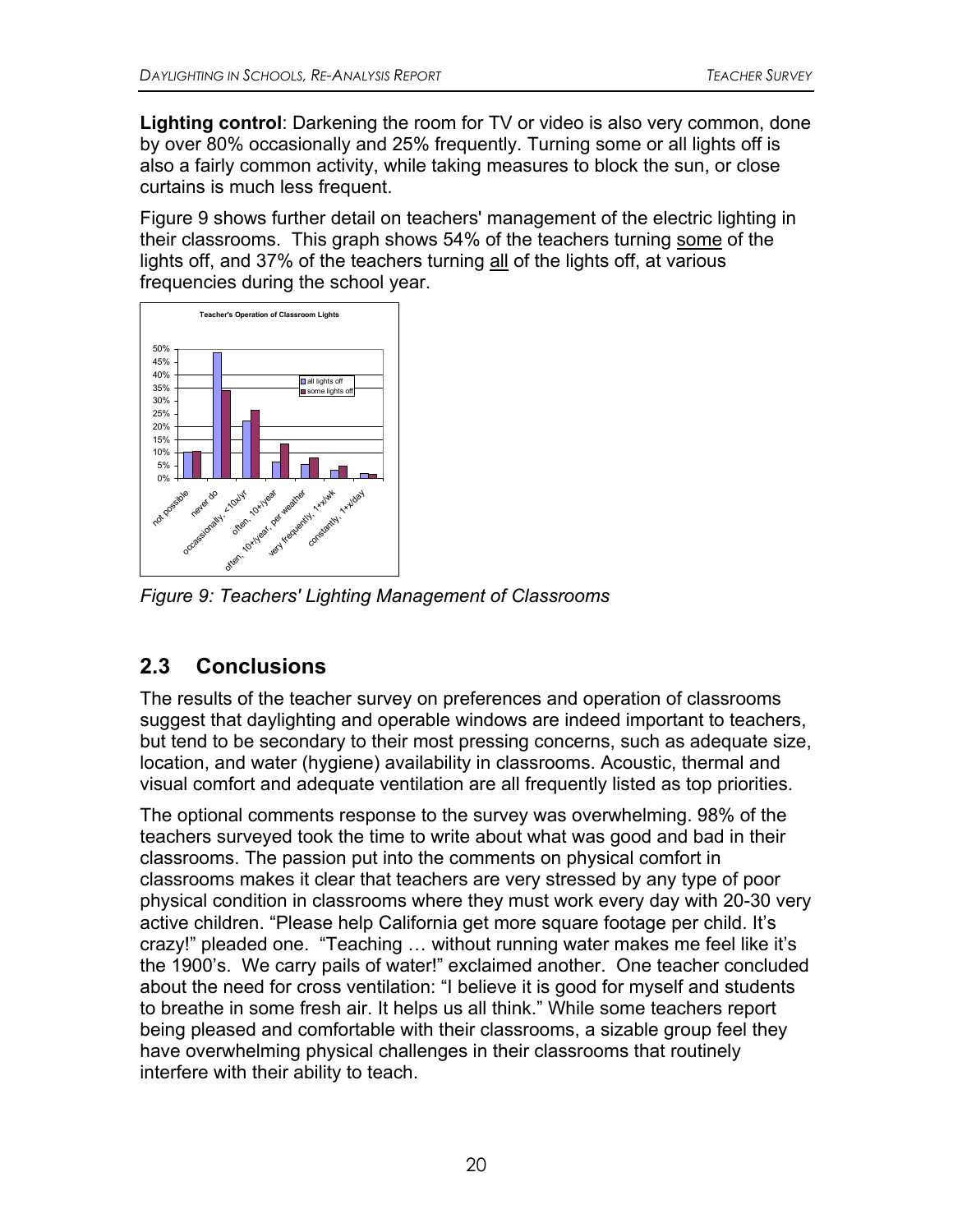**Lighting control**: Darkening the room for TV or video is also very common, done by over 80% occasionally and 25% frequently. Turning some or all lights off is also a fairly common activity, while taking measures to block the sun, or close curtains is much less frequent.

Figure 9 shows further detail on teachers' management of the electric lighting in their classrooms. This graph shows 54% of the teachers turning some of the lights off, and 37% of the teachers turning all of the lights off, at various frequencies during the school year.

*Figure 9: Teachers' Lighting Management of Classrooms*

## 2.3 Conclusions

The results of the teacher survey on preferences and operation of classrooms suggest that daylighting and operable windows are indeed important to teachers, but tend to be secondary to their most pressing concerns, such as adequate size, location, and water (hygiene) availability in classrooms. Acoustic, thermal and visual comfort and adequate ventilation are all frequently listed as top priorities.

The optional comments response to the survey was overwhelming. 98% of the teachers surveyed took the time to write about what was good and bad in their classrooms. The passion put into the comments on physical comfort in classrooms makes it clear that teachers are very stressed by any type of poor physical condition in classrooms where they must work every day with 20-30 very active children. "Please help California get more square footage per child. It's crazy!" pleaded one. "Teaching … without running water makes me feel like it's the 1900's. We carry pails of water!" exclaimed another. One teacher concluded about the need for cross ventilation: "I believe it is good for myself and students to breathe in some fresh air. It helps us all think." While some teachers report being pleased and comfortable with their classrooms, a sizable group feel they have overwhelming physical challenges in their classrooms that routinely interfere with their ability to teach.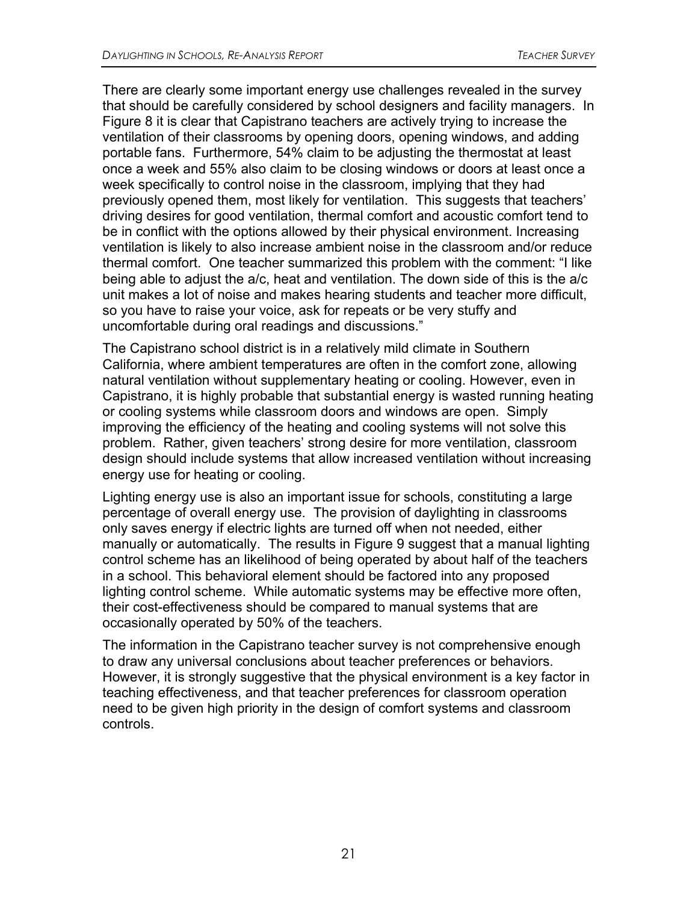There are clearly some important energy use challenges revealed in the survey that should be carefully considered by school designers and facility managers. In Figure 8 it is clear that Capistrano teachers are actively trying to increase the ventilation of their classrooms by opening doors, opening windows, and adding portable fans. Furthermore, 54% claim to be adjusting the thermostat at least once a week and 55% also claim to be closing windows or doors at least once a week specifically to control noise in the classroom, implying that they had previously opened them, most likely for ventilation. This suggests that teachers' driving desires for good ventilation, thermal comfort and acoustic comfort tend to be in conflict with the options allowed by their physical environment. Increasing ventilation is likely to also increase ambient noise in the classroom and/or reduce thermal comfort. One teacher summarized this problem with the comment: "I like being able to adjust the a/c, heat and ventilation. The down side of this is the a/c unit makes a lot of noise and makes hearing students and teacher more difficult, so you have to raise your voice, ask for repeats or be very stuffy and uncomfortable during oral readings and discussions."

The Capistrano school district is in a relatively mild climate in Southern California, where ambient temperatures are often in the comfort zone, allowing natural ventilation without supplementary heating or cooling. However, even in Capistrano, it is highly probable that substantial energy is wasted running heating or cooling systems while classroom doors and windows are open. Simply improving the efficiency of the heating and cooling systems will not solve this problem. Rather, given teachers' strong desire for more ventilation, classroom design should include systems that allow increased ventilation without increasing energy use for heating or cooling.

Lighting energy use is also an important issue for schools, constituting a large percentage of overall energy use. The provision of daylighting in classrooms only saves energy if electric lights are turned off when not needed, either manually or automatically. The results in Figure 9 suggest that a manual lighting control scheme has an likelihood of being operated by about half of the teachers in a school. This behavioral element should be factored into any proposed lighting control scheme. While automatic systems may be effective more often, their cost-effectiveness should be compared to manual systems that are occasionally operated by 50% of the teachers.

The information in the Capistrano teacher survey is not comprehensive enough to draw any universal conclusions about teacher preferences or behaviors. However, it is strongly suggestive that the physical environment is a key factor in teaching effectiveness, and that teacher preferences for classroom operation need to be given high priority in the design of comfort systems and classroom controls.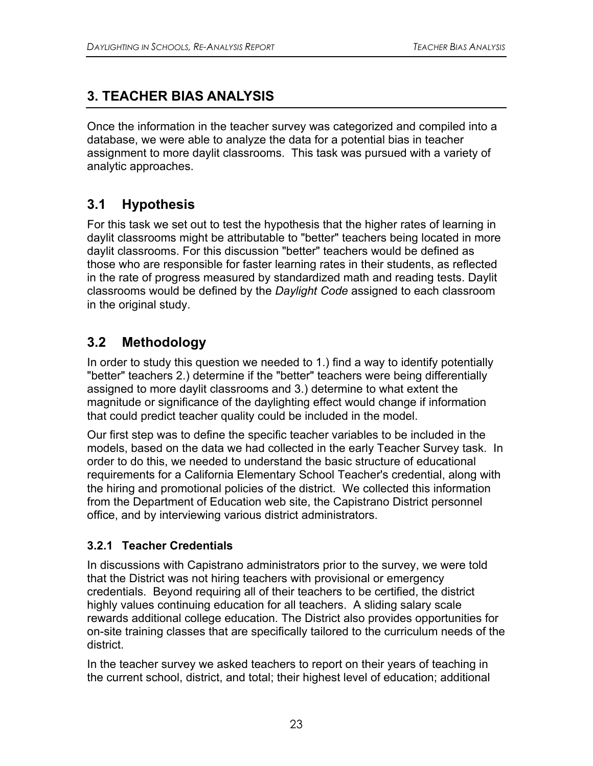# 3. TEACHER BIAS ANALYSIS

Once the information in the teacher survey was categorized and compiled into a database, we were able to analyze the data for a potential bias in teacher assignment to more daylit classrooms. This task was pursued with a variety of analytic approaches.

## 3.1 Hypothesis

For this task we set out to test the hypothesis that the higher rates of learning in daylit classrooms might be attributable to "better" teachers being located in more daylit classrooms. For this discussion "better" teachers would be defined as those who are responsible for faster learning rates in their students, as reflected in the rate of progress measured by standardized math and reading tests. Daylit classrooms would be defined by the *Daylight Code* assigned to each classroom in the original study.

## 3.2 Methodology

In order to study this question we needed to 1.) find a way to identify potentially "better" teachers 2.) determine if the "better" teachers were being differentially assigned to more daylit classrooms and 3.) determine to what extent the magnitude or significance of the daylighting effect would change if information that could predict teacher quality could be included in the model.

Our first step was to define the specific teacher variables to be included in the models, based on the data we had collected in the early Teacher Survey task. In order to do this, we needed to understand the basic structure of educational requirements for a California Elementary School Teacher's credential, along with the hiring and promotional policies of the district. We collected this information from the Department of Education web site, the Capistrano District personnel office, and by interviewing various district administrators.

### 3.2.1 Teacher Credentials

In discussions with Capistrano administrators prior to the survey, we were told that the District was not hiring teachers with provisional or emergency credentials. Beyond requiring all of their teachers to be certified, the district highly values continuing education for all teachers. A sliding salary scale rewards additional college education. The District also provides opportunities for on-site training classes that are specifically tailored to the curriculum needs of the district.

In the teacher survey we asked teachers to report on their years of teaching in the current school, district, and total; their highest level of education; additional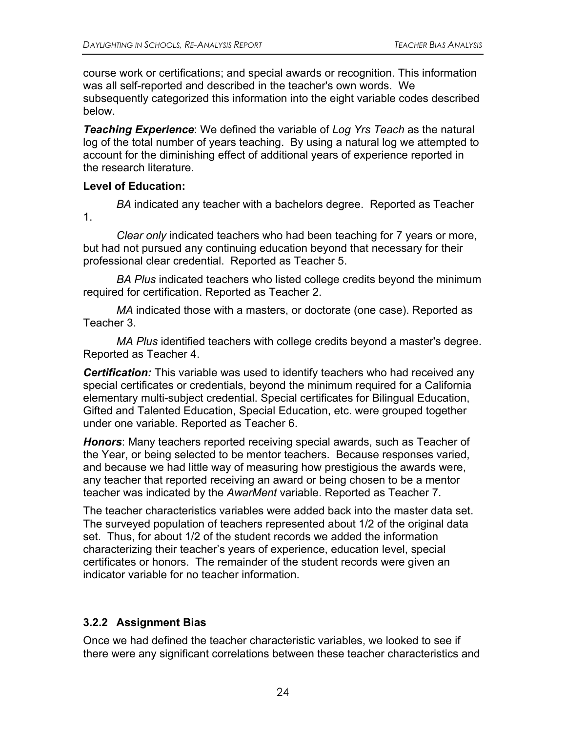course work or certifications; and special awards or recognition. This information was all self-reported and described in the teacher's own words. We subsequently categorized this information into the eight variable codes described below.

***Teaching Experience***: We defined the variable of *Log Yrs Teach* as the natural log of the total number of years teaching. By using a natural log we attempted to account for the diminishing effect of additional years of experience reported in the research literature.

**Level of Education:**

*BA* indicated any teacher with a bachelors degree. Reported as Teacher 1.

*Clear only* indicated teachers who had been teaching for 7 years or more, but had not pursued any continuing education beyond that necessary for their professional clear credential. Reported as Teacher 5.

*BA Plus* indicated teachers who listed college credits beyond the minimum required for certification. Reported as Teacher 2.

*MA* indicated those with a masters, or doctorate (one case). Reported as Teacher 3.

*MA Plus* identified teachers with college credits beyond a master's degree. Reported as Teacher 4.

***Certification:*** This variable was used to identify teachers who had received any special certificates or credentials, beyond the minimum required for a California elementary multi-subject credential. Special certificates for Bilingual Education, Gifted and Talented Education, Special Education, etc. were grouped together under one variable. Reported as Teacher 6.

***Honors***: Many teachers reported receiving special awards, such as Teacher of the Year, or being selected to be mentor teachers. Because responses varied, and because we had little way of measuring how prestigious the awards were, any teacher that reported receiving an award or being chosen to be a mentor teacher was indicated by the *AwarMent* variable. Reported as Teacher 7.

The teacher characteristics variables were added back into the master data set. The surveyed population of teachers represented about 1/2 of the original data set. Thus, for about 1/2 of the student records we added the information characterizing their teacher's years of experience, education level, special certificates or honors. The remainder of the student records were given an indicator variable for no teacher information.

### 3.2.2 Assignment Bias

Once we had defined the teacher characteristic variables, we looked to see if there were any significant correlations between these teacher characteristics and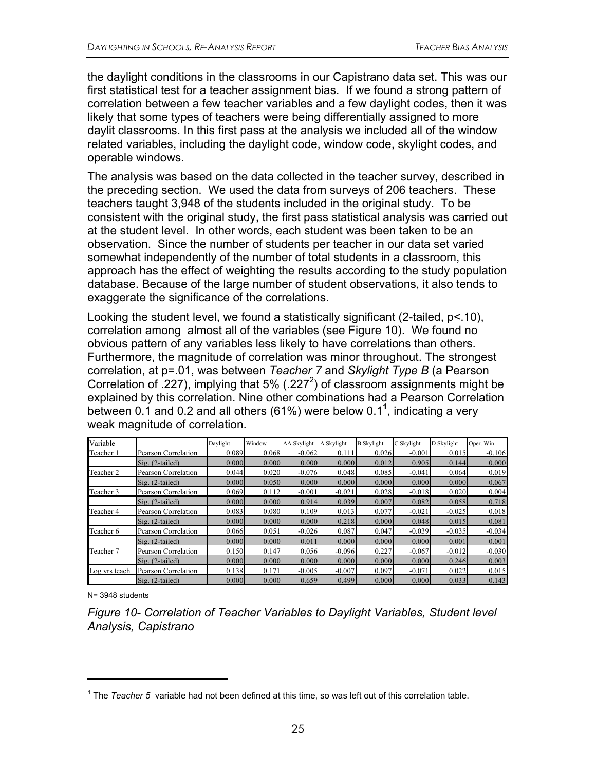the daylight conditions in the classrooms in our Capistrano data set. This was our first statistical test for a teacher assignment bias. If we found a strong pattern of correlation between a few teacher variables and a few daylight codes, then it was likely that some types of teachers were being differentially assigned to more daylit classrooms. In this first pass at the analysis we included all of the window related variables, including the daylight code, window code, skylight codes, and operable windows.

The analysis was based on the data collected in the teacher survey, described in the preceding section. We used the data from surveys of 206 teachers. These teachers taught 3,948 of the students included in the original study. To be consistent with the original study, the first pass statistical analysis was carried out at the student level. In other words, each student was been taken to be an observation. Since the number of students per teacher in our data set varied somewhat independently of the number of total students in a classroom, this approach has the effect of weighting the results according to the study population database. Because of the large number of student observations, it also tends to exaggerate the significance of the correlations.

Looking the student level, we found a statistically significant (2-tailed, $p<.10$), correlation among almost all of the variables (see Figure 10). We found no obvious pattern of any variables less likely to have correlations than others. Furthermore, the magnitude of correlation was minor throughout. The strongest correlation, at $p=.01$, was between *Teacher 7* and *Skylight Type B* (a Pearson Correlation of .227), implying that 5% ($.227^2$) of classroom assignments might be explained by this correlation. Nine other combinations had a Pearson Correlation between 0.1 and 0.2 and all others (61%) were below 0.1[1], indicating a very weak magnitude of correlation.

| Variable | | Daylight | Window | AA Skylight | A Skylight | B Skylight | C Skylight | D Skylight | Oper. Win. |
|---|---|---|---|---|---|---|---|---|---|
| Teacher 1 | Pearson Correlation | 0.089 | 0.068 | -0.062 | 0.111 | 0.026 | -0.001 | 0.015 | -0.106 |
| | Sig. (2-tailed) | 0.000 | 0.000 | 0.000 | 0.000 | 0.012 | 0.905 | 0.144 | 0.000 |
| Teacher 2 | Pearson Correlation | 0.044 | 0.020 | -0.076 | 0.048 | 0.085 | -0.041 | 0.064 | 0.019 |
| | Sig. (2-tailed) | 0.000 | 0.050 | 0.000 | 0.000 | 0.000 | 0.000 | 0.000 | 0.067 |
| Teacher 3 | Pearson Correlation | 0.069 | 0.112 | -0.001 | -0.021 | 0.028 | -0.018 | 0.020 | 0.004 |
| | Sig. (2-tailed) | 0.000 | 0.000 | 0.914 | 0.039 | 0.007 | 0.082 | 0.058 | 0.718 |
| Teacher 4 | Pearson Correlation | 0.083 | 0.080 | 0.109 | 0.013 | 0.077 | -0.021 | -0.025 | 0.018 |
| | Sig. (2-tailed) | 0.000 | 0.000 | 0.000 | 0.218 | 0.000 | 0.048 | 0.015 | 0.081 |
| Teacher 6 | Pearson Correlation | 0.066 | 0.051 | -0.026 | 0.087 | 0.047 | -0.039 | -0.035 | -0.034 |
| | Sig. (2-tailed) | 0.000 | 0.000 | 0.011 | 0.000 | 0.000 | 0.000 | 0.001 | 0.001 |
| Teacher 7 | Pearson Correlation | 0.150 | 0.147 | 0.056 | -0.096 | 0.227 | -0.067 | -0.012 | -0.030 |
| | Sig. (2-tailed) | 0.000 | 0.000 | 0.000 | 0.000 | 0.000 | 0.000 | 0.246 | 0.003 |
| Log yrs teach | Pearson Correlation | 0.138 | 0.171 | -0.005 | -0.007 | 0.097 | -0.071 | 0.022 | 0.015 |
| | Sig. (2-tailed) | 0.000 | 0.000 | 0.659 | 0.499 | 0.000 | 0.000 | 0.033 | 0.143 |

N= 3948 students

*Figure 10- Correlation of Teacher Variables to Daylight Variables, Student level Analysis, Capistrano*

[1] The *Teacher 5* variable had not been defined at this time, so was left out of this correlation table.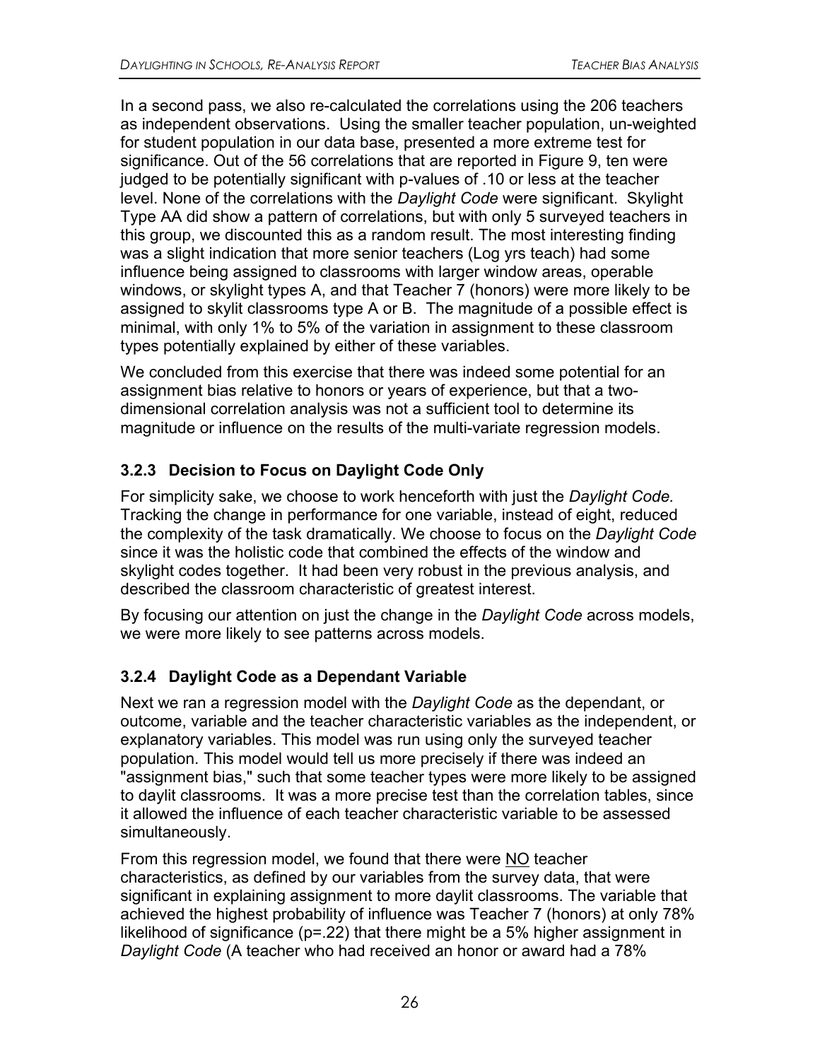In a second pass, we also re-calculated the correlations using the 206 teachers as independent observations. Using the smaller teacher population, un-weighted for student population in our data base, presented a more extreme test for significance. Out of the 56 correlations that are reported in Figure 9, ten were judged to be potentially significant with p-values of .10 or less at the teacher level. None of the correlations with the *Daylight Code* were significant. Skylight Type AA did show a pattern of correlations, but with only 5 surveyed teachers in this group, we discounted this as a random result. The most interesting finding was a slight indication that more senior teachers (Log yrs teach) had some influence being assigned to classrooms with larger window areas, operable windows, or skylight types A, and that Teacher 7 (honors) were more likely to be assigned to skylit classrooms type A or B. The magnitude of a possible effect is minimal, with only 1% to 5% of the variation in assignment to these classroom types potentially explained by either of these variables.

We concluded from this exercise that there was indeed some potential for an assignment bias relative to honors or years of experience, but that a two-dimensional correlation analysis was not a sufficient tool to determine its magnitude or influence on the results of the multi-variate regression models.

### 3.2.3 Decision to Focus on Daylight Code Only

For simplicity sake, we choose to work henceforth with just the *Daylight Code.* Tracking the change in performance for one variable, instead of eight, reduced the complexity of the task dramatically. We choose to focus on the *Daylight Code* since it was the holistic code that combined the effects of the window and skylight codes together. It had been very robust in the previous analysis, and described the classroom characteristic of greatest interest.

By focusing our attention on just the change in the *Daylight Code* across models, we were more likely to see patterns across models.

### 3.2.4 Daylight Code as a Dependant Variable

Next we ran a regression model with the *Daylight Code* as the dependant, or outcome, variable and the teacher characteristic variables as the independent, or explanatory variables. This model was run using only the surveyed teacher population. This model would tell us more precisely if there was indeed an "assignment bias," such that some teacher types were more likely to be assigned to daylit classrooms. It was a more precise test than the correlation tables, since it allowed the influence of each teacher characteristic variable to be assessed simultaneously.

From this regression model, we found that there were <u>NO</u> teacher characteristics, as defined by our variables from the survey data, that were significant in explaining assignment to more daylit classrooms. The variable that achieved the highest probability of influence was Teacher 7 (honors) at only 78% likelihood of significance (p=.22) that there might be a 5% higher assignment in *Daylight Code* (A teacher who had received an honor or award had a 78%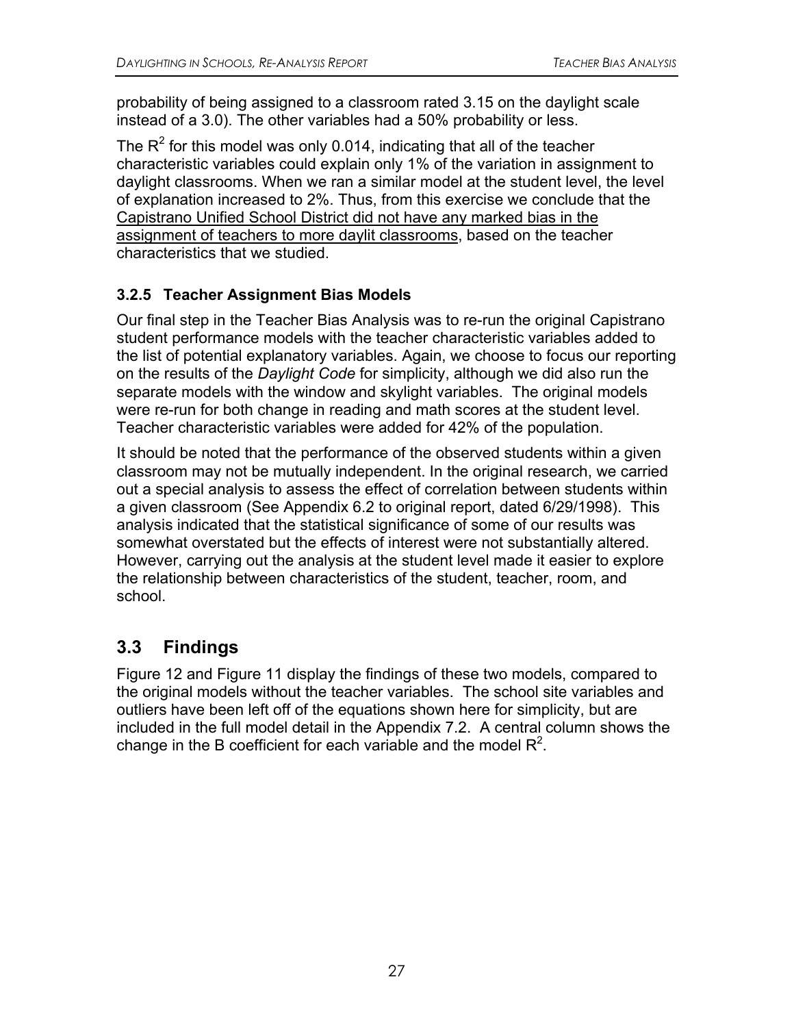probability of being assigned to a classroom rated 3.15 on the daylight scale instead of a 3.0). The other variables had a 50% probability or less.

The $R^2$ for this model was only 0.014, indicating that all of the teacher characteristic variables could explain only 1% of the variation in assignment to daylight classrooms. When we ran a similar model at the student level, the level of explanation increased to 2%. Thus, from this exercise we conclude that the <u>Capistrano Unified School District did not have any marked bias in the assignment of teachers to more daylit classrooms</u>, based on the teacher characteristics that we studied.

### 3.2.5 Teacher Assignment Bias Models

Our final step in the Teacher Bias Analysis was to re-run the original Capistrano student performance models with the teacher characteristic variables added to the list of potential explanatory variables. Again, we choose to focus our reporting on the results of the *Daylight Code* for simplicity, although we did also run the separate models with the window and skylight variables. The original models were re-run for both change in reading and math scores at the student level. Teacher characteristic variables were added for 42% of the population.

It should be noted that the performance of the observed students within a given classroom may not be mutually independent. In the original research, we carried out a special analysis to assess the effect of correlation between students within a given classroom (See Appendix 6.2 to original report, dated 6/29/1998). This analysis indicated that the statistical significance of some of our results was somewhat overstated but the effects of interest were not substantially altered. However, carrying out the analysis at the student level made it easier to explore the relationship between characteristics of the student, teacher, room, and school.

## 3.3 Findings

Figure 12 and Figure 11 display the findings of these two models, compared to the original models without the teacher variables. The school site variables and outliers have been left off of the equations shown here for simplicity, but are included in the full model detail in the Appendix 7.2. A central column shows the change in the B coefficient for each variable and the model $R^2$.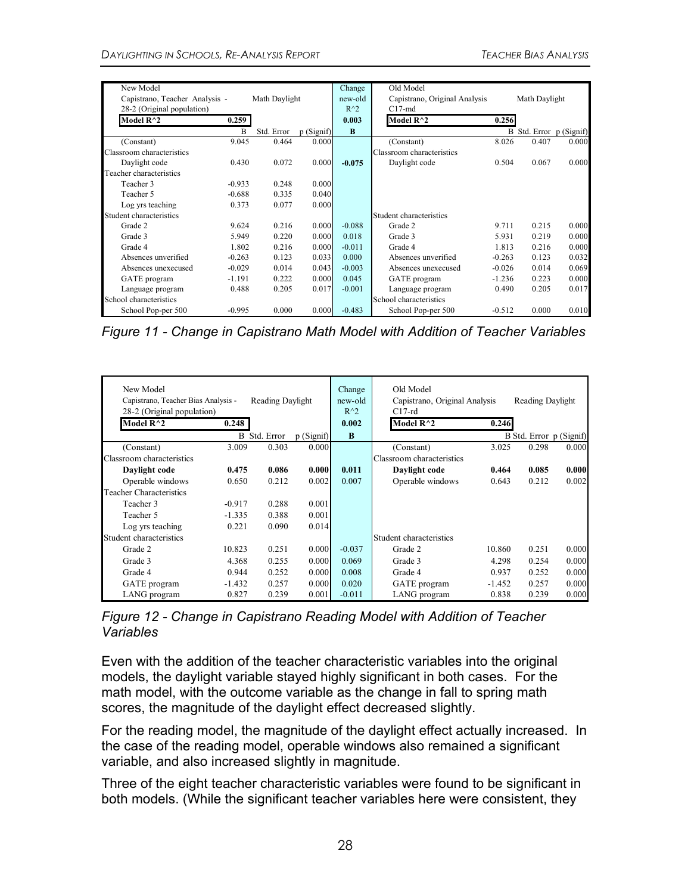| New Model | | | | Change | Old Model | | | |
|---|---|---|---|---|---|---|---|---|
| Capistrano, Teacher Analysis - | Math Daylight | | | new-old | Capistrano, Original Analysis | Math Daylight | | |
| 28-2 (Original population) | | | | $R^2$ | C17-md | | | |
| **Model $R^2$** | **0.259** | | | **0.003** | **Model $R^2$** | **0.256** | | |
| | B | Std. Error | p (Signif) | **B** | | B | Std. Error | p (Signif) |
| (Constant) | 9.045 | 0.464 | 0.000 | | (Constant) | 8.026 | 0.407 | 0.000 |
| Classroom characteristics | | | | | Classroom characteristics | | | |
| Daylight code | 0.430 | 0.072 | 0.000 | **-0.075** | Daylight code | 0.504 | 0.067 | 0.000 |
| Teacher characteristics | | | | | | | | |
| Teacher 3 | -0.933 | 0.248 | 0.000 | | | | | |
| Teacher 5 | -0.688 | 0.335 | 0.040 | | | | | |
| Log yrs teaching | 0.373 | 0.077 | 0.000 | | | | | |
| Student characteristics | | | | | Student characteristics | | | |
| Grade 2 | 9.624 | 0.216 | 0.000 | -0.088 | Grade 2 | 9.711 | 0.215 | 0.000 |
| Grade 3 | 5.949 | 0.220 | 0.000 | 0.018 | Grade 3 | 5.931 | 0.219 | 0.000 |
| Grade 4 | 1.802 | 0.216 | 0.000 | -0.011 | Grade 4 | 1.813 | 0.216 | 0.000 |
| Absences unverified | -0.263 | 0.123 | 0.033 | 0.000 | Absences unverified | -0.263 | 0.123 | 0.032 |
| Absences unexecused | -0.029 | 0.014 | 0.043 | -0.003 | Absences unexecused | -0.026 | 0.014 | 0.069 |
| GATE program | -1.191 | 0.222 | 0.000 | 0.045 | GATE program | -1.236 | 0.223 | 0.000 |
| Language program | 0.488 | 0.205 | 0.017 | -0.001 | Language program | 0.490 | 0.205 | 0.017 |
| School characteristics | | | | | School characteristics | | | |
| School Pop-per 500 | -0.995 | 0.000 | 0.000 | -0.483 | School Pop-per 500 | -0.512 | 0.000 | 0.010 |

*Figure 11 - Change in Capistrano Math Model with Addition of Teacher Variables*

| New Model | | | | Change | Old Model | | | |
|---|---|---|---|---|---|---|---|---|
| Capistrano, Teacher Bias Analysis - | Reading Daylight | | | new-old | Capistrano, Original Analysis | Reading Daylight | | |
| 28-2 (Original population) | | | | $R^2$ | C17-rd | | | |
| **Model $R^2$** | **0.248** | | | **0.002** | **Model $R^2$** | **0.246** | | |
| | B | Std. Error | p (Signif) | **B** | | B | Std. Error | p (Signif) |
| (Constant) | 3.009 | 0.303 | 0.000 | | (Constant) | 3.025 | 0.298 | 0.000 |
| Classroom characteristics | | | | | Classroom characteristics | | | |
| **Daylight code** | **0.475** | **0.086** | **0.000** | **0.011** | **Daylight code** | **0.464** | **0.085** | **0.000** |
| Operable windows | 0.650 | 0.212 | 0.002 | 0.007 | Operable windows | 0.643 | 0.212 | 0.002 |
| Teacher Characteristics | | | | | | | | |
| Teacher 3 | -0.917 | 0.288 | 0.001 | | | | | |
| Teacher 5 | -1.335 | 0.388 | 0.001 | | | | | |
| Log yrs teaching | 0.221 | 0.090 | 0.014 | | | | | |
| Student characteristics | | | | | Student characteristics | | | |
| Grade 2 | 10.823 | 0.251 | 0.000 | -0.037 | Grade 2 | 10.860 | 0.251 | 0.000 |
| Grade 3 | 4.368 | 0.255 | 0.000 | 0.069 | Grade 3 | 4.298 | 0.254 | 0.000 |
| Grade 4 | 0.944 | 0.252 | 0.000 | 0.008 | Grade 4 | 0.937 | 0.252 | 0.000 |
| GATE program | -1.432 | 0.257 | 0.000 | 0.020 | GATE program | -1.452 | 0.257 | 0.000 |
| LANG program | 0.827 | 0.239 | 0.001 | -0.011 | LANG program | 0.838 | 0.239 | 0.000 |

*Figure 12 - Change in Capistrano Reading Model with Addition of Teacher Variables*

Even with the addition of the teacher characteristic variables into the original models, the daylight variable stayed highly significant in both cases. For the math model, with the outcome variable as the change in fall to spring math scores, the magnitude of the daylight effect decreased slightly.

For the reading model, the magnitude of the daylight effect actually increased. In the case of the reading model, operable windows also remained a significant variable, and also increased slightly in magnitude.

Three of the eight teacher characteristic variables were found to be significant in both models. (While the significant teacher variables here were consistent, they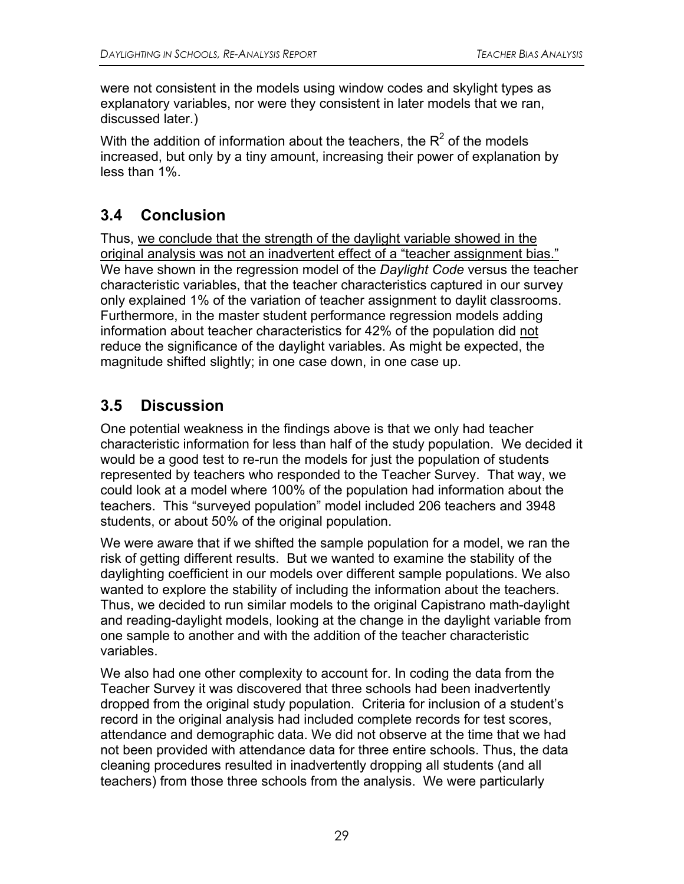were not consistent in the models using window codes and skylight types as explanatory variables, nor were they consistent in later models that we ran, discussed later.)

With the addition of information about the teachers, the $R^2$ of the models increased, but only by a tiny amount, increasing their power of explanation by less than 1%.

## 3.4 Conclusion

Thus, <u>we conclude that the strength of the daylight variable showed in the original analysis was not an inadvertent effect of a "teacher assignment bias."</u> We have shown in the regression model of the *Daylight Code* versus the teacher characteristic variables, that the teacher characteristics captured in our survey only explained 1% of the variation of teacher assignment to daylit classrooms. Furthermore, in the master student performance regression models adding information about teacher characteristics for 42% of the population did <u>not</u> reduce the significance of the daylight variables. As might be expected, the magnitude shifted slightly; in one case down, in one case up.

## 3.5 Discussion

One potential weakness in the findings above is that we only had teacher characteristic information for less than half of the study population. We decided it would be a good test to re-run the models for just the population of students represented by teachers who responded to the Teacher Survey. That way, we could look at a model where 100% of the population had information about the teachers. This "surveyed population" model included 206 teachers and 3948 students, or about 50% of the original population.

We were aware that if we shifted the sample population for a model, we ran the risk of getting different results. But we wanted to examine the stability of the daylighting coefficient in our models over different sample populations. We also wanted to explore the stability of including the information about the teachers. Thus, we decided to run similar models to the original Capistrano math-daylight and reading-daylight models, looking at the change in the daylight variable from one sample to another and with the addition of the teacher characteristic variables.

We also had one other complexity to account for. In coding the data from the Teacher Survey it was discovered that three schools had been inadvertently dropped from the original study population. Criteria for inclusion of a student's record in the original analysis had included complete records for test scores, attendance and demographic data. We did not observe at the time that we had not been provided with attendance data for three entire schools. Thus, the data cleaning procedures resulted in inadvertently dropping all students (and all teachers) from those three schools from the analysis. We were particularly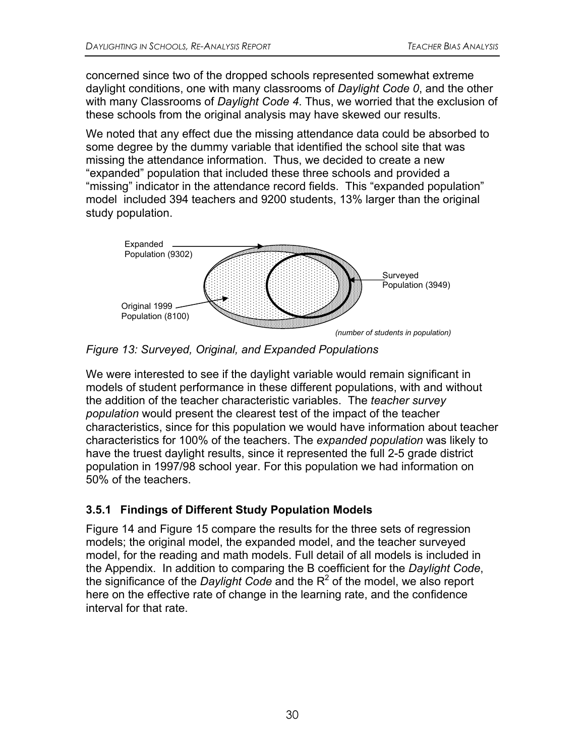concerned since two of the dropped schools represented somewhat extreme daylight conditions, one with many classrooms of *Daylight Code 0*, and the other with many Classrooms of *Daylight Code 4*. Thus, we worried that the exclusion of these schools from the original analysis may have skewed our results.

We noted that any effect due the missing attendance data could be absorbed to some degree by the dummy variable that identified the school site that was missing the attendance information. Thus, we decided to create a new "expanded" population that included these three schools and provided a "missing" indicator in the attendance record fields. This "expanded population" model included 394 teachers and 9200 students, 13% larger than the original study population.

Expanded Population (9302)

Surveyed Population (3949)

Original 1999 Population (8100)

*(number of students in population)*

*Figure 13: Surveyed, Original, and Expanded Populations*

We were interested to see if the daylight variable would remain significant in models of student performance in these different populations, with and without the addition of the teacher characteristic variables. The *teacher survey population* would present the clearest test of the impact of the teacher characteristics, since for this population we would have information about teacher characteristics for 100% of the teachers. The *expanded population* was likely to have the truest daylight results, since it represented the full 2-5 grade district population in 1997/98 school year. For this population we had information on 50% of the teachers.

### 3.5.1 Findings of Different Study Population Models

Figure 14 and Figure 15 compare the results for the three sets of regression models; the original model, the expanded model, and the teacher surveyed model, for the reading and math models. Full detail of all models is included in the Appendix. In addition to comparing the B coefficient for the *Daylight Code*, the significance of the *Daylight Code* and the $R^2$ of the model, we also report here on the effective rate of change in the learning rate, and the confidence interval for that rate.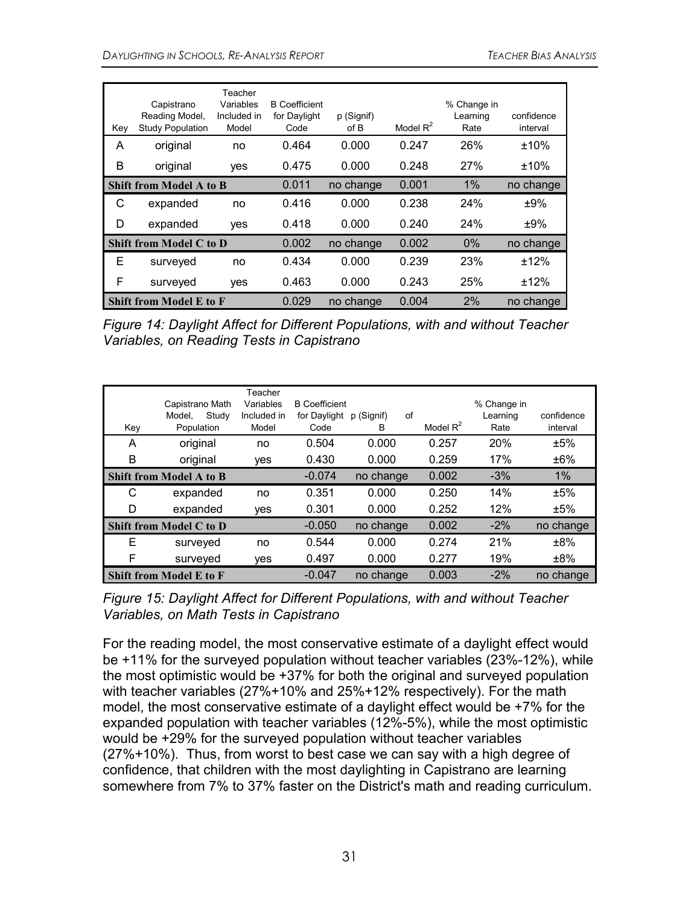| Key | Capistrano Reading Model, Study Population | Teacher Variables Included in Model | B Coefficient for Daylight Code | p (Signif) of B | Model $R^2$ | % Change in Learning Rate | confidence interval |
|---|---|---|---|---|---|---|---|
| A | original | no | 0.464 | 0.000 | 0.247 | 26% | ±10% |
| B | original | yes | 0.475 | 0.000 | 0.248 | 27% | ±10% |
| **Shift from Model A to B** | | | 0.011 | no change | 0.001 | 1% | no change |
| C | expanded | no | 0.416 | 0.000 | 0.238 | 24% | ±9% |
| D | expanded | yes | 0.418 | 0.000 | 0.240 | 24% | ±9% |
| **Shift from Model C to D** | | | 0.002 | no change | 0.002 | 0% | no change |
| E | surveyed | no | 0.434 | 0.000 | 0.239 | 23% | ±12% |
| F | surveyed | yes | 0.463 | 0.000 | 0.243 | 25% | ±12% |
| **Shift from Model E to F** | | | 0.029 | no change | 0.004 | 2% | no change |

*Figure 14: Daylight Affect for Different Populations, with and without Teacher Variables, on Reading Tests in Capistrano*

| Key | Capistrano Math Model, Study Population | Teacher Variables Included in Model | B Coefficient for Daylight Code | p (Signif) of B | Model $R^2$ | % Change in Learning Rate | confidence interval |
|---|---|---|---|---|---|---|---|
| A | original | no | 0.504 | 0.000 | 0.257 | 20% | ±5% |
| B | original | yes | 0.430 | 0.000 | 0.259 | 17% | ±6% |
| **Shift from Model A to B** | | | -0.074 | no change | 0.002 | -3% | 1% |
| C | expanded | no | 0.351 | 0.000 | 0.250 | 14% | ±5% |
| D | expanded | yes | 0.301 | 0.000 | 0.252 | 12% | ±5% |
| **Shift from Model C to D** | | | -0.050 | no change | 0.002 | -2% | no change |
| E | surveyed | no | 0.544 | 0.000 | 0.274 | 21% | ±8% |
| F | surveyed | yes | 0.497 | 0.000 | 0.277 | 19% | ±8% |
| **Shift from Model E to F** | | | -0.047 | no change | 0.003 | -2% | no change |

*Figure 15: Daylight Affect for Different Populations, with and without Teacher Variables, on Math Tests in Capistrano*

For the reading model, the most conservative estimate of a daylight effect would be +11% for the surveyed population without teacher variables (23%-12%), while the most optimistic would be +37% for both the original and surveyed population with teacher variables (27%+10% and 25%+12% respectively). For the math model, the most conservative estimate of a daylight effect would be +7% for the expanded population with teacher variables (12%-5%), while the most optimistic would be +29% for the surveyed population without teacher variables (27%+10%). Thus, from worst to best case we can say with a high degree of confidence, that children with the most daylighting in Capistrano are learning somewhere from 7% to 37% faster on the District's math and reading curriculum.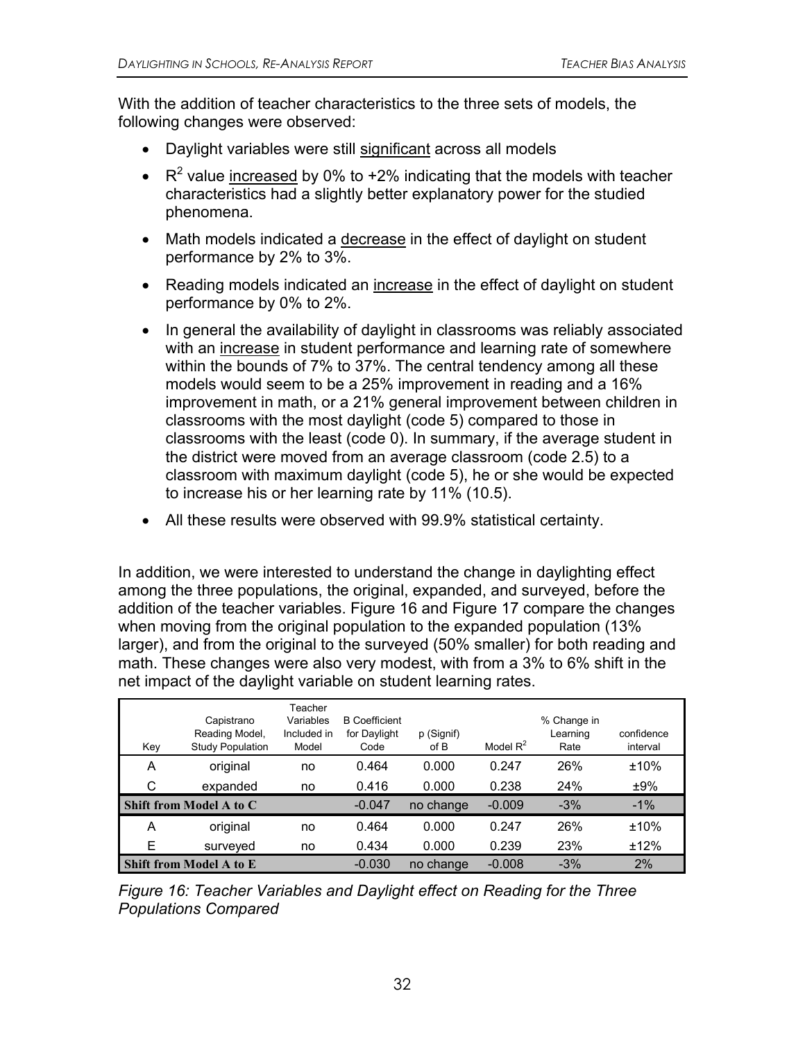With the addition of teacher characteristics to the three sets of models, the following changes were observed:

- Daylight variables were still significant across all models
- $R^2$ value increased by 0% to +2% indicating that the models with teacher characteristics had a slightly better explanatory power for the studied phenomena.
- Math models indicated a decrease in the effect of daylight on student performance by 2% to 3%.
- Reading models indicated an increase in the effect of daylight on student performance by 0% to 2%.
- In general the availability of daylight in classrooms was reliably associated with an increase in student performance and learning rate of somewhere within the bounds of 7% to 37%. The central tendency among all these models would seem to be a 25% improvement in reading and a 16% improvement in math, or a 21% general improvement between children in classrooms with the most daylight (code 5) compared to those in classrooms with the least (code 0). In summary, if the average student in the district were moved from an average classroom (code 2.5) to a classroom with maximum daylight (code 5), he or she would be expected to increase his or her learning rate by 11% (10.5).
- All these results were observed with 99.9% statistical certainty.

In addition, we were interested to understand the change in daylighting effect among the three populations, the original, expanded, and surveyed, before the addition of the teacher variables. Figure 16 and Figure 17 compare the changes when moving from the original population to the expanded population (13% larger), and from the original to the surveyed (50% smaller) for both reading and math. These changes were also very modest, with from a 3% to 6% shift in the net impact of the daylight variable on student learning rates.

| Key | Capistrano Reading Model, Study Population | Teacher Variables Included in Model | B Coefficient for Daylight Code | p (Signif) of B | Model $R^2$ | % Change in Learning Rate | confidence interval |
|---|---|---|---|---|---|---|---|
| A | original | no | 0.464 | 0.000 | 0.247 | 26% | ±10% |
| C | expanded | no | 0.416 | 0.000 | 0.238 | 24% | ±9% |
| **Shift from Model A to C** | | | -0.047 | no change | -0.009 | -3% | -1% |
| A | original | no | 0.464 | 0.000 | 0.247 | 26% | ±10% |
| E | surveyed | no | 0.434 | 0.000 | 0.239 | 23% | ±12% |
| **Shift from Model A to E** | | | -0.030 | no change | -0.008 | -3% | 2% |

*Figure 16: Teacher Variables and Daylight effect on Reading for the Three Populations Compared*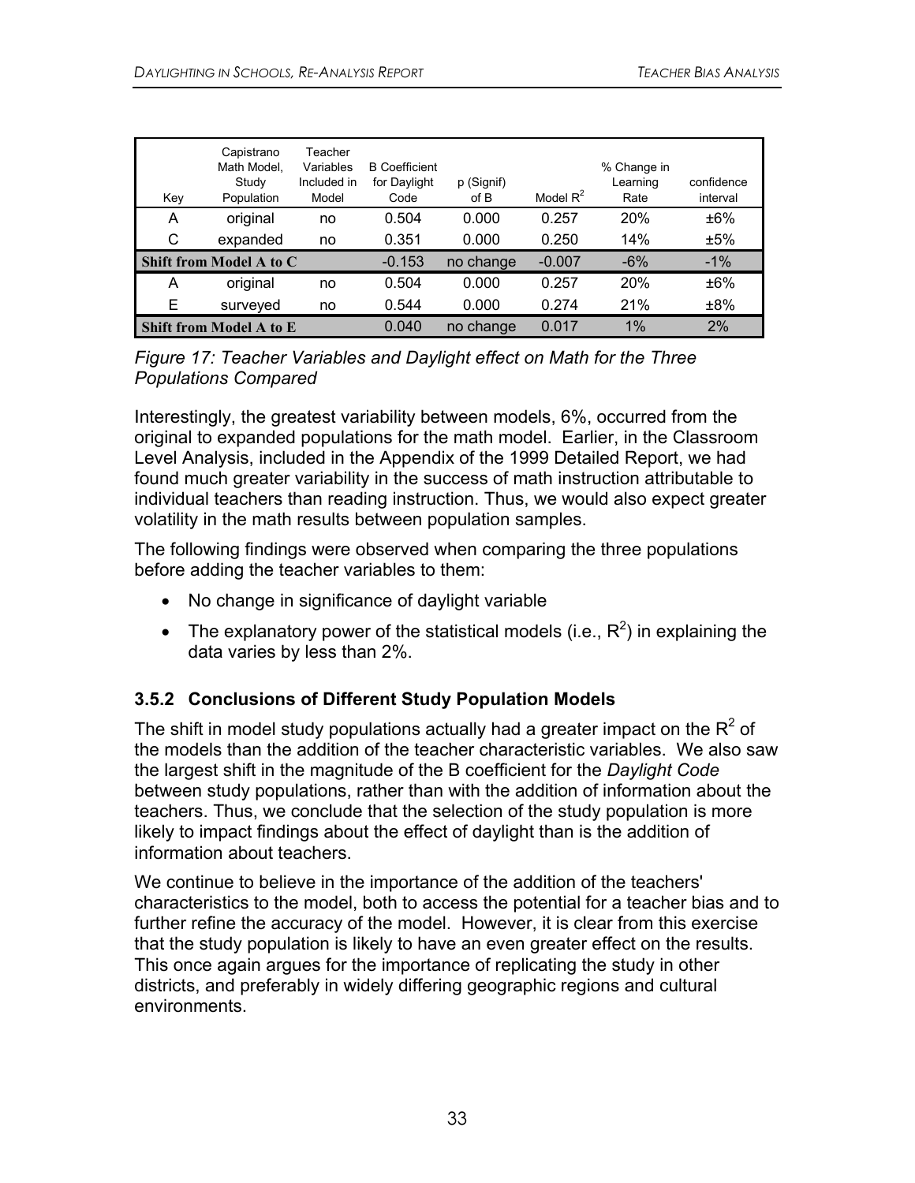| Key | Capistrano Math Model, Study Population | Teacher Variables Included in Model | B Coefficient for Daylight Code | p (Signif) of B | Model $R^2$ | % Change in Learning Rate | confidence interval |
|---|---|---|---|---|---|---|---|
| A | original | no | 0.504 | 0.000 | 0.257 | 20% | ±6% |
| C | expanded | no | 0.351 | 0.000 | 0.250 | 14% | ±5% |
| **Shift from Model A to C** | | | -0.153 | no change | -0.007 | -6% | -1% |
| A | original | no | 0.504 | 0.000 | 0.257 | 20% | ±6% |
| E | surveyed | no | 0.544 | 0.000 | 0.274 | 21% | ±8% |
| **Shift from Model A to E** | | | 0.040 | no change | 0.017 | 1% | 2% |

*Figure 17: Teacher Variables and Daylight effect on Math for the Three Populations Compared*

Interestingly, the greatest variability between models, 6%, occurred from the original to expanded populations for the math model. Earlier, in the Classroom Level Analysis, included in the Appendix of the 1999 Detailed Report, we had found much greater variability in the success of math instruction attributable to individual teachers than reading instruction. Thus, we would also expect greater volatility in the math results between population samples.

The following findings were observed when comparing the three populations before adding the teacher variables to them:

- No change in significance of daylight variable
- The explanatory power of the statistical models (i.e., $R^2$) in explaining the data varies by less than 2%.

### 3.5.2 Conclusions of Different Study Population Models

The shift in model study populations actually had a greater impact on the $R^2$ of the models than the addition of the teacher characteristic variables. We also saw the largest shift in the magnitude of the B coefficient for the *Daylight Code* between study populations, rather than with the addition of information about the teachers. Thus, we conclude that the selection of the study population is more likely to impact findings about the effect of daylight than is the addition of information about teachers.

We continue to believe in the importance of the addition of the teachers' characteristics to the model, both to access the potential for a teacher bias and to further refine the accuracy of the model. However, it is clear from this exercise that the study population is likely to have an even greater effect on the results. This once again argues for the importance of replicating the study in other districts, and preferably in widely differing geographic regions and cultural environments.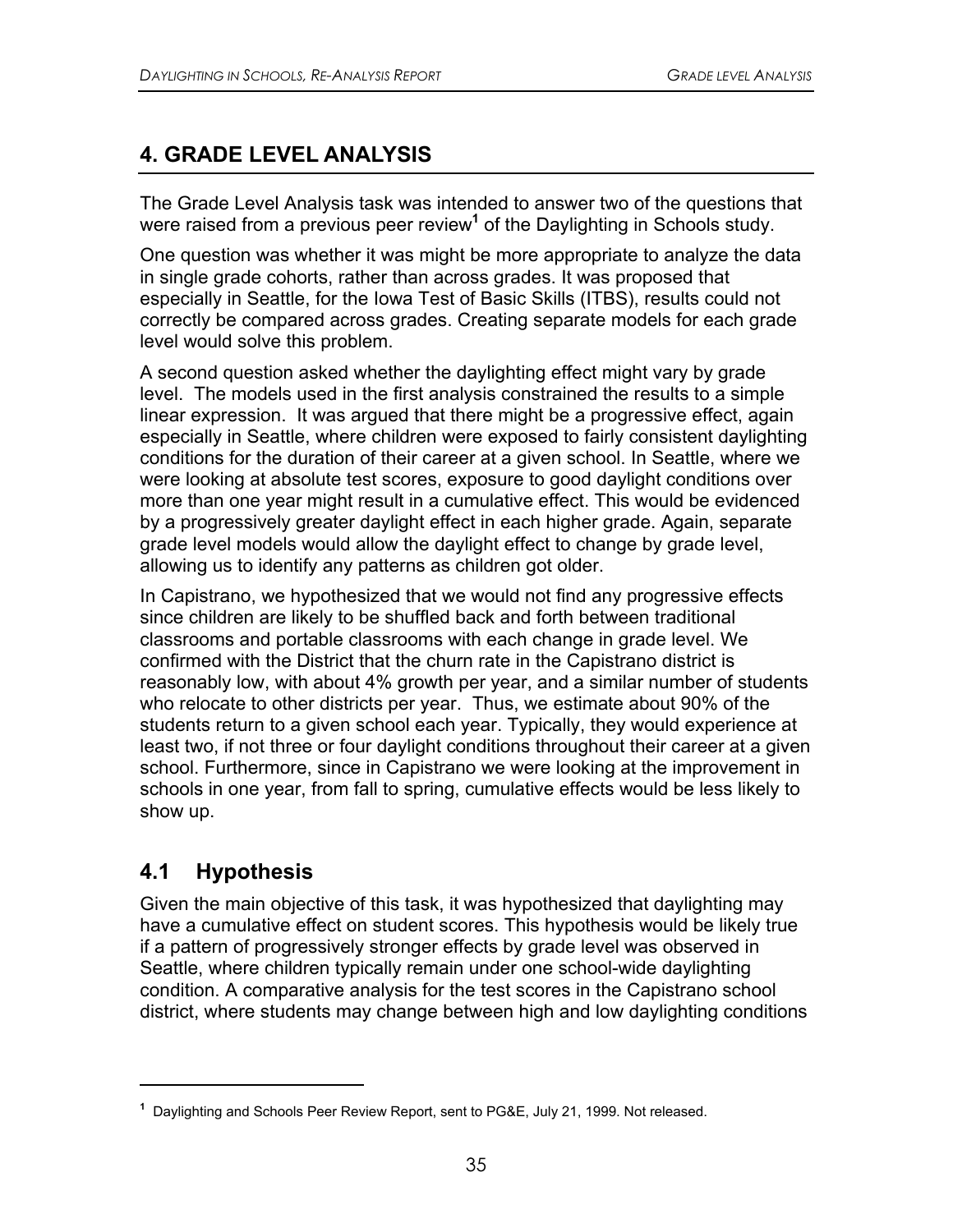# 4. GRADE LEVEL ANALYSIS

The Grade Level Analysis task was intended to answer two of the questions that were raised from a previous peer review[1] of the Daylighting in Schools study.

One question was whether it was might be more appropriate to analyze the data in single grade cohorts, rather than across grades. It was proposed that especially in Seattle, for the Iowa Test of Basic Skills (ITBS), results could not correctly be compared across grades. Creating separate models for each grade level would solve this problem.

A second question asked whether the daylighting effect might vary by grade level. The models used in the first analysis constrained the results to a simple linear expression. It was argued that there might be a progressive effect, again especially in Seattle, where children were exposed to fairly consistent daylighting conditions for the duration of their career at a given school. In Seattle, where we were looking at absolute test scores, exposure to good daylight conditions over more than one year might result in a cumulative effect. This would be evidenced by a progressively greater daylight effect in each higher grade. Again, separate grade level models would allow the daylight effect to change by grade level, allowing us to identify any patterns as children got older.

In Capistrano, we hypothesized that we would not find any progressive effects since children are likely to be shuffled back and forth between traditional classrooms and portable classrooms with each change in grade level. We confirmed with the District that the churn rate in the Capistrano district is reasonably low, with about 4% growth per year, and a similar number of students who relocate to other districts per year. Thus, we estimate about 90% of the students return to a given school each year. Typically, they would experience at least two, if not three or four daylight conditions throughout their career at a given school. Furthermore, since in Capistrano we were looking at the improvement in schools in one year, from fall to spring, cumulative effects would be less likely to show up.

## 4.1 Hypothesis

Given the main objective of this task, it was hypothesized that daylighting may have a cumulative effect on student scores. This hypothesis would be likely true if a pattern of progressively stronger effects by grade level was observed in Seattle, where children typically remain under one school-wide daylighting condition. A comparative analysis for the test scores in the Capistrano school district, where students may change between high and low daylighting conditions

---

[1] Daylighting and Schools Peer Review Report, sent to PG&E, July 21, 1999. Not released.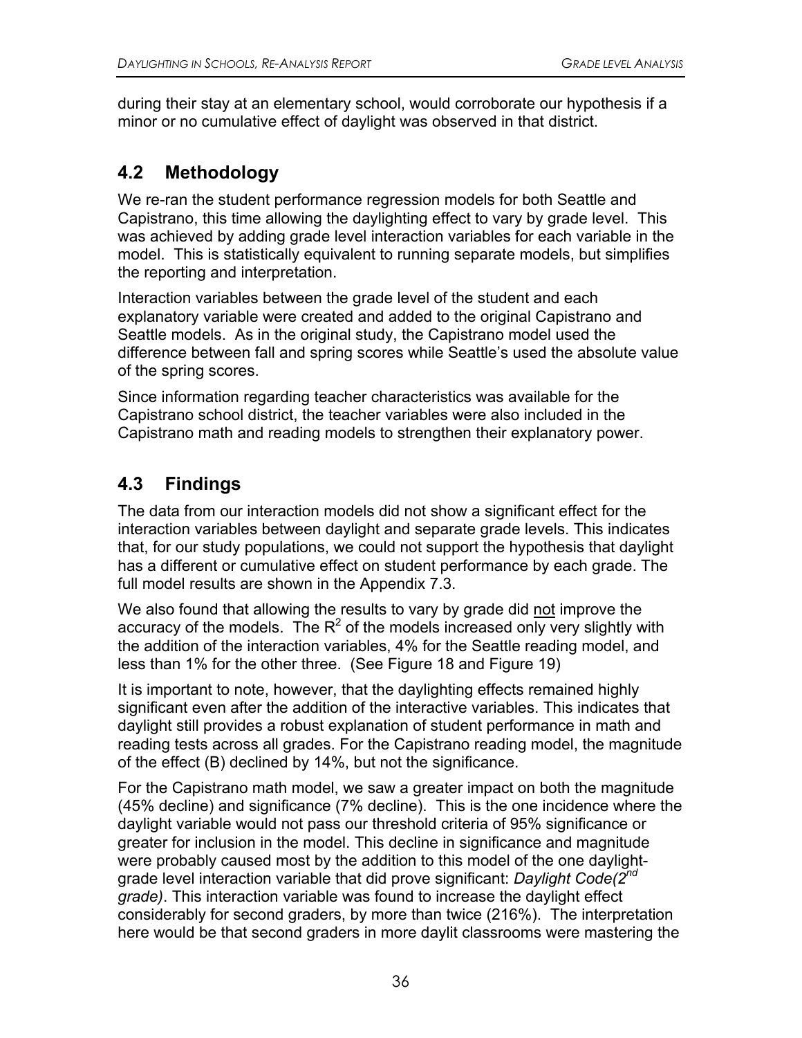during their stay at an elementary school, would corroborate our hypothesis if a minor or no cumulative effect of daylight was observed in that district.

## 4.2 Methodology

We re-ran the student performance regression models for both Seattle and Capistrano, this time allowing the daylighting effect to vary by grade level. This was achieved by adding grade level interaction variables for each variable in the model. This is statistically equivalent to running separate models, but simplifies the reporting and interpretation.

Interaction variables between the grade level of the student and each explanatory variable were created and added to the original Capistrano and Seattle models. As in the original study, the Capistrano model used the difference between fall and spring scores while Seattle's used the absolute value of the spring scores.

Since information regarding teacher characteristics was available for the Capistrano school district, the teacher variables were also included in the Capistrano math and reading models to strengthen their explanatory power.

## 4.3 Findings

The data from our interaction models did not show a significant effect for the interaction variables between daylight and separate grade levels. This indicates that, for our study populations, we could not support the hypothesis that daylight has a different or cumulative effect on student performance by each grade. The full model results are shown in the Appendix 7.3.

We also found that allowing the results to vary by grade did not improve the accuracy of the models. The $R^2$ of the models increased only very slightly with the addition of the interaction variables, 4% for the Seattle reading model, and less than 1% for the other three. (See Figure 18 and Figure 19)

It is important to note, however, that the daylighting effects remained highly significant even after the addition of the interactive variables. This indicates that daylight still provides a robust explanation of student performance in math and reading tests across all grades. For the Capistrano reading model, the magnitude of the effect (B) declined by 14%, but not the significance.

For the Capistrano math model, we saw a greater impact on both the magnitude (45% decline) and significance (7% decline). This is the one incidence where the daylight variable would not pass our threshold criteria of 95% significance or greater for inclusion in the model. This decline in significance and magnitude were probably caused most by the addition to this model of the one daylight-grade level interaction variable that did prove significant: *Daylight Code(2nd grade)*. This interaction variable was found to increase the daylight effect considerably for second graders, by more than twice (216%). The interpretation here would be that second graders in more daylit classrooms were mastering the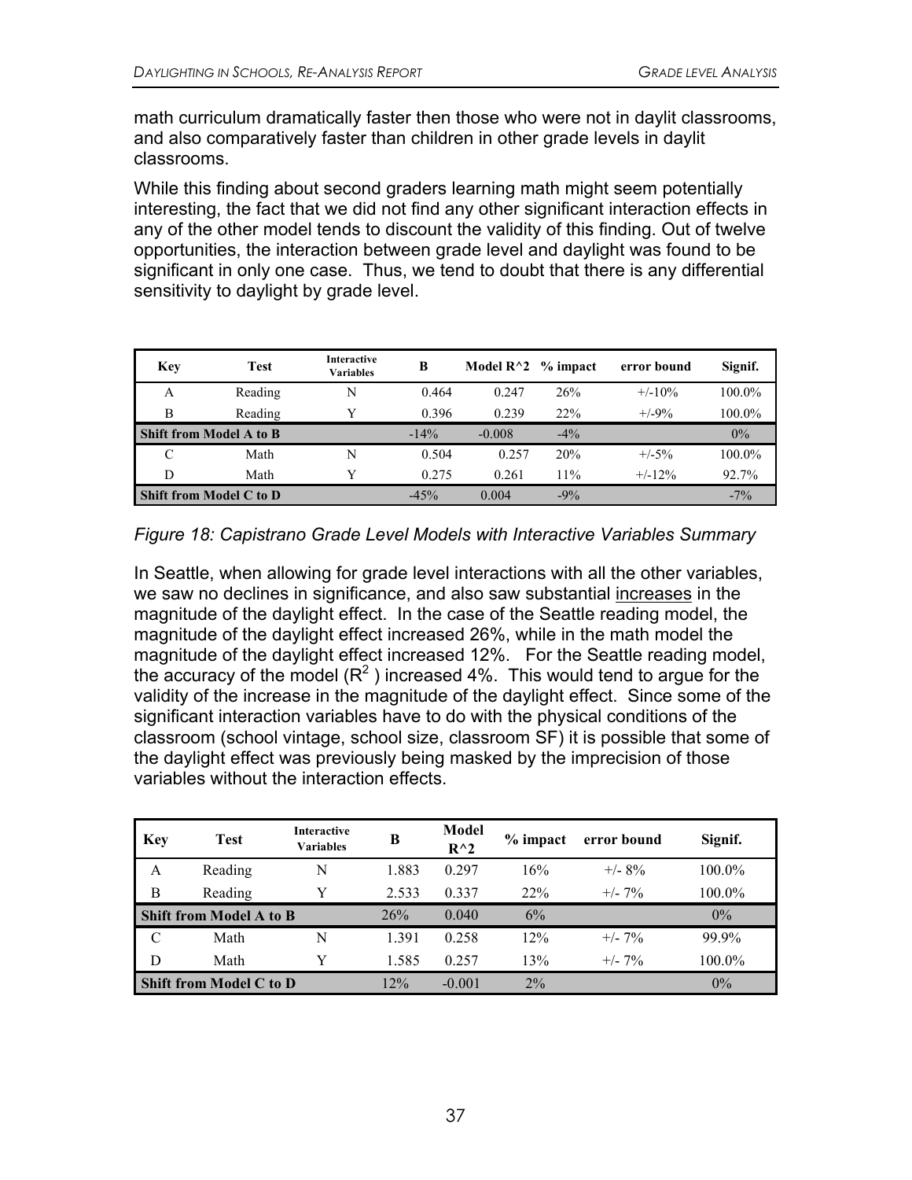math curriculum dramatically faster then those who were not in daylit classrooms, and also comparatively faster than children in other grade levels in daylit classrooms.

While this finding about second graders learning math might seem potentially interesting, the fact that we did not find any other significant interaction effects in any of the other model tends to discount the validity of this finding. Out of twelve opportunities, the interaction between grade level and daylight was found to be significant in only one case. Thus, we tend to doubt that there is any differential sensitivity to daylight by grade level.

| Key | Test | Interactive Variables | B | Model R^2 | % impact | error bound | Signif. |
|---|---|---|---|---|---|---|---|
| A | Reading | N | 0.464 | 0.247 | 26% | +/-10% | 100.0% |
| B | Reading | Y | 0.396 | 0.239 | 22% | +/-9% | 100.0% |
| **Shift from Model A to B** | | | -14% | -0.008 | -4% | | 0% |
| C | Math | N | 0.504 | 0.257 | 20% | +/-5% | 100.0% |
| D | Math | Y | 0.275 | 0.261 | 11% | +/-12% | 92.7% |
| **Shift from Model C to D** | | | -45% | 0.004 | -9% | | -7% |

*Figure 18: Capistrano Grade Level Models with Interactive Variables Summary*

In Seattle, when allowing for grade level interactions with all the other variables, we saw no declines in significance, and also saw substantial increases in the magnitude of the daylight effect. In the case of the Seattle reading model, the magnitude of the daylight effect increased 26%, while in the math model the magnitude of the daylight effect increased 12%. For the Seattle reading model, the accuracy of the model ($R^2$) increased 4%. This would tend to argue for the validity of the increase in the magnitude of the daylight effect. Since some of the significant interaction variables have to do with the physical conditions of the classroom (school vintage, school size, classroom SF) it is possible that some of the daylight effect was previously being masked by the imprecision of those variables without the interaction effects.

| Key | Test | Interactive Variables | B | Model R^2 | % impact | error bound | Signif. |
|---|---|---|---|---|---|---|---|
| A | Reading | N | 1.883 | 0.297 | 16% | +/- 8% | 100.0% |
| B | Reading | Y | 2.533 | 0.337 | 22% | +/- 7% | 100.0% |
| **Shift from Model A to B** | | | 26% | 0.040 | 6% | | 0% |
| C | Math | N | 1.391 | 0.258 | 12% | +/- 7% | 99.9% |
| D | Math | Y | 1.585 | 0.257 | 13% | +/- 7% | 100.0% |
| **Shift from Model C to D** | | | 12% | -0.001 | 2% | | 0% |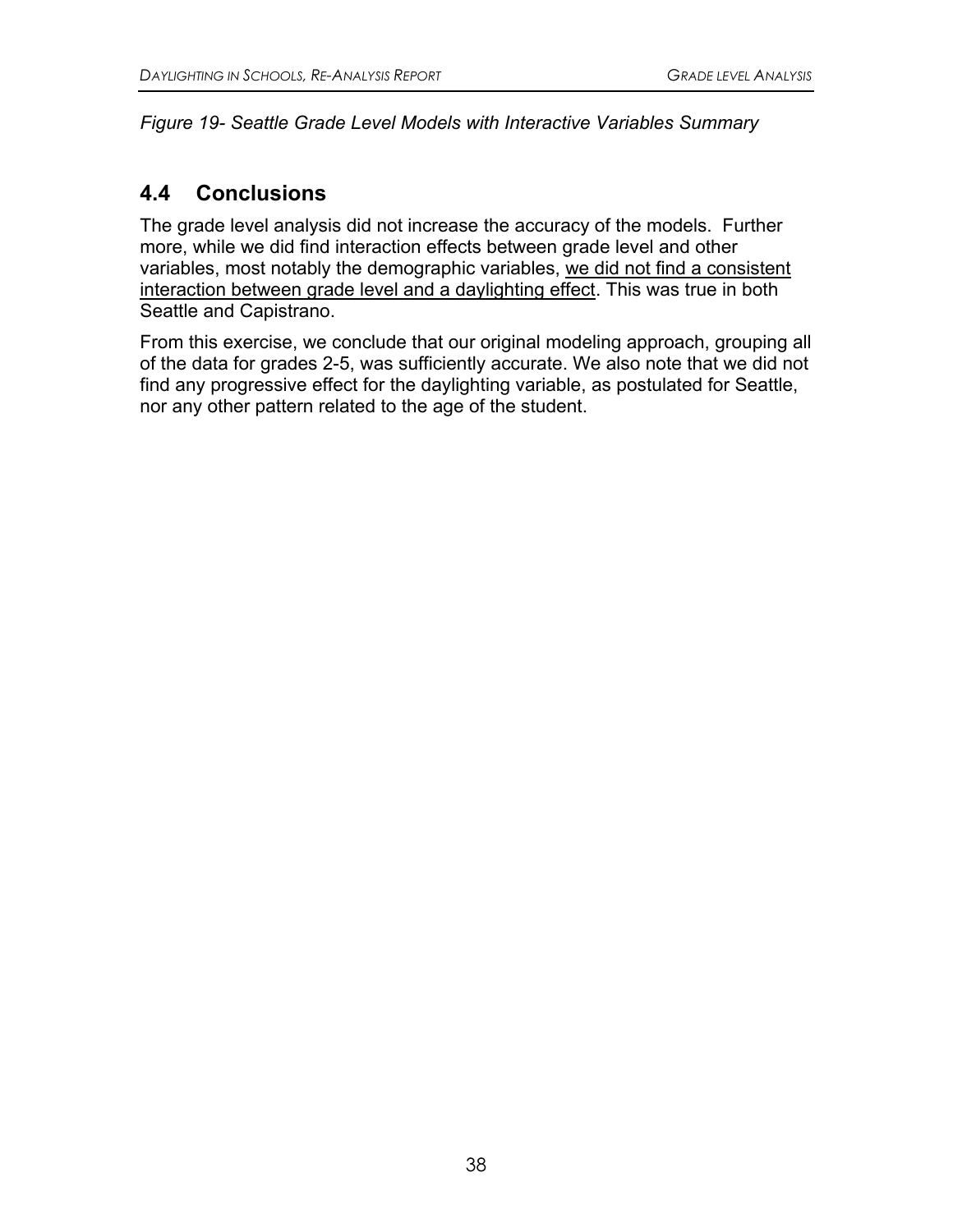*Figure 19- Seattle Grade Level Models with Interactive Variables Summary*

## 4.4 Conclusions

The grade level analysis did not increase the accuracy of the models. Further more, while we did find interaction effects between grade level and other variables, most notably the demographic variables, <u>we did not find a consistent interaction between grade level and a daylighting effect</u>. This was true in both Seattle and Capistrano.

From this exercise, we conclude that our original modeling approach, grouping all of the data for grades 2-5, was sufficiently accurate. We also note that we did not find any progressive effect for the daylighting variable, as postulated for Seattle, nor any other pattern related to the age of the student.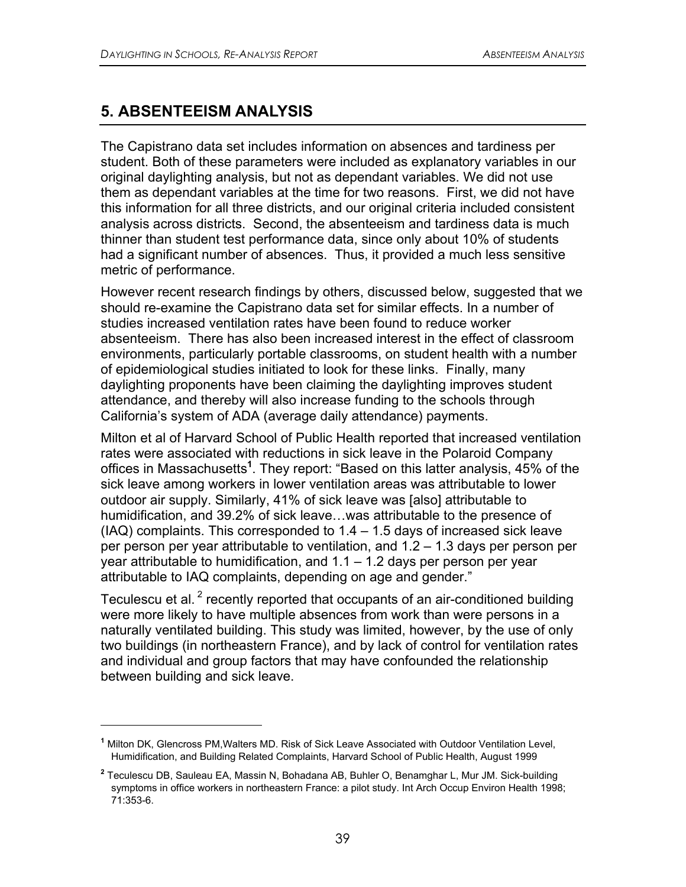## 5. ABSENTEEISM ANALYSIS

The Capistrano data set includes information on absences and tardiness per student. Both of these parameters were included as explanatory variables in our original daylighting analysis, but not as dependant variables. We did not use them as dependant variables at the time for two reasons. First, we did not have this information for all three districts, and our original criteria included consistent analysis across districts. Second, the absenteeism and tardiness data is much thinner than student test performance data, since only about 10% of students had a significant number of absences. Thus, it provided a much less sensitive metric of performance.

However recent research findings by others, discussed below, suggested that we should re-examine the Capistrano data set for similar effects. In a number of studies increased ventilation rates have been found to reduce worker absenteeism. There has also been increased interest in the effect of classroom environments, particularly portable classrooms, on student health with a number of epidemiological studies initiated to look for these links. Finally, many daylighting proponents have been claiming the daylighting improves student attendance, and thereby will also increase funding to the schools through California's system of ADA (average daily attendance) payments.

Milton et al of Harvard School of Public Health reported that increased ventilation rates were associated with reductions in sick leave in the Polaroid Company offices in Massachusetts[1]. They report: "Based on this latter analysis, 45% of the sick leave among workers in lower ventilation areas was attributable to lower outdoor air supply. Similarly, 41% of sick leave was [also] attributable to humidification, and 39.2% of sick leave…was attributable to the presence of (IAQ) complaints. This corresponded to 1.4 – 1.5 days of increased sick leave per person per year attributable to ventilation, and 1.2 – 1.3 days per person per year attributable to humidification, and 1.1 – 1.2 days per person per year attributable to IAQ complaints, depending on age and gender."

Teculescu et al.[2] recently reported that occupants of an air-conditioned building were more likely to have multiple absences from work than were persons in a naturally ventilated building. This study was limited, however, by the use of only two buildings (in northeastern France), and by lack of control for ventilation rates and individual and group factors that may have confounded the relationship between building and sick leave.

---

[1] Milton DK, Glencross PM, Walters MD. Risk of Sick Leave Associated with Outdoor Ventilation Level, Humidification, and Building Related Complaints, Harvard School of Public Health, August 1999

[2] Teculescu DB, Sauleau EA, Massin N, Bohadana AB, Buhler O, Benamghar L, Mur JM. Sick-building symptoms in office workers in northeastern France: a pilot study. Int Arch Occup Environ Health 1998; 71:353-6.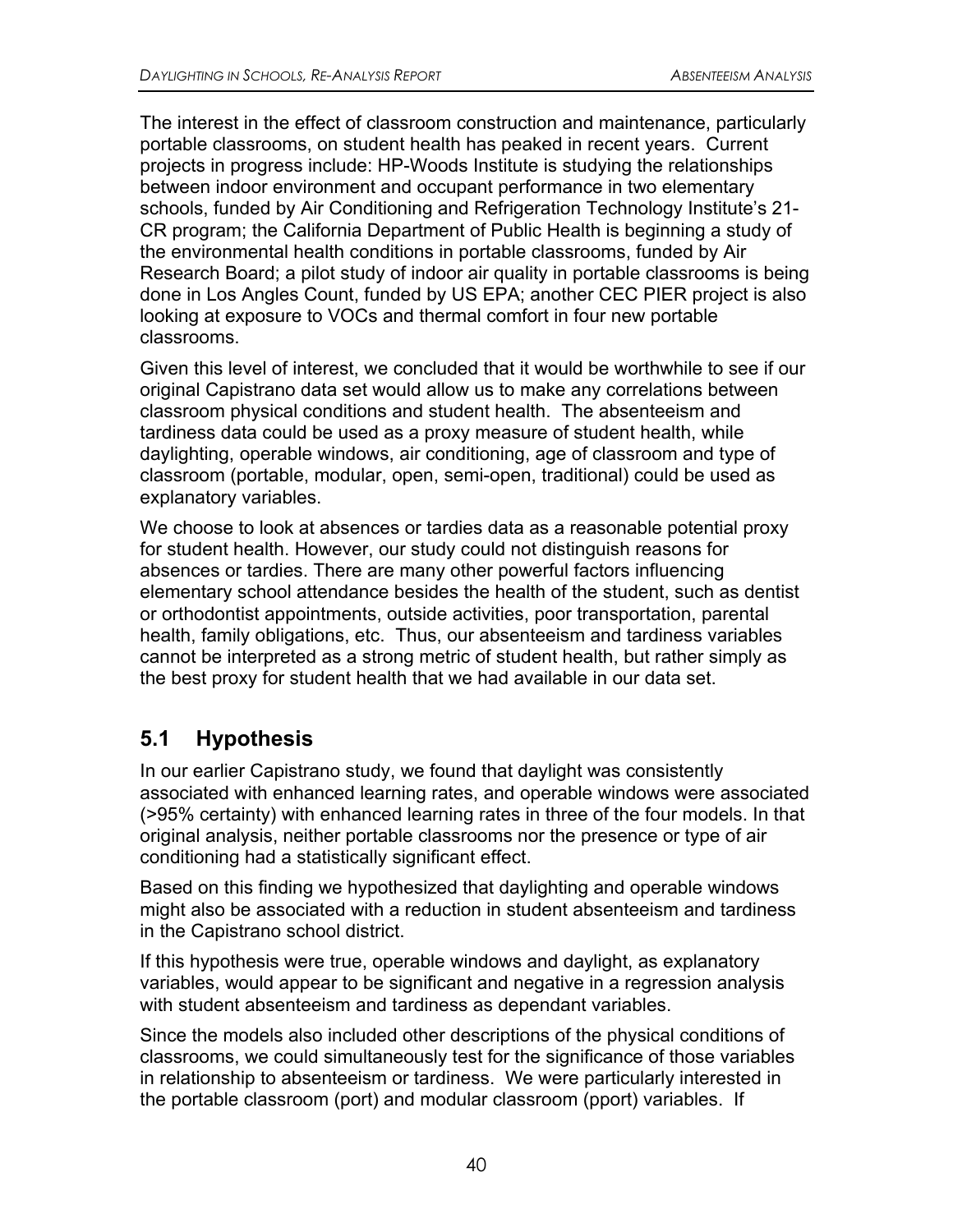The interest in the effect of classroom construction and maintenance, particularly portable classrooms, on student health has peaked in recent years. Current projects in progress include: HP-Woods Institute is studying the relationships between indoor environment and occupant performance in two elementary schools, funded by Air Conditioning and Refrigeration Technology Institute's 21-CR program; the California Department of Public Health is beginning a study of the environmental health conditions in portable classrooms, funded by Air Research Board; a pilot study of indoor air quality in portable classrooms is being done in Los Angles Count, funded by US EPA; another CEC PIER project is also looking at exposure to VOCs and thermal comfort in four new portable classrooms.

Given this level of interest, we concluded that it would be worthwhile to see if our original Capistrano data set would allow us to make any correlations between classroom physical conditions and student health. The absenteeism and tardiness data could be used as a proxy measure of student health, while daylighting, operable windows, air conditioning, age of classroom and type of classroom (portable, modular, open, semi-open, traditional) could be used as explanatory variables.

We choose to look at absences or tardies data as a reasonable potential proxy for student health. However, our study could not distinguish reasons for absences or tardies. There are many other powerful factors influencing elementary school attendance besides the health of the student, such as dentist or orthodontist appointments, outside activities, poor transportation, parental health, family obligations, etc. Thus, our absenteeism and tardiness variables cannot be interpreted as a strong metric of student health, but rather simply as the best proxy for student health that we had available in our data set.

## 5.1 Hypothesis

In our earlier Capistrano study, we found that daylight was consistently associated with enhanced learning rates, and operable windows were associated (>95% certainty) with enhanced learning rates in three of the four models. In that original analysis, neither portable classrooms nor the presence or type of air conditioning had a statistically significant effect.

Based on this finding we hypothesized that daylighting and operable windows might also be associated with a reduction in student absenteeism and tardiness in the Capistrano school district.

If this hypothesis were true, operable windows and daylight, as explanatory variables, would appear to be significant and negative in a regression analysis with student absenteeism and tardiness as dependant variables.

Since the models also included other descriptions of the physical conditions of classrooms, we could simultaneously test for the significance of those variables in relationship to absenteeism or tardiness. We were particularly interested in the portable classroom (port) and modular classroom (pport) variables. If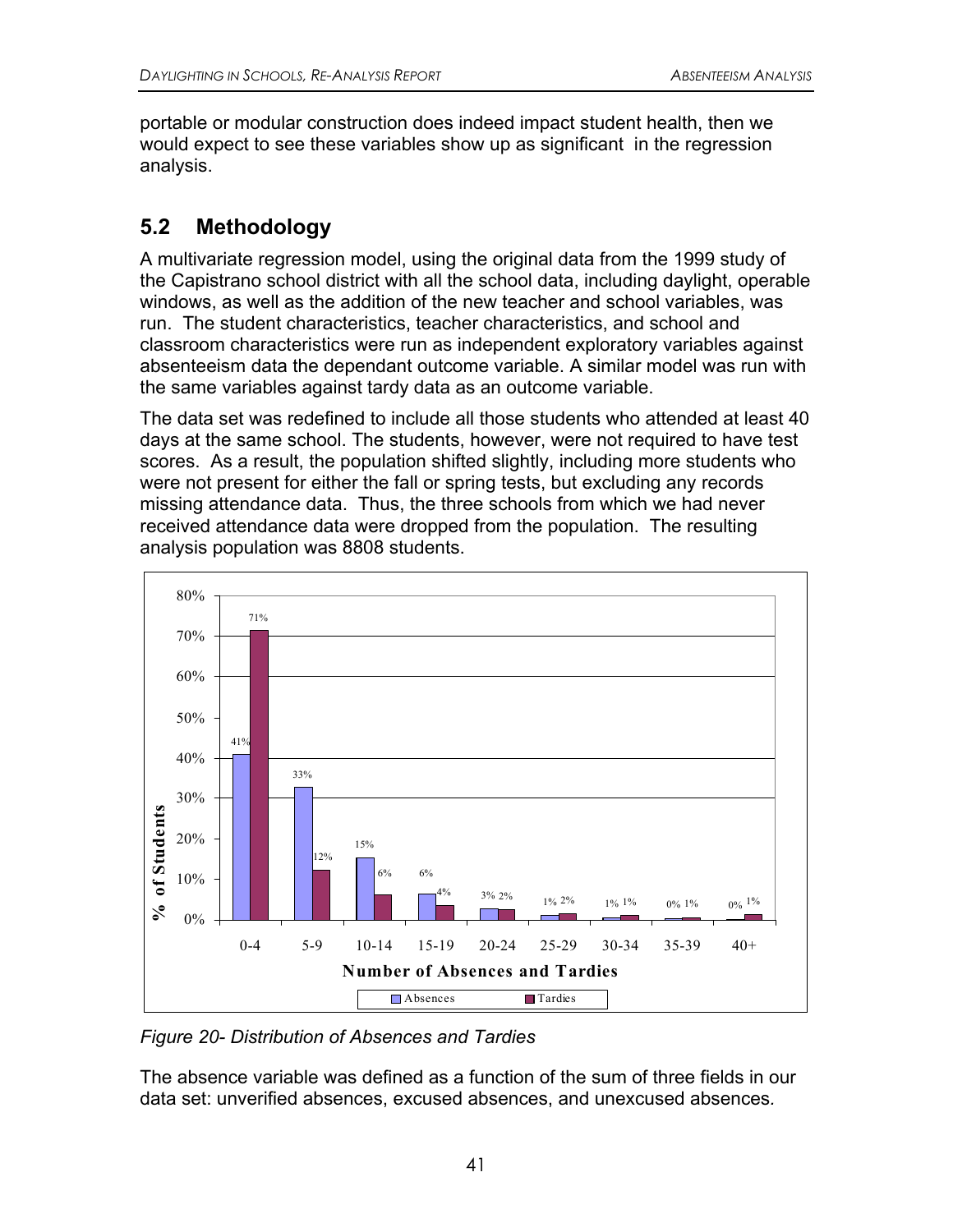portable or modular construction does indeed impact student health, then we would expect to see these variables show up as significant in the regression analysis.

## 5.2 Methodology

A multivariate regression model, using the original data from the 1999 study of the Capistrano school district with all the school data, including daylight, operable windows, as well as the addition of the new teacher and school variables, was run. The student characteristics, teacher characteristics, and school and classroom characteristics were run as independent exploratory variables against absenteeism data the dependant outcome variable. A similar model was run with the same variables against tardy data as an outcome variable.

The data set was redefined to include all those students who attended at least 40 days at the same school. The students, however, were not required to have test scores. As a result, the population shifted slightly, including more students who were not present for either the fall or spring tests, but excluding any records missing attendance data. Thus, the three schools from which we had never received attendance data were dropped from the population. The resulting analysis population was 8808 students.

| Number of Absences and Tardies | Absences | Tardies |
|---|---|---|
| 0-4 | 41% | 71% |
| 5-9 | 33% | 12% |
| 10-14 | 15% | 6% |
| 15-19 | 6% | 4% |
| 20-24 | 3% | 2% |
| 25-29 | 1% | 2% |
| 30-34 | 1% | 1% |
| 35-39 | 0% | 1% |
| 40+ | 0% | 1% |

*Figure 20- Distribution of Absences and Tardies*

The absence variable was defined as a function of the sum of three fields in our data set: unverified absences, excused absences, and unexcused absences.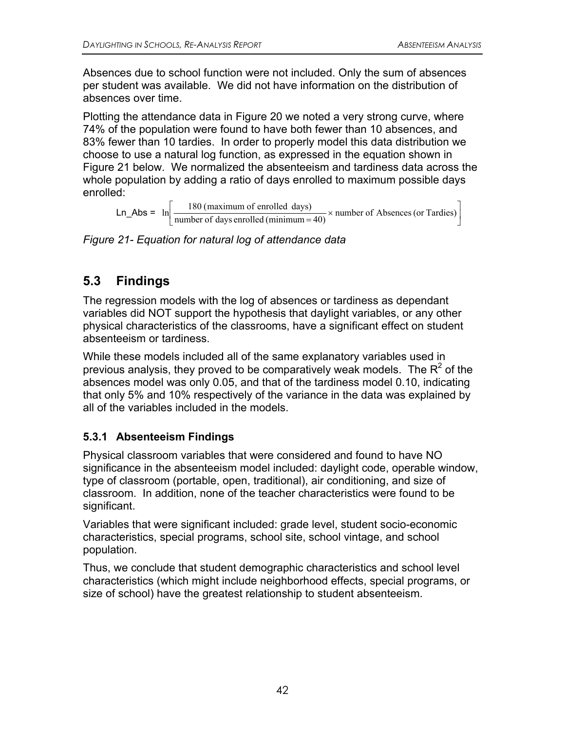Absences due to school function were not included. Only the sum of absences per student was available. We did not have information on the distribution of absences over time.

Plotting the attendance data in Figure 20 we noted a very strong curve, where 74% of the population were found to have both fewer than 10 absences, and 83% fewer than 10 tardies. In order to properly model this data distribution we choose to use a natural log function, as expressed in the equation shown in Figure 21 below. We normalized the absenteeism and tardiness data across the whole population by adding a ratio of days enrolled to maximum possible days enrolled:

$$\text{Ln\_Abs} = \ln\left[\frac{180\ (\text{maximum of enrolled days})}{\text{number of days enrolled (minimum} = 40)} \times \text{number of Absences (or Tardies)}\right]$$

*Figure 21- Equation for natural log of attendance data*

## 5.3 Findings

The regression models with the log of absences or tardiness as dependant variables did NOT support the hypothesis that daylight variables, or any other physical characteristics of the classrooms, have a significant effect on student absenteeism or tardiness.

While these models included all of the same explanatory variables used in previous analysis, they proved to be comparatively weak models. The $R^2$ of the absences model was only 0.05, and that of the tardiness model 0.10, indicating that only 5% and 10% respectively of the variance in the data was explained by all of the variables included in the models.

### 5.3.1 Absenteeism Findings

Physical classroom variables that were considered and found to have NO significance in the absenteeism model included: daylight code, operable window, type of classroom (portable, open, traditional), air conditioning, and size of classroom. In addition, none of the teacher characteristics were found to be significant.

Variables that were significant included: grade level, student socio-economic characteristics, special programs, school site, school vintage, and school population.

Thus, we conclude that student demographic characteristics and school level characteristics (which might include neighborhood effects, special programs, or size of school) have the greatest relationship to student absenteeism.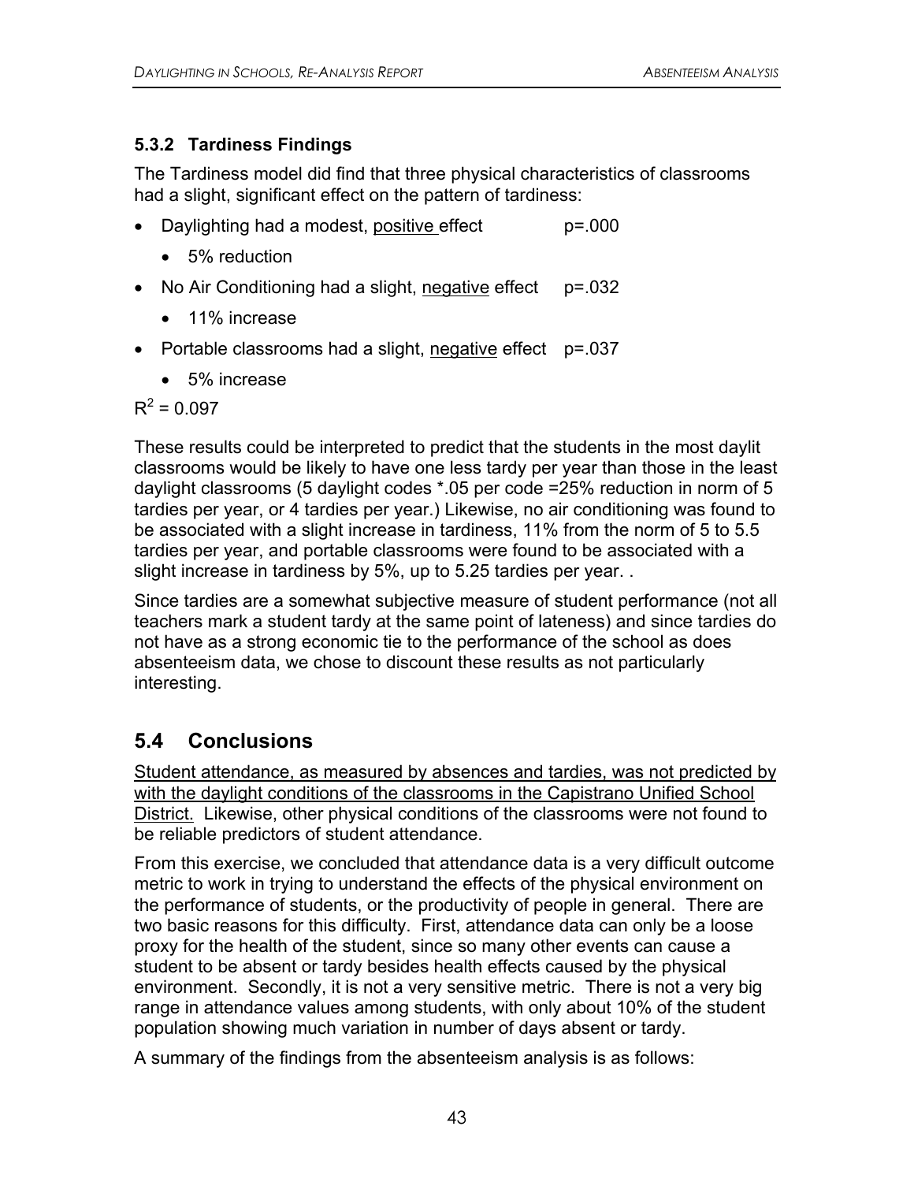### 5.3.2 Tardiness Findings

The Tardiness model did find that three physical characteristics of classrooms had a slight, significant effect on the pattern of tardiness:

- Daylighting had a modest, <u>positive</u> effect p=.000
  - 5% reduction
- No Air Conditioning had a slight, <u>negative</u> effect p=.032
  - 11% increase
- Portable classrooms had a slight, <u>negative</u> effect p=.037
  - 5% increase

$R^2 = 0.097$

These results could be interpreted to predict that the students in the most daylit classrooms would be likely to have one less tardy per year than those in the least daylight classrooms (5 daylight codes *.05 per code =25% reduction in norm of 5 tardies per year, or 4 tardies per year.) Likewise, no air conditioning was found to be associated with a slight increase in tardiness, 11% from the norm of 5 to 5.5 tardies per year, and portable classrooms were found to be associated with a slight increase in tardiness by 5%, up to 5.25 tardies per year. .

Since tardies are a somewhat subjective measure of student performance (not all teachers mark a student tardy at the same point of lateness) and since tardies do not have as a strong economic tie to the performance of the school as does absenteeism data, we chose to discount these results as not particularly interesting.

## 5.4 Conclusions

<u>Student attendance, as measured by absences and tardies, was not predicted by with the daylight conditions of the classrooms in the Capistrano Unified School District.</u> Likewise, other physical conditions of the classrooms were not found to be reliable predictors of student attendance.

From this exercise, we concluded that attendance data is a very difficult outcome metric to work in trying to understand the effects of the physical environment on the performance of students, or the productivity of people in general. There are two basic reasons for this difficulty. First, attendance data can only be a loose proxy for the health of the student, since so many other events can cause a student to be absent or tardy besides health effects caused by the physical environment. Secondly, it is not a very sensitive metric. There is not a very big range in attendance values among students, with only about 10% of the student population showing much variation in number of days absent or tardy.

A summary of the findings from the absenteeism analysis is as follows: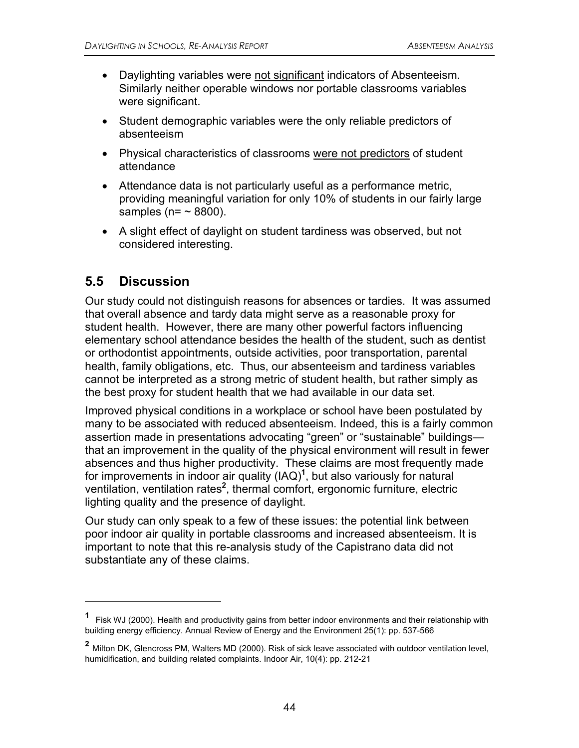- Daylighting variables were not significant indicators of Absenteeism. Similarly neither operable windows nor portable classrooms variables were significant.
- Student demographic variables were the only reliable predictors of absenteeism
- Physical characteristics of classrooms were not predictors of student attendance
- Attendance data is not particularly useful as a performance metric, providing meaningful variation for only 10% of students in our fairly large samples (n= ~ 8800).
- A slight effect of daylight on student tardiness was observed, but not considered interesting.

## 5.5 Discussion

Our study could not distinguish reasons for absences or tardies. It was assumed that overall absence and tardy data might serve as a reasonable proxy for student health. However, there are many other powerful factors influencing elementary school attendance besides the health of the student, such as dentist or orthodontist appointments, outside activities, poor transportation, parental health, family obligations, etc. Thus, our absenteeism and tardiness variables cannot be interpreted as a strong metric of student health, but rather simply as the best proxy for student health that we had available in our data set.

Improved physical conditions in a workplace or school have been postulated by many to be associated with reduced absenteeism. Indeed, this is a fairly common assertion made in presentations advocating “green” or “sustainable” buildings—that an improvement in the quality of the physical environment will result in fewer absences and thus higher productivity. These claims are most frequently made for improvements in indoor air quality (IAQ)[1], but also variously for natural ventilation, ventilation rates[2], thermal comfort, ergonomic furniture, electric lighting quality and the presence of daylight.

Our study can only speak to a few of these issues: the potential link between poor indoor air quality in portable classrooms and increased absenteeism. It is important to note that this re-analysis study of the Capistrano data did not substantiate any of these claims.

---

[1] Fisk WJ (2000). Health and productivity gains from better indoor environments and their relationship with building energy efficiency. Annual Review of Energy and the Environment 25(1): pp. 537-566

[2] Milton DK, Glencross PM, Walters MD (2000). Risk of sick leave associated with outdoor ventilation level, humidification, and building related complaints. Indoor Air, 10(4): pp. 212-21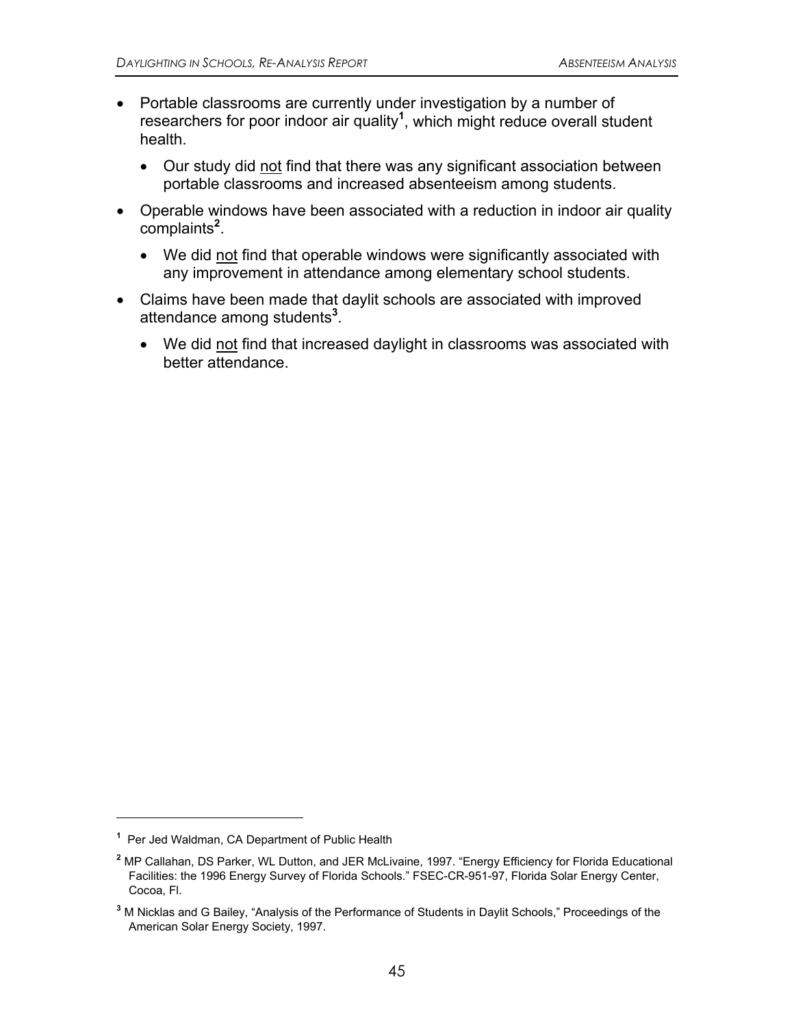- Portable classrooms are currently under investigation by a number of researchers for poor indoor air quality[1], which might reduce overall student health.
  - Our study did <u>not</u> find that there was any significant association between portable classrooms and increased absenteeism among students.
- Operable windows have been associated with a reduction in indoor air quality complaints[2].
  - We did <u>not</u> find that operable windows were significantly associated with any improvement in attendance among elementary school students.
- Claims have been made that daylit schools are associated with improved attendance among students[3].
  - We did <u>not</u> find that increased daylight in classrooms was associated with better attendance.

---

[1] Per Jed Waldman, CA Department of Public Health

[2] MP Callahan, DS Parker, WL Dutton, and JER McLivaine, 1997. "Energy Efficiency for Florida Educational Facilities: the 1996 Energy Survey of Florida Schools." FSEC-CR-951-97, Florida Solar Energy Center, Cocoa, Fl.

[3] M Nicklas and G Bailey, "Analysis of the Performance of Students in Daylit Schools," Proceedings of the American Solar Energy Society, 1997.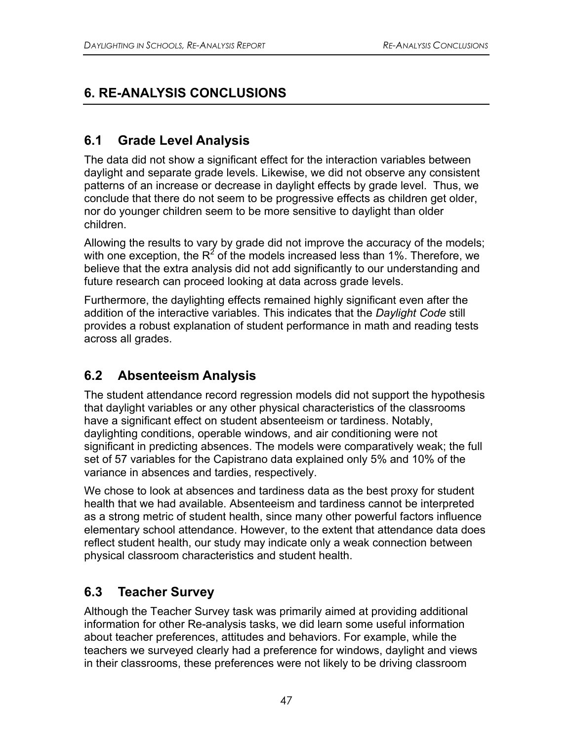# 6. RE-ANALYSIS CONCLUSIONS

## 6.1 Grade Level Analysis

The data did not show a significant effect for the interaction variables between daylight and separate grade levels. Likewise, we did not observe any consistent patterns of an increase or decrease in daylight effects by grade level. Thus, we conclude that there do not seem to be progressive effects as children get older, nor do younger children seem to be more sensitive to daylight than older children.

Allowing the results to vary by grade did not improve the accuracy of the models; with one exception, the $R^2$ of the models increased less than 1%. Therefore, we believe that the extra analysis did not add significantly to our understanding and future research can proceed looking at data across grade levels.

Furthermore, the daylighting effects remained highly significant even after the addition of the interactive variables. This indicates that the *Daylight Code* still provides a robust explanation of student performance in math and reading tests across all grades.

## 6.2 Absenteeism Analysis

The student attendance record regression models did not support the hypothesis that daylight variables or any other physical characteristics of the classrooms have a significant effect on student absenteeism or tardiness. Notably, daylighting conditions, operable windows, and air conditioning were not significant in predicting absences. The models were comparatively weak; the full set of 57 variables for the Capistrano data explained only 5% and 10% of the variance in absences and tardies, respectively.

We chose to look at absences and tardiness data as the best proxy for student health that we had available. Absenteeism and tardiness cannot be interpreted as a strong metric of student health, since many other powerful factors influence elementary school attendance. However, to the extent that attendance data does reflect student health, our study may indicate only a weak connection between physical classroom characteristics and student health.

## 6.3 Teacher Survey

Although the Teacher Survey task was primarily aimed at providing additional information for other Re-analysis tasks, we did learn some useful information about teacher preferences, attitudes and behaviors. For example, while the teachers we surveyed clearly had a preference for windows, daylight and views in their classrooms, these preferences were not likely to be driving classroom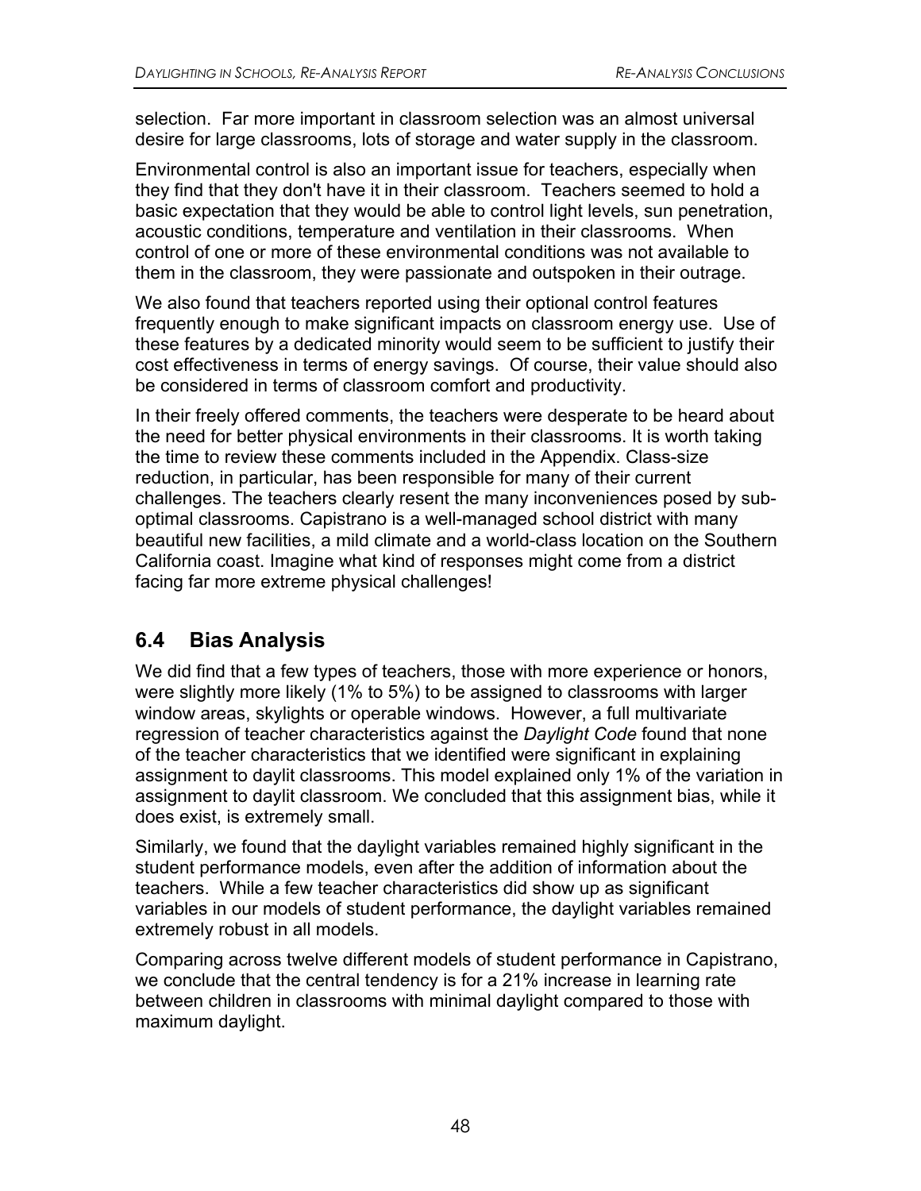selection. Far more important in classroom selection was an almost universal desire for large classrooms, lots of storage and water supply in the classroom.

Environmental control is also an important issue for teachers, especially when they find that they don't have it in their classroom. Teachers seemed to hold a basic expectation that they would be able to control light levels, sun penetration, acoustic conditions, temperature and ventilation in their classrooms. When control of one or more of these environmental conditions was not available to them in the classroom, they were passionate and outspoken in their outrage.

We also found that teachers reported using their optional control features frequently enough to make significant impacts on classroom energy use. Use of these features by a dedicated minority would seem to be sufficient to justify their cost effectiveness in terms of energy savings. Of course, their value should also be considered in terms of classroom comfort and productivity.

In their freely offered comments, the teachers were desperate to be heard about the need for better physical environments in their classrooms. It is worth taking the time to review these comments included in the Appendix. Class-size reduction, in particular, has been responsible for many of their current challenges. The teachers clearly resent the many inconveniences posed by sub-optimal classrooms. Capistrano is a well-managed school district with many beautiful new facilities, a mild climate and a world-class location on the Southern California coast. Imagine what kind of responses might come from a district facing far more extreme physical challenges!

## 6.4 Bias Analysis

We did find that a few types of teachers, those with more experience or honors, were slightly more likely (1% to 5%) to be assigned to classrooms with larger window areas, skylights or operable windows. However, a full multivariate regression of teacher characteristics against the *Daylight Code* found that none of the teacher characteristics that we identified were significant in explaining assignment to daylit classrooms. This model explained only 1% of the variation in assignment to daylit classroom. We concluded that this assignment bias, while it does exist, is extremely small.

Similarly, we found that the daylight variables remained highly significant in the student performance models, even after the addition of information about the teachers. While a few teacher characteristics did show up as significant variables in our models of student performance, the daylight variables remained extremely robust in all models.

Comparing across twelve different models of student performance in Capistrano, we conclude that the central tendency is for a 21% increase in learning rate between children in classrooms with minimal daylight compared to those with maximum daylight.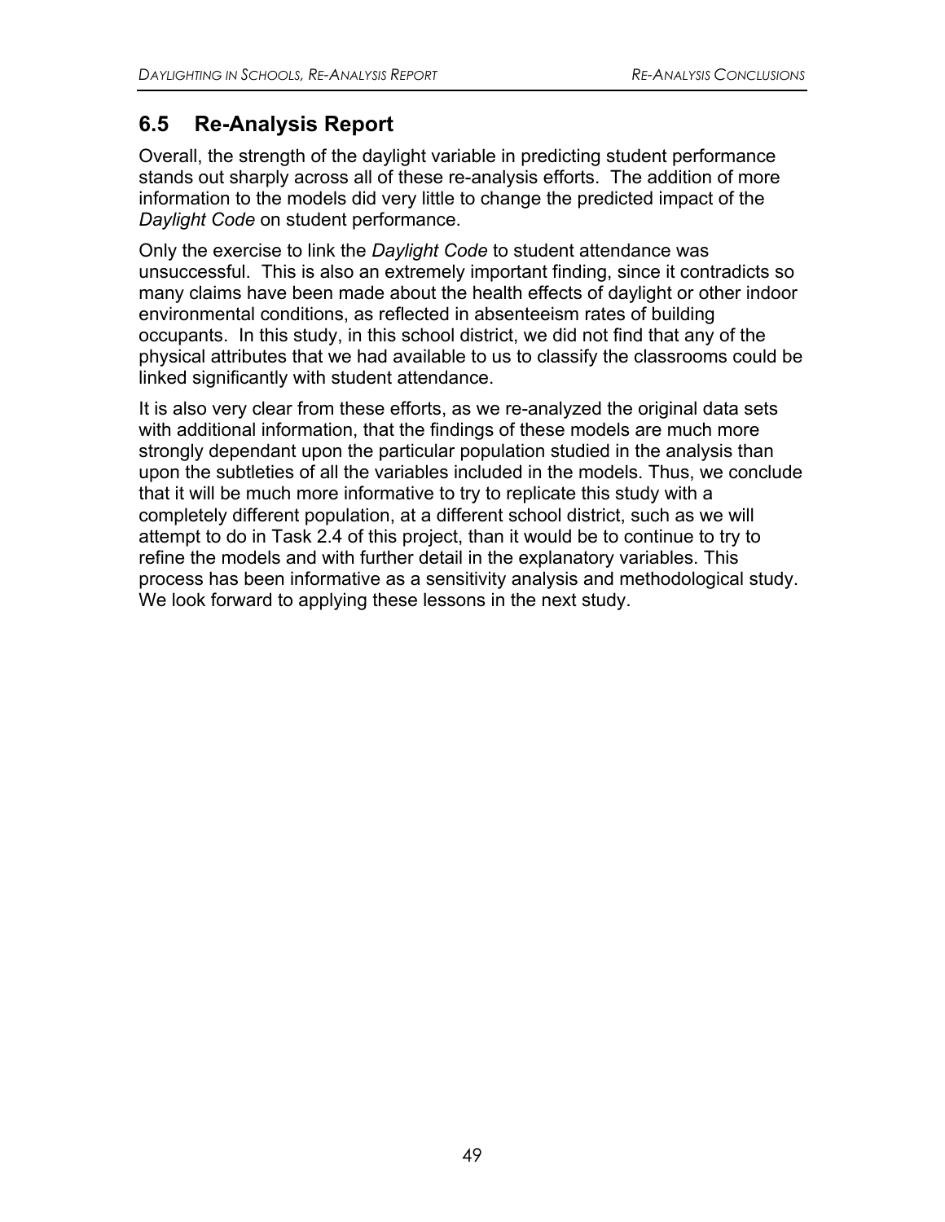## 6.5 Re-Analysis Report

Overall, the strength of the daylight variable in predicting student performance stands out sharply across all of these re-analysis efforts. The addition of more information to the models did very little to change the predicted impact of the *Daylight Code* on student performance.

Only the exercise to link the *Daylight Code* to student attendance was unsuccessful. This is also an extremely important finding, since it contradicts so many claims have been made about the health effects of daylight or other indoor environmental conditions, as reflected in absenteeism rates of building occupants. In this study, in this school district, we did not find that any of the physical attributes that we had available to us to classify the classrooms could be linked significantly with student attendance.

It is also very clear from these efforts, as we re-analyzed the original data sets with additional information, that the findings of these models are much more strongly dependant upon the particular population studied in the analysis than upon the subtleties of all the variables included in the models. Thus, we conclude that it will be much more informative to try to replicate this study with a completely different population, at a different school district, such as we will attempt to do in Task 2.4 of this project, than it would be to continue to try to refine the models and with further detail in the explanatory variables. This process has been informative as a sensitivity analysis and methodological study. We look forward to applying these lessons in the next study.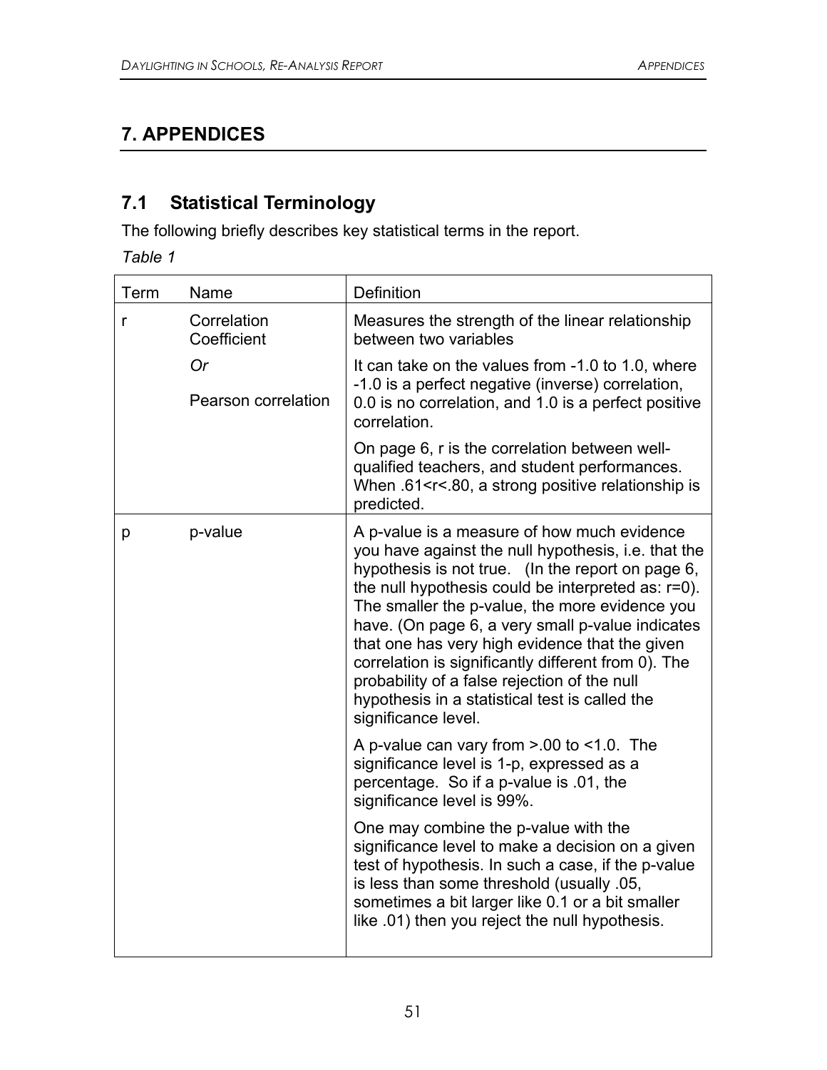# 7. APPENDICES

## 7.1 Statistical Terminology

The following briefly describes key statistical terms in the report.

*Table 1*

| Term | Name | Definition |
|---|---|---|
| r | Correlation Coefficient<br>*Or*<br>Pearson correlation | Measures the strength of the linear relationship between two variables<br><br>It can take on the values from -1.0 to 1.0, where -1.0 is a perfect negative (inverse) correlation, 0.0 is no correlation, and 1.0 is a perfect positive correlation.<br><br>On page 6, r is the correlation between well-qualified teachers, and student performances. When $.61<r<.80$, a strong positive relationship is predicted. |
| p | p-value | A p-value is a measure of how much evidence you have against the null hypothesis, i.e. that the hypothesis is not true. (In the report on page 6, the null hypothesis could be interpreted as: $r=0$). The smaller the p-value, the more evidence you have. (On page 6, a very small p-value indicates that one has very high evidence that the given correlation is significantly different from 0). The probability of a false rejection of the null hypothesis in a statistical test is called the significance level.<br><br>A p-value can vary from >.00 to <1.0. The significance level is 1-p, expressed as a percentage. So if a p-value is .01, the significance level is 99%.<br><br>One may combine the p-value with the significance level to make a decision on a given test of hypothesis. In such a case, if the p-value is less than some threshold (usually .05, sometimes a bit larger like 0.1 or a bit smaller like .01) then you reject the null hypothesis. |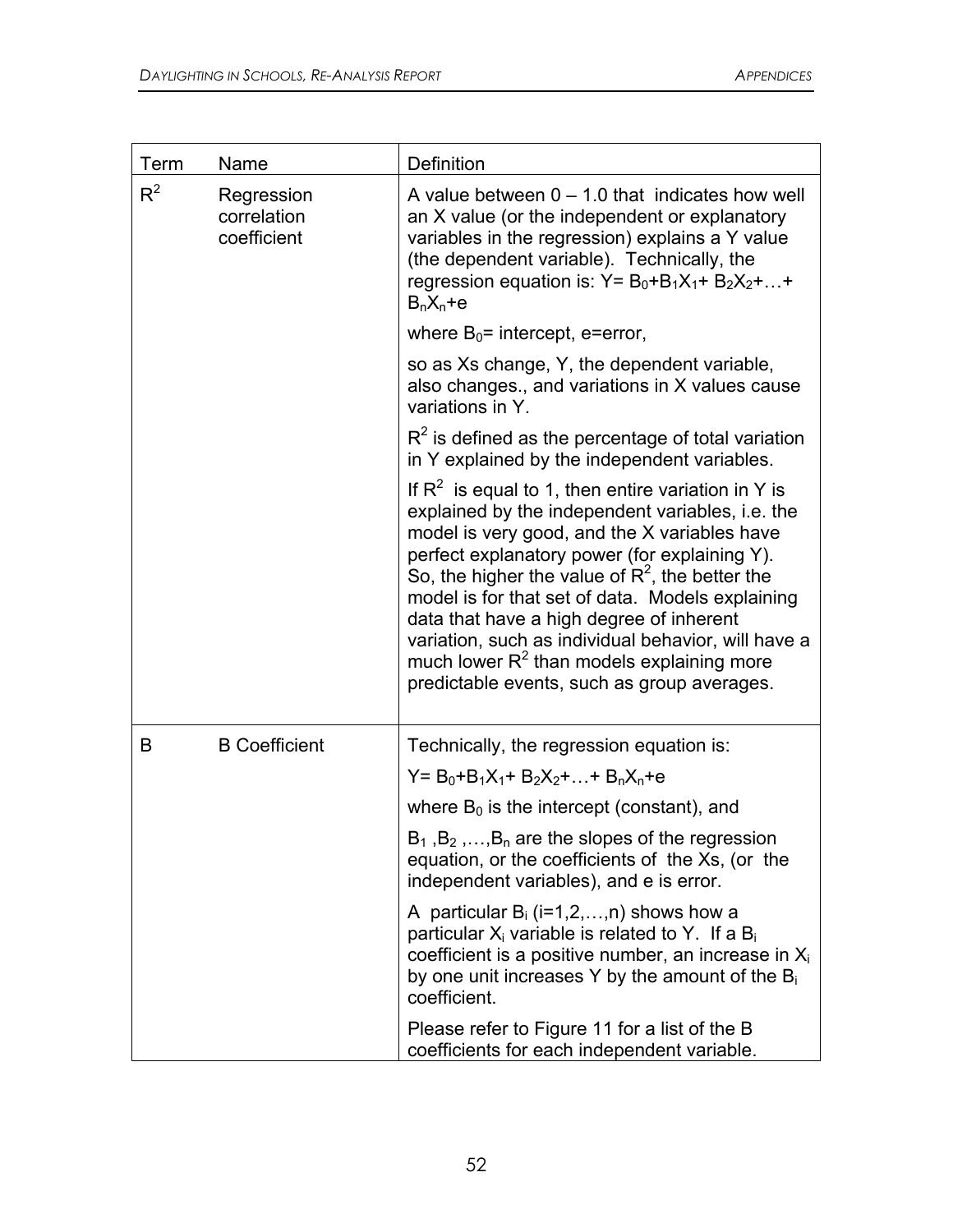| Term | Name | Definition |
| --- | --- | --- |
| $R^2$ | Regression correlation coefficient | A value between 0 – 1.0 that indicates how well an X value (or the independent or explanatory variables in the regression) explains a Y value (the dependent variable). Technically, the regression equation is: $Y= B_0+B_1X_1+ B_2X_2+…+ B_nX_n+e$<br><br>where $B_0$= intercept, e=error,<br><br>so as Xs change, Y, the dependent variable, also changes., and variations in X values cause variations in Y.<br><br>$R^2$ is defined as the percentage of total variation in Y explained by the independent variables.<br><br>If $R^2$ is equal to 1, then entire variation in Y is explained by the independent variables, i.e. the model is very good, and the X variables have perfect explanatory power (for explaining Y). So, the higher the value of $R^2$, the better the model is for that set of data. Models explaining data that have a high degree of inherent variation, such as individual behavior, will have a much lower $R^2$ than models explaining more predictable events, such as group averages. |
| B | B Coefficient | Technically, the regression equation is:<br><br>$Y= B_0+B_1X_1+ B_2X_2+…+ B_nX_n+e$<br><br>where $B_0$ is the intercept (constant), and<br><br>$B_1$ ,$B_2$ ,…,$B_n$ are the slopes of the regression equation, or the coefficients of the Xs, (or the independent variables), and e is error.<br><br>A particular $B_i$ (i=1,2,…,n) shows how a particular $X_i$ variable is related to Y. If a $B_i$ coefficient is a positive number, an increase in $X_i$ by one unit increases Y by the amount of the $B_i$ coefficient.<br><br>Please refer to Figure 11 for a list of the B coefficients for each independent variable. |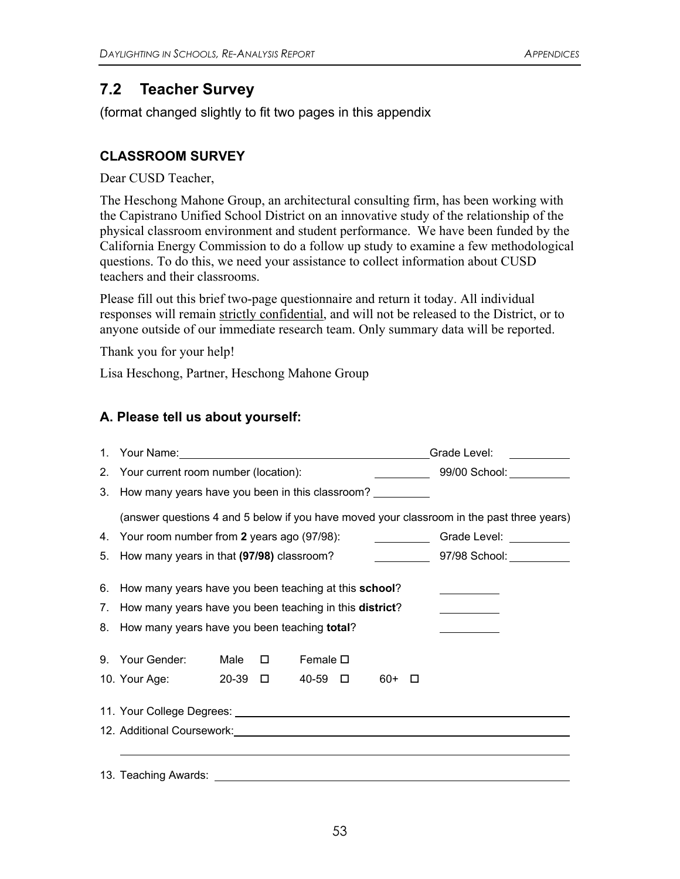## 7.2 Teacher Survey

(format changed slightly to fit two pages in this appendix

### CLASSROOM SURVEY

Dear CUSD Teacher,

The Heschong Mahone Group, an architectural consulting firm, has been working with the Capistrano Unified School District on an innovative study of the relationship of the physical classroom environment and student performance. We have been funded by the California Energy Commission to do a follow up study to examine a few methodological questions. To do this, we need your assistance to collect information about CUSD teachers and their classrooms.

Please fill out this brief two-page questionnaire and return it today. All individual responses will remain strictly confidential, and will not be released to the District, or to anyone outside of our immediate research team. Only summary data will be reported.

Thank you for your help!

Lisa Heschong, Partner, Heschong Mahone Group

### A. Please tell us about yourself:

1. Your Name: ____________________ Grade Level: __________
2. Your current room number (location): __________ 99/00 School: __________
3. How many years have you been in this classroom? __________

   (answer questions 4 and 5 below if you have moved your classroom in the past three years)

4. Your room number from **2** years ago (97/98): __________ Grade Level: __________
5. How many years in that **(97/98)** classroom? __________ 97/98 School: __________
6. How many years have you been teaching at this **school**? __________
7. How many years have you been teaching in this **district**? __________
8. How many years have you been teaching **total**? __________
9. Your Gender: Male ☐ Female ☐
10. Your Age: 20-39 ☐ 40-59 ☐ 60+ ☐
11. Your College Degrees: ____________________
12. Additional Coursework: ____________________

    ____________________

13. Teaching Awards: ____________________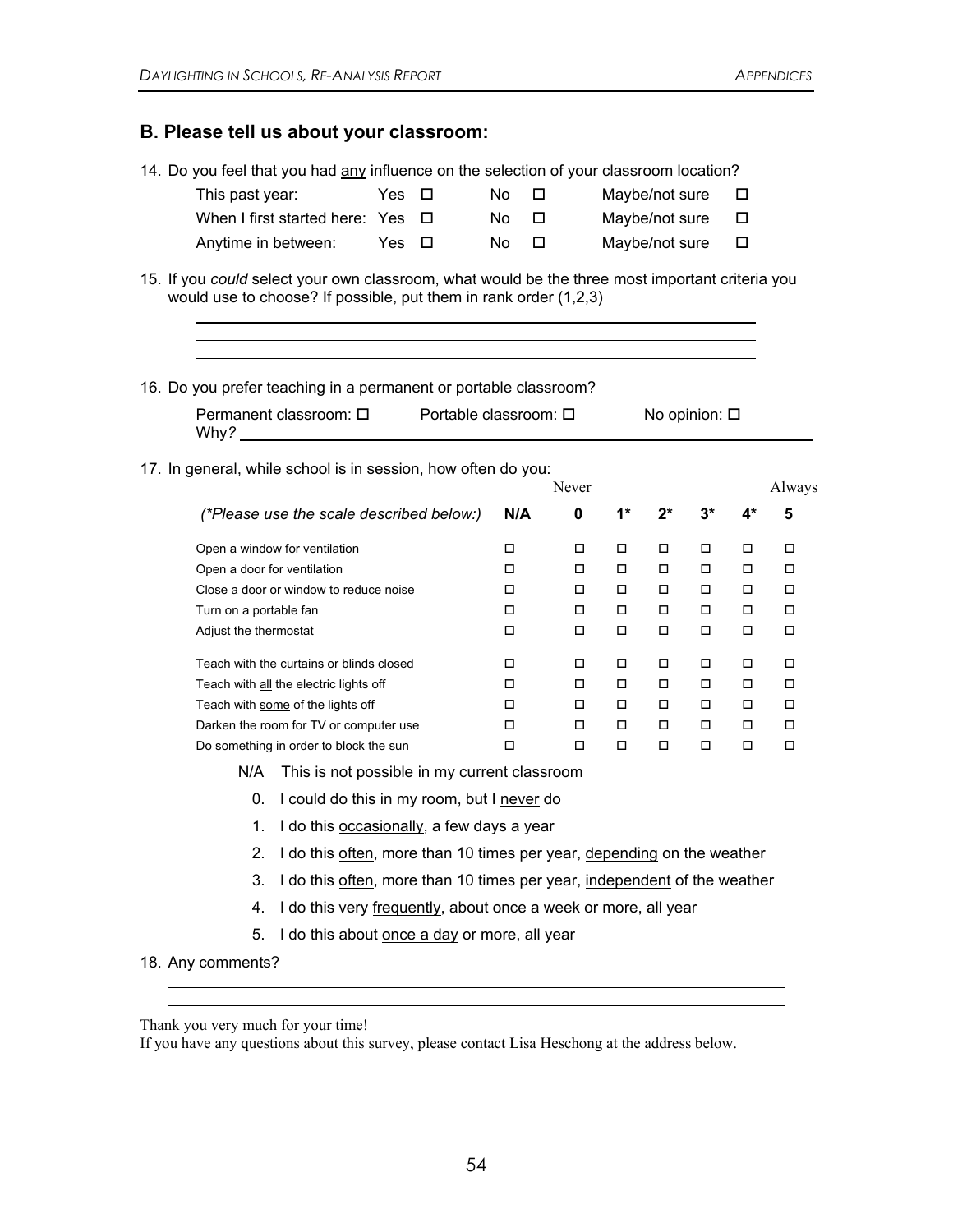## B. Please tell us about your classroom:

14. Do you feel that you had <u>any</u> influence on the selection of your classroom location?

| | | | |
|---|---|---|---|
| This past year: | Yes ☐ | No ☐ | Maybe/not sure ☐ |
| When I first started here: | Yes ☐ | No ☐ | Maybe/not sure ☐ |
| Anytime in between: | Yes ☐ | No ☐ | Maybe/not sure ☐ |

15. If you *could* select your own classroom, what would be the <u>three</u> most important criteria you would use to choose? If possible, put them in rank order (1,2,3)

______________________________________________

______________________________________________

______________________________________________

16. Do you prefer teaching in a permanent or portable classroom?

Permanent classroom: ☐ Portable classroom: ☐ No opinion: ☐

Why? ______________________________________________

17. In general, while school is in session, how often do you:

| (*Please use the scale described below:) | N/A | 0 (Never) | 1* | 2* | 3* | 4* | 5 (Always) |
|---|---|---|---|---|---|---|---|
| Open a window for ventilation | ☐ | ☐ | ☐ | ☐ | ☐ | ☐ | ☐ |
| Open a door for ventilation | ☐ | ☐ | ☐ | ☐ | ☐ | ☐ | ☐ |
| Close a door or window to reduce noise | ☐ | ☐ | ☐ | ☐ | ☐ | ☐ | ☐ |
| Turn on a portable fan | ☐ | ☐ | ☐ | ☐ | ☐ | ☐ | ☐ |
| Adjust the thermostat | ☐ | ☐ | ☐ | ☐ | ☐ | ☐ | ☐ |
| Teach with the curtains or blinds closed | ☐ | ☐ | ☐ | ☐ | ☐ | ☐ | ☐ |
| Teach with <u>all</u> the electric lights off | ☐ | ☐ | ☐ | ☐ | ☐ | ☐ | ☐ |
| Teach with <u>some</u> of the lights off | ☐ | ☐ | ☐ | ☐ | ☐ | ☐ | ☐ |
| Darken the room for TV or computer use | ☐ | ☐ | ☐ | ☐ | ☐ | ☐ | ☐ |
| Do something in order to block the sun | ☐ | ☐ | ☐ | ☐ | ☐ | ☐ | ☐ |

N/A This is <u>not possible</u> in my current classroom

0. I could do this in my room, but I <u>never</u> do
1. I do this <u>occasionally</u>, a few days a year
2. I do this <u>often</u>, more than 10 times per year, <u>depending</u> on the weather
3. I do this <u>often</u>, more than 10 times per year, <u>independent</u> of the weather
4. I do this very <u>frequently</u>, about once a week or more, all year
5. I do this about <u>once a day</u> or more, all year

18. Any comments?

______________________________________________

______________________________________________

Thank you very much for your time!
If you have any questions about this survey, please contact Lisa Heschong at the address below.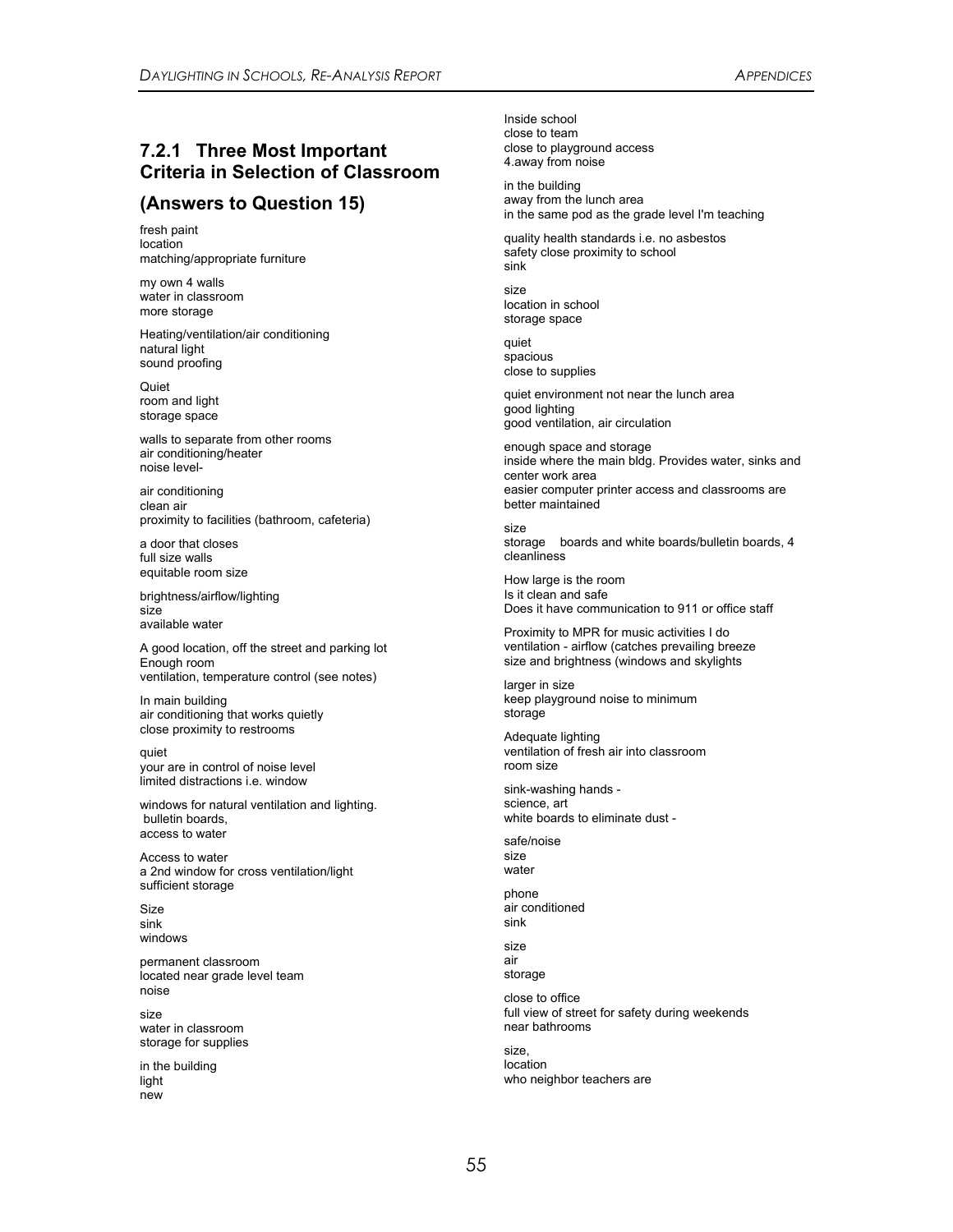### 7.2.1 Three Most Important Criteria in Selection of Classroom

## (Answers to Question 15)

fresh paint
location
matching/appropriate furniture

my own 4 walls
water in classroom
more storage

Heating/ventilation/air conditioning
natural light
sound proofing

Quiet
room and light
storage space

walls to separate from other rooms
air conditioning/heater
noise level-

air conditioning
clean air
proximity to facilities (bathroom, cafeteria)

a door that closes
full size walls
equitable room size

brightness/airflow/lighting
size
available water

A good location, off the street and parking lot
Enough room
ventilation, temperature control (see notes)

In main building
air conditioning that works quietly
close proximity to restrooms

quiet
your are in control of noise level
limited distractions i.e. window

windows for natural ventilation and lighting.
bulletin boards,
access to water

Access to water
a 2nd window for cross ventilation/light
sufficient storage

Size
sink
windows

permanent classroom
located near grade level team
noise

size
water in classroom
storage for supplies

in the building
light
new

Inside school
close to team
close to playground access
4.away from noise

in the building
away from the lunch area
in the same pod as the grade level I'm teaching

quality health standards i.e. no asbestos
safety close proximity to school
sink

size
location in school
storage space

quiet
spacious
close to supplies

quiet environment not near the lunch area
good lighting
good ventilation, air circulation

enough space and storage
inside where the main bldg. Provides water, sinks and center work area
easier computer printer access and classrooms are better maintained

size
storage boards and white boards/bulletin boards, 4
cleanliness

How large is the room
Is it clean and safe
Does it have communication to 911 or office staff

Proximity to MPR for music activities I do
ventilation - airflow (catches prevailing breeze
size and brightness (windows and skylights

larger in size
keep playground noise to minimum
storage

Adequate lighting
ventilation of fresh air into classroom
room size

sink-washing hands -
science, art
white boards to eliminate dust -

safe/noise
size
water

phone
air conditioned
sink

size
air
storage

close to office
full view of street for safety during weekends
near bathrooms

size,
location
who neighbor teachers are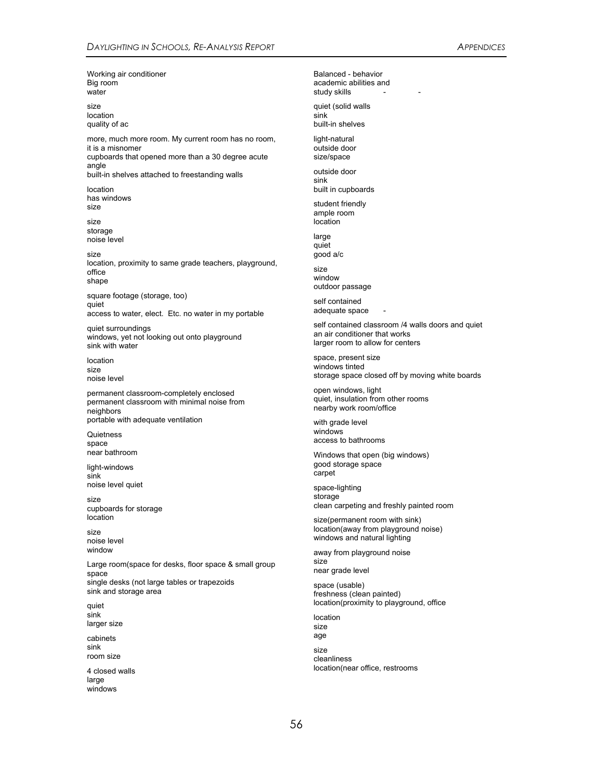Working air conditioner
Big room
water

size
location
quality of ac

more, much more room. My current room has no room, it is a misnomer
cupboards that opened more than a 30 degree acute angle
built-in shelves attached to freestanding walls

location
has windows
size

size
storage
noise level

size
location, proximity to same grade teachers, playground, office
shape

square footage (storage, too)
quiet
access to water, elect. Etc. no water in my portable

quiet surroundings
windows, yet not looking out onto playground
sink with water

location
size
noise level

permanent classroom-completely enclosed
permanent classroom with minimal noise from neighbors
portable with adequate ventilation

Quietness
space
near bathroom

light-windows
sink
noise level quiet

size
cupboards for storage
location

size
noise level
window

Large room(space for desks, floor space & small group space
single desks (not large tables or trapezoids
sink and storage area

quiet
sink
larger size

cabinets
sink
room size

4 closed walls
large
windows

Balanced - behavior
academic abilities and
study skills - -

quiet (solid walls
sink
built-in shelves

light-natural
outside door
size/space

outside door
sink
built in cupboards

student friendly
ample room
location

large
quiet
good a/c

size
window
outdoor passage

self contained
adequate space -

self contained classroom /4 walls doors and quiet
an air conditioner that works
larger room to allow for centers

space, present size
windows tinted
storage space closed off by moving white boards

open windows, light
quiet, insulation from other rooms
nearby work room/office

with grade level
windows
access to bathrooms

Windows that open (big windows)
good storage space
carpet

space-lighting
storage
clean carpeting and freshly painted room

size(permanent room with sink)
location(away from playground noise)
windows and natural lighting

away from playground noise
size
near grade level

space (usable)
freshness (clean painted)
location(proximity to playground, office

location
size
age

size
cleanliness
location(near office, restrooms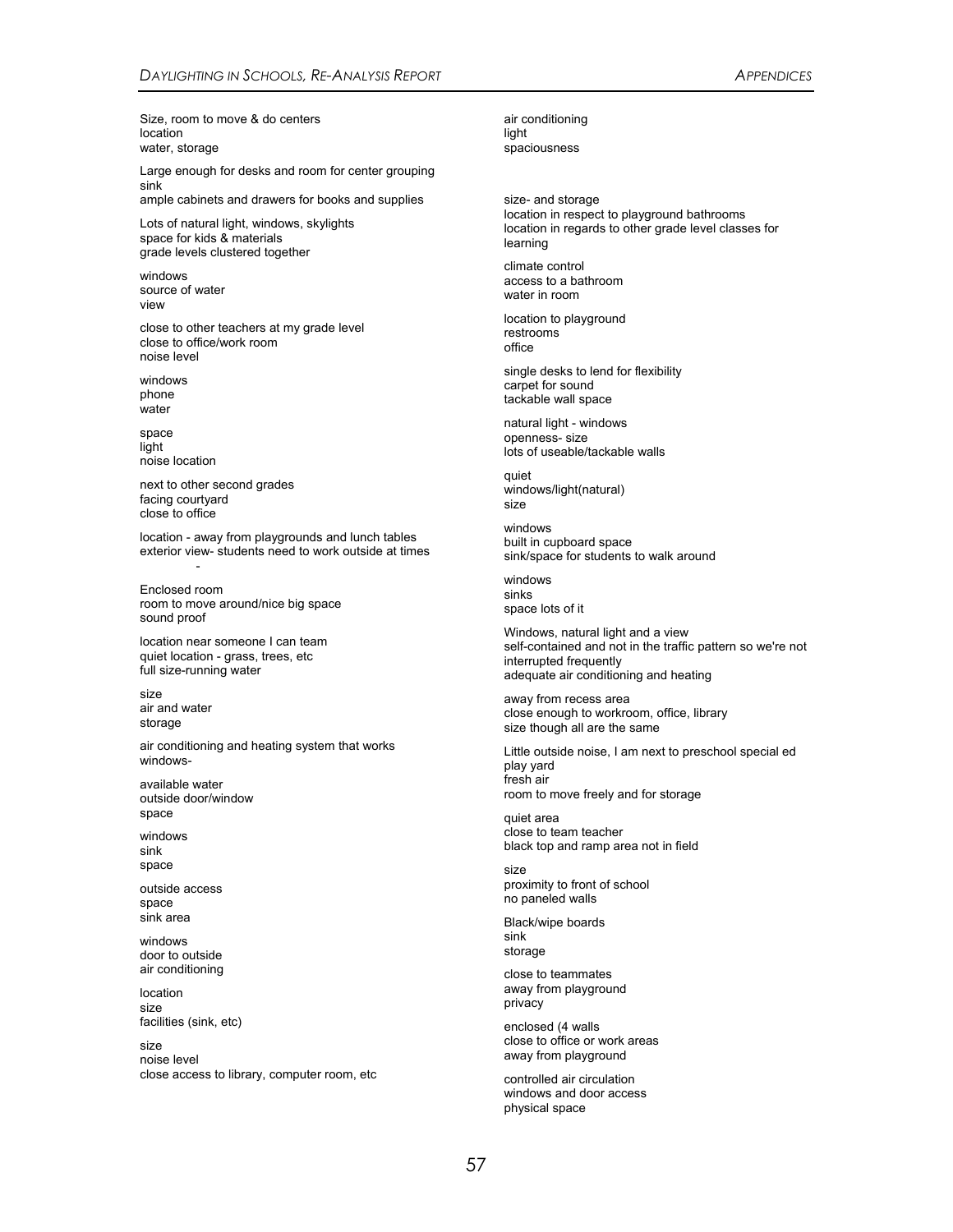Size, room to move & do centers
location
water, storage

Large enough for desks and room for center grouping
sink
ample cabinets and drawers for books and supplies

Lots of natural light, windows, skylights
space for kids & materials
grade levels clustered together

windows
source of water
view

close to other teachers at my grade level
close to office/work room
noise level

windows
phone
water

space
light
noise location

next to other second grades
facing courtyard
close to office

location - away from playgrounds and lunch tables
exterior view- students need to work outside at times
-

Enclosed room
room to move around/nice big space
sound proof

location near someone I can team
quiet location - grass, trees, etc
full size-running water

size
air and water
storage

air conditioning and heating system that works
windows-

available water
outside door/window
space

windows
sink
space

outside access
space
sink area

windows
door to outside
air conditioning

location
size
facilities (sink, etc)

size
noise level
close access to library, computer room, etc

air conditioning
light
spaciousness

size- and storage
location in respect to playground bathrooms
location in regards to other grade level classes for learning

climate control
access to a bathroom
water in room

location to playground
restrooms
office

single desks to lend for flexibility
carpet for sound
tackable wall space

natural light - windows
openness- size
lots of useable/tackable walls

quiet
windows/light(natural)
size

windows
built in cupboard space
sink/space for students to walk around

windows
sinks
space lots of it

Windows, natural light and a view
self-contained and not in the traffic pattern so we're not interrupted frequently
adequate air conditioning and heating

away from recess area
close enough to workroom, office, library
size though all are the same

Little outside noise, I am next to preschool special ed play yard
fresh air
room to move freely and for storage

quiet area
close to team teacher
black top and ramp area not in field

size
proximity to front of school
no paneled walls

Black/wipe boards
sink
storage

close to teammates
away from playground
privacy

enclosed (4 walls
close to office or work areas
away from playground

controlled air circulation
windows and door access
physical space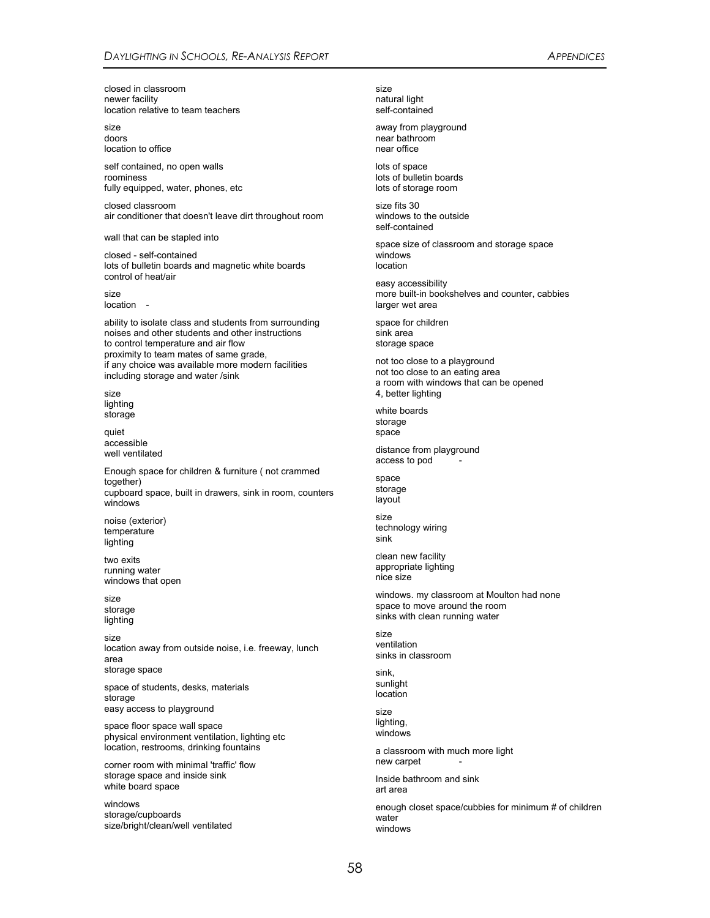closed in classroom
newer facility
location relative to team teachers

size
doors
location to office

self contained, no open walls
roominess
fully equipped, water, phones, etc

closed classroom
air conditioner that doesn't leave dirt throughout room

wall that can be stapled into

closed - self-contained
lots of bulletin boards and magnetic white boards
control of heat/air

size
location -

ability to isolate class and students from surrounding noises and other students and other instructions
to control temperature and air flow
proximity to team mates of same grade,
if any choice was available more modern facilities including storage and water /sink

size
lighting
storage

quiet
accessible
well ventilated

Enough space for children & furniture ( not crammed together)
cupboard space, built in drawers, sink in room, counters
windows

noise (exterior)
temperature
lighting

two exits
running water
windows that open

size
storage
lighting

size
location away from outside noise, i.e. freeway, lunch area
storage space

space of students, desks, materials
storage
easy access to playground

space floor space wall space
physical environment ventilation, lighting etc
location, restrooms, drinking fountains

corner room with minimal 'traffic' flow
storage space and inside sink
white board space

windows
storage/cupboards
size/bright/clean/well ventilated

size
natural light
self-contained

away from playground
near bathroom
near office

lots of space
lots of bulletin boards
lots of storage room

size fits 30
windows to the outside
self-contained

space size of classroom and storage space
windows
location

easy accessibility
more built-in bookshelves and counter, cabbies
larger wet area

space for children
sink area
storage space

not too close to a playground
not too close to an eating area
a room with windows that can be opened
4, better lighting

white boards
storage
space

distance from playground
access to pod -

space
storage
layout

size
technology wiring
sink

clean new facility
appropriate lighting
nice size

windows. my classroom at Moulton had none
space to move around the room
sinks with clean running water

size
ventilation
sinks in classroom

sink,
sunlight
location

size
lighting,
windows

a classroom with much more light
new carpet -

Inside bathroom and sink
art area

enough closet space/cubbies for minimum # of children
water
windows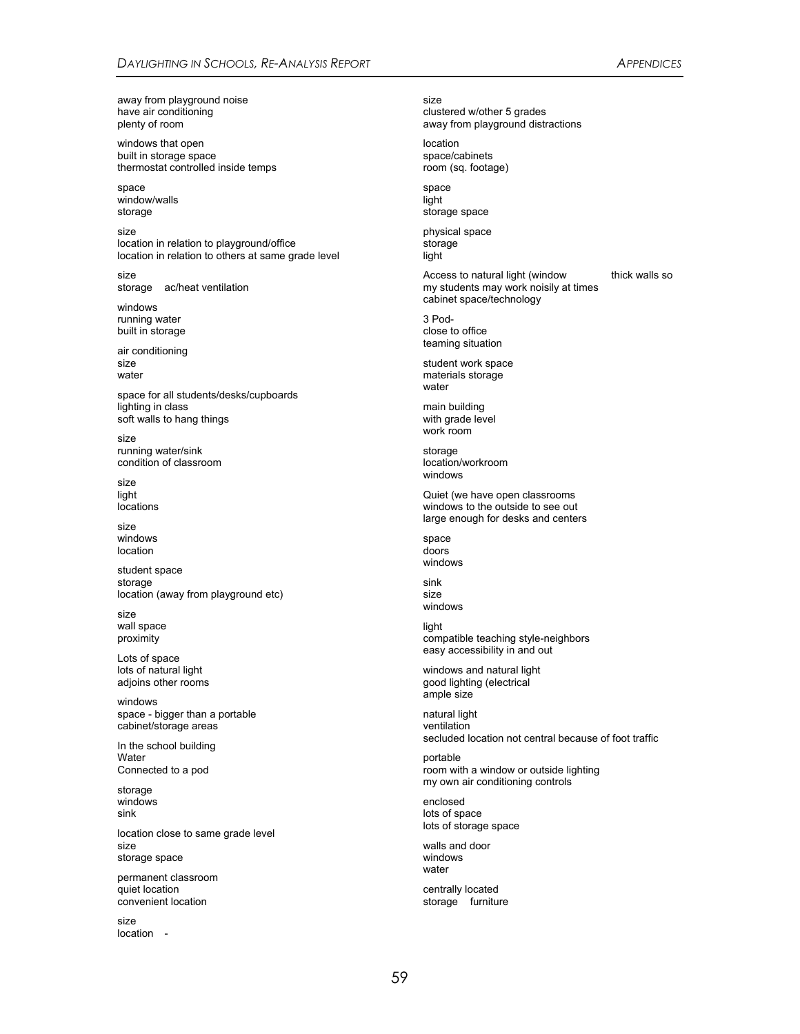away from playground noise
have air conditioning
plenty of room

windows that open
built in storage space
thermostat controlled inside temps

space
window/walls
storage

size
location in relation to playground/office
location in relation to others at same grade level

size
storage ac/heat ventilation

windows
running water
built in storage

air conditioning
size
water

space for all students/desks/cupboards
lighting in class
soft walls to hang things

size
running water/sink
condition of classroom

size
light
locations

size
windows
location

student space
storage
location (away from playground etc)

size
wall space
proximity

Lots of space
lots of natural light
adjoins other rooms

windows
space - bigger than a portable
cabinet/storage areas

In the school building
Water
Connected to a pod

storage
windows
sink

location close to same grade level
size
storage space

permanent classroom
quiet location
convenient location

size
location -

size
clustered w/other 5 grades
away from playground distractions

location
space/cabinets
room (sq. footage)

space
light
storage space

physical space
storage
light

Access to natural light (window thick walls so
my students may work noisily at times
cabinet space/technology

3 Pod-
close to office
teaming situation

student work space
materials storage
water

main building
with grade level
work room

storage
location/workroom
windows

Quiet (we have open classrooms
windows to the outside to see out
large enough for desks and centers

space
doors
windows

sink
size
windows

light
compatible teaching style-neighbors
easy accessibility in and out

windows and natural light
good lighting (electrical
ample size

natural light
ventilation
secluded location not central because of foot traffic

portable
room with a window or outside lighting
my own air conditioning controls

enclosed
lots of space
lots of storage space

walls and door
windows
water

centrally located
storage furniture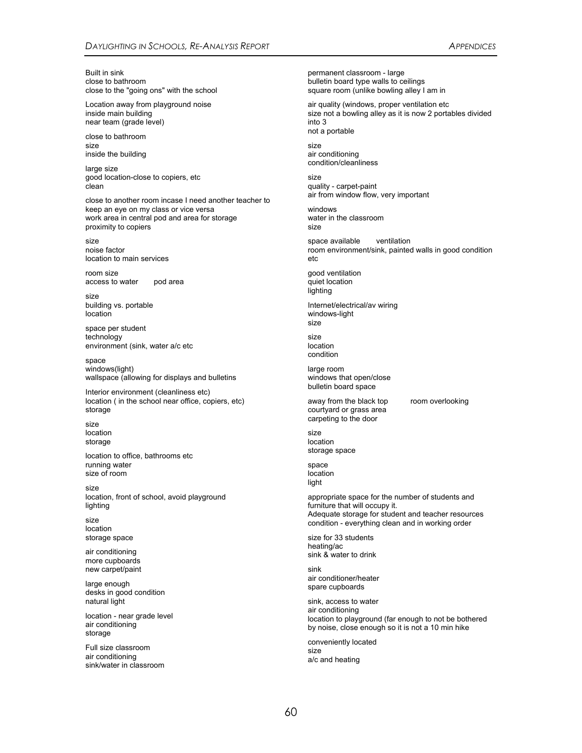Built in sink
close to bathroom
close to the "going ons" with the school

Location away from playground noise
inside main building
near team (grade level)

close to bathroom
size
inside the building

large size
good location-close to copiers, etc
clean

close to another room incase I need another teacher to keep an eye on my class or vice versa
work area in central pod and area for storage
proximity to copiers

size
noise factor
location to main services

room size
access to water       pod area

size
building vs. portable
location

space per student
technology
environment (sink, water a/c etc

space
windows(light)
wallspace (allowing for displays and bulletins

Interior environment (cleanliness etc)
location ( in the school near office, copiers, etc)
storage

size
location
storage

location to office, bathrooms etc
running water
size of room

size
location, front of school, avoid playground
lighting

size
location
storage space

air conditioning
more cupboards
new carpet/paint

large enough
desks in good condition
natural light

location - near grade level
air conditioning
storage

Full size classroom
air conditioning
sink/water in classroom

permanent classroom - large
bulletin board type walls to ceilings
square room (unlike bowling alley I am in

air quality (windows, proper ventilation etc
size not a bowling alley as it is now 2 portables divided into 3
not a portable

size
air conditioning
condition/cleanliness

size
quality - carpet-paint
air from window flow, very important

windows
water in the classroom
size

space available       ventilation
room environment/sink, painted walls in good condition etc

good ventilation
quiet location
lighting

Internet/electrical/av wiring
windows-light
size

size
location
condition

large room
windows that open/close
bulletin board space

away from the black top       room overlooking courtyard or grass area
carpeting to the door

size
location
storage space

space
location
light

appropriate space for the number of students and furniture that will occupy it.
Adequate storage for student and teacher resources
condition - everything clean and in working order

size for 33 students
heating/ac
sink & water to drink

sink
air conditioner/heater
spare cupboards

sink, access to water
air conditioning
location to playground (far enough to not be bothered by noise, close enough so it is not a 10 min hike

conveniently located
size
a/c and heating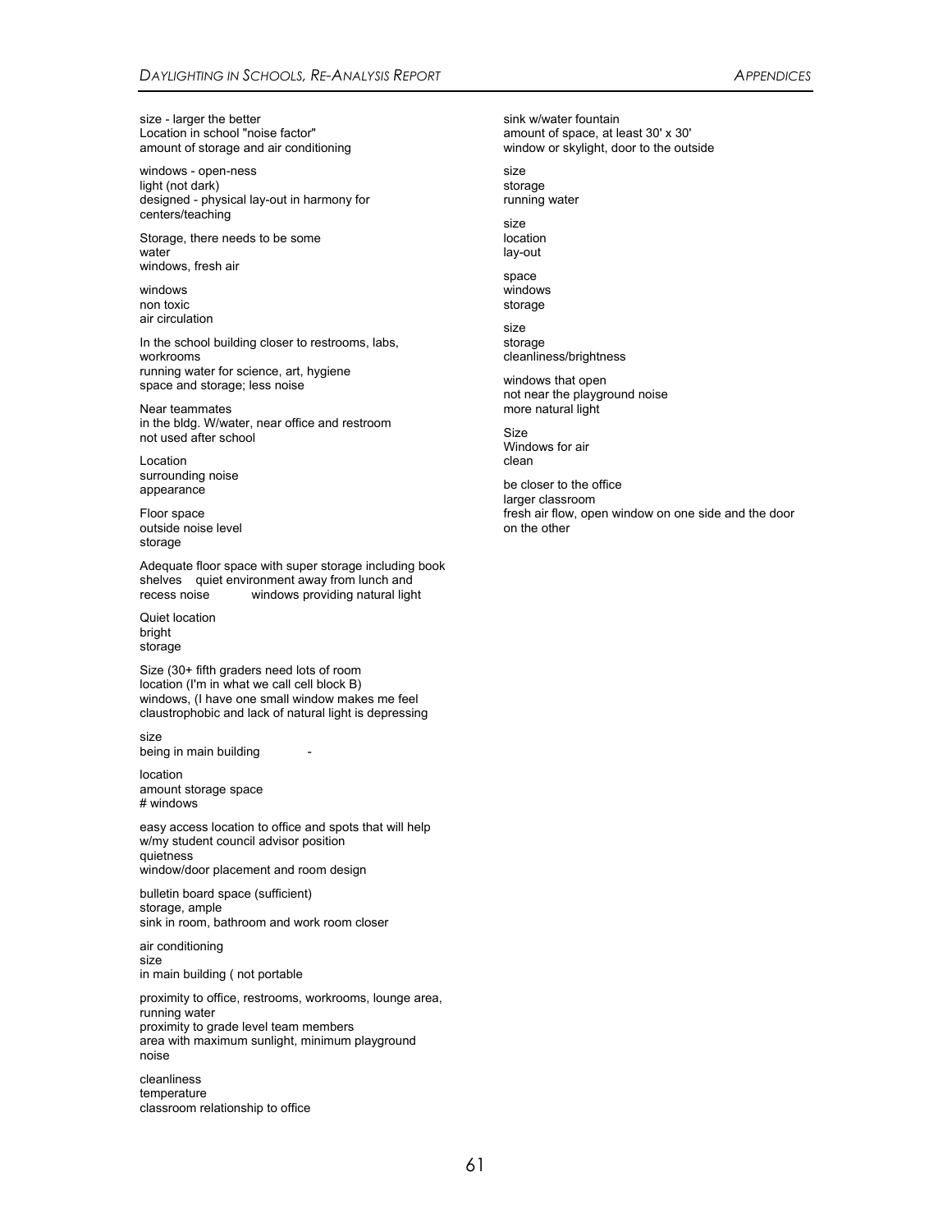size - larger the better
Location in school "noise factor"
amount of storage and air conditioning

windows - open-ness
light (not dark)
designed - physical lay-out in harmony for centers/teaching

Storage, there needs to be some
water
windows, fresh air

windows
non toxic
air circulation

In the school building closer to restrooms, labs, workrooms
running water for science, art, hygiene
space and storage; less noise

Near teammates
in the bldg. W/water, near office and restroom
not used after school

Location
surrounding noise
appearance

Floor space
outside noise level
storage

Adequate floor space with super storage including book shelves    quiet environment away from lunch and recess noise    windows providing natural light

Quiet location
bright
storage

Size (30+ fifth graders need lots of room
location (I'm in what we call cell block B)
windows, (I have one small window makes me feel claustrophobic and lack of natural light is depressing

size
being in main building    -

location
amount storage space
# windows

easy access location to office and spots that will help w/my student council advisor position
quietness
window/door placement and room design

bulletin board space (sufficient)
storage, ample
sink in room, bathroom and work room closer

air conditioning
size
in main building ( not portable

proximity to office, restrooms, workrooms, lounge area, running water
proximity to grade level team members
area with maximum sunlight, minimum playground noise

cleanliness
temperature
classroom relationship to office

sink w/water fountain
amount of space, at least 30' x 30'
window or skylight, door to the outside

size
storage
running water

size
location
lay-out

space
windows
storage

size
storage
cleanliness/brightness

windows that open
not near the playground noise
more natural light

Size
Windows for air
clean

be closer to the office
larger classroom
fresh air flow, open window on one side and the door on the other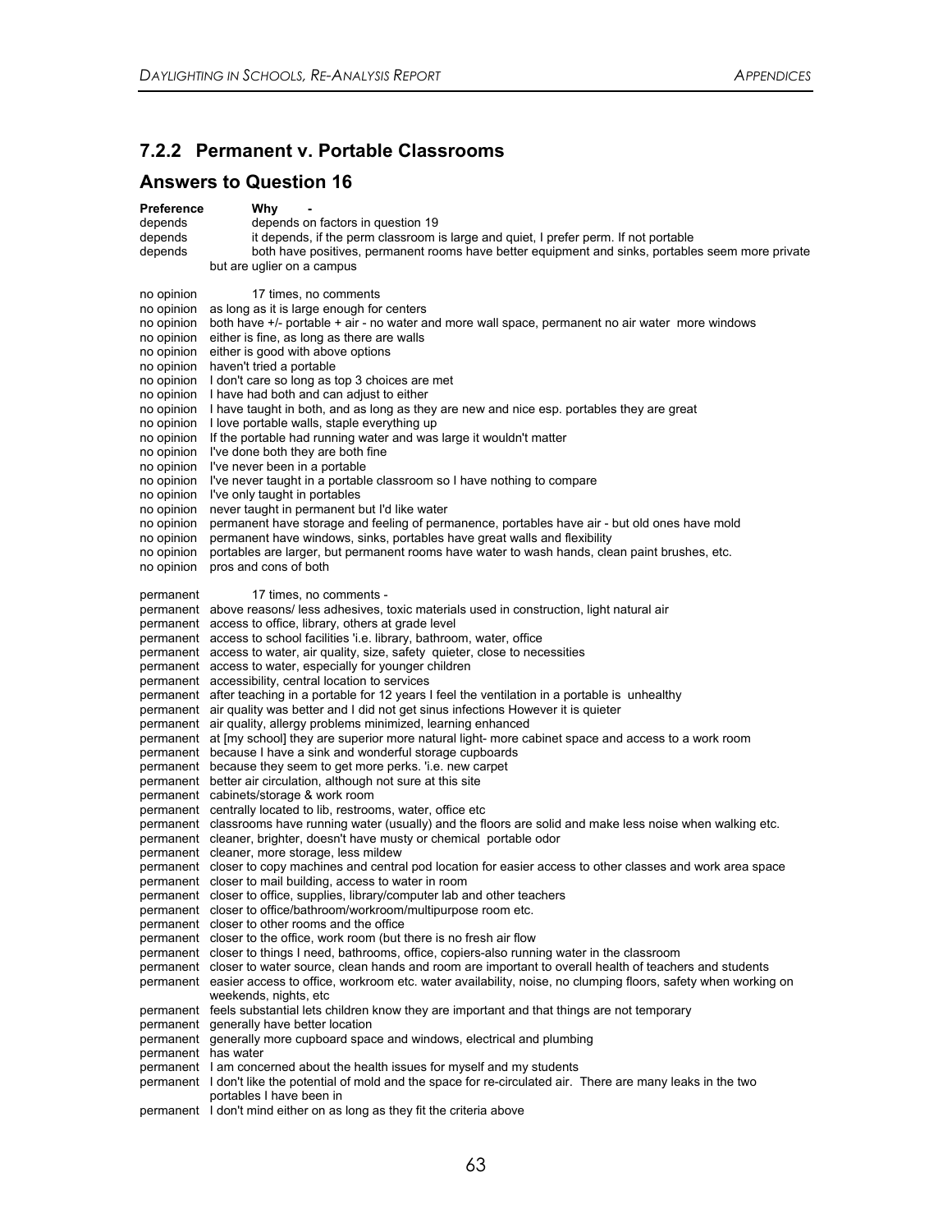### 7.2.2 Permanent v. Portable Classrooms

### Answers to Question 16

| Preference | Why - |
|---|---|
| depends | depends on factors in question 19 |
| depends | it depends, if the perm classroom is large and quiet, I prefer perm. If not portable |
| depends | both have positives, permanent rooms have better equipment and sinks, portables seem more private but are uglier on a campus |
| | |
| no opinion | 17 times, no comments |
| no opinion | as long as it is large enough for centers |
| no opinion | both have +/- portable + air - no water and more wall space, permanent no air water more windows |
| no opinion | either is fine, as long as there are walls |
| no opinion | either is good with above options |
| no opinion | haven't tried a portable |
| no opinion | I don't care so long as top 3 choices are met |
| no opinion | I have had both and can adjust to either |
| no opinion | I have taught in both, and as long as they are new and nice esp. portables they are great |
| no opinion | I love portable walls, staple everything up |
| no opinion | If the portable had running water and was large it wouldn't matter |
| no opinion | I've done both they are both fine |
| no opinion | I've never been in a portable |
| no opinion | I've never taught in a portable classroom so I have nothing to compare |
| no opinion | I've only taught in portables |
| no opinion | never taught in permanent but I'd like water |
| no opinion | permanent have storage and feeling of permanence, portables have air - but old ones have mold |
| no opinion | permanent have windows, sinks, portables have great walls and flexibility |
| no opinion | portables are larger, but permanent rooms have water to wash hands, clean paint brushes, etc. |
| no opinion | pros and cons of both |
| | |
| permanent | 17 times, no comments - |
| permanent | above reasons/ less adhesives, toxic materials used in construction, light natural air |
| permanent | access to office, library, others at grade level |
| permanent | access to school facilities 'i.e. library, bathroom, water, office |
| permanent | access to water, air quality, size, safety quieter, close to necessities |
| permanent | access to water, especially for younger children |
| permanent | accessibility, central location to services |
| permanent | after teaching in a portable for 12 years I feel the ventilation in a portable is unhealthy |
| permanent | air quality was better and I did not get sinus infections However it is quieter |
| permanent | air quality, allergy problems minimized, learning enhanced |
| permanent | at [my school] they are superior more natural light- more cabinet space and access to a work room |
| permanent | because I have a sink and wonderful storage cupboards |
| permanent | because they seem to get more perks. 'i.e. new carpet |
| permanent | better air circulation, although not sure at this site |
| permanent | cabinets/storage & work room |
| permanent | centrally located to lib, restrooms, water, office etc |
| permanent | classrooms have running water (usually) and the floors are solid and make less noise when walking etc. |
| permanent | cleaner, brighter, doesn't have musty or chemical portable odor |
| permanent | cleaner, more storage, less mildew |
| permanent | closer to copy machines and central pod location for easier access to other classes and work area space |
| permanent | closer to mail building, access to water in room |
| permanent | closer to office, supplies, library/computer lab and other teachers |
| permanent | closer to office/bathroom/workroom/multipurpose room etc. |
| permanent | closer to other rooms and the office |
| permanent | closer to the office, work room (but there is no fresh air flow |
| permanent | closer to things I need, bathrooms, office, copiers-also running water in the classroom |
| permanent | closer to water source, clean hands and room are important to overall health of teachers and students |
| permanent | easier access to office, workroom etc. water availability, noise, no clumping floors, safety when working on weekends, nights, etc |
| permanent | feels substantial lets children know they are important and that things are not temporary |
| permanent | generally have better location |
| permanent | generally more cupboard space and windows, electrical and plumbing |
| permanent | has water |
| permanent | I am concerned about the health issues for myself and my students |
| permanent | I don't like the potential of mold and the space for re-circulated air. There are many leaks in the two portables I have been in |
| permanent | I don't mind either on as long as they fit the criteria above |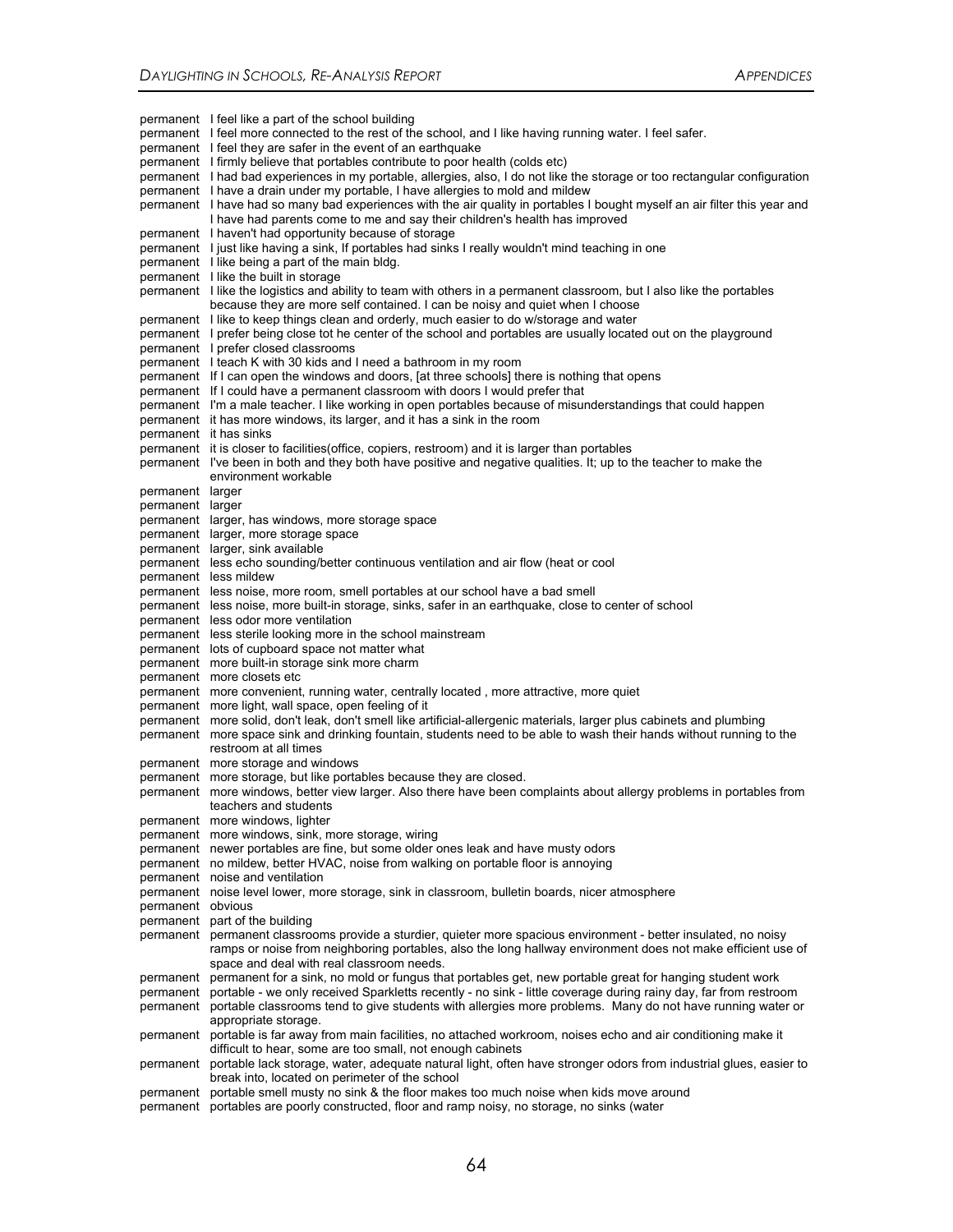| | |
|---|---|
| permanent | I feel like a part of the school building |
| permanent | I feel more connected to the rest of the school, and I like having running water. I feel safer. |
| permanent | I feel they are safer in the event of an earthquake |
| permanent | I firmly believe that portables contribute to poor health (colds etc) |
| permanent | I had bad experiences in my portable, allergies, also, I do not like the storage or too rectangular configuration |
| permanent | I have a drain under my portable, I have allergies to mold and mildew |
| permanent | I have had so many bad experiences with the air quality in portables I bought myself an air filter this year and I have had parents come to me and say their children's health has improved |
| permanent | I haven't had opportunity because of storage |
| permanent | I just like having a sink, If portables had sinks I really wouldn't mind teaching in one |
| permanent | I like being a part of the main bldg. |
| permanent | I like the built in storage |
| permanent | I like the logistics and ability to team with others in a permanent classroom, but I also like the portables because they are more self contained. I can be noisy and quiet when I choose |
| permanent | I like to keep things clean and orderly, much easier to do w/storage and water |
| permanent | I prefer being close tot he center of the school and portables are usually located out on the playground |
| permanent | I prefer closed classrooms |
| permanent | I teach K with 30 kids and I need a bathroom in my room |
| permanent | If I can open the windows and doors, [at three schools] there is nothing that opens |
| permanent | If I could have a permanent classroom with doors I would prefer that |
| permanent | I'm a male teacher. I like working in open portables because of misunderstandings that could happen |
| permanent | it has more windows, its larger, and it has a sink in the room |
| permanent | it has sinks |
| permanent | it is closer to facilities(office, copiers, restroom) and it is larger than portables |
| permanent | I've been in both and they both have positive and negative qualities. It; up to the teacher to make the environment workable |
| permanent | larger |
| permanent | larger |
| permanent | larger, has windows, more storage space |
| permanent | larger, more storage space |
| permanent | larger, sink available |
| permanent | less echo sounding/better continuous ventilation and air flow (heat or cool |
| permanent | less mildew |
| permanent | less noise, more room, smell portables at our school have a bad smell |
| permanent | less noise, more built-in storage, sinks, safer in an earthquake, close to center of school |
| permanent | less odor more ventilation |
| permanent | less sterile looking more in the school mainstream |
| permanent | lots of cupboard space not matter what |
| permanent | more built-in storage sink more charm |
| permanent | more closets etc |
| permanent | more convenient, running water, centrally located , more attractive, more quiet |
| permanent | more light, wall space, open feeling of it |
| permanent | more solid, don't leak, don't smell like artificial-allergenic materials, larger plus cabinets and plumbing |
| permanent | more space sink and drinking fountain, students need to be able to wash their hands without running to the restroom at all times |
| permanent | more storage and windows |
| permanent | more storage, but like portables because they are closed. |
| permanent | more windows, better view larger. Also there have been complaints about allergy problems in portables from teachers and students |
| permanent | more windows, lighter |
| permanent | more windows, sink, more storage, wiring |
| permanent | newer portables are fine, but some older ones leak and have musty odors |
| permanent | no mildew, better HVAC, noise from walking on portable floor is annoying |
| permanent | noise and ventilation |
| permanent | noise level lower, more storage, sink in classroom, bulletin boards, nicer atmosphere |
| permanent | obvious |
| permanent | part of the building |
| permanent | permanent classrooms provide a sturdier, quieter more spacious environment - better insulated, no noisy ramps or noise from neighboring portables, also the long hallway environment does not make efficient use of space and deal with real classroom needs. |
| permanent | permanent for a sink, no mold or fungus that portables get, new portable great for hanging student work |
| permanent | portable - we only received Sparkletts recently - no sink - little coverage during rainy day, far from restroom |
| permanent | portable classrooms tend to give students with allergies more problems. Many do not have running water or appropriate storage. |
| permanent | portable is far away from main facilities, no attached workroom, noises echo and air conditioning make it difficult to hear, some are too small, not enough cabinets |
| permanent | portable lack storage, water, adequate natural light, often have stronger odors from industrial glues, easier to break into, located on perimeter of the school |
| permanent | portable smell musty no sink & the floor makes too much noise when kids move around |
| permanent | portables are poorly constructed, floor and ramp noisy, no storage, no sinks (water |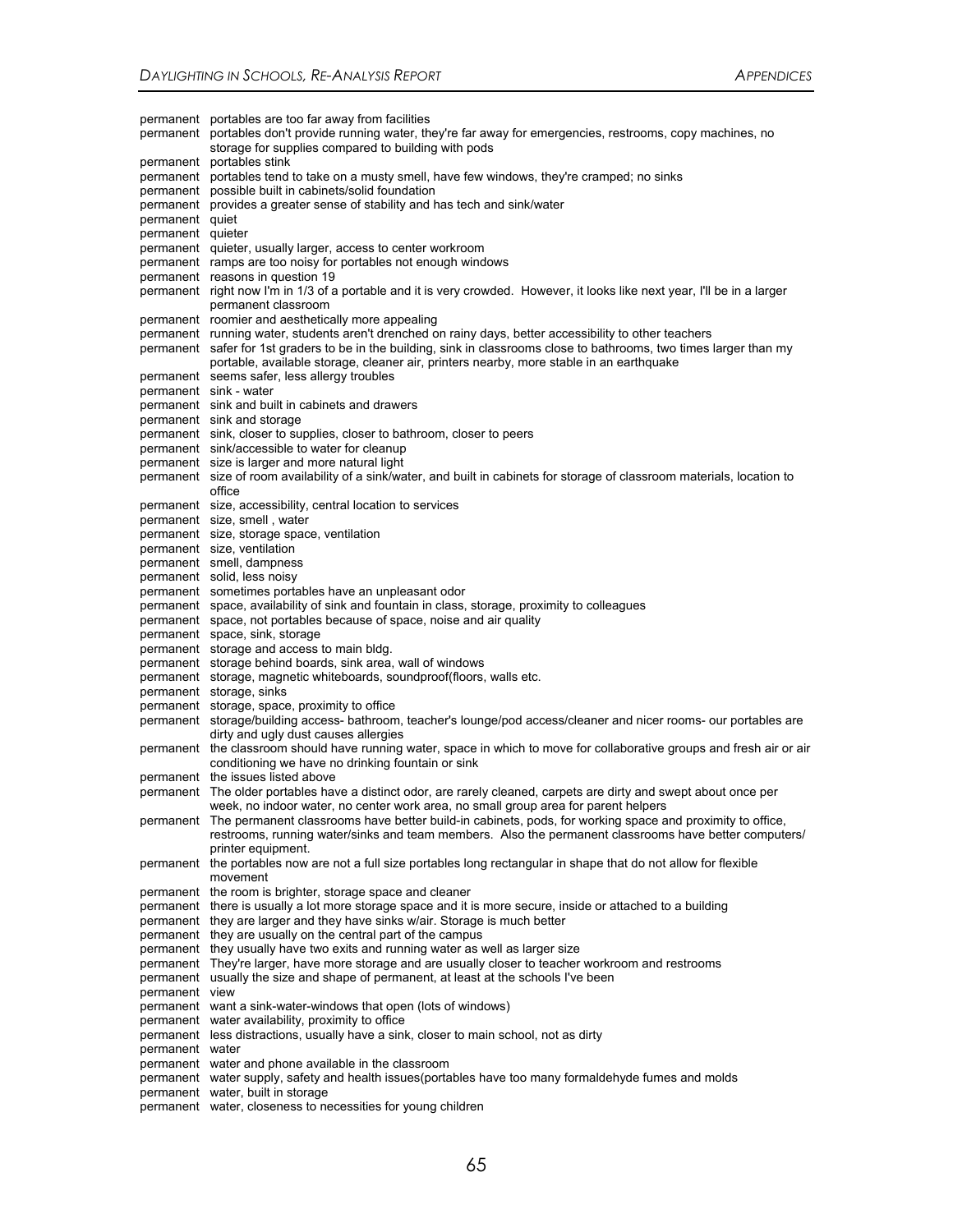| | |
|---|---|
| permanent | portables are too far away from facilities |
| permanent | portables don't provide running water, they're far away for emergencies, restrooms, copy machines, no storage for supplies compared to building with pods |
| permanent | portables stink |
| permanent | portables tend to take on a musty smell, have few windows, they're cramped; no sinks |
| permanent | possible built in cabinets/solid foundation |
| permanent | provides a greater sense of stability and has tech and sink/water |
| permanent | quiet |
| permanent | quieter |
| permanent | quieter, usually larger, access to center workroom |
| permanent | ramps are too noisy for portables not enough windows |
| permanent | reasons in question 19 |
| permanent | right now I'm in 1/3 of a portable and it is very crowded. However, it looks like next year, I'll be in a larger permanent classroom |
| permanent | roomier and aesthetically more appealing |
| permanent | running water, students aren't drenched on rainy days, better accessibility to other teachers |
| permanent | safer for 1st graders to be in the building, sink in classrooms close to bathrooms, two times larger than my portable, available storage, cleaner air, printers nearby, more stable in an earthquake |
| permanent | seems safer, less allergy troubles |
| permanent | sink - water |
| permanent | sink and built in cabinets and drawers |
| permanent | sink and storage |
| permanent | sink, closer to supplies, closer to bathroom, closer to peers |
| permanent | sink/accessible to water for cleanup |
| permanent | size is larger and more natural light |
| permanent | size of room availability of a sink/water, and built in cabinets for storage of classroom materials, location to office |
| permanent | size, accessibility, central location to services |
| permanent | size, smell , water |
| permanent | size, storage space, ventilation |
| permanent | size, ventilation |
| permanent | smell, dampness |
| permanent | solid, less noisy |
| permanent | sometimes portables have an unpleasant odor |
| permanent | space, availability of sink and fountain in class, storage, proximity to colleagues |
| permanent | space, not portables because of space, noise and air quality |
| permanent | space, sink, storage |
| permanent | storage and access to main bldg. |
| permanent | storage behind boards, sink area, wall of windows |
| permanent | storage, magnetic whiteboards, soundproof(floors, walls etc. |
| permanent | storage, sinks |
| permanent | storage, space, proximity to office |
| permanent | storage/building access- bathroom, teacher's lounge/pod access/cleaner and nicer rooms- our portables are dirty and ugly dust causes allergies |
| permanent | the classroom should have running water, space in which to move for collaborative groups and fresh air or air conditioning we have no drinking fountain or sink |
| permanent | the issues listed above |
| permanent | The older portables have a distinct odor, are rarely cleaned, carpets are dirty and swept about once per week, no indoor water, no center work area, no small group area for parent helpers |
| permanent | The permanent classrooms have better build-in cabinets, pods, for working space and proximity to office, restrooms, running water/sinks and team members. Also the permanent classrooms have better computers/ printer equipment. |
| permanent | the portables now are not a full size portables long rectangular in shape that do not allow for flexible movement |
| permanent | the room is brighter, storage space and cleaner |
| permanent | there is usually a lot more storage space and it is more secure, inside or attached to a building |
| permanent | they are larger and they have sinks w/air. Storage is much better |
| permanent | they are usually on the central part of the campus |
| permanent | they usually have two exits and running water as well as larger size |
| permanent | They're larger, have more storage and are usually closer to teacher workroom and restrooms |
| permanent | usually the size and shape of permanent, at least at the schools I've been |
| permanent | view |
| permanent | want a sink-water-windows that open (lots of windows) |
| permanent | water availability, proximity to office |
| permanent | less distractions, usually have a sink, closer to main school, not as dirty |
| permanent | water |
| permanent | water and phone available in the classroom |
| permanent | water supply, safety and health issues(portables have too many formaldehyde fumes and molds |
| permanent | water, built in storage |
| permanent | water, closeness to necessities for young children |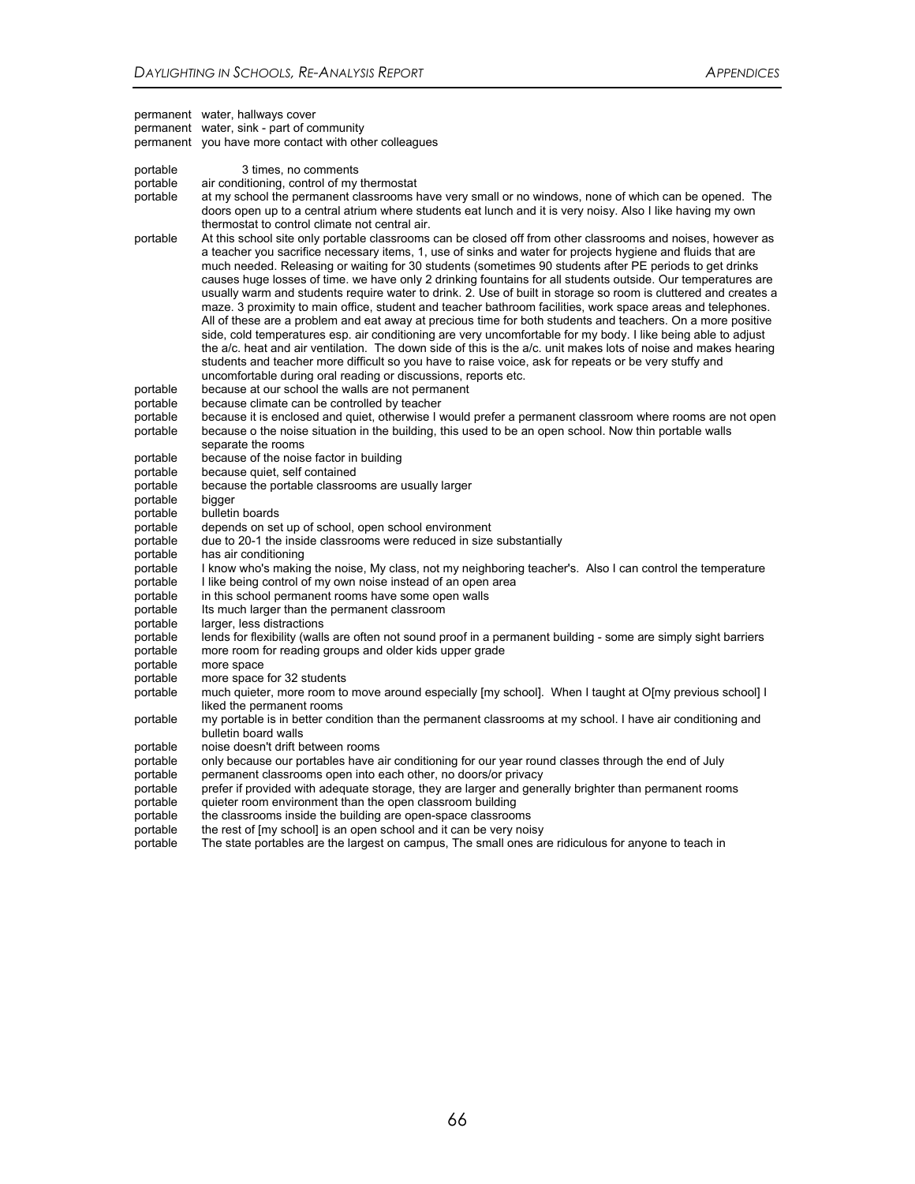| | |
|---|---|
| permanent | water, hallways cover |
| permanent | water, sink - part of community |
| permanent | you have more contact with other colleagues |
| | |
| portable | 3 times, no comments |
| portable | air conditioning, control of my thermostat |
| portable | at my school the permanent classrooms have very small or no windows, none of which can be opened. The doors open up to a central atrium where students eat lunch and it is very noisy. Also I like having my own thermostat to control climate not central air. |
| portable | At this school site only portable classrooms can be closed off from other classrooms and noises, however as a teacher you sacrifice necessary items, 1, use of sinks and water for projects hygiene and fluids that are much needed. Releasing or waiting for 30 students (sometimes 90 students after PE periods to get drinks causes huge losses of time. we have only 2 drinking fountains for all students outside. Our temperatures are usually warm and students require water to drink. 2. Use of built in storage so room is cluttered and creates a maze. 3 proximity to main office, student and teacher bathroom facilities, work space areas and telephones. All of these are a problem and eat away at precious time for both students and teachers. On a more positive side, cold temperatures esp. air conditioning are very uncomfortable for my body. I like being able to adjust the a/c. heat and air ventilation. The down side of this is the a/c. unit makes lots of noise and makes hearing students and teacher more difficult so you have to raise voice, ask for repeats or be very stuffy and uncomfortable during oral reading or discussions, reports etc. |
| portable | because at our school the walls are not permanent |
| portable | because climate can be controlled by teacher |
| portable | because it is enclosed and quiet, otherwise I would prefer a permanent classroom where rooms are not open |
| portable | because o the noise situation in the building, this used to be an open school. Now thin portable walls separate the rooms |
| portable | because of the noise factor in building |
| portable | because quiet, self contained |
| portable | because the portable classrooms are usually larger |
| portable | bigger |
| portable | bulletin boards |
| portable | depends on set up of school, open school environment |
| portable | due to 20-1 the inside classrooms were reduced in size substantially |
| portable | has air conditioning |
| portable | I know who's making the noise, My class, not my neighboring teacher's. Also I can control the temperature |
| portable | I like being control of my own noise instead of an open area |
| portable | in this school permanent rooms have some open walls |
| portable | Its much larger than the permanent classroom |
| portable | larger, less distractions |
| portable | lends for flexibility (walls are often not sound proof in a permanent building - some are simply sight barriers |
| portable | more room for reading groups and older kids upper grade |
| portable | more space |
| portable | more space for 32 students |
| portable | much quieter, more room to move around especially [my school]. When I taught at O[my previous school] I liked the permanent rooms |
| portable | my portable is in better condition than the permanent classrooms at my school. I have air conditioning and bulletin board walls |
| portable | noise doesn't drift between rooms |
| portable | only because our portables have air conditioning for our year round classes through the end of July |
| portable | permanent classrooms open into each other, no doors/or privacy |
| portable | prefer if provided with adequate storage, they are larger and generally brighter than permanent rooms |
| portable | quieter room environment than the open classroom building |
| portable | the classrooms inside the building are open-space classrooms |
| portable | the rest of [my school] is an open school and it can be very noisy |
| portable | The state portables are the largest on campus, The small ones are ridiculous for anyone to teach in |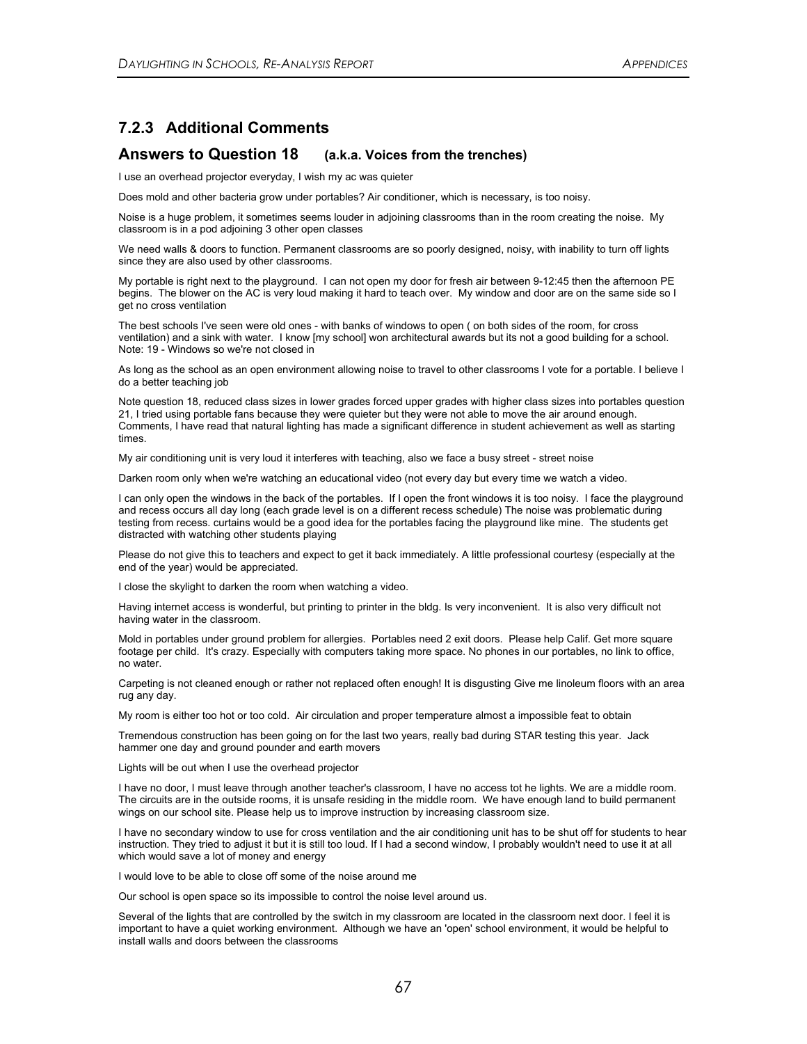### 7.2.3 Additional Comments

## Answers to Question 18 (a.k.a. Voices from the trenches)

I use an overhead projector everyday, I wish my ac was quieter

Does mold and other bacteria grow under portables? Air conditioner, which is necessary, is too noisy.

Noise is a huge problem, it sometimes seems louder in adjoining classrooms than in the room creating the noise. My classroom is in a pod adjoining 3 other open classes

We need walls & doors to function. Permanent classrooms are so poorly designed, noisy, with inability to turn off lights since they are also used by other classrooms.

My portable is right next to the playground. I can not open my door for fresh air between 9-12:45 then the afternoon PE begins. The blower on the AC is very loud making it hard to teach over. My window and door are on the same side so I get no cross ventilation

The best schools I've seen were old ones - with banks of windows to open ( on both sides of the room, for cross ventilation) and a sink with water. I know [my school] won architectural awards but its not a good building for a school. Note: 19 - Windows so we're not closed in

As long as the school as an open environment allowing noise to travel to other classrooms I vote for a portable. I believe I do a better teaching job

Note question 18, reduced class sizes in lower grades forced upper grades with higher class sizes into portables question 21, I tried using portable fans because they were quieter but they were not able to move the air around enough. Comments, I have read that natural lighting has made a significant difference in student achievement as well as starting times.

My air conditioning unit is very loud it interferes with teaching, also we face a busy street - street noise

Darken room only when we're watching an educational video (not every day but every time we watch a video.

I can only open the windows in the back of the portables. If I open the front windows it is too noisy. I face the playground and recess occurs all day long (each grade level is on a different recess schedule) The noise was problematic during testing from recess. curtains would be a good idea for the portables facing the playground like mine. The students get distracted with watching other students playing

Please do not give this to teachers and expect to get it back immediately. A little professional courtesy (especially at the end of the year) would be appreciated.

I close the skylight to darken the room when watching a video.

Having internet access is wonderful, but printing to printer in the bldg. Is very inconvenient. It is also very difficult not having water in the classroom.

Mold in portables under ground problem for allergies. Portables need 2 exit doors. Please help Calif. Get more square footage per child. It's crazy. Especially with computers taking more space. No phones in our portables, no link to office, no water.

Carpeting is not cleaned enough or rather not replaced often enough! It is disgusting Give me linoleum floors with an area rug any day.

My room is either too hot or too cold. Air circulation and proper temperature almost a impossible feat to obtain

Tremendous construction has been going on for the last two years, really bad during STAR testing this year. Jack hammer one day and ground pounder and earth movers

Lights will be out when I use the overhead projector

I have no door, I must leave through another teacher's classroom, I have no access tot he lights. We are a middle room. The circuits are in the outside rooms, it is unsafe residing in the middle room. We have enough land to build permanent wings on our school site. Please help us to improve instruction by increasing classroom size.

I have no secondary window to use for cross ventilation and the air conditioning unit has to be shut off for students to hear instruction. They tried to adjust it but it is still too loud. If I had a second window, I probably wouldn't need to use it at all which would save a lot of money and energy

I would love to be able to close off some of the noise around me

Our school is open space so its impossible to control the noise level around us.

Several of the lights that are controlled by the switch in my classroom are located in the classroom next door. I feel it is important to have a quiet working environment. Although we have an 'open' school environment, it would be helpful to install walls and doors between the classrooms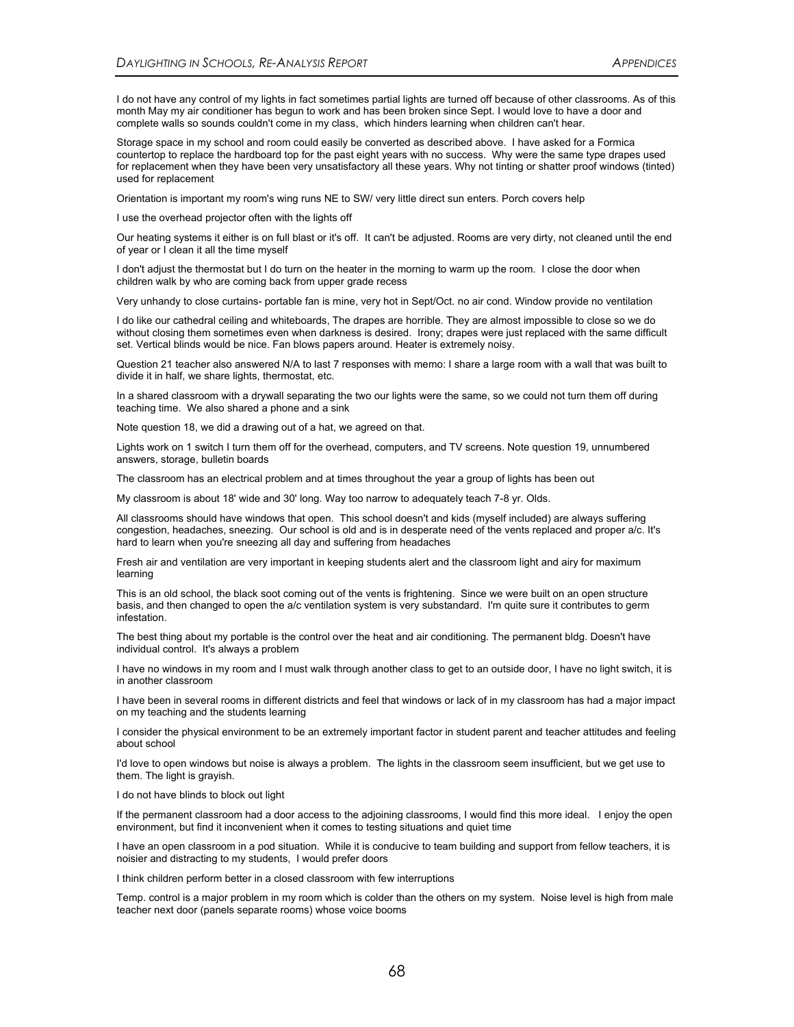I do not have any control of my lights in fact sometimes partial lights are turned off because of other classrooms. As of this month May my air conditioner has begun to work and has been broken since Sept. I would love to have a door and complete walls so sounds couldn't come in my class, which hinders learning when children can't hear.

Storage space in my school and room could easily be converted as described above. I have asked for a Formica countertop to replace the hardboard top for the past eight years with no success. Why were the same type drapes used for replacement when they have been very unsatisfactory all these years. Why not tinting or shatter proof windows (tinted) used for replacement

Orientation is important my room's wing runs NE to SW/ very little direct sun enters. Porch covers help

I use the overhead projector often with the lights off

Our heating systems it either is on full blast or it's off. It can't be adjusted. Rooms are very dirty, not cleaned until the end of year or I clean it all the time myself

I don't adjust the thermostat but I do turn on the heater in the morning to warm up the room. I close the door when children walk by who are coming back from upper grade recess

Very unhandy to close curtains- portable fan is mine, very hot in Sept/Oct. no air cond. Window provide no ventilation

I do like our cathedral ceiling and whiteboards, The drapes are horrible. They are almost impossible to close so we do without closing them sometimes even when darkness is desired. Irony; drapes were just replaced with the same difficult set. Vertical blinds would be nice. Fan blows papers around. Heater is extremely noisy.

Question 21 teacher also answered N/A to last 7 responses with memo: I share a large room with a wall that was built to divide it in half, we share lights, thermostat, etc.

In a shared classroom with a drywall separating the two our lights were the same, so we could not turn them off during teaching time. We also shared a phone and a sink

Note question 18, we did a drawing out of a hat, we agreed on that.

Lights work on 1 switch I turn them off for the overhead, computers, and TV screens. Note question 19, unnumbered answers, storage, bulletin boards

The classroom has an electrical problem and at times throughout the year a group of lights has been out

My classroom is about 18' wide and 30' long. Way too narrow to adequately teach 7-8 yr. Olds.

All classrooms should have windows that open. This school doesn't and kids (myself included) are always suffering congestion, headaches, sneezing. Our school is old and is in desperate need of the vents replaced and proper a/c. It's hard to learn when you're sneezing all day and suffering from headaches

Fresh air and ventilation are very important in keeping students alert and the classroom light and airy for maximum learning

This is an old school, the black soot coming out of the vents is frightening. Since we were built on an open structure basis, and then changed to open the a/c ventilation system is very substandard. I'm quite sure it contributes to germ infestation.

The best thing about my portable is the control over the heat and air conditioning. The permanent bldg. Doesn't have individual control. It's always a problem

I have no windows in my room and I must walk through another class to get to an outside door, I have no light switch, it is in another classroom

I have been in several rooms in different districts and feel that windows or lack of in my classroom has had a major impact on my teaching and the students learning

I consider the physical environment to be an extremely important factor in student parent and teacher attitudes and feeling about school

I'd love to open windows but noise is always a problem. The lights in the classroom seem insufficient, but we get use to them. The light is grayish.

I do not have blinds to block out light

If the permanent classroom had a door access to the adjoining classrooms, I would find this more ideal. I enjoy the open environment, but find it inconvenient when it comes to testing situations and quiet time

I have an open classroom in a pod situation. While it is conducive to team building and support from fellow teachers, it is noisier and distracting to my students, I would prefer doors

I think children perform better in a closed classroom with few interruptions

Temp. control is a major problem in my room which is colder than the others on my system. Noise level is high from male teacher next door (panels separate rooms) whose voice booms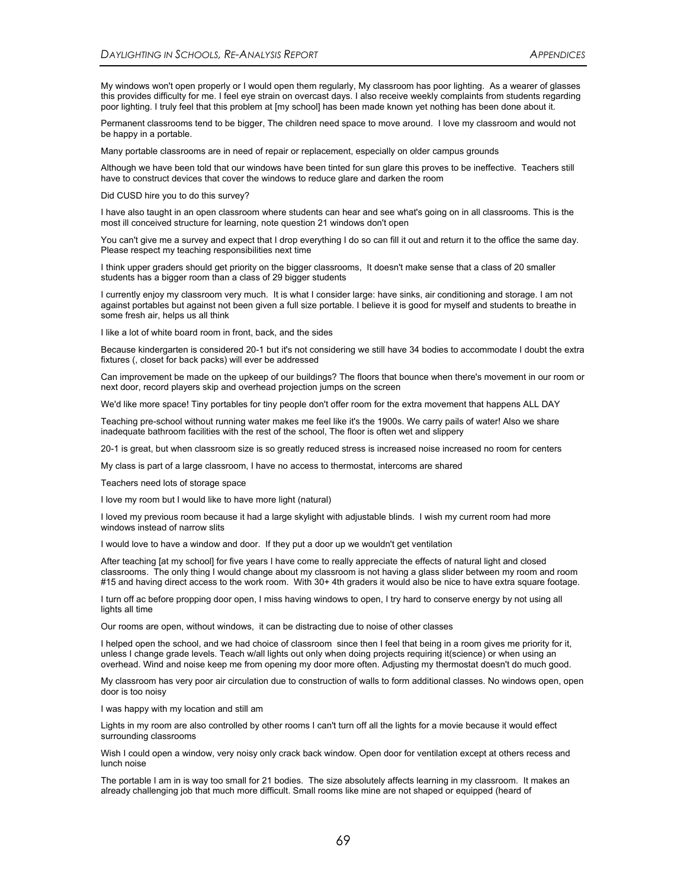My windows won't open properly or I would open them regularly, My classroom has poor lighting. As a wearer of glasses this provides difficulty for me. I feel eye strain on overcast days. I also receive weekly complaints from students regarding poor lighting. I truly feel that this problem at [my school] has been made known yet nothing has been done about it.

Permanent classrooms tend to be bigger, The children need space to move around. I love my classroom and would not be happy in a portable.

Many portable classrooms are in need of repair or replacement, especially on older campus grounds

Although we have been told that our windows have been tinted for sun glare this proves to be ineffective. Teachers still have to construct devices that cover the windows to reduce glare and darken the room

Did CUSD hire you to do this survey?

I have also taught in an open classroom where students can hear and see what's going on in all classrooms. This is the most ill conceived structure for learning, note question 21 windows don't open

You can't give me a survey and expect that I drop everything I do so can fill it out and return it to the office the same day. Please respect my teaching responsibilities next time

I think upper graders should get priority on the bigger classrooms, It doesn't make sense that a class of 20 smaller students has a bigger room than a class of 29 bigger students

I currently enjoy my classroom very much. It is what I consider large: have sinks, air conditioning and storage. I am not against portables but against not been given a full size portable. I believe it is good for myself and students to breathe in some fresh air, helps us all think

I like a lot of white board room in front, back, and the sides

Because kindergarten is considered 20-1 but it's not considering we still have 34 bodies to accommodate I doubt the extra fixtures (, closet for back packs) will ever be addressed

Can improvement be made on the upkeep of our buildings? The floors that bounce when there's movement in our room or next door, record players skip and overhead projection jumps on the screen

We'd like more space! Tiny portables for tiny people don't offer room for the extra movement that happens ALL DAY

Teaching pre-school without running water makes me feel like it's the 1900s. We carry pails of water! Also we share inadequate bathroom facilities with the rest of the school, The floor is often wet and slippery

20-1 is great, but when classroom size is so greatly reduced stress is increased noise increased no room for centers

My class is part of a large classroom, I have no access to thermostat, intercoms are shared

Teachers need lots of storage space

I love my room but I would like to have more light (natural)

I loved my previous room because it had a large skylight with adjustable blinds. I wish my current room had more windows instead of narrow slits

I would love to have a window and door. If they put a door up we wouldn't get ventilation

After teaching [at my school] for five years I have come to really appreciate the effects of natural light and closed classrooms. The only thing I would change about my classroom is not having a glass slider between my room and room #15 and having direct access to the work room. With 30+ 4th graders it would also be nice to have extra square footage.

I turn off ac before propping door open, I miss having windows to open, I try hard to conserve energy by not using all lights all time

Our rooms are open, without windows, it can be distracting due to noise of other classes

I helped open the school, and we had choice of classroom since then I feel that being in a room gives me priority for it, unless I change grade levels. Teach w/all lights out only when doing projects requiring it(science) or when using an overhead. Wind and noise keep me from opening my door more often. Adjusting my thermostat doesn't do much good.

My classroom has very poor air circulation due to construction of walls to form additional classes. No windows open, open door is too noisy

I was happy with my location and still am

Lights in my room are also controlled by other rooms I can't turn off all the lights for a movie because it would effect surrounding classrooms

Wish I could open a window, very noisy only crack back window. Open door for ventilation except at others recess and lunch noise

The portable I am in is way too small for 21 bodies. The size absolutely affects learning in my classroom. It makes an already challenging job that much more difficult. Small rooms like mine are not shaped or equipped (heard of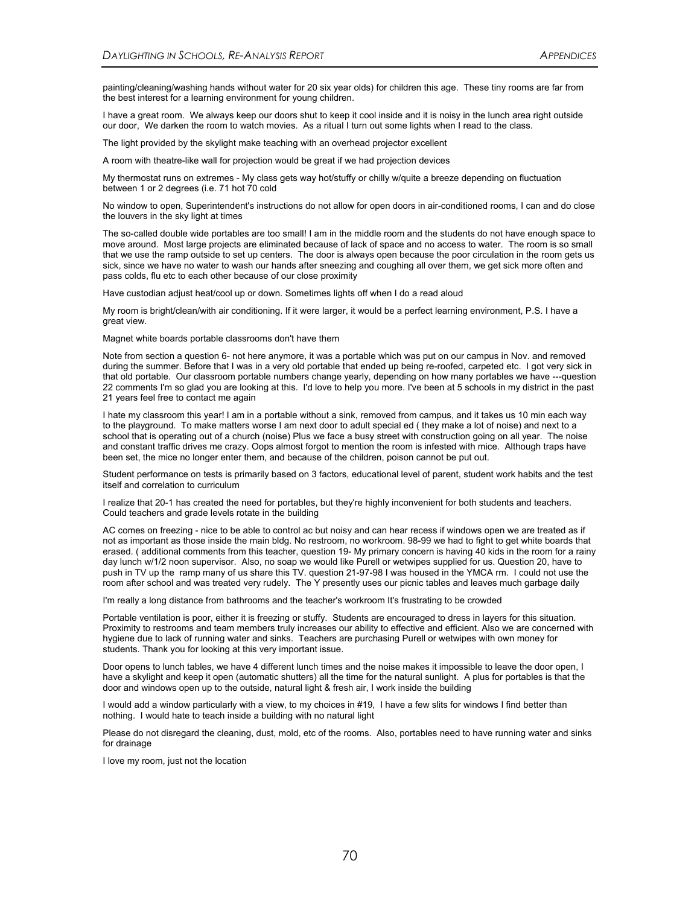painting/cleaning/washing hands without water for 20 six year olds) for children this age. These tiny rooms are far from the best interest for a learning environment for young children.

I have a great room. We always keep our doors shut to keep it cool inside and it is noisy in the lunch area right outside our door, We darken the room to watch movies. As a ritual I turn out some lights when I read to the class.

The light provided by the skylight make teaching with an overhead projector excellent

A room with theatre-like wall for projection would be great if we had projection devices

My thermostat runs on extremes - My class gets way hot/stuffy or chilly w/quite a breeze depending on fluctuation between 1 or 2 degrees (i.e. 71 hot 70 cold

No window to open, Superintendent's instructions do not allow for open doors in air-conditioned rooms, I can and do close the louvers in the sky light at times

The so-called double wide portables are too small! I am in the middle room and the students do not have enough space to move around. Most large projects are eliminated because of lack of space and no access to water. The room is so small that we use the ramp outside to set up centers. The door is always open because the poor circulation in the room gets us sick, since we have no water to wash our hands after sneezing and coughing all over them, we get sick more often and pass colds, flu etc to each other because of our close proximity

Have custodian adjust heat/cool up or down. Sometimes lights off when I do a read aloud

My room is bright/clean/with air conditioning. If it were larger, it would be a perfect learning environment, P.S. I have a great view.

Magnet white boards portable classrooms don't have them

Note from section a question 6- not here anymore, it was a portable which was put on our campus in Nov. and removed during the summer. Before that I was in a very old portable that ended up being re-roofed, carpeted etc. I got very sick in that old portable. Our classroom portable numbers change yearly, depending on how many portables we have ---question 22 comments I'm so glad you are looking at this. I'd love to help you more. I've been at 5 schools in my district in the past 21 years feel free to contact me again

I hate my classroom this year! I am in a portable without a sink, removed from campus, and it takes us 10 min each way to the playground. To make matters worse I am next door to adult special ed ( they make a lot of noise) and next to a school that is operating out of a church (noise) Plus we face a busy street with construction going on all year. The noise and constant traffic drives me crazy. Oops almost forgot to mention the room is infested with mice. Although traps have been set, the mice no longer enter them, and because of the children, poison cannot be put out.

Student performance on tests is primarily based on 3 factors, educational level of parent, student work habits and the test itself and correlation to curriculum

I realize that 20-1 has created the need for portables, but they're highly inconvenient for both students and teachers. Could teachers and grade levels rotate in the building

AC comes on freezing - nice to be able to control ac but noisy and can hear recess if windows open we are treated as if not as important as those inside the main bldg. No restroom, no workroom. 98-99 we had to fight to get white boards that erased. ( additional comments from this teacher, question 19- My primary concern is having 40 kids in the room for a rainy day lunch w/1/2 noon supervisor. Also, no soap we would like Purell or wetwipes supplied for us. Question 20, have to push in TV up the ramp many of us share this TV. question 21-97-98 I was housed in the YMCA rm. I could not use the room after school and was treated very rudely. The Y presently uses our picnic tables and leaves much garbage daily

I'm really a long distance from bathrooms and the teacher's workroom It's frustrating to be crowded

Portable ventilation is poor, either it is freezing or stuffy. Students are encouraged to dress in layers for this situation. Proximity to restrooms and team members truly increases our ability to effective and efficient. Also we are concerned with hygiene due to lack of running water and sinks. Teachers are purchasing Purell or wetwipes with own money for students. Thank you for looking at this very important issue.

Door opens to lunch tables, we have 4 different lunch times and the noise makes it impossible to leave the door open, I have a skylight and keep it open (automatic shutters) all the time for the natural sunlight. A plus for portables is that the door and windows open up to the outside, natural light & fresh air, I work inside the building

I would add a window particularly with a view, to my choices in #19, I have a few slits for windows I find better than nothing. I would hate to teach inside a building with no natural light

Please do not disregard the cleaning, dust, mold, etc of the rooms. Also, portables need to have running water and sinks for drainage

I love my room, just not the location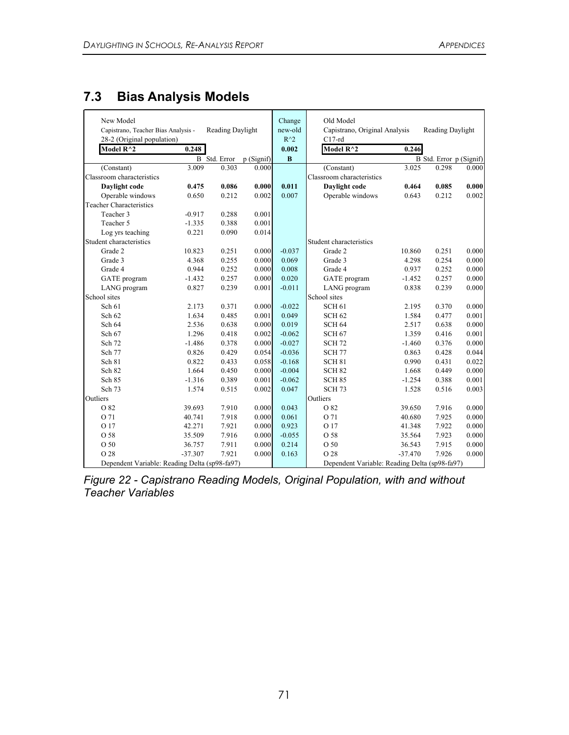## 7.3 Bias Analysis Models

| New Model<br>Capistrano, Teacher Bias Analysis - 28-2 (Original population) | Reading Daylight | | | Change new-old $R^2$ | Old Model<br>Capistrano, Original Analysis C17-rd | Reading Daylight | | |
|---|---|---|---|---|---|---|---|---|
| **Model R^2** | **0.248** | | | **0.002** | **Model R^2** | **0.246** | | |
| | B | Std. Error | p (Signif) | **B** | | B | Std. Error | p (Signif) |
| (Constant) | 3.009 | 0.303 | 0.000 | | (Constant) | 3.025 | 0.298 | 0.000 |
| Classroom characteristics | | | | | Classroom characteristics | | | |
| **Daylight code** | **0.475** | **0.086** | **0.000** | **0.011** | **Daylight code** | **0.464** | **0.085** | **0.000** |
| Operable windows | 0.650 | 0.212 | 0.002 | 0.007 | Operable windows | 0.643 | 0.212 | 0.002 |
| Teacher Characteristics | | | | | | | | |
| Teacher 3 | -0.917 | 0.288 | 0.001 | | | | | |
| Teacher 5 | -1.335 | 0.388 | 0.001 | | | | | |
| Log yrs teaching | 0.221 | 0.090 | 0.014 | | | | | |
| Student characteristics | | | | | Student characteristics | | | |
| Grade 2 | 10.823 | 0.251 | 0.000 | -0.037 | Grade 2 | 10.860 | 0.251 | 0.000 |
| Grade 3 | 4.368 | 0.255 | 0.000 | 0.069 | Grade 3 | 4.298 | 0.254 | 0.000 |
| Grade 4 | 0.944 | 0.252 | 0.000 | 0.008 | Grade 4 | 0.937 | 0.252 | 0.000 |
| GATE program | -1.432 | 0.257 | 0.000 | 0.020 | GATE program | -1.452 | 0.257 | 0.000 |
| LANG program | 0.827 | 0.239 | 0.001 | -0.011 | LANG program | 0.838 | 0.239 | 0.000 |
| School sites | | | | | School sites | | | |
| Sch 61 | 2.173 | 0.371 | 0.000 | -0.022 | SCH 61 | 2.195 | 0.370 | 0.000 |
| Sch 62 | 1.634 | 0.485 | 0.001 | 0.049 | SCH 62 | 1.584 | 0.477 | 0.001 |
| Sch 64 | 2.536 | 0.638 | 0.000 | 0.019 | SCH 64 | 2.517 | 0.638 | 0.000 |
| Sch 67 | 1.296 | 0.418 | 0.002 | -0.062 | SCH 67 | 1.359 | 0.416 | 0.001 |
| Sch 72 | -1.486 | 0.378 | 0.000 | -0.027 | SCH 72 | -1.460 | 0.376 | 0.000 |
| Sch 77 | 0.826 | 0.429 | 0.054 | -0.036 | SCH 77 | 0.863 | 0.428 | 0.044 |
| Sch 81 | 0.822 | 0.433 | 0.058 | -0.168 | SCH 81 | 0.990 | 0.431 | 0.022 |
| Sch 82 | 1.664 | 0.450 | 0.000 | -0.004 | SCH 82 | 1.668 | 0.449 | 0.000 |
| Sch 85 | -1.316 | 0.389 | 0.001 | -0.062 | SCH 85 | -1.254 | 0.388 | 0.001 |
| Sch 73 | 1.574 | 0.515 | 0.002 | 0.047 | SCH 73 | 1.528 | 0.516 | 0.003 |
| Outliers | | | | | Outliers | | | |
| O 82 | 39.693 | 7.910 | 0.000 | 0.043 | O 82 | 39.650 | 7.916 | 0.000 |
| O 71 | 40.741 | 7.918 | 0.000 | 0.061 | O 71 | 40.680 | 7.925 | 0.000 |
| O 17 | 42.271 | 7.921 | 0.000 | 0.923 | O 17 | 41.348 | 7.922 | 0.000 |
| O 58 | 35.509 | 7.916 | 0.000 | -0.055 | O 58 | 35.564 | 7.923 | 0.000 |
| O 50 | 36.757 | 7.911 | 0.000 | 0.214 | O 50 | 36.543 | 7.915 | 0.000 |
| O 28 | -37.307 | 7.921 | 0.000 | 0.163 | O 28 | -37.470 | 7.926 | 0.000 |
| Dependent Variable: Reading Delta (sp98-fa97) | | | | | Dependent Variable: Reading Delta (sp98-fa97) | | | |

*Figure 22 - Capistrano Reading Models, Original Population, with and without Teacher Variables*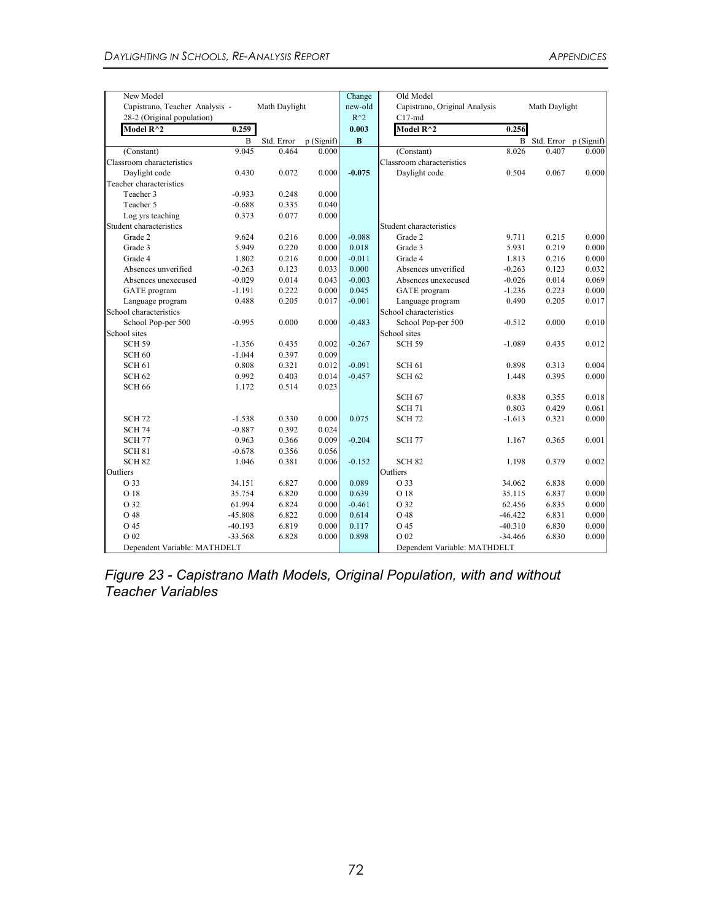| New Model | | | | Change | Old Model | | | |
|---|---|---|---|---|---|---|---|---|
| Capistrano, Teacher Analysis - | Math Daylight | | | new-old | Capistrano, Original Analysis | Math Daylight | | |
| 28-2 (Original population) | | | | R^2 | C17-md | | | |
| **Model R^2** | **0.259** | | | **0.003** | **Model R^2** | **0.256** | | |
| | B | Std. Error | p (Signif) | **B** | | B | Std. Error | p (Signif) |
| (Constant) | 9.045 | 0.464 | 0.000 | | (Constant) | 8.026 | 0.407 | 0.000 |
| Classroom characteristics | | | | | Classroom characteristics | | | |
| Daylight code | 0.430 | 0.072 | 0.000 | **-0.075** | Daylight code | 0.504 | 0.067 | 0.000 |
| Teacher characteristics | | | | | | | | |
| Teacher 3 | -0.933 | 0.248 | 0.000 | | | | | |
| Teacher 5 | -0.688 | 0.335 | 0.040 | | | | | |
| Log yrs teaching | 0.373 | 0.077 | 0.000 | | | | | |
| Student characteristics | | | | | Student characteristics | | | |
| Grade 2 | 9.624 | 0.216 | 0.000 | -0.088 | Grade 2 | 9.711 | 0.215 | 0.000 |
| Grade 3 | 5.949 | 0.220 | 0.000 | 0.018 | Grade 3 | 5.931 | 0.219 | 0.000 |
| Grade 4 | 1.802 | 0.216 | 0.000 | -0.011 | Grade 4 | 1.813 | 0.216 | 0.000 |
| Absences unverified | -0.263 | 0.123 | 0.033 | 0.000 | Absences unverified | -0.263 | 0.123 | 0.032 |
| Absences unexecused | -0.029 | 0.014 | 0.043 | -0.003 | Absences unexecused | -0.026 | 0.014 | 0.069 |
| GATE program | -1.191 | 0.222 | 0.000 | 0.045 | GATE program | -1.236 | 0.223 | 0.000 |
| Language program | 0.488 | 0.205 | 0.017 | -0.001 | Language program | 0.490 | 0.205 | 0.017 |
| School characteristics | | | | | School characteristics | | | |
| School Pop-per 500 | -0.995 | 0.000 | 0.000 | -0.483 | School Pop-per 500 | -0.512 | 0.000 | 0.010 |
| School sites | | | | | School sites | | | |
| SCH 59 | -1.356 | 0.435 | 0.002 | -0.267 | SCH 59 | -1.089 | 0.435 | 0.012 |
| SCH 60 | -1.044 | 0.397 | 0.009 | | | | | |
| SCH 61 | 0.808 | 0.321 | 0.012 | -0.091 | SCH 61 | 0.898 | 0.313 | 0.004 |
| SCH 62 | 0.992 | 0.403 | 0.014 | -0.457 | SCH 62 | 1.448 | 0.395 | 0.000 |
| SCH 66 | 1.172 | 0.514 | 0.023 | | | | | |
| | | | | | SCH 67 | 0.838 | 0.355 | 0.018 |
| | | | | | SCH 71 | 0.803 | 0.429 | 0.061 |
| SCH 72 | -1.538 | 0.330 | 0.000 | 0.075 | SCH 72 | -1.613 | 0.321 | 0.000 |
| SCH 74 | -0.887 | 0.392 | 0.024 | | | | | |
| SCH 77 | 0.963 | 0.366 | 0.009 | -0.204 | SCH 77 | 1.167 | 0.365 | 0.001 |
| SCH 81 | -0.678 | 0.356 | 0.056 | | | | | |
| SCH 82 | 1.046 | 0.381 | 0.006 | -0.152 | SCH 82 | 1.198 | 0.379 | 0.002 |
| Outliers | | | | | Outliers | | | |
| O 33 | 34.151 | 6.827 | 0.000 | 0.089 | O 33 | 34.062 | 6.838 | 0.000 |
| O 18 | 35.754 | 6.820 | 0.000 | 0.639 | O 18 | 35.115 | 6.837 | 0.000 |
| O 32 | 61.994 | 6.824 | 0.000 | -0.461 | O 32 | 62.456 | 6.835 | 0.000 |
| O 48 | -45.808 | 6.822 | 0.000 | 0.614 | O 48 | -46.422 | 6.831 | 0.000 |
| O 45 | -40.193 | 6.819 | 0.000 | 0.117 | O 45 | -40.310 | 6.830 | 0.000 |
| O 02 | -33.568 | 6.828 | 0.000 | 0.898 | O 02 | -34.466 | 6.830 | 0.000 |
| Dependent Variable: MATHDELT | | | | | Dependent Variable: MATHDELT | | | |

*Figure 23 - Capistrano Math Models, Original Population, with and without Teacher Variables*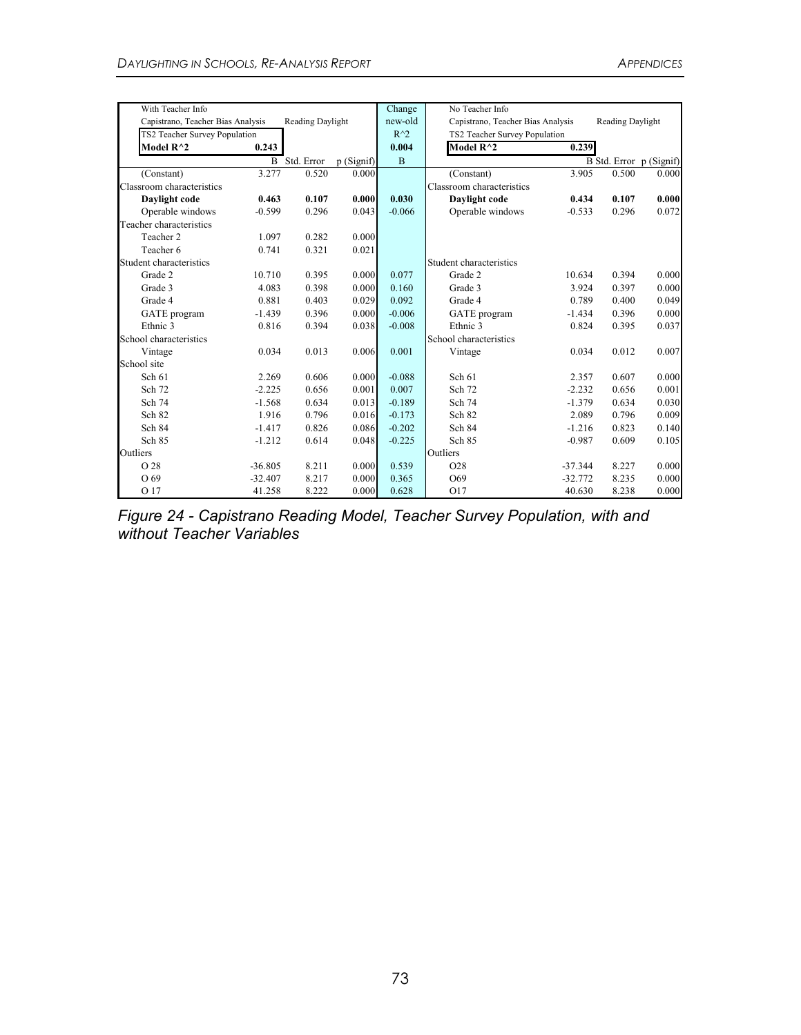| With Teacher Info | | | | Change | No Teacher Info | | | |
|---|---|---|---|---|---|---|---|---|
| Capistrano, Teacher Bias Analysis | | Reading Daylight | | new-old | Capistrano, Teacher Bias Analysis | | Reading Daylight | |
| TS2 Teacher Survey Population | | | | R^2 | TS2 Teacher Survey Population | | | |
| **Model R^2** | **0.243** | | | **0.004** | **Model R^2** | **0.239** | | |
| | B | Std. Error | p (Signif) | B | | B | Std. Error | p (Signif) |
| (Constant) | 3.277 | 0.520 | 0.000 | | (Constant) | 3.905 | 0.500 | 0.000 |
| Classroom characteristics | | | | | Classroom characteristics | | | |
| **Daylight code** | **0.463** | **0.107** | **0.000** | **0.030** | **Daylight code** | **0.434** | **0.107** | **0.000** |
| Operable windows | -0.599 | 0.296 | 0.043 | -0.066 | Operable windows | -0.533 | 0.296 | 0.072 |
| Teacher characteristics | | | | | | | | |
| Teacher 2 | 1.097 | 0.282 | 0.000 | | | | | |
| Teacher 6 | 0.741 | 0.321 | 0.021 | | | | | |
| Student characteristics | | | | | Student characteristics | | | |
| Grade 2 | 10.710 | 0.395 | 0.000 | 0.077 | Grade 2 | 10.634 | 0.394 | 0.000 |
| Grade 3 | 4.083 | 0.398 | 0.000 | 0.160 | Grade 3 | 3.924 | 0.397 | 0.000 |
| Grade 4 | 0.881 | 0.403 | 0.029 | 0.092 | Grade 4 | 0.789 | 0.400 | 0.049 |
| GATE program | -1.439 | 0.396 | 0.000 | -0.006 | GATE program | -1.434 | 0.396 | 0.000 |
| Ethnic 3 | 0.816 | 0.394 | 0.038 | -0.008 | Ethnic 3 | 0.824 | 0.395 | 0.037 |
| School characteristics | | | | | School characteristics | | | |
| Vintage | 0.034 | 0.013 | 0.006 | 0.001 | Vintage | 0.034 | 0.012 | 0.007 |
| School site | | | | | | | | |
| Sch 61 | 2.269 | 0.606 | 0.000 | -0.088 | Sch 61 | 2.357 | 0.607 | 0.000 |
| Sch 72 | -2.225 | 0.656 | 0.001 | 0.007 | Sch 72 | -2.232 | 0.656 | 0.001 |
| Sch 74 | -1.568 | 0.634 | 0.013 | -0.189 | Sch 74 | -1.379 | 0.634 | 0.030 |
| Sch 82 | 1.916 | 0.796 | 0.016 | -0.173 | Sch 82 | 2.089 | 0.796 | 0.009 |
| Sch 84 | -1.417 | 0.826 | 0.086 | -0.202 | Sch 84 | -1.216 | 0.823 | 0.140 |
| Sch 85 | -1.212 | 0.614 | 0.048 | -0.225 | Sch 85 | -0.987 | 0.609 | 0.105 |
| Outliers | | | | | Outliers | | | |
| O 28 | -36.805 | 8.211 | 0.000 | 0.539 | O28 | -37.344 | 8.227 | 0.000 |
| O 69 | -32.407 | 8.217 | 0.000 | 0.365 | O69 | -32.772 | 8.235 | 0.000 |
| O 17 | 41.258 | 8.222 | 0.000 | 0.628 | O17 | 40.630 | 8.238 | 0.000 |

*Figure 24 - Capistrano Reading Model, Teacher Survey Population, with and without Teacher Variables*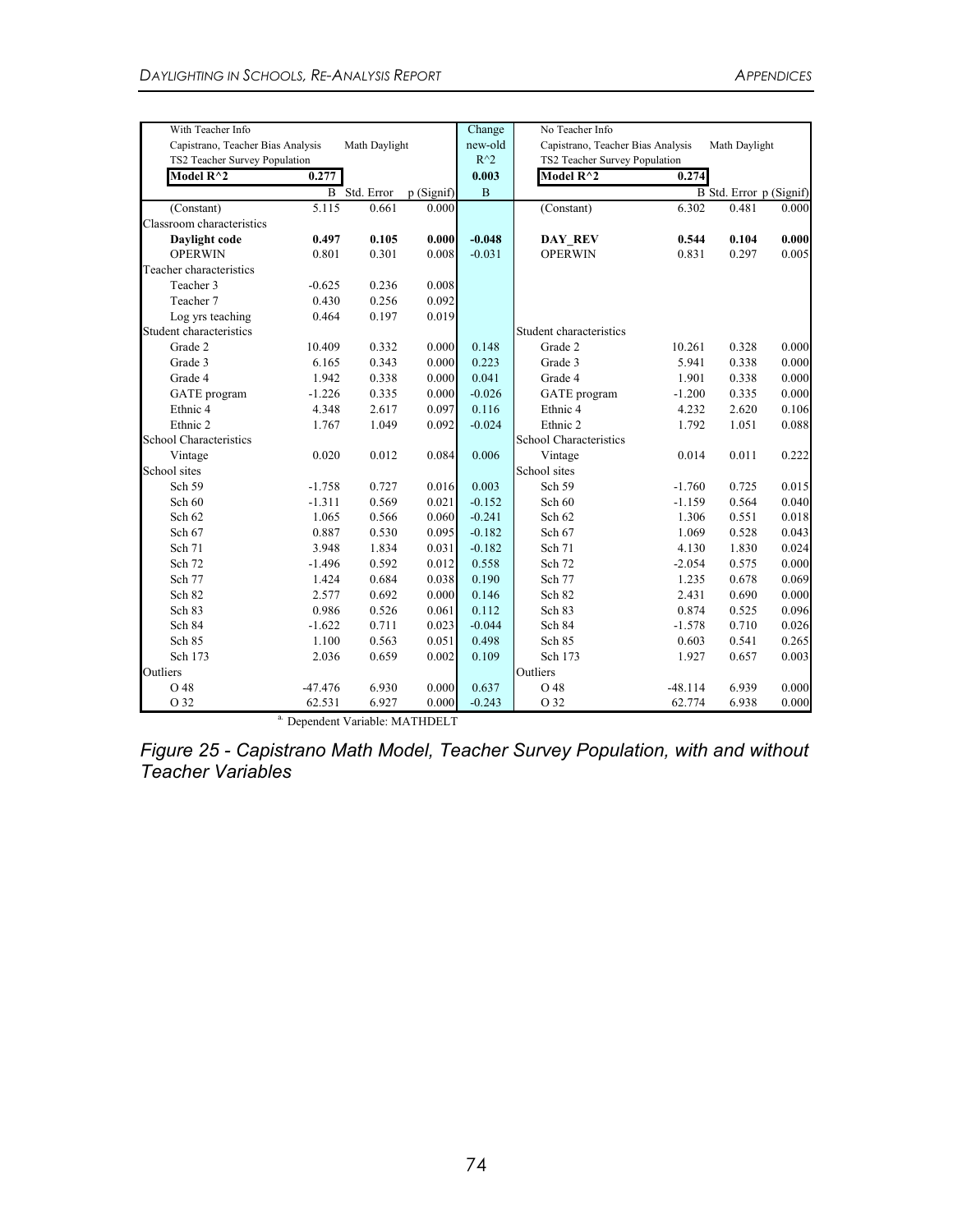| With Teacher Info | | | | Change | No Teacher Info | | | |
|---|---|---|---|---|---|---|---|---|
| Capistrano, Teacher Bias Analysis | Math Daylight | | | new-old | Capistrano, Teacher Bias Analysis | Math Daylight | | |
| TS2 Teacher Survey Population | | | | $R^2$ | TS2 Teacher Survey Population | | | |
| **Model R^2** | **0.277** | | | **0.003** | **Model R^2** | **0.274** | | |
| | B | Std. Error | p (Signif) | B | | B | Std. Error | p (Signif) |
| (Constant) | 5.115 | 0.661 | 0.000 | | (Constant) | 6.302 | 0.481 | 0.000 |
| Classroom characteristics | | | | | | | | |
| **Daylight code** | **0.497** | **0.105** | **0.000** | **-0.048** | **DAY_REV** | **0.544** | **0.104** | **0.000** |
| OPERWIN | 0.801 | 0.301 | 0.008 | -0.031 | OPERWIN | 0.831 | 0.297 | 0.005 |
| Teacher characteristics | | | | | | | | |
| Teacher 3 | -0.625 | 0.236 | 0.008 | | | | | |
| Teacher 7 | 0.430 | 0.256 | 0.092 | | | | | |
| Log yrs teaching | 0.464 | 0.197 | 0.019 | | | | | |
| Student characteristics | | | | | Student characteristics | | | |
| Grade 2 | 10.409 | 0.332 | 0.000 | 0.148 | Grade 2 | 10.261 | 0.328 | 0.000 |
| Grade 3 | 6.165 | 0.343 | 0.000 | 0.223 | Grade 3 | 5.941 | 0.338 | 0.000 |
| Grade 4 | 1.942 | 0.338 | 0.000 | 0.041 | Grade 4 | 1.901 | 0.338 | 0.000 |
| GATE program | -1.226 | 0.335 | 0.000 | -0.026 | GATE program | -1.200 | 0.335 | 0.000 |
| Ethnic 4 | 4.348 | 2.617 | 0.097 | 0.116 | Ethnic 4 | 4.232 | 2.620 | 0.106 |
| Ethnic 2 | 1.767 | 1.049 | 0.092 | -0.024 | Ethnic 2 | 1.792 | 1.051 | 0.088 |
| School Characteristics | | | | | School Characteristics | | | |
| Vintage | 0.020 | 0.012 | 0.084 | 0.006 | Vintage | 0.014 | 0.011 | 0.222 |
| School sites | | | | | School sites | | | |
| Sch 59 | -1.758 | 0.727 | 0.016 | 0.003 | Sch 59 | -1.760 | 0.725 | 0.015 |
| Sch 60 | -1.311 | 0.569 | 0.021 | -0.152 | Sch 60 | -1.159 | 0.564 | 0.040 |
| Sch 62 | 1.065 | 0.566 | 0.060 | -0.241 | Sch 62 | 1.306 | 0.551 | 0.018 |
| Sch 67 | 0.887 | 0.530 | 0.095 | -0.182 | Sch 67 | 1.069 | 0.528 | 0.043 |
| Sch 71 | 3.948 | 1.834 | 0.031 | -0.182 | Sch 71 | 4.130 | 1.830 | 0.024 |
| Sch 72 | -1.496 | 0.592 | 0.012 | 0.558 | Sch 72 | -2.054 | 0.575 | 0.000 |
| Sch 77 | 1.424 | 0.684 | 0.038 | 0.190 | Sch 77 | 1.235 | 0.678 | 0.069 |
| Sch 82 | 2.577 | 0.692 | 0.000 | 0.146 | Sch 82 | 2.431 | 0.690 | 0.000 |
| Sch 83 | 0.986 | 0.526 | 0.061 | 0.112 | Sch 83 | 0.874 | 0.525 | 0.096 |
| Sch 84 | -1.622 | 0.711 | 0.023 | -0.044 | Sch 84 | -1.578 | 0.710 | 0.026 |
| Sch 85 | 1.100 | 0.563 | 0.051 | 0.498 | Sch 85 | 0.603 | 0.541 | 0.265 |
| Sch 173 | 2.036 | 0.659 | 0.002 | 0.109 | Sch 173 | 1.927 | 0.657 | 0.003 |
| Outliers | | | | | Outliers | | | |
| O 48 | -47.476 | 6.930 | 0.000 | 0.637 | O 48 | -48.114 | 6.939 | 0.000 |
| O 32 | 62.531 | 6.927 | 0.000 | -0.243 | O 32 | 62.774 | 6.938 | 0.000 |

[a] Dependent Variable: MATHDELT

*Figure 25 - Capistrano Math Model, Teacher Survey Population, with and without Teacher Variables*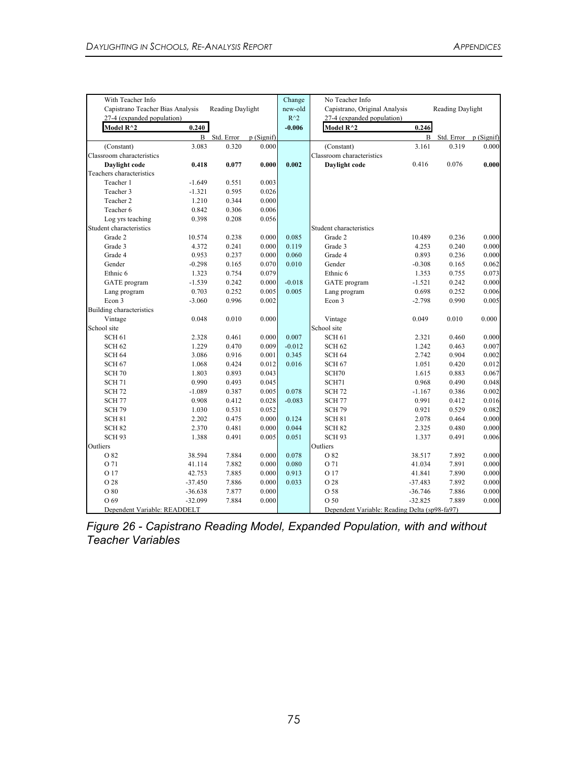| With Teacher Info | | | | Change | No Teacher Info | | | |
|---|---|---|---|---|---|---|---|---|
| Capistrano Teacher Bias Analysis | | Reading Daylight | | new-old | Capistrano, Original Analysis | | Reading Daylight | |
| 27-4 (expanded population) | | | | $R^2$ | 27-4 (expanded population) | | | |
| **Model R^2** | **0.240** | | | **-0.006** | **Model R^2** | **0.246** | | |
| | B | Std. Error | p (Signif) | | | B | Std. Error | p (Signif) |
| (Constant) | 3.083 | 0.320 | 0.000 | | (Constant) | 3.161 | 0.319 | 0.000 |
| Classroom characteristics | | | | | Classroom characteristics | | | |
| **Daylight code** | **0.418** | **0.077** | **0.000** | **0.002** | **Daylight code** | 0.416 | 0.076 | **0.000** |
| Teachers characteristics | | | | | | | | |
| Teacher 1 | -1.649 | 0.551 | 0.003 | | | | | |
| Teacher 3 | -1.321 | 0.595 | 0.026 | | | | | |
| Teacher 2 | 1.210 | 0.344 | 0.000 | | | | | |
| Teacher 6 | 0.842 | 0.306 | 0.006 | | | | | |
| Log yrs teaching | 0.398 | 0.208 | 0.056 | | | | | |
| Student characteristics | | | | | Student characteristics | | | |
| Grade 2 | 10.574 | 0.238 | 0.000 | 0.085 | Grade 2 | 10.489 | 0.236 | 0.000 |
| Grade 3 | 4.372 | 0.241 | 0.000 | 0.119 | Grade 3 | 4.253 | 0.240 | 0.000 |
| Grade 4 | 0.953 | 0.237 | 0.000 | 0.060 | Grade 4 | 0.893 | 0.236 | 0.000 |
| Gender | -0.298 | 0.165 | 0.070 | 0.010 | Gender | -0.308 | 0.165 | 0.062 |
| Ethnic 6 | 1.323 | 0.754 | 0.079 | | Ethnic 6 | 1.353 | 0.755 | 0.073 |
| GATE program | -1.539 | 0.242 | 0.000 | -0.018 | GATE program | -1.521 | 0.242 | 0.000 |
| Lang program | 0.703 | 0.252 | 0.005 | 0.005 | Lang program | 0.698 | 0.252 | 0.006 |
| Econ 3 | -3.060 | 0.996 | 0.002 | | Econ 3 | -2.798 | 0.990 | 0.005 |
| Building characteristics | | | | | | | | |
| Vintage | 0.048 | 0.010 | 0.000 | | Vintage | 0.049 | 0.010 | 0.000 |
| School site | | | | | School site | | | |
| SCH 61 | 2.328 | 0.461 | 0.000 | 0.007 | SCH 61 | 2.321 | 0.460 | 0.000 |
| SCH 62 | 1.229 | 0.470 | 0.009 | -0.012 | SCH 62 | 1.242 | 0.463 | 0.007 |
| SCH 64 | 3.086 | 0.916 | 0.001 | 0.345 | SCH 64 | 2.742 | 0.904 | 0.002 |
| SCH 67 | 1.068 | 0.424 | 0.012 | 0.016 | SCH 67 | 1.051 | 0.420 | 0.012 |
| SCH 70 | 1.803 | 0.893 | 0.043 | | SCH70 | 1.615 | 0.883 | 0.067 |
| SCH 71 | 0.990 | 0.493 | 0.045 | | SCH71 | 0.968 | 0.490 | 0.048 |
| SCH 72 | -1.089 | 0.387 | 0.005 | 0.078 | SCH 72 | -1.167 | 0.386 | 0.002 |
| SCH 77 | 0.908 | 0.412 | 0.028 | -0.083 | SCH 77 | 0.991 | 0.412 | 0.016 |
| SCH 79 | 1.030 | 0.531 | 0.052 | | SCH 79 | 0.921 | 0.529 | 0.082 |
| SCH 81 | 2.202 | 0.475 | 0.000 | 0.124 | SCH 81 | 2.078 | 0.464 | 0.000 |
| SCH 82 | 2.370 | 0.481 | 0.000 | 0.044 | SCH 82 | 2.325 | 0.480 | 0.000 |
| SCH 93 | 1.388 | 0.491 | 0.005 | 0.051 | SCH 93 | 1.337 | 0.491 | 0.006 |
| Outliers | | | | | Outliers | | | |
| O 82 | 38.594 | 7.884 | 0.000 | 0.078 | O 82 | 38.517 | 7.892 | 0.000 |
| O 71 | 41.114 | 7.882 | 0.000 | 0.080 | O 71 | 41.034 | 7.891 | 0.000 |
| O 17 | 42.753 | 7.885 | 0.000 | 0.913 | O 17 | 41.841 | 7.890 | 0.000 |
| O 28 | -37.450 | 7.886 | 0.000 | 0.033 | O 28 | -37.483 | 7.892 | 0.000 |
| O 80 | -36.638 | 7.877 | 0.000 | | O 58 | -36.746 | 7.886 | 0.000 |
| O 69 | -32.099 | 7.884 | 0.000 | | O 50 | -32.825 | 7.889 | 0.000 |
| Dependent Variable: READDELT | | | | | Dependent Variable: Reading Delta (sp98-fa97) | | | |

*Figure 26 - Capistrano Reading Model, Expanded Population, with and without Teacher Variables*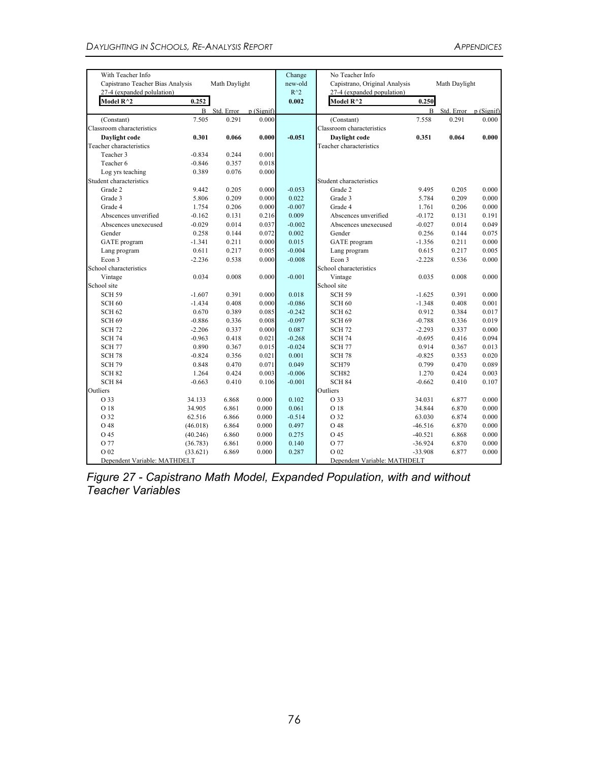| With Teacher Info | | | | Change | No Teacher Info | | | |
|---|---|---|---|---|---|---|---|---|
| Capistrano Teacher Bias Analysis | Math Daylight | | | new-old | Capistrano, Original Analysis | Math Daylight | | |
| 27-4 (expanded polulation) | | | | R^2 | 27-4 (expanded population) | | | |
| **Model R^2** | **0.252** | | | **0.002** | **Model R^2** | **0.250** | | |
| | B | Std. Error | p (Signif) | | | B | Std. Error | p (Signif) |
| (Constant) | 7.505 | 0.291 | 0.000 | | (Constant) | 7.558 | 0.291 | 0.000 |
| Classroom characteristics | | | | | Classroom characteristics | | | |
| **Daylight code** | **0.301** | **0.066** | **0.000** | **-0.051** | **Daylight code** | **0.351** | **0.064** | **0.000** |
| Teacher characteristics | | | | | Teacher characteristics | | | |
| Teacher 3 | -0.834 | 0.244 | 0.001 | | | | | |
| Teacher 6 | -0.846 | 0.357 | 0.018 | | | | | |
| Log yrs teaching | 0.389 | 0.076 | 0.000 | | | | | |
| Student characteristics | | | | | Student characteristics | | | |
| Grade 2 | 9.442 | 0.205 | 0.000 | -0.053 | Grade 2 | 9.495 | 0.205 | 0.000 |
| Grade 3 | 5.806 | 0.209 | 0.000 | 0.022 | Grade 3 | 5.784 | 0.209 | 0.000 |
| Grade 4 | 1.754 | 0.206 | 0.000 | -0.007 | Grade 4 | 1.761 | 0.206 | 0.000 |
| Abscences unverified | -0.162 | 0.131 | 0.216 | 0.009 | Abscences unverified | -0.172 | 0.131 | 0.191 |
| Abscences unexecused | -0.029 | 0.014 | 0.037 | -0.002 | Abscences unexecused | -0.027 | 0.014 | 0.049 |
| Gender | 0.258 | 0.144 | 0.072 | 0.002 | Gender | 0.256 | 0.144 | 0.075 |
| GATE program | -1.341 | 0.211 | 0.000 | 0.015 | GATE program | -1.356 | 0.211 | 0.000 |
| Lang program | 0.611 | 0.217 | 0.005 | -0.004 | Lang program | 0.615 | 0.217 | 0.005 |
| Econ 3 | -2.236 | 0.538 | 0.000 | -0.008 | Econ 3 | -2.228 | 0.536 | 0.000 |
| School characteristics | | | | | School characteristics | | | |
| Vintage | 0.034 | 0.008 | 0.000 | -0.001 | Vintage | 0.035 | 0.008 | 0.000 |
| School site | | | | | School site | | | |
| SCH 59 | -1.607 | 0.391 | 0.000 | 0.018 | SCH 59 | -1.625 | 0.391 | 0.000 |
| SCH 60 | -1.434 | 0.408 | 0.000 | -0.086 | SCH 60 | -1.348 | 0.408 | 0.001 |
| SCH 62 | 0.670 | 0.389 | 0.085 | -0.242 | SCH 62 | 0.912 | 0.384 | 0.017 |
| SCH 69 | -0.886 | 0.336 | 0.008 | -0.097 | SCH 69 | -0.788 | 0.336 | 0.019 |
| SCH 72 | -2.206 | 0.337 | 0.000 | 0.087 | SCH 72 | -2.293 | 0.337 | 0.000 |
| SCH 74 | -0.963 | 0.418 | 0.021 | -0.268 | SCH 74 | -0.695 | 0.416 | 0.094 |
| SCH 77 | 0.890 | 0.367 | 0.015 | -0.024 | SCH 77 | 0.914 | 0.367 | 0.013 |
| SCH 78 | -0.824 | 0.356 | 0.021 | 0.001 | SCH 78 | -0.825 | 0.353 | 0.020 |
| SCH 79 | 0.848 | 0.470 | 0.071 | 0.049 | SCH79 | 0.799 | 0.470 | 0.089 |
| SCH 82 | 1.264 | 0.424 | 0.003 | -0.006 | SCH82 | 1.270 | 0.424 | 0.003 |
| SCH 84 | -0.663 | 0.410 | 0.106 | -0.001 | SCH 84 | -0.662 | 0.410 | 0.107 |
| Outliers | | | | | Outliers | | | |
| O 33 | 34.133 | 6.868 | 0.000 | 0.102 | O 33 | 34.031 | 6.877 | 0.000 |
| O 18 | 34.905 | 6.861 | 0.000 | 0.061 | O 18 | 34.844 | 6.870 | 0.000 |
| O 32 | 62.516 | 6.866 | 0.000 | -0.514 | O 32 | 63.030 | 6.874 | 0.000 |
| O 48 | (46.018) | 6.864 | 0.000 | 0.497 | O 48 | -46.516 | 6.870 | 0.000 |
| O 45 | (40.246) | 6.860 | 0.000 | 0.275 | O 45 | -40.521 | 6.868 | 0.000 |
| O 77 | (36.783) | 6.861 | 0.000 | 0.140 | O 77 | -36.924 | 6.870 | 0.000 |
| O 02 | (33.621) | 6.869 | 0.000 | 0.287 | O 02 | -33.908 | 6.877 | 0.000 |
| Dependent Variable: MATHDELT | | | | | Dependent Variable: MATHDELT | | | |

*Figure 27 - Capistrano Math Model, Expanded Population, with and without Teacher Variables*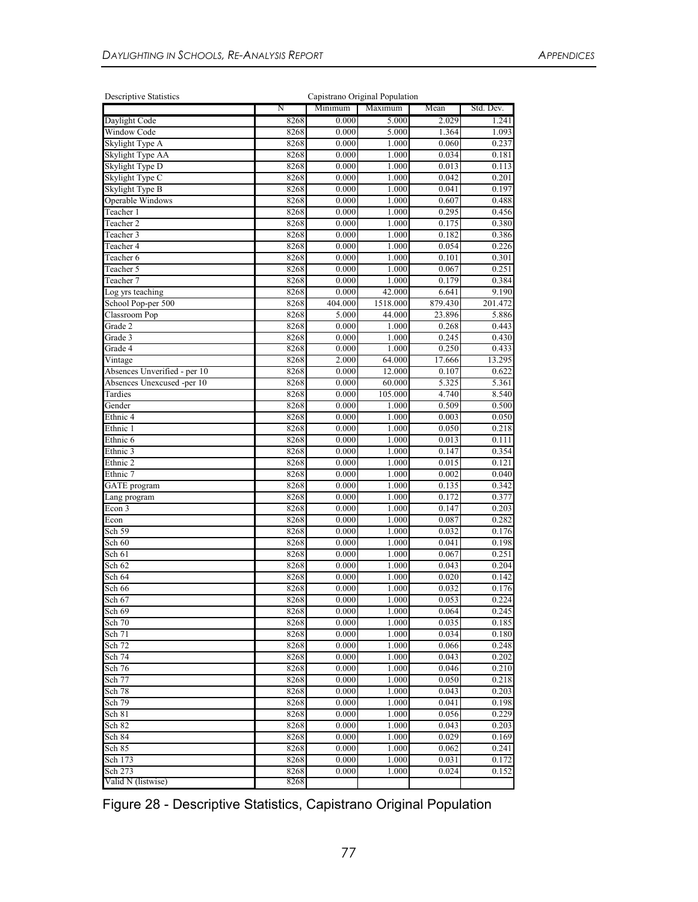| Descriptive Statistics | Capistrano Original Population | | | | |
|---|---|---|---|---|---|
| | N | Minimum | Maximum | Mean | Std. Dev. |
| Daylight Code | 8268 | 0.000 | 5.000 | 2.029 | 1.241 |
| Window Code | 8268 | 0.000 | 5.000 | 1.364 | 1.093 |
| Skylight Type A | 8268 | 0.000 | 1.000 | 0.060 | 0.237 |
| Skylight Type AA | 8268 | 0.000 | 1.000 | 0.034 | 0.181 |
| Skylight Type D | 8268 | 0.000 | 1.000 | 0.013 | 0.113 |
| Skylight Type C | 8268 | 0.000 | 1.000 | 0.042 | 0.201 |
| Skylight Type B | 8268 | 0.000 | 1.000 | 0.041 | 0.197 |
| Operable Windows | 8268 | 0.000 | 1.000 | 0.607 | 0.488 |
| Teacher 1 | 8268 | 0.000 | 1.000 | 0.295 | 0.456 |
| Teacher 2 | 8268 | 0.000 | 1.000 | 0.175 | 0.380 |
| Teacher 3 | 8268 | 0.000 | 1.000 | 0.182 | 0.386 |
| Teacher 4 | 8268 | 0.000 | 1.000 | 0.054 | 0.226 |
| Teacher 6 | 8268 | 0.000 | 1.000 | 0.101 | 0.301 |
| Teacher 5 | 8268 | 0.000 | 1.000 | 0.067 | 0.251 |
| Teacher 7 | 8268 | 0.000 | 1.000 | 0.179 | 0.384 |
| Log yrs teaching | 8268 | 0.000 | 42.000 | 6.641 | 9.190 |
| School Pop-per 500 | 8268 | 404.000 | 1518.000 | 879.430 | 201.472 |
| Classroom Pop | 8268 | 5.000 | 44.000 | 23.896 | 5.886 |
| Grade 2 | 8268 | 0.000 | 1.000 | 0.268 | 0.443 |
| Grade 3 | 8268 | 0.000 | 1.000 | 0.245 | 0.430 |
| Grade 4 | 8268 | 0.000 | 1.000 | 0.250 | 0.433 |
| Vintage | 8268 | 2.000 | 64.000 | 17.666 | 13.295 |
| Absences Unverified - per 10 | 8268 | 0.000 | 12.000 | 0.107 | 0.622 |
| Absences Unexcused -per 10 | 8268 | 0.000 | 60.000 | 5.325 | 5.361 |
| Tardies | 8268 | 0.000 | 105.000 | 4.740 | 8.540 |
| Gender | 8268 | 0.000 | 1.000 | 0.509 | 0.500 |
| Ethnic 4 | 8268 | 0.000 | 1.000 | 0.003 | 0.050 |
| Ethnic 1 | 8268 | 0.000 | 1.000 | 0.050 | 0.218 |
| Ethnic 6 | 8268 | 0.000 | 1.000 | 0.013 | 0.111 |
| Ethnic 3 | 8268 | 0.000 | 1.000 | 0.147 | 0.354 |
| Ethnic 2 | 8268 | 0.000 | 1.000 | 0.015 | 0.121 |
| Ethnic 7 | 8268 | 0.000 | 1.000 | 0.002 | 0.040 |
| GATE program | 8268 | 0.000 | 1.000 | 0.135 | 0.342 |
| Lang program | 8268 | 0.000 | 1.000 | 0.172 | 0.377 |
| Econ 3 | 8268 | 0.000 | 1.000 | 0.147 | 0.203 |
| Econ | 8268 | 0.000 | 1.000 | 0.087 | 0.282 |
| Sch 59 | 8268 | 0.000 | 1.000 | 0.032 | 0.176 |
| Sch 60 | 8268 | 0.000 | 1.000 | 0.041 | 0.198 |
| Sch 61 | 8268 | 0.000 | 1.000 | 0.067 | 0.251 |
| Sch 62 | 8268 | 0.000 | 1.000 | 0.043 | 0.204 |
| Sch 64 | 8268 | 0.000 | 1.000 | 0.020 | 0.142 |
| Sch 66 | 8268 | 0.000 | 1.000 | 0.032 | 0.176 |
| Sch 67 | 8268 | 0.000 | 1.000 | 0.053 | 0.224 |
| Sch 69 | 8268 | 0.000 | 1.000 | 0.064 | 0.245 |
| Sch 70 | 8268 | 0.000 | 1.000 | 0.035 | 0.185 |
| Sch 71 | 8268 | 0.000 | 1.000 | 0.034 | 0.180 |
| Sch 72 | 8268 | 0.000 | 1.000 | 0.066 | 0.248 |
| Sch 74 | 8268 | 0.000 | 1.000 | 0.043 | 0.202 |
| Sch 76 | 8268 | 0.000 | 1.000 | 0.046 | 0.210 |
| Sch 77 | 8268 | 0.000 | 1.000 | 0.050 | 0.218 |
| Sch 78 | 8268 | 0.000 | 1.000 | 0.043 | 0.203 |
| Sch 79 | 8268 | 0.000 | 1.000 | 0.041 | 0.198 |
| Sch 81 | 8268 | 0.000 | 1.000 | 0.056 | 0.229 |
| Sch 82 | 8268 | 0.000 | 1.000 | 0.043 | 0.203 |
| Sch 84 | 8268 | 0.000 | 1.000 | 0.029 | 0.169 |
| Sch 85 | 8268 | 0.000 | 1.000 | 0.062 | 0.241 |
| Sch 173 | 8268 | 0.000 | 1.000 | 0.031 | 0.172 |
| Sch 273 | 8268 | 0.000 | 1.000 | 0.024 | 0.152 |
| Valid N (listwise) | 8268 | | | | |

Figure 28 - Descriptive Statistics, Capistrano Original Population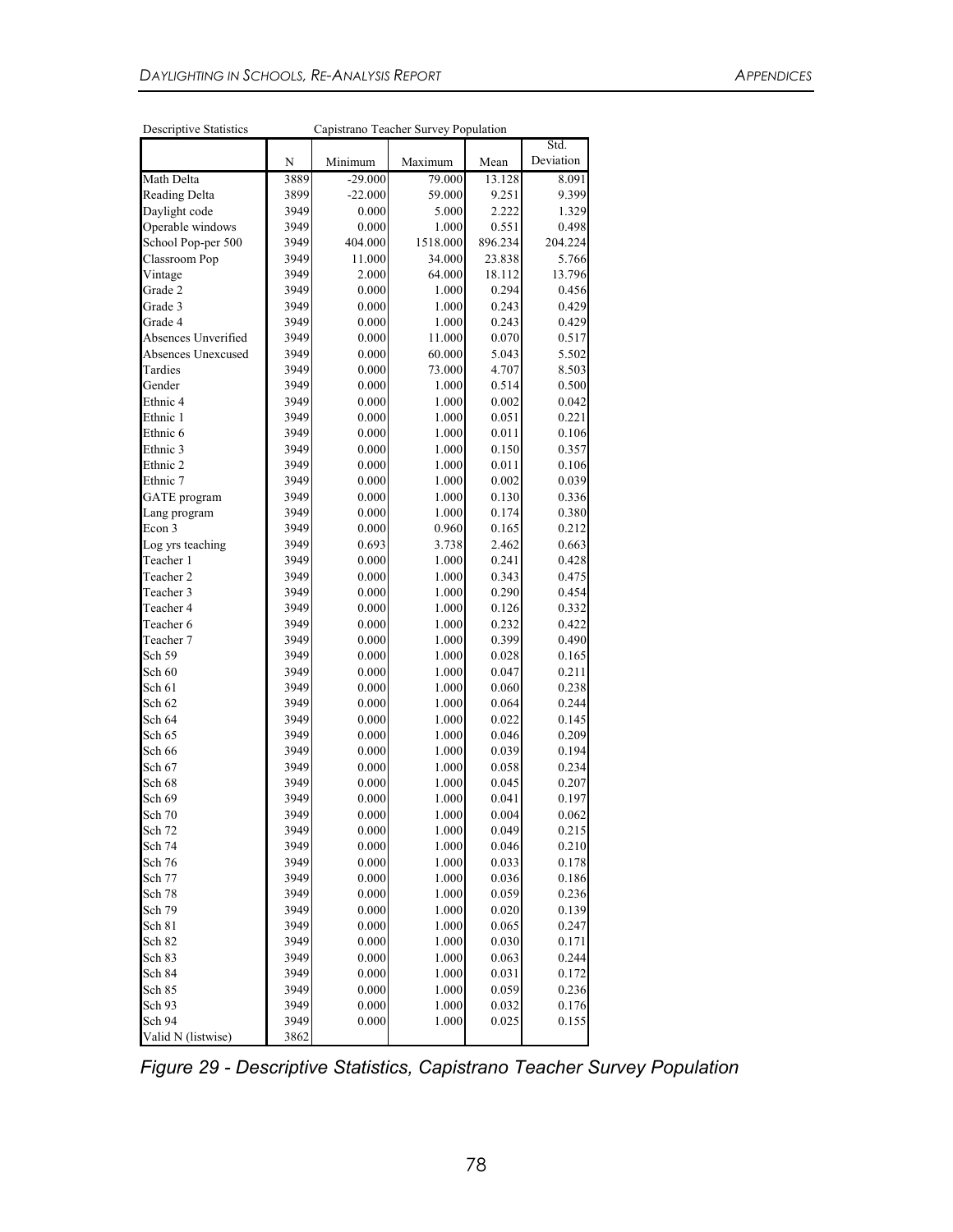| Descriptive Statistics | Capistrano Teacher Survey Population | | | | |
|---|---|---|---|---|---|
| | N | Minimum | Maximum | Mean | Std. Deviation |
| Math Delta | 3889 | -29.000 | 79.000 | 13.128 | 8.091 |
| Reading Delta | 3899 | -22.000 | 59.000 | 9.251 | 9.399 |
| Daylight code | 3949 | 0.000 | 5.000 | 2.222 | 1.329 |
| Operable windows | 3949 | 0.000 | 1.000 | 0.551 | 0.498 |
| School Pop-per 500 | 3949 | 404.000 | 1518.000 | 896.234 | 204.224 |
| Classroom Pop | 3949 | 11.000 | 34.000 | 23.838 | 5.766 |
| Vintage | 3949 | 2.000 | 64.000 | 18.112 | 13.796 |
| Grade 2 | 3949 | 0.000 | 1.000 | 0.294 | 0.456 |
| Grade 3 | 3949 | 0.000 | 1.000 | 0.243 | 0.429 |
| Grade 4 | 3949 | 0.000 | 1.000 | 0.243 | 0.429 |
| Absences Unverified | 3949 | 0.000 | 11.000 | 0.070 | 0.517 |
| Absences Unexcused | 3949 | 0.000 | 60.000 | 5.043 | 5.502 |
| Tardies | 3949 | 0.000 | 73.000 | 4.707 | 8.503 |
| Gender | 3949 | 0.000 | 1.000 | 0.514 | 0.500 |
| Ethnic 4 | 3949 | 0.000 | 1.000 | 0.002 | 0.042 |
| Ethnic 1 | 3949 | 0.000 | 1.000 | 0.051 | 0.221 |
| Ethnic 6 | 3949 | 0.000 | 1.000 | 0.011 | 0.106 |
| Ethnic 3 | 3949 | 0.000 | 1.000 | 0.150 | 0.357 |
| Ethnic 2 | 3949 | 0.000 | 1.000 | 0.011 | 0.106 |
| Ethnic 7 | 3949 | 0.000 | 1.000 | 0.002 | 0.039 |
| GATE program | 3949 | 0.000 | 1.000 | 0.130 | 0.336 |
| Lang program | 3949 | 0.000 | 1.000 | 0.174 | 0.380 |
| Econ 3 | 3949 | 0.000 | 0.960 | 0.165 | 0.212 |
| Log yrs teaching | 3949 | 0.693 | 3.738 | 2.462 | 0.663 |
| Teacher 1 | 3949 | 0.000 | 1.000 | 0.241 | 0.428 |
| Teacher 2 | 3949 | 0.000 | 1.000 | 0.343 | 0.475 |
| Teacher 3 | 3949 | 0.000 | 1.000 | 0.290 | 0.454 |
| Teacher 4 | 3949 | 0.000 | 1.000 | 0.126 | 0.332 |
| Teacher 6 | 3949 | 0.000 | 1.000 | 0.232 | 0.422 |
| Teacher 7 | 3949 | 0.000 | 1.000 | 0.399 | 0.490 |
| Sch 59 | 3949 | 0.000 | 1.000 | 0.028 | 0.165 |
| Sch 60 | 3949 | 0.000 | 1.000 | 0.047 | 0.211 |
| Sch 61 | 3949 | 0.000 | 1.000 | 0.060 | 0.238 |
| Sch 62 | 3949 | 0.000 | 1.000 | 0.064 | 0.244 |
| Sch 64 | 3949 | 0.000 | 1.000 | 0.022 | 0.145 |
| Sch 65 | 3949 | 0.000 | 1.000 | 0.046 | 0.209 |
| Sch 66 | 3949 | 0.000 | 1.000 | 0.039 | 0.194 |
| Sch 67 | 3949 | 0.000 | 1.000 | 0.058 | 0.234 |
| Sch 68 | 3949 | 0.000 | 1.000 | 0.045 | 0.207 |
| Sch 69 | 3949 | 0.000 | 1.000 | 0.041 | 0.197 |
| Sch 70 | 3949 | 0.000 | 1.000 | 0.004 | 0.062 |
| Sch 72 | 3949 | 0.000 | 1.000 | 0.049 | 0.215 |
| Sch 74 | 3949 | 0.000 | 1.000 | 0.046 | 0.210 |
| Sch 76 | 3949 | 0.000 | 1.000 | 0.033 | 0.178 |
| Sch 77 | 3949 | 0.000 | 1.000 | 0.036 | 0.186 |
| Sch 78 | 3949 | 0.000 | 1.000 | 0.059 | 0.236 |
| Sch 79 | 3949 | 0.000 | 1.000 | 0.020 | 0.139 |
| Sch 81 | 3949 | 0.000 | 1.000 | 0.065 | 0.247 |
| Sch 82 | 3949 | 0.000 | 1.000 | 0.030 | 0.171 |
| Sch 83 | 3949 | 0.000 | 1.000 | 0.063 | 0.244 |
| Sch 84 | 3949 | 0.000 | 1.000 | 0.031 | 0.172 |
| Sch 85 | 3949 | 0.000 | 1.000 | 0.059 | 0.236 |
| Sch 93 | 3949 | 0.000 | 1.000 | 0.032 | 0.176 |
| Sch 94 | 3949 | 0.000 | 1.000 | 0.025 | 0.155 |
| Valid N (listwise) | 3862 | | | | |

*Figure 29 - Descriptive Statistics, Capistrano Teacher Survey Population*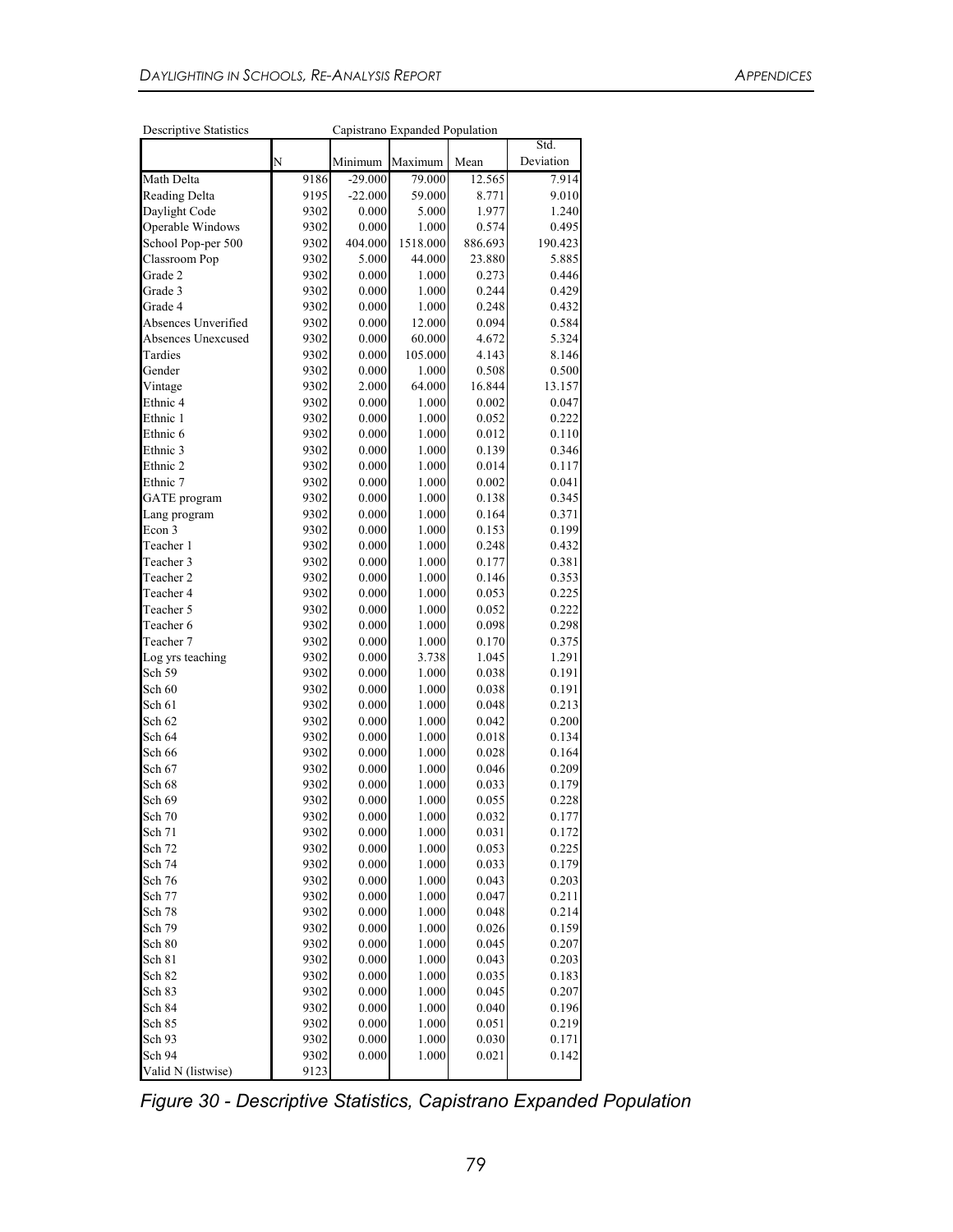| Descriptive Statistics | | Capistrano Expanded Population | | | |
|---|---|---|---|---|---|
| | N | Minimum | Maximum | Mean | Std. Deviation |
| Math Delta | 9186 | -29.000 | 79.000 | 12.565 | 7.914 |
| Reading Delta | 9195 | -22.000 | 59.000 | 8.771 | 9.010 |
| Daylight Code | 9302 | 0.000 | 5.000 | 1.977 | 1.240 |
| Operable Windows | 9302 | 0.000 | 1.000 | 0.574 | 0.495 |
| School Pop-per 500 | 9302 | 404.000 | 1518.000 | 886.693 | 190.423 |
| Classroom Pop | 9302 | 5.000 | 44.000 | 23.880 | 5.885 |
| Grade 2 | 9302 | 0.000 | 1.000 | 0.273 | 0.446 |
| Grade 3 | 9302 | 0.000 | 1.000 | 0.244 | 0.429 |
| Grade 4 | 9302 | 0.000 | 1.000 | 0.248 | 0.432 |
| Absences Unverified | 9302 | 0.000 | 12.000 | 0.094 | 0.584 |
| Absences Unexcused | 9302 | 0.000 | 60.000 | 4.672 | 5.324 |
| Tardies | 9302 | 0.000 | 105.000 | 4.143 | 8.146 |
| Gender | 9302 | 0.000 | 1.000 | 0.508 | 0.500 |
| Vintage | 9302 | 2.000 | 64.000 | 16.844 | 13.157 |
| Ethnic 4 | 9302 | 0.000 | 1.000 | 0.002 | 0.047 |
| Ethnic 1 | 9302 | 0.000 | 1.000 | 0.052 | 0.222 |
| Ethnic 6 | 9302 | 0.000 | 1.000 | 0.012 | 0.110 |
| Ethnic 3 | 9302 | 0.000 | 1.000 | 0.139 | 0.346 |
| Ethnic 2 | 9302 | 0.000 | 1.000 | 0.014 | 0.117 |
| Ethnic 7 | 9302 | 0.000 | 1.000 | 0.002 | 0.041 |
| GATE program | 9302 | 0.000 | 1.000 | 0.138 | 0.345 |
| Lang program | 9302 | 0.000 | 1.000 | 0.164 | 0.371 |
| Econ 3 | 9302 | 0.000 | 1.000 | 0.153 | 0.199 |
| Teacher 1 | 9302 | 0.000 | 1.000 | 0.248 | 0.432 |
| Teacher 3 | 9302 | 0.000 | 1.000 | 0.177 | 0.381 |
| Teacher 2 | 9302 | 0.000 | 1.000 | 0.146 | 0.353 |
| Teacher 4 | 9302 | 0.000 | 1.000 | 0.053 | 0.225 |
| Teacher 5 | 9302 | 0.000 | 1.000 | 0.052 | 0.222 |
| Teacher 6 | 9302 | 0.000 | 1.000 | 0.098 | 0.298 |
| Teacher 7 | 9302 | 0.000 | 1.000 | 0.170 | 0.375 |
| Log yrs teaching | 9302 | 0.000 | 3.738 | 1.045 | 1.291 |
| Sch 59 | 9302 | 0.000 | 1.000 | 0.038 | 0.191 |
| Sch 60 | 9302 | 0.000 | 1.000 | 0.038 | 0.191 |
| Sch 61 | 9302 | 0.000 | 1.000 | 0.048 | 0.213 |
| Sch 62 | 9302 | 0.000 | 1.000 | 0.042 | 0.200 |
| Sch 64 | 9302 | 0.000 | 1.000 | 0.018 | 0.134 |
| Sch 66 | 9302 | 0.000 | 1.000 | 0.028 | 0.164 |
| Sch 67 | 9302 | 0.000 | 1.000 | 0.046 | 0.209 |
| Sch 68 | 9302 | 0.000 | 1.000 | 0.033 | 0.179 |
| Sch 69 | 9302 | 0.000 | 1.000 | 0.055 | 0.228 |
| Sch 70 | 9302 | 0.000 | 1.000 | 0.032 | 0.177 |
| Sch 71 | 9302 | 0.000 | 1.000 | 0.031 | 0.172 |
| Sch 72 | 9302 | 0.000 | 1.000 | 0.053 | 0.225 |
| Sch 74 | 9302 | 0.000 | 1.000 | 0.033 | 0.179 |
| Sch 76 | 9302 | 0.000 | 1.000 | 0.043 | 0.203 |
| Sch 77 | 9302 | 0.000 | 1.000 | 0.047 | 0.211 |
| Sch 78 | 9302 | 0.000 | 1.000 | 0.048 | 0.214 |
| Sch 79 | 9302 | 0.000 | 1.000 | 0.026 | 0.159 |
| Sch 80 | 9302 | 0.000 | 1.000 | 0.045 | 0.207 |
| Sch 81 | 9302 | 0.000 | 1.000 | 0.043 | 0.203 |
| Sch 82 | 9302 | 0.000 | 1.000 | 0.035 | 0.183 |
| Sch 83 | 9302 | 0.000 | 1.000 | 0.045 | 0.207 |
| Sch 84 | 9302 | 0.000 | 1.000 | 0.040 | 0.196 |
| Sch 85 | 9302 | 0.000 | 1.000 | 0.051 | 0.219 |
| Sch 93 | 9302 | 0.000 | 1.000 | 0.030 | 0.171 |
| Sch 94 | 9302 | 0.000 | 1.000 | 0.021 | 0.142 |
| Valid N (listwise) | 9123 | | | | |

*Figure 30 - Descriptive Statistics, Capistrano Expanded Population*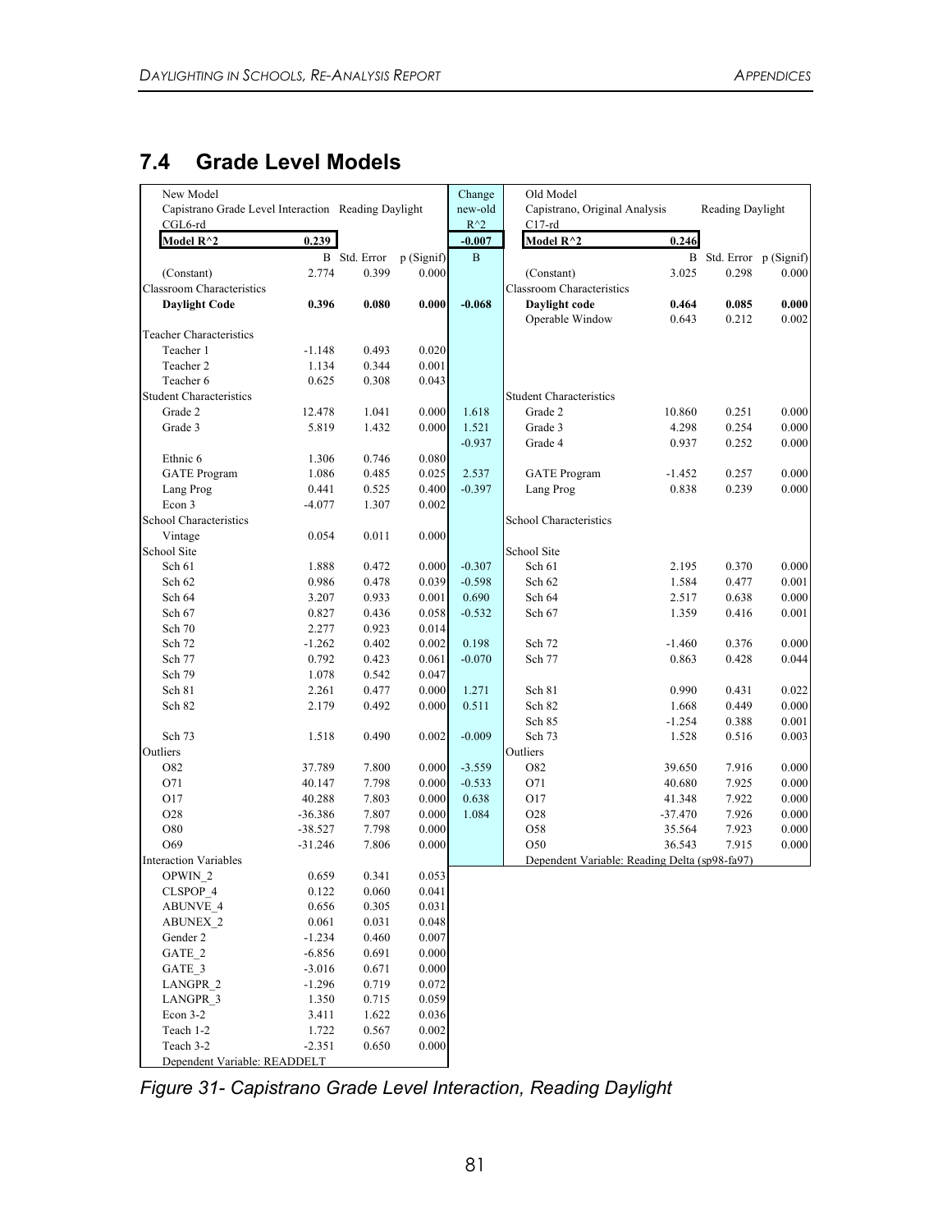## 7.4 Grade Level Models

| New Model | | | | Change | Old Model | | | |
|---|---|---|---|---|---|---|---|---|
| Capistrano Grade Level Interaction Reading Daylight | | | | new-old | Capistrano, Original Analysis | | Reading Daylight | |
| CGL6-rd | | | | $R^2$ | C17-rd | | | |
| **Model R^2** | **0.239** | | | **-0.007** | **Model R^2** | **0.246** | | |
| | B | Std. Error | p (Signif) | B | | B | Std. Error | p (Signif) |
| (Constant) | 2.774 | 0.399 | 0.000 | | (Constant) | 3.025 | 0.298 | 0.000 |
| Classroom Characteristics | | | | | Classroom Characteristics | | | |
| **Daylight Code** | **0.396** | **0.080** | **0.000** | **-0.068** | **Daylight code** | **0.464** | **0.085** | **0.000** |
| | | | | | Operable Window | 0.643 | 0.212 | 0.002 |
| Teacher Characteristics | | | | | | | | |
| Teacher 1 | -1.148 | 0.493 | 0.020 | | | | | |
| Teacher 2 | 1.134 | 0.344 | 0.001 | | | | | |
| Teacher 6 | 0.625 | 0.308 | 0.043 | | | | | |
| Student Characteristics | | | | | Student Characteristics | | | |
| Grade 2 | 12.478 | 1.041 | 0.000 | 1.618 | Grade 2 | 10.860 | 0.251 | 0.000 |
| Grade 3 | 5.819 | 1.432 | 0.000 | 1.521 | Grade 3 | 4.298 | 0.254 | 0.000 |
| | | | | -0.937 | Grade 4 | 0.937 | 0.252 | 0.000 |
| Ethnic 6 | 1.306 | 0.746 | 0.080 | | | | | |
| GATE Program | 1.086 | 0.485 | 0.025 | 2.537 | GATE Program | -1.452 | 0.257 | 0.000 |
| Lang Prog | 0.441 | 0.525 | 0.400 | -0.397 | Lang Prog | 0.838 | 0.239 | 0.000 |
| Econ 3 | -4.077 | 1.307 | 0.002 | | | | | |
| School Characteristics | | | | | School Characteristics | | | |
| Vintage | 0.054 | 0.011 | 0.000 | | | | | |
| School Site | | | | | School Site | | | |
| Sch 61 | 1.888 | 0.472 | 0.000 | -0.307 | Sch 61 | 2.195 | 0.370 | 0.000 |
| Sch 62 | 0.986 | 0.478 | 0.039 | -0.598 | Sch 62 | 1.584 | 0.477 | 0.001 |
| Sch 64 | 3.207 | 0.933 | 0.001 | 0.690 | Sch 64 | 2.517 | 0.638 | 0.000 |
| Sch 67 | 0.827 | 0.436 | 0.058 | -0.532 | Sch 67 | 1.359 | 0.416 | 0.001 |
| Sch 70 | 2.277 | 0.923 | 0.014 | | | | | |
| Sch 72 | -1.262 | 0.402 | 0.002 | 0.198 | Sch 72 | -1.460 | 0.376 | 0.000 |
| Sch 77 | 0.792 | 0.423 | 0.061 | -0.070 | Sch 77 | 0.863 | 0.428 | 0.044 |
| Sch 79 | 1.078 | 0.542 | 0.047 | | | | | |
| Sch 81 | 2.261 | 0.477 | 0.000 | 1.271 | Sch 81 | 0.990 | 0.431 | 0.022 |
| Sch 82 | 2.179 | 0.492 | 0.000 | 0.511 | Sch 82 | 1.668 | 0.449 | 0.000 |
| | | | | | Sch 85 | -1.254 | 0.388 | 0.001 |
| Sch 73 | 1.518 | 0.490 | 0.002 | -0.009 | Sch 73 | 1.528 | 0.516 | 0.003 |
| Outliers | | | | | Outliers | | | |
| O82 | 37.789 | 7.800 | 0.000 | -3.559 | O82 | 39.650 | 7.916 | 0.000 |
| O71 | 40.147 | 7.798 | 0.000 | -0.533 | O71 | 40.680 | 7.925 | 0.000 |
| O17 | 40.288 | 7.803 | 0.000 | 0.638 | O17 | 41.348 | 7.922 | 0.000 |
| O28 | -36.386 | 7.807 | 0.000 | 1.084 | O28 | -37.470 | 7.926 | 0.000 |
| O80 | -38.527 | 7.798 | 0.000 | | O58 | 35.564 | 7.923 | 0.000 |
| O69 | -31.246 | 7.806 | 0.000 | | O50 | 36.543 | 7.915 | 0.000 |
| Interaction Variables | | | | | Dependent Variable: Reading Delta (sp98-fa97) | | | |
| OPWIN_2 | 0.659 | 0.341 | 0.053 | | | | | |
| CLSPOP_4 | 0.122 | 0.060 | 0.041 | | | | | |
| ABUNVE_4 | 0.656 | 0.305 | 0.031 | | | | | |
| ABUNEX_2 | 0.061 | 0.031 | 0.048 | | | | | |
| Gender 2 | -1.234 | 0.460 | 0.007 | | | | | |
| GATE_2 | -6.856 | 0.691 | 0.000 | | | | | |
| GATE_3 | -3.016 | 0.671 | 0.000 | | | | | |
| LANGPR_2 | -1.296 | 0.719 | 0.072 | | | | | |
| LANGPR_3 | 1.350 | 0.715 | 0.059 | | | | | |
| Econ 3-2 | 3.411 | 1.622 | 0.036 | | | | | |
| Teach 1-2 | 1.722 | 0.567 | 0.002 | | | | | |
| Teach 3-2 | -2.351 | 0.650 | 0.000 | | | | | |
| Dependent Variable: READDELT | | | | | | | | |

*Figure 31- Capistrano Grade Level Interaction, Reading Daylight*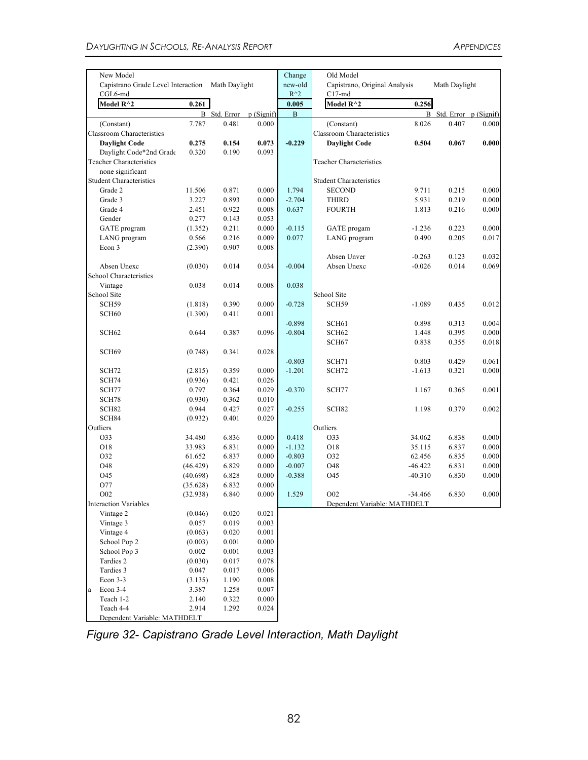| New Model | | | | Change | Old Model | | | |
|---|---|---|---|---|---|---|---|---|
| Capistrano Grade Level Interaction | Math Daylight | | | new-old | Capistrano, Original Analysis | | Math Daylight | |
| CGL6-md | | | | $R^2$ | C17-md | | | |
| **Model R^2** | **0.261** | | | **0.005** | **Model R^2** | **0.256** | | |
| | B | Std. Error | p (Signif) | B | | B | Std. Error | p (Signif) |
| (Constant) | 7.787 | 0.481 | 0.000 | | (Constant) | 8.026 | 0.407 | 0.000 |
| Classroom Characteristics | | | | | Classroom Characteristics | | | |
| **Daylight Code** | **0.275** | **0.154** | **0.073** | **-0.229** | **Daylight Code** | **0.504** | **0.067** | **0.000** |
| Daylight Code*2nd Grade | 0.320 | 0.190 | 0.093 | | | | | |
| Teacher Characteristics | | | | | Teacher Characteristics | | | |
| none significant | | | | | | | | |
| Student Characteristics | | | | | Student Characteristics | | | |
| Grade 2 | 11.506 | 0.871 | 0.000 | 1.794 | SECOND | 9.711 | 0.215 | 0.000 |
| Grade 3 | 3.227 | 0.893 | 0.000 | -2.704 | THIRD | 5.931 | 0.219 | 0.000 |
| Grade 4 | 2.451 | 0.922 | 0.008 | 0.637 | FOURTH | 1.813 | 0.216 | 0.000 |
| Gender | 0.277 | 0.143 | 0.053 | | | | | |
| GATE program | (1.352) | 0.211 | 0.000 | -0.115 | GATE progam | -1.236 | 0.223 | 0.000 |
| LANG program | 0.566 | 0.216 | 0.009 | 0.077 | LANG program | 0.490 | 0.205 | 0.017 |
| Econ 3 | (2.390) | 0.907 | 0.008 | | | | | |
| | | | | | Absen Unver | -0.263 | 0.123 | 0.032 |
| Absen Unexc | (0.030) | 0.014 | 0.034 | -0.004 | Absen Unexc | -0.026 | 0.014 | 0.069 |
| School Characteristics | | | | | | | | |
| Vintage | 0.038 | 0.014 | 0.008 | 0.038 | | | | |
| School Site | | | | | School Site | | | |
| SCH59 | (1.818) | 0.390 | 0.000 | -0.728 | SCH59 | -1.089 | 0.435 | 0.012 |
| SCH60 | (1.390) | 0.411 | 0.001 | | | | | |
| | | | | -0.898 | SCH61 | 0.898 | 0.313 | 0.004 |
| SCH62 | 0.644 | 0.387 | 0.096 | -0.804 | SCH62 | 1.448 | 0.395 | 0.000 |
| | | | | | SCH67 | 0.838 | 0.355 | 0.018 |
| SCH69 | (0.748) | 0.341 | 0.028 | | | | | |
| | | | | -0.803 | SCH71 | 0.803 | 0.429 | 0.061 |
| SCH72 | (2.815) | 0.359 | 0.000 | -1.201 | SCH72 | -1.613 | 0.321 | 0.000 |
| SCH74 | (0.936) | 0.421 | 0.026 | | | | | |
| SCH77 | 0.797 | 0.364 | 0.029 | -0.370 | SCH77 | 1.167 | 0.365 | 0.001 |
| SCH78 | (0.930) | 0.362 | 0.010 | | | | | |
| SCH82 | 0.944 | 0.427 | 0.027 | -0.255 | SCH82 | 1.198 | 0.379 | 0.002 |
| SCH84 | (0.932) | 0.401 | 0.020 | | | | | |
| Outliers | | | | | Outliers | | | |
| O33 | 34.480 | 6.836 | 0.000 | 0.418 | O33 | 34.062 | 6.838 | 0.000 |
| O18 | 33.983 | 6.831 | 0.000 | -1.132 | O18 | 35.115 | 6.837 | 0.000 |
| O32 | 61.652 | 6.837 | 0.000 | -0.803 | O32 | 62.456 | 6.835 | 0.000 |
| O48 | (46.429) | 6.829 | 0.000 | -0.007 | O48 | -46.422 | 6.831 | 0.000 |
| O45 | (40.698) | 6.828 | 0.000 | -0.388 | O45 | -40.310 | 6.830 | 0.000 |
| O77 | (35.628) | 6.832 | 0.000 | | | | | |
| O02 | (32.938) | 6.840 | 0.000 | 1.529 | O02 | -34.466 | 6.830 | 0.000 |
| Interaction Variables | | | | | Dependent Variable: MATHDELT | | | |
| Vintage 2 | (0.046) | 0.020 | 0.021 | | | | | |
| Vintage 3 | 0.057 | 0.019 | 0.003 | | | | | |
| Vintage 4 | (0.063) | 0.020 | 0.001 | | | | | |
| School Pop 2 | (0.003) | 0.001 | 0.000 | | | | | |
| School Pop 3 | 0.002 | 0.001 | 0.003 | | | | | |
| Tardies 2 | (0.030) | 0.017 | 0.078 | | | | | |
| Tardies 3 | 0.047 | 0.017 | 0.006 | | | | | |
| Econ 3-3 | (3.135) | 1.190 | 0.008 | | | | | |
| a Econ 3-4 | 3.387 | 1.258 | 0.007 | | | | | |
| Teach 1-2 | 2.140 | 0.322 | 0.000 | | | | | |
| Teach 4-4 | 2.914 | 1.292 | 0.024 | | | | | |
| Dependent Variable: MATHDELT | | | | | | | | |

*Figure 32- Capistrano Grade Level Interaction, Math Daylight*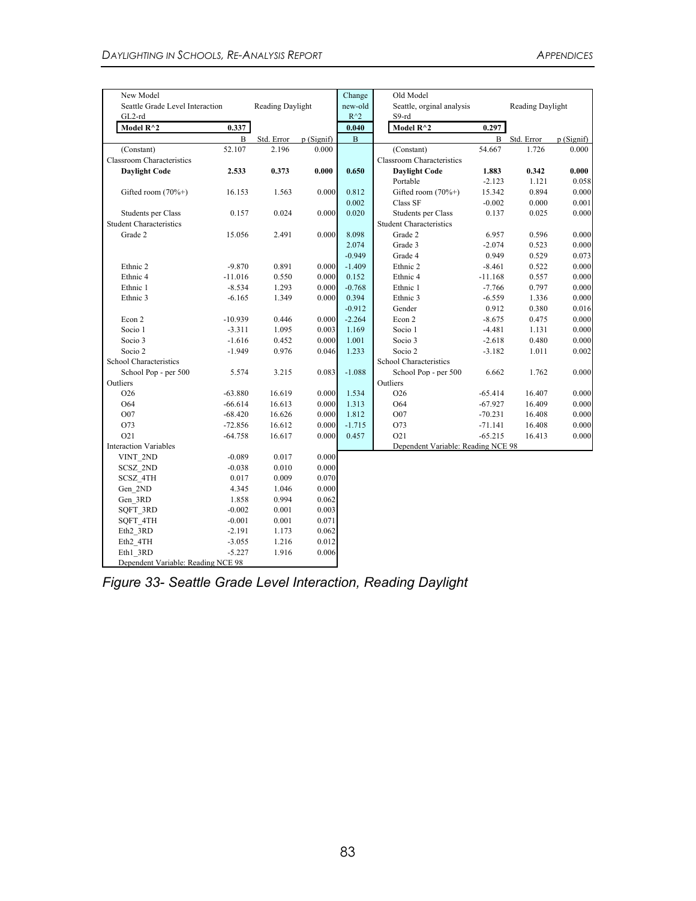| New Model | | | | Change | Old Model | | | |
|---|---|---|---|---|---|---|---|---|
| Seattle Grade Level Interaction | Reading Daylight | | | new-old | Seattle, orginal analysis | Reading Daylight | | |
| GL2-rd | | | | R^2 | S9-rd | | | |
| **Model R^2** | **0.337** | | | **0.040** | **Model R^2** | **0.297** | | |
| | B | Std. Error | p (Signif) | B | | B | Std. Error | p (Signif) |
| (Constant) | 52.107 | 2.196 | 0.000 | | (Constant) | 54.667 | 1.726 | 0.000 |
| Classroom Characteristics | | | | | Classroom Characteristics | | | |
| **Daylight Code** | **2.533** | **0.373** | **0.000** | **0.650** | **Daylight Code** | **1.883** | **0.342** | **0.000** |
| | | | | | Portable | -2.123 | 1.121 | 0.058 |
| Gifted room (70%+) | 16.153 | 1.563 | 0.000 | 0.812 | Gifted room (70%+) | 15.342 | 0.894 | 0.000 |
| | | | | 0.002 | Class SF | -0.002 | 0.000 | 0.001 |
| Students per Class | 0.157 | 0.024 | 0.000 | 0.020 | Students per Class | 0.137 | 0.025 | 0.000 |
| Student Characteristics | | | | | Student Characteristics | | | |
| Grade 2 | 15.056 | 2.491 | 0.000 | 8.098 | Grade 2 | 6.957 | 0.596 | 0.000 |
| | | | | 2.074 | Grade 3 | -2.074 | 0.523 | 0.000 |
| | | | | -0.949 | Grade 4 | 0.949 | 0.529 | 0.073 |
| Ethnic 2 | -9.870 | 0.891 | 0.000 | -1.409 | Ethnic 2 | -8.461 | 0.522 | 0.000 |
| Ethnic 4 | -11.016 | 0.550 | 0.000 | 0.152 | Ethnic 4 | -11.168 | 0.557 | 0.000 |
| Ethnic 1 | -8.534 | 1.293 | 0.000 | -0.768 | Ethnic 1 | -7.766 | 0.797 | 0.000 |
| Ethnic 3 | -6.165 | 1.349 | 0.000 | 0.394 | Ethnic 3 | -6.559 | 1.336 | 0.000 |
| | | | | -0.912 | Gender | 0.912 | 0.380 | 0.016 |
| Econ 2 | -10.939 | 0.446 | 0.000 | -2.264 | Econ 2 | -8.675 | 0.475 | 0.000 |
| Socio 1 | -3.311 | 1.095 | 0.003 | 1.169 | Socio 1 | -4.481 | 1.131 | 0.000 |
| Socio 3 | -1.616 | 0.452 | 0.000 | 1.001 | Socio 3 | -2.618 | 0.480 | 0.000 |
| Socio 2 | -1.949 | 0.976 | 0.046 | 1.233 | Socio 2 | -3.182 | 1.011 | 0.002 |
| School Characteristics | | | | | School Characteristics | | | |
| School Pop - per 500 | 5.574 | 3.215 | 0.083 | -1.088 | School Pop - per 500 | 6.662 | 1.762 | 0.000 |
| Outliers | | | | | Outliers | | | |
| O26 | -63.880 | 16.619 | 0.000 | 1.534 | O26 | -65.414 | 16.407 | 0.000 |
| O64 | -66.614 | 16.613 | 0.000 | 1.313 | O64 | -67.927 | 16.409 | 0.000 |
| O07 | -68.420 | 16.626 | 0.000 | 1.812 | O07 | -70.231 | 16.408 | 0.000 |
| O73 | -72.856 | 16.612 | 0.000 | -1.715 | O73 | -71.141 | 16.408 | 0.000 |
| O21 | -64.758 | 16.617 | 0.000 | 0.457 | O21 | -65.215 | 16.413 | 0.000 |
| Interaction Variables | | | | | Dependent Variable: Reading NCE 98 | | | |
| VINT_2ND | -0.089 | 0.017 | 0.000 | | | | | |
| SCSZ_2ND | -0.038 | 0.010 | 0.000 | | | | | |
| SCSZ_4TH | 0.017 | 0.009 | 0.070 | | | | | |
| Gen_2ND | 4.345 | 1.046 | 0.000 | | | | | |
| Gen_3RD | 1.858 | 0.994 | 0.062 | | | | | |
| SQFT_3RD | -0.002 | 0.001 | 0.003 | | | | | |
| SQFT_4TH | -0.001 | 0.001 | 0.071 | | | | | |
| Eth2_3RD | -2.191 | 1.173 | 0.062 | | | | | |
| Eth2_4TH | -3.055 | 1.216 | 0.012 | | | | | |
| Eth1_3RD | -5.227 | 1.916 | 0.006 | | | | | |
| Dependent Variable: Reading NCE 98 | | | | | | | | |

*Figure 33- Seattle Grade Level Interaction, Reading Daylight*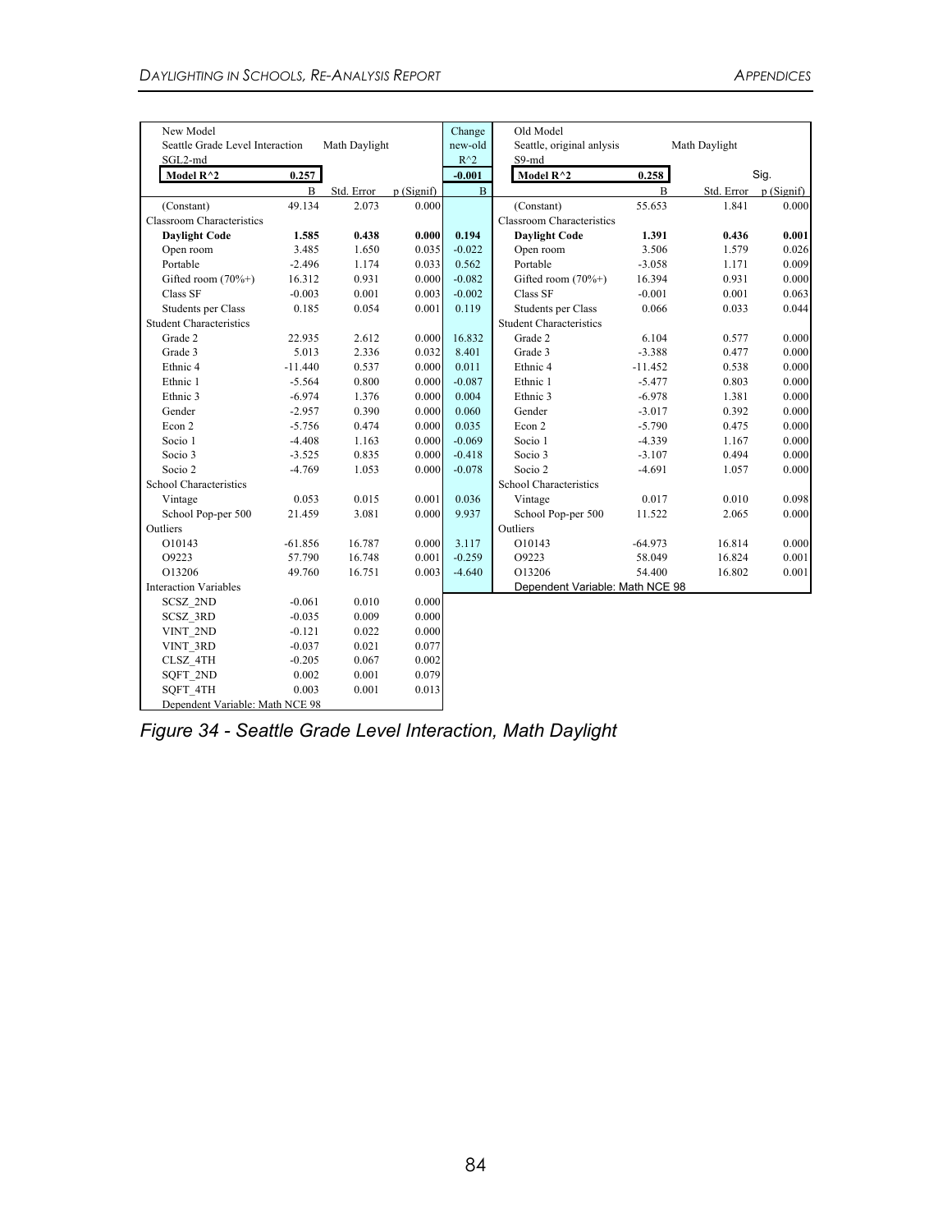| New Model<br>Seattle Grade Level Interaction<br>SGL2-md | Math Daylight | | | Change new-old $R^2$ | Old Model<br>Seattle, original anlysis<br>S9-md | Math Daylight | | |
|---|---|---|---|---|---|---|---|---|
| **Model R^2** | **0.257** | | | **-0.001** | **Model R^2** | **0.258** | | Sig. |
| | B | Std. Error | p (Signif) | B | | B | Std. Error | p (Signif) |
| (Constant) | 49.134 | 2.073 | 0.000 | | (Constant) | 55.653 | 1.841 | 0.000 |
| Classroom Characteristics | | | | | Classroom Characteristics | | | |
| **Daylight Code** | **1.585** | **0.438** | **0.000** | **0.194** | **Daylight Code** | **1.391** | **0.436** | **0.001** |
| Open room | 3.485 | 1.650 | 0.035 | -0.022 | Open room | 3.506 | 1.579 | 0.026 |
| Portable | -2.496 | 1.174 | 0.033 | 0.562 | Portable | -3.058 | 1.171 | 0.009 |
| Gifted room (70%+) | 16.312 | 0.931 | 0.000 | -0.082 | Gifted room (70%+) | 16.394 | 0.931 | 0.000 |
| Class SF | -0.003 | 0.001 | 0.003 | -0.002 | Class SF | -0.001 | 0.001 | 0.063 |
| Students per Class | 0.185 | 0.054 | 0.001 | 0.119 | Students per Class | 0.066 | 0.033 | 0.044 |
| Student Characteristics | | | | | Student Characteristics | | | |
| Grade 2 | 22.935 | 2.612 | 0.000 | 16.832 | Grade 2 | 6.104 | 0.577 | 0.000 |
| Grade 3 | 5.013 | 2.336 | 0.032 | 8.401 | Grade 3 | -3.388 | 0.477 | 0.000 |
| Ethnic 4 | -11.440 | 0.537 | 0.000 | 0.011 | Ethnic 4 | -11.452 | 0.538 | 0.000 |
| Ethnic 1 | -5.564 | 0.800 | 0.000 | -0.087 | Ethnic 1 | -5.477 | 0.803 | 0.000 |
| Ethnic 3 | -6.974 | 1.376 | 0.000 | 0.004 | Ethnic 3 | -6.978 | 1.381 | 0.000 |
| Gender | -2.957 | 0.390 | 0.000 | 0.060 | Gender | -3.017 | 0.392 | 0.000 |
| Econ 2 | -5.756 | 0.474 | 0.000 | 0.035 | Econ 2 | -5.790 | 0.475 | 0.000 |
| Socio 1 | -4.408 | 1.163 | 0.000 | -0.069 | Socio 1 | -4.339 | 1.167 | 0.000 |
| Socio 3 | -3.525 | 0.835 | 0.000 | -0.418 | Socio 3 | -3.107 | 0.494 | 0.000 |
| Socio 2 | -4.769 | 1.053 | 0.000 | -0.078 | Socio 2 | -4.691 | 1.057 | 0.000 |
| School Characteristics | | | | | School Characteristics | | | |
| Vintage | 0.053 | 0.015 | 0.001 | 0.036 | Vintage | 0.017 | 0.010 | 0.098 |
| School Pop-per 500 | 21.459 | 3.081 | 0.000 | 9.937 | School Pop-per 500 | 11.522 | 2.065 | 0.000 |
| Outliers | | | | | Outliers | | | |
| O10143 | -61.856 | 16.787 | 0.000 | 3.117 | O10143 | -64.973 | 16.814 | 0.000 |
| O9223 | 57.790 | 16.748 | 0.001 | -0.259 | O9223 | 58.049 | 16.824 | 0.001 |
| O13206 | 49.760 | 16.751 | 0.003 | -4.640 | O13206 | 54.400 | 16.802 | 0.001 |
| Interaction Variables | | | | | Dependent Variable: Math NCE 98 | | | |
| SCSZ_2ND | -0.061 | 0.010 | 0.000 | | | | | |
| SCSZ_3RD | -0.035 | 0.009 | 0.000 | | | | | |
| VINT_2ND | -0.121 | 0.022 | 0.000 | | | | | |
| VINT_3RD | -0.037 | 0.021 | 0.077 | | | | | |
| CLSZ_4TH | -0.205 | 0.067 | 0.002 | | | | | |
| SQFT_2ND | 0.002 | 0.001 | 0.079 | | | | | |
| SQFT_4TH | 0.003 | 0.001 | 0.013 | | | | | |
| Dependent Variable: Math NCE 98 | | | | | | | | |

*Figure 34 - Seattle Grade Level Interaction, Math Daylight*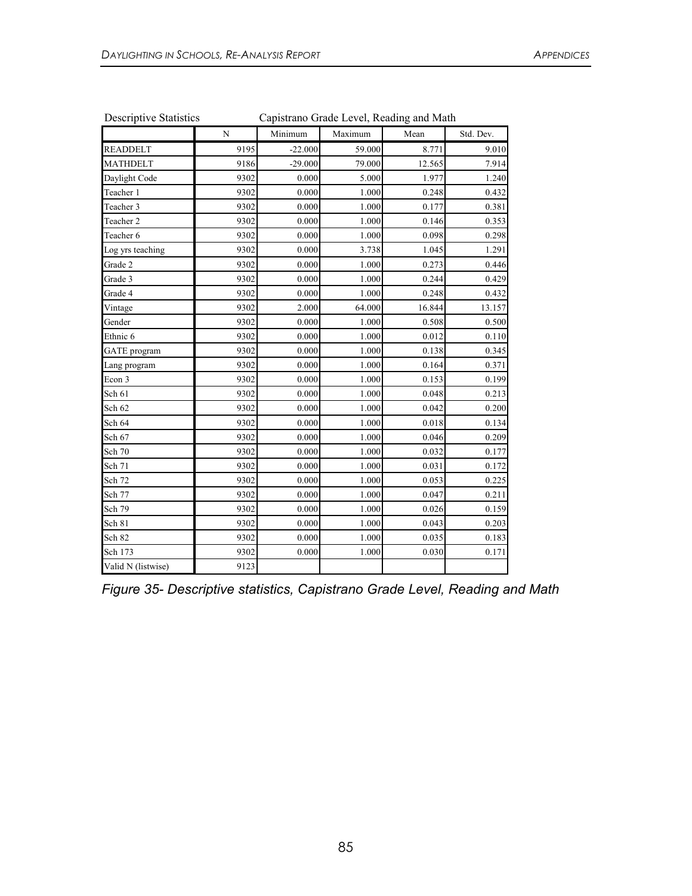| Descriptive Statistics | Capistrano Grade Level, Reading and Math | | | | |
|---|---|---|---|---|---|
| | N | Minimum | Maximum | Mean | Std. Dev. |
| READDELT | 9195 | -22.000 | 59.000 | 8.771 | 9.010 |
| MATHDELT | 9186 | -29.000 | 79.000 | 12.565 | 7.914 |
| Daylight Code | 9302 | 0.000 | 5.000 | 1.977 | 1.240 |
| Teacher 1 | 9302 | 0.000 | 1.000 | 0.248 | 0.432 |
| Teacher 3 | 9302 | 0.000 | 1.000 | 0.177 | 0.381 |
| Teacher 2 | 9302 | 0.000 | 1.000 | 0.146 | 0.353 |
| Teacher 6 | 9302 | 0.000 | 1.000 | 0.098 | 0.298 |
| Log yrs teaching | 9302 | 0.000 | 3.738 | 1.045 | 1.291 |
| Grade 2 | 9302 | 0.000 | 1.000 | 0.273 | 0.446 |
| Grade 3 | 9302 | 0.000 | 1.000 | 0.244 | 0.429 |
| Grade 4 | 9302 | 0.000 | 1.000 | 0.248 | 0.432 |
| Vintage | 9302 | 2.000 | 64.000 | 16.844 | 13.157 |
| Gender | 9302 | 0.000 | 1.000 | 0.508 | 0.500 |
| Ethnic 6 | 9302 | 0.000 | 1.000 | 0.012 | 0.110 |
| GATE program | 9302 | 0.000 | 1.000 | 0.138 | 0.345 |
| Lang program | 9302 | 0.000 | 1.000 | 0.164 | 0.371 |
| Econ 3 | 9302 | 0.000 | 1.000 | 0.153 | 0.199 |
| Sch 61 | 9302 | 0.000 | 1.000 | 0.048 | 0.213 |
| Sch 62 | 9302 | 0.000 | 1.000 | 0.042 | 0.200 |
| Sch 64 | 9302 | 0.000 | 1.000 | 0.018 | 0.134 |
| Sch 67 | 9302 | 0.000 | 1.000 | 0.046 | 0.209 |
| Sch 70 | 9302 | 0.000 | 1.000 | 0.032 | 0.177 |
| Sch 71 | 9302 | 0.000 | 1.000 | 0.031 | 0.172 |
| Sch 72 | 9302 | 0.000 | 1.000 | 0.053 | 0.225 |
| Sch 77 | 9302 | 0.000 | 1.000 | 0.047 | 0.211 |
| Sch 79 | 9302 | 0.000 | 1.000 | 0.026 | 0.159 |
| Sch 81 | 9302 | 0.000 | 1.000 | 0.043 | 0.203 |
| Sch 82 | 9302 | 0.000 | 1.000 | 0.035 | 0.183 |
| Sch 173 | 9302 | 0.000 | 1.000 | 0.030 | 0.171 |
| Valid N (listwise) | 9123 | | | | |

*Figure 35- Descriptive statistics, Capistrano Grade Level, Reading and Math*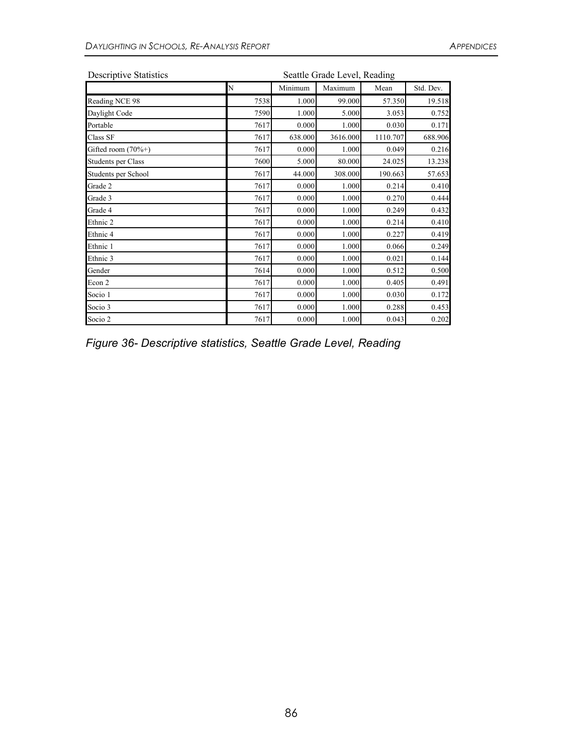| Descriptive Statistics | Seattle Grade Level, Reading | | | | |
|---|---|---|---|---|---|
| | N | Minimum | Maximum | Mean | Std. Dev. |
| Reading NCE 98 | 7538 | 1.000 | 99.000 | 57.350 | 19.518 |
| Daylight Code | 7590 | 1.000 | 5.000 | 3.053 | 0.752 |
| Portable | 7617 | 0.000 | 1.000 | 0.030 | 0.171 |
| Class SF | 7617 | 638.000 | 3616.000 | 1110.707 | 688.906 |
| Gifted room (70%+) | 7617 | 0.000 | 1.000 | 0.049 | 0.216 |
| Students per Class | 7600 | 5.000 | 80.000 | 24.025 | 13.238 |
| Students per School | 7617 | 44.000 | 308.000 | 190.663 | 57.653 |
| Grade 2 | 7617 | 0.000 | 1.000 | 0.214 | 0.410 |
| Grade 3 | 7617 | 0.000 | 1.000 | 0.270 | 0.444 |
| Grade 4 | 7617 | 0.000 | 1.000 | 0.249 | 0.432 |
| Ethnic 2 | 7617 | 0.000 | 1.000 | 0.214 | 0.410 |
| Ethnic 4 | 7617 | 0.000 | 1.000 | 0.227 | 0.419 |
| Ethnic 1 | 7617 | 0.000 | 1.000 | 0.066 | 0.249 |
| Ethnic 3 | 7617 | 0.000 | 1.000 | 0.021 | 0.144 |
| Gender | 7614 | 0.000 | 1.000 | 0.512 | 0.500 |
| Econ 2 | 7617 | 0.000 | 1.000 | 0.405 | 0.491 |
| Socio 1 | 7617 | 0.000 | 1.000 | 0.030 | 0.172 |
| Socio 3 | 7617 | 0.000 | 1.000 | 0.288 | 0.453 |
| Socio 2 | 7617 | 0.000 | 1.000 | 0.043 | 0.202 |

*Figure 36- Descriptive statistics, Seattle Grade Level, Reading*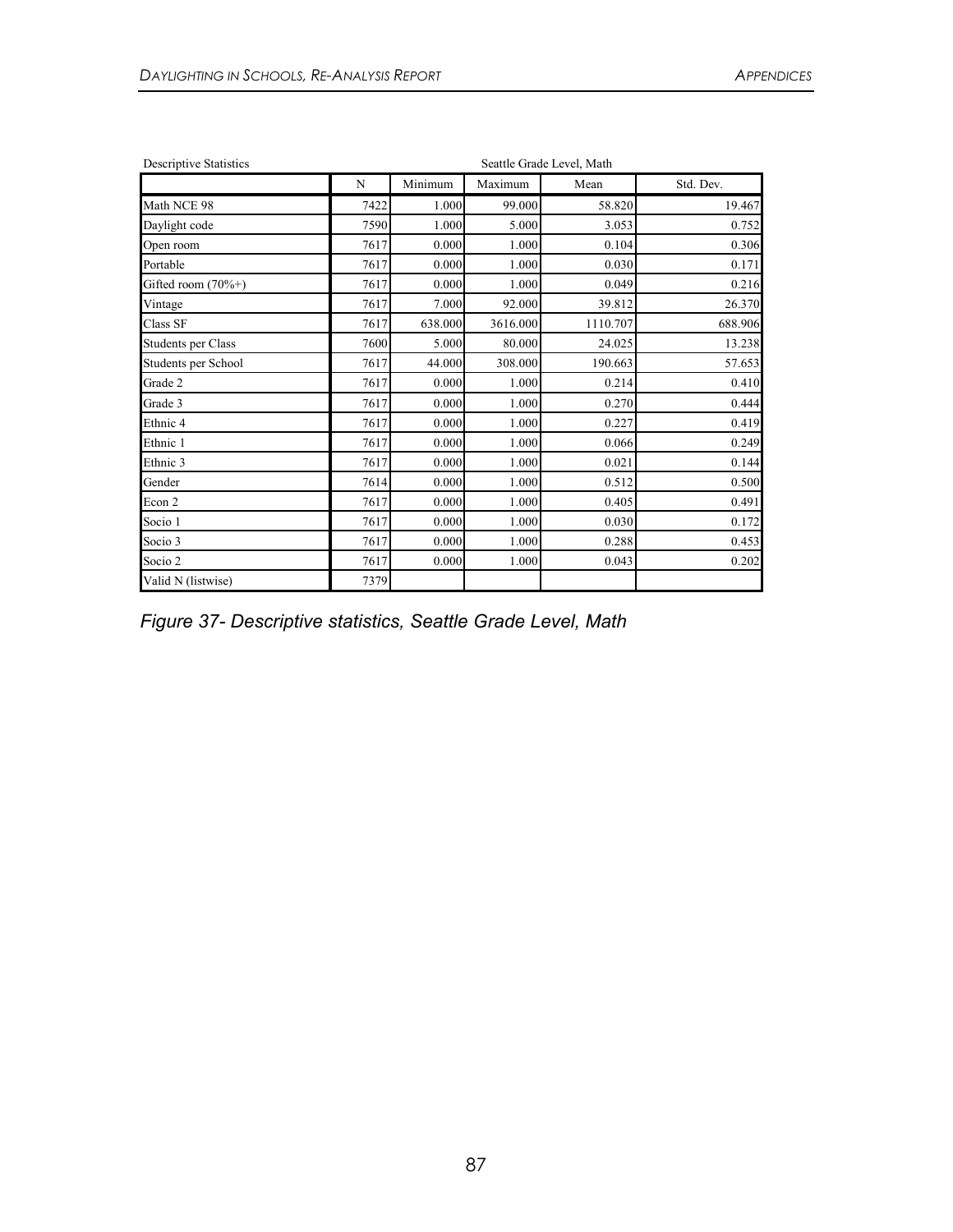| Descriptive Statistics | | Seattle Grade Level, Math | | | |
|---|---|---|---|---|---|
| | N | Minimum | Maximum | Mean | Std. Dev. |
| Math NCE 98 | 7422 | 1.000 | 99.000 | 58.820 | 19.467 |
| Daylight code | 7590 | 1.000 | 5.000 | 3.053 | 0.752 |
| Open room | 7617 | 0.000 | 1.000 | 0.104 | 0.306 |
| Portable | 7617 | 0.000 | 1.000 | 0.030 | 0.171 |
| Gifted room (70%+) | 7617 | 0.000 | 1.000 | 0.049 | 0.216 |
| Vintage | 7617 | 7.000 | 92.000 | 39.812 | 26.370 |
| Class SF | 7617 | 638.000 | 3616.000 | 1110.707 | 688.906 |
| Students per Class | 7600 | 5.000 | 80.000 | 24.025 | 13.238 |
| Students per School | 7617 | 44.000 | 308.000 | 190.663 | 57.653 |
| Grade 2 | 7617 | 0.000 | 1.000 | 0.214 | 0.410 |
| Grade 3 | 7617 | 0.000 | 1.000 | 0.270 | 0.444 |
| Ethnic 4 | 7617 | 0.000 | 1.000 | 0.227 | 0.419 |
| Ethnic 1 | 7617 | 0.000 | 1.000 | 0.066 | 0.249 |
| Ethnic 3 | 7617 | 0.000 | 1.000 | 0.021 | 0.144 |
| Gender | 7614 | 0.000 | 1.000 | 0.512 | 0.500 |
| Econ 2 | 7617 | 0.000 | 1.000 | 0.405 | 0.491 |
| Socio 1 | 7617 | 0.000 | 1.000 | 0.030 | 0.172 |
| Socio 3 | 7617 | 0.000 | 1.000 | 0.288 | 0.453 |
| Socio 2 | 7617 | 0.000 | 1.000 | 0.043 | 0.202 |
| Valid N (listwise) | 7379 | | | | |

*Figure 37- Descriptive statistics, Seattle Grade Level, Math*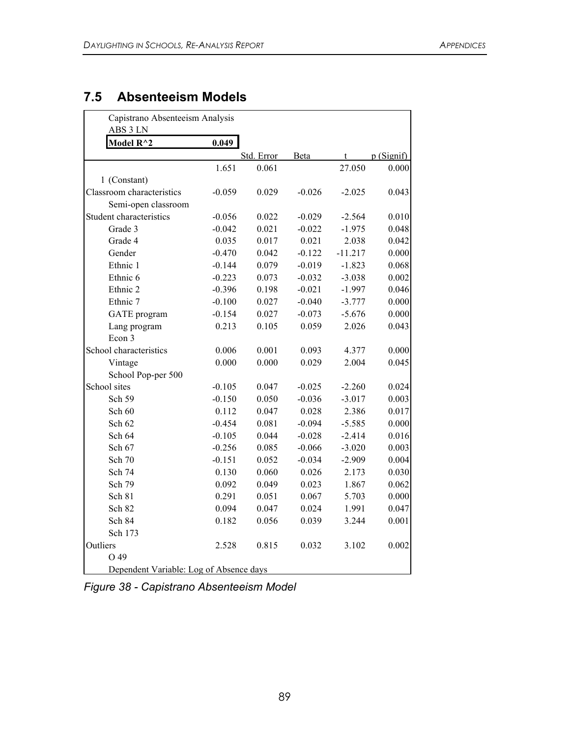## 7.5 Absenteeism Models

| Capistrano Absenteeism Analysis | | | | | |
|---|---|---|---|---|---|
| ABS 3 LN | | | | | |
| **Model R^2** | **0.049** | | | | |
| | | Std. Error | Beta | t | p (Signif) |
| | 1.651 | 0.061 | | 27.050 | 0.000 |
| 1 (Constant) | | | | | |
| Classroom characteristics | -0.059 | 0.029 | -0.026 | -2.025 | 0.043 |
| Semi-open classroom | | | | | |
| Student characteristics | -0.056 | 0.022 | -0.029 | -2.564 | 0.010 |
| Grade 3 | -0.042 | 0.021 | -0.022 | -1.975 | 0.048 |
| Grade 4 | 0.035 | 0.017 | 0.021 | 2.038 | 0.042 |
| Gender | -0.470 | 0.042 | -0.122 | -11.217 | 0.000 |
| Ethnic 1 | -0.144 | 0.079 | -0.019 | -1.823 | 0.068 |
| Ethnic 6 | -0.223 | 0.073 | -0.032 | -3.038 | 0.002 |
| Ethnic 2 | -0.396 | 0.198 | -0.021 | -1.997 | 0.046 |
| Ethnic 7 | -0.100 | 0.027 | -0.040 | -3.777 | 0.000 |
| GATE program | -0.154 | 0.027 | -0.073 | -5.676 | 0.000 |
| Lang program | 0.213 | 0.105 | 0.059 | 2.026 | 0.043 |
| Econ 3 | | | | | |
| School characteristics | 0.006 | 0.001 | 0.093 | 4.377 | 0.000 |
| Vintage | 0.000 | 0.000 | 0.029 | 2.004 | 0.045 |
| School Pop-per 500 | | | | | |
| School sites | -0.105 | 0.047 | -0.025 | -2.260 | 0.024 |
| Sch 59 | -0.150 | 0.050 | -0.036 | -3.017 | 0.003 |
| Sch 60 | 0.112 | 0.047 | 0.028 | 2.386 | 0.017 |
| Sch 62 | -0.454 | 0.081 | -0.094 | -5.585 | 0.000 |
| Sch 64 | -0.105 | 0.044 | -0.028 | -2.414 | 0.016 |
| Sch 67 | -0.256 | 0.085 | -0.066 | -3.020 | 0.003 |
| Sch 70 | -0.151 | 0.052 | -0.034 | -2.909 | 0.004 |
| Sch 74 | 0.130 | 0.060 | 0.026 | 2.173 | 0.030 |
| Sch 79 | 0.092 | 0.049 | 0.023 | 1.867 | 0.062 |
| Sch 81 | 0.291 | 0.051 | 0.067 | 5.703 | 0.000 |
| Sch 82 | 0.094 | 0.047 | 0.024 | 1.991 | 0.047 |
| Sch 84 | 0.182 | 0.056 | 0.039 | 3.244 | 0.001 |
| Sch 173 | | | | | |
| Outliers | 2.528 | 0.815 | 0.032 | 3.102 | 0.002 |
| O 49 | | | | | |
| Dependent Variable: Log of Absence days | | | | | |

*Figure 38 - Capistrano Absenteeism Model*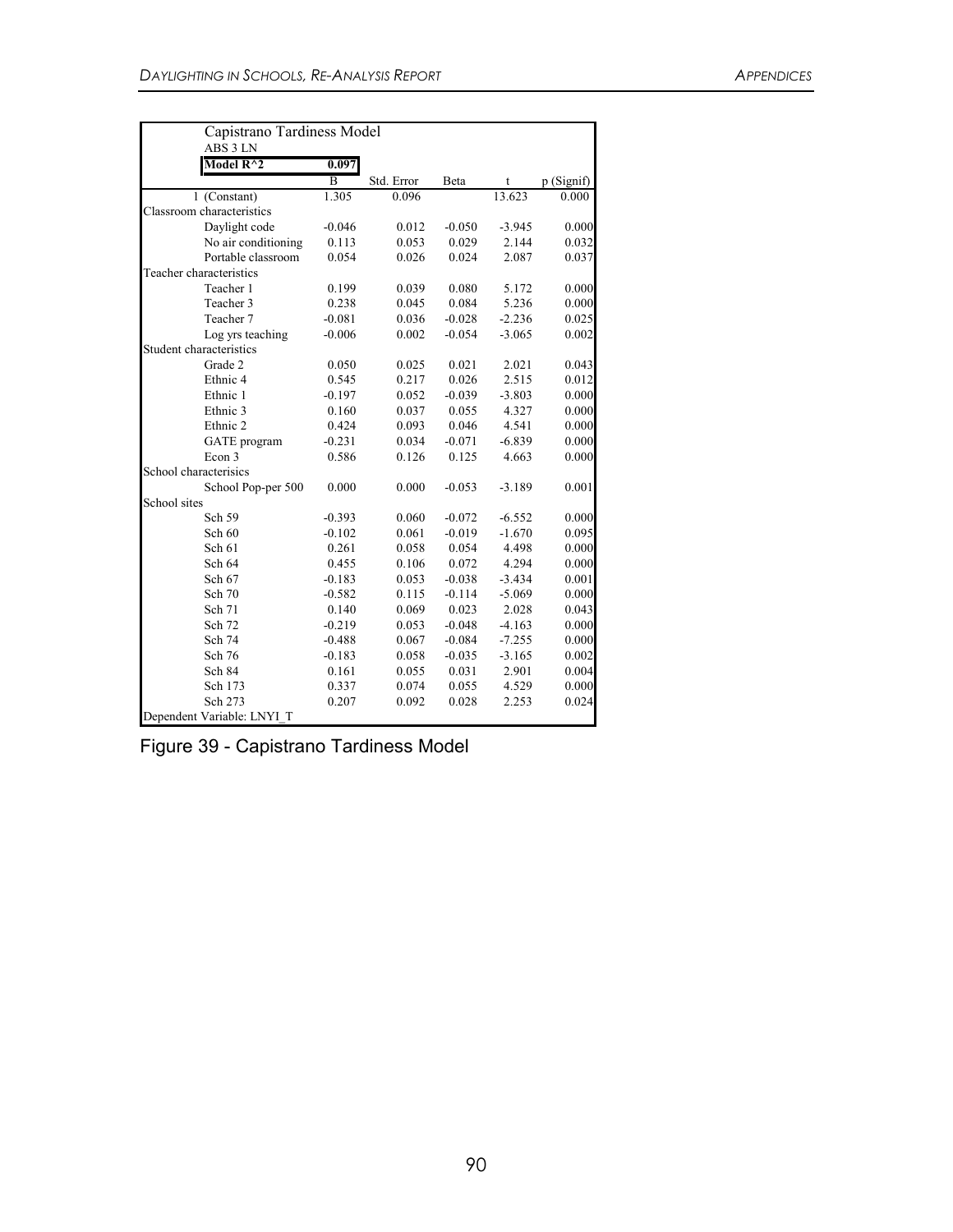| Capistrano Tardiness Model | | | | | |
|---|---|---|---|---|---|
| ABS 3 LN | | | | | |
| **Model R^2** | **0.097** | | | | |
| | B | Std. Error | Beta | t | p (Signif) |
| 1 (Constant) | 1.305 | 0.096 | | 13.623 | 0.000 |
| Classroom characteristics | | | | | |
| Daylight code | -0.046 | 0.012 | -0.050 | -3.945 | 0.000 |
| No air conditioning | 0.113 | 0.053 | 0.029 | 2.144 | 0.032 |
| Portable classroom | 0.054 | 0.026 | 0.024 | 2.087 | 0.037 |
| Teacher characteristics | | | | | |
| Teacher 1 | 0.199 | 0.039 | 0.080 | 5.172 | 0.000 |
| Teacher 3 | 0.238 | 0.045 | 0.084 | 5.236 | 0.000 |
| Teacher 7 | -0.081 | 0.036 | -0.028 | -2.236 | 0.025 |
| Log yrs teaching | -0.006 | 0.002 | -0.054 | -3.065 | 0.002 |
| Student characteristics | | | | | |
| Grade 2 | 0.050 | 0.025 | 0.021 | 2.021 | 0.043 |
| Ethnic 4 | 0.545 | 0.217 | 0.026 | 2.515 | 0.012 |
| Ethnic 1 | -0.197 | 0.052 | -0.039 | -3.803 | 0.000 |
| Ethnic 3 | 0.160 | 0.037 | 0.055 | 4.327 | 0.000 |
| Ethnic 2 | 0.424 | 0.093 | 0.046 | 4.541 | 0.000 |
| GATE program | -0.231 | 0.034 | -0.071 | -6.839 | 0.000 |
| Econ 3 | 0.586 | 0.126 | 0.125 | 4.663 | 0.000 |
| School characterisics | | | | | |
| School Pop-per 500 | 0.000 | 0.000 | -0.053 | -3.189 | 0.001 |
| School sites | | | | | |
| Sch 59 | -0.393 | 0.060 | -0.072 | -6.552 | 0.000 |
| Sch 60 | -0.102 | 0.061 | -0.019 | -1.670 | 0.095 |
| Sch 61 | 0.261 | 0.058 | 0.054 | 4.498 | 0.000 |
| Sch 64 | 0.455 | 0.106 | 0.072 | 4.294 | 0.000 |
| Sch 67 | -0.183 | 0.053 | -0.038 | -3.434 | 0.001 |
| Sch 70 | -0.582 | 0.115 | -0.114 | -5.069 | 0.000 |
| Sch 71 | 0.140 | 0.069 | 0.023 | 2.028 | 0.043 |
| Sch 72 | -0.219 | 0.053 | -0.048 | -4.163 | 0.000 |
| Sch 74 | -0.488 | 0.067 | -0.084 | -7.255 | 0.000 |
| Sch 76 | -0.183 | 0.058 | -0.035 | -3.165 | 0.002 |
| Sch 84 | 0.161 | 0.055 | 0.031 | 2.901 | 0.004 |
| Sch 173 | 0.337 | 0.074 | 0.055 | 4.529 | 0.000 |
| Sch 273 | 0.207 | 0.092 | 0.028 | 2.253 | 0.024 |
| Dependent Variable: LNYI_T | | | | | |

Figure 39 - Capistrano Tardiness Model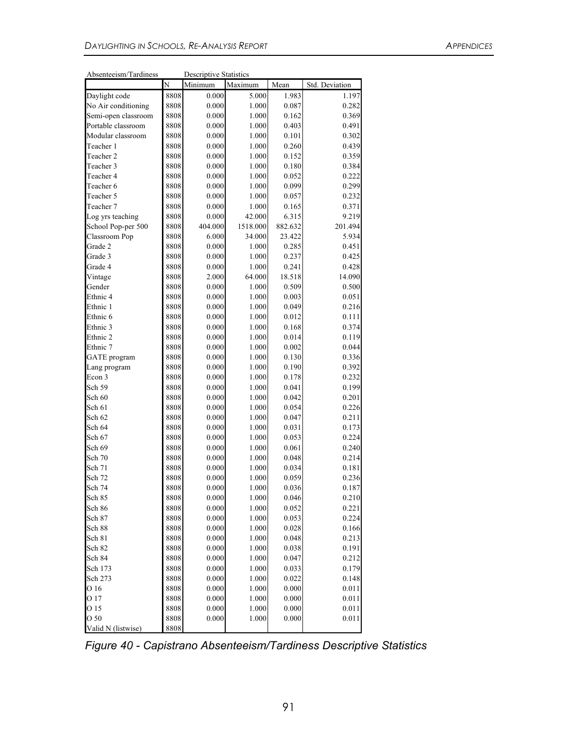| Absenteeism/Tardiness | Descriptive Statistics | | | | |
|---|---|---|---|---|---|
| | N | Minimum | Maximum | Mean | Std. Deviation |
| Daylight code | 8808 | 0.000 | 5.000 | 1.983 | 1.197 |
| No Air conditioning | 8808 | 0.000 | 1.000 | 0.087 | 0.282 |
| Semi-open classroom | 8808 | 0.000 | 1.000 | 0.162 | 0.369 |
| Portable classroom | 8808 | 0.000 | 1.000 | 0.403 | 0.491 |
| Modular classroom | 8808 | 0.000 | 1.000 | 0.101 | 0.302 |
| Teacher 1 | 8808 | 0.000 | 1.000 | 0.260 | 0.439 |
| Teacher 2 | 8808 | 0.000 | 1.000 | 0.152 | 0.359 |
| Teacher 3 | 8808 | 0.000 | 1.000 | 0.180 | 0.384 |
| Teacher 4 | 8808 | 0.000 | 1.000 | 0.052 | 0.222 |
| Teacher 6 | 8808 | 0.000 | 1.000 | 0.099 | 0.299 |
| Teacher 5 | 8808 | 0.000 | 1.000 | 0.057 | 0.232 |
| Teacher 7 | 8808 | 0.000 | 1.000 | 0.165 | 0.371 |
| Log yrs teaching | 8808 | 0.000 | 42.000 | 6.315 | 9.219 |
| School Pop-per 500 | 8808 | 404.000 | 1518.000 | 882.632 | 201.494 |
| Classroom Pop | 8808 | 6.000 | 34.000 | 23.422 | 5.934 |
| Grade 2 | 8808 | 0.000 | 1.000 | 0.285 | 0.451 |
| Grade 3 | 8808 | 0.000 | 1.000 | 0.237 | 0.425 |
| Grade 4 | 8808 | 0.000 | 1.000 | 0.241 | 0.428 |
| Vintage | 8808 | 2.000 | 64.000 | 18.518 | 14.090 |
| Gender | 8808 | 0.000 | 1.000 | 0.509 | 0.500 |
| Ethnic 4 | 8808 | 0.000 | 1.000 | 0.003 | 0.051 |
| Ethnic 1 | 8808 | 0.000 | 1.000 | 0.049 | 0.216 |
| Ethnic 6 | 8808 | 0.000 | 1.000 | 0.012 | 0.111 |
| Ethnic 3 | 8808 | 0.000 | 1.000 | 0.168 | 0.374 |
| Ethnic 2 | 8808 | 0.000 | 1.000 | 0.014 | 0.119 |
| Ethnic 7 | 8808 | 0.000 | 1.000 | 0.002 | 0.044 |
| GATE program | 8808 | 0.000 | 1.000 | 0.130 | 0.336 |
| Lang program | 8808 | 0.000 | 1.000 | 0.190 | 0.392 |
| Econ 3 | 8808 | 0.000 | 1.000 | 0.178 | 0.232 |
| Sch 59 | 8808 | 0.000 | 1.000 | 0.041 | 0.199 |
| Sch 60 | 8808 | 0.000 | 1.000 | 0.042 | 0.201 |
| Sch 61 | 8808 | 0.000 | 1.000 | 0.054 | 0.226 |
| Sch 62 | 8808 | 0.000 | 1.000 | 0.047 | 0.211 |
| Sch 64 | 8808 | 0.000 | 1.000 | 0.031 | 0.173 |
| Sch 67 | 8808 | 0.000 | 1.000 | 0.053 | 0.224 |
| Sch 69 | 8808 | 0.000 | 1.000 | 0.061 | 0.240 |
| Sch 70 | 8808 | 0.000 | 1.000 | 0.048 | 0.214 |
| Sch 71 | 8808 | 0.000 | 1.000 | 0.034 | 0.181 |
| Sch 72 | 8808 | 0.000 | 1.000 | 0.059 | 0.236 |
| Sch 74 | 8808 | 0.000 | 1.000 | 0.036 | 0.187 |
| Sch 85 | 8808 | 0.000 | 1.000 | 0.046 | 0.210 |
| Sch 86 | 8808 | 0.000 | 1.000 | 0.052 | 0.221 |
| Sch 87 | 8808 | 0.000 | 1.000 | 0.053 | 0.224 |
| Sch 88 | 8808 | 0.000 | 1.000 | 0.028 | 0.166 |
| Sch 81 | 8808 | 0.000 | 1.000 | 0.048 | 0.213 |
| Sch 82 | 8808 | 0.000 | 1.000 | 0.038 | 0.191 |
| Sch 84 | 8808 | 0.000 | 1.000 | 0.047 | 0.212 |
| Sch 173 | 8808 | 0.000 | 1.000 | 0.033 | 0.179 |
| Sch 273 | 8808 | 0.000 | 1.000 | 0.022 | 0.148 |
| O 16 | 8808 | 0.000 | 1.000 | 0.000 | 0.011 |
| O 17 | 8808 | 0.000 | 1.000 | 0.000 | 0.011 |
| O 15 | 8808 | 0.000 | 1.000 | 0.000 | 0.011 |
| O 50 | 8808 | 0.000 | 1.000 | 0.000 | 0.011 |
| Valid N (listwise) | 8808 | | | | |

*Figure 40 - Capistrano Absenteeism/Tardiness Descriptive Statistics*